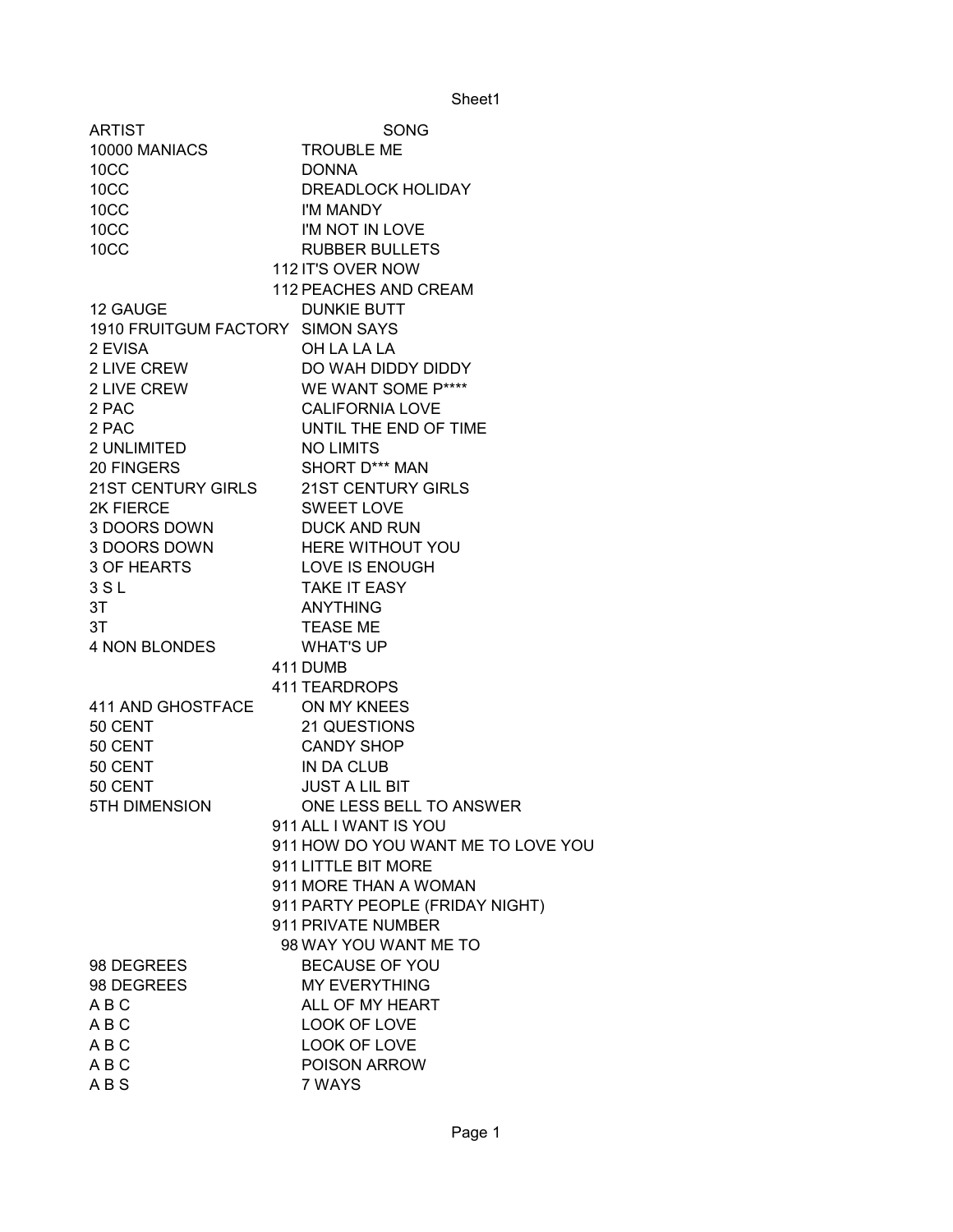| ARTIST | SONG |
| --- | --- |
| 10000 MANIACS | TROUBLE ME |
| 10CC | DONNA |
| 10CC | DREADLOCK HOLIDAY |
| 10CC | I'M MANDY |
| 10CC | I'M NOT IN LOVE |
| 10CC | RUBBER BULLETS |
| 112 | IT'S OVER NOW |
| 112 | PEACHES AND CREAM |
| 12 GAUGE | DUNKIE BUTT |
| 1910 FRUITGUM FACTORY | SIMON SAYS |
| 2 EVISA | OH LA LA LA |
| 2 LIVE CREW | DO WAH DIDDY DIDDY |
| 2 LIVE CREW | WE WANT SOME P**** |
| 2 PAC | CALIFORNIA LOVE |
| 2 PAC | UNTIL THE END OF TIME |
| 2 UNLIMITED | NO LIMITS |
| 20 FINGERS | SHORT D*** MAN |
| 21ST CENTURY GIRLS | 21ST CENTURY GIRLS |
| 2K FIERCE | SWEET LOVE |
| 3 DOORS DOWN | DUCK AND RUN |
| 3 DOORS DOWN | HERE WITHOUT YOU |
| 3 OF HEARTS | LOVE IS ENOUGH |
| 3 S L | TAKE IT EASY |
| 3T | ANYTHING |
| 3T | TEASE ME |
| 4 NON BLONDES | WHAT'S UP |
| 411 | DUMB |
| 411 | TEARDROPS |
| 411 AND GHOSTFACE | ON MY KNEES |
| 50 CENT | 21 QUESTIONS |
| 50 CENT | CANDY SHOP |
| 50 CENT | IN DA CLUB |
| 50 CENT | JUST A LIL BIT |
| 5TH DIMENSION | ONE LESS BELL TO ANSWER |
| 911 | ALL I WANT IS YOU |
| 911 | HOW DO YOU WANT ME TO LOVE YOU |
| 911 | LITTLE BIT MORE |
| 911 | MORE THAN A WOMAN |
| 911 | PARTY PEOPLE (FRIDAY NIGHT) |
| 911 | PRIVATE NUMBER |
| 98 | WAY YOU WANT ME TO |
| 98 DEGREES | BECAUSE OF YOU |
| 98 DEGREES | MY EVERYTHING |
| A B C | ALL OF MY HEART |
| A B C | LOOK OF LOVE |
| A B C | LOOK OF LOVE |
| A B C | POISON ARROW |
| A B S | 7 WAYS |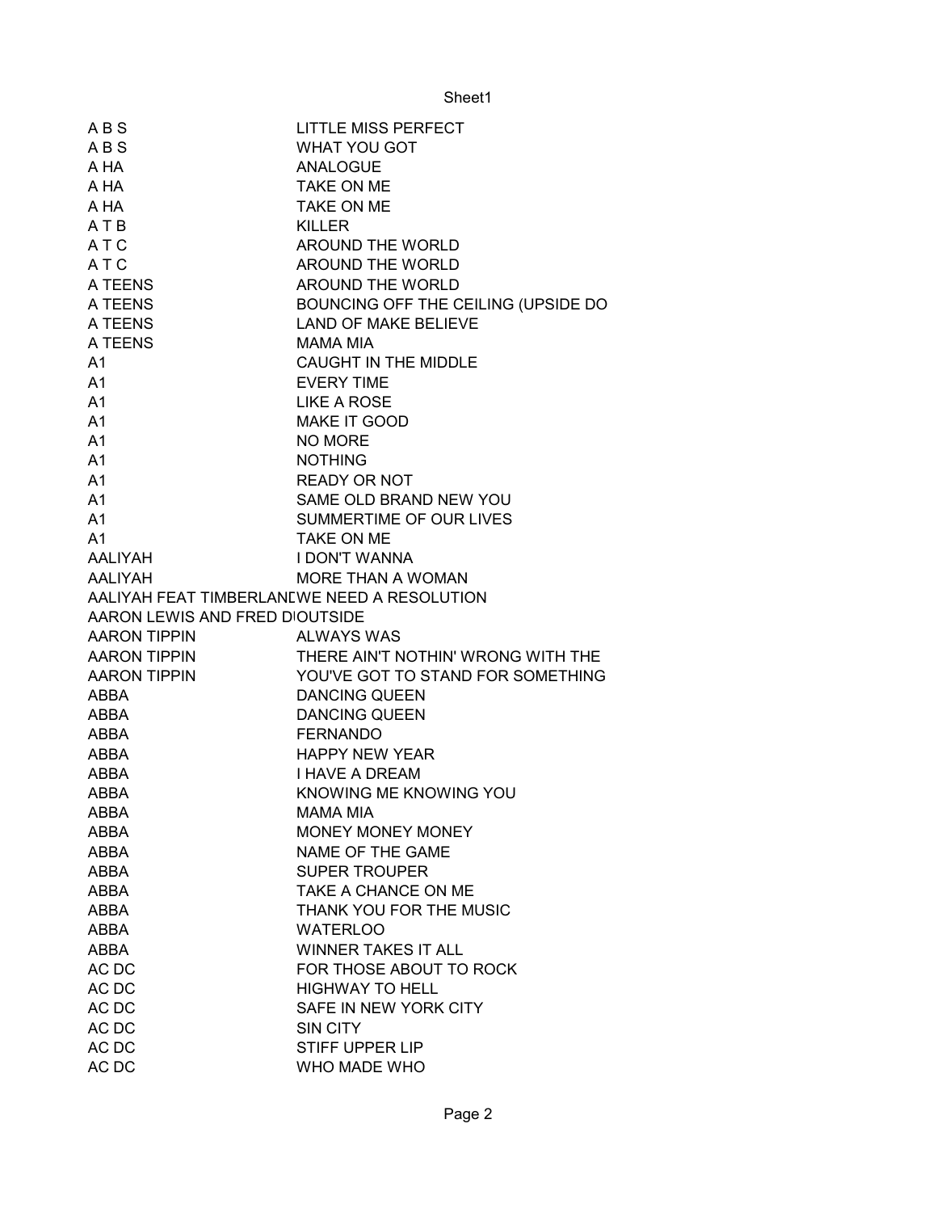| | |
|---|---|
| A B S | LITTLE MISS PERFECT |
| A B S | WHAT YOU GOT |
| A HA | ANALOGUE |
| A HA | TAKE ON ME |
| A HA | TAKE ON ME |
| A T B | KILLER |
| A T C | AROUND THE WORLD |
| A T C | AROUND THE WORLD |
| A TEENS | AROUND THE WORLD |
| A TEENS | BOUNCING OFF THE CEILING (UPSIDE DO |
| A TEENS | LAND OF MAKE BELIEVE |
| A TEENS | MAMA MIA |
| A1 | CAUGHT IN THE MIDDLE |
| A1 | EVERY TIME |
| A1 | LIKE A ROSE |
| A1 | MAKE IT GOOD |
| A1 | NO MORE |
| A1 | NOTHING |
| A1 | READY OR NOT |
| A1 | SAME OLD BRAND NEW YOU |
| A1 | SUMMERTIME OF OUR LIVES |
| A1 | TAKE ON ME |
| AALIYAH | I DON'T WANNA |
| AALIYAH | MORE THAN A WOMAN |
| AALIYAH FEAT TIMBERLANI | WE NEED A RESOLUTION |
| AARON LEWIS AND FRED DI | OUTSIDE |
| AARON TIPPIN | ALWAYS WAS |
| AARON TIPPIN | THERE AIN'T NOTHIN' WRONG WITH THE |
| AARON TIPPIN | YOU'VE GOT TO STAND FOR SOMETHING |
| ABBA | DANCING QUEEN |
| ABBA | DANCING QUEEN |
| ABBA | FERNANDO |
| ABBA | HAPPY NEW YEAR |
| ABBA | I HAVE A DREAM |
| ABBA | KNOWING ME KNOWING YOU |
| ABBA | MAMA MIA |
| ABBA | MONEY MONEY MONEY |
| ABBA | NAME OF THE GAME |
| ABBA | SUPER TROUPER |
| ABBA | TAKE A CHANCE ON ME |
| ABBA | THANK YOU FOR THE MUSIC |
| ABBA | WATERLOO |
| ABBA | WINNER TAKES IT ALL |
| AC DC | FOR THOSE ABOUT TO ROCK |
| AC DC | HIGHWAY TO HELL |
| AC DC | SAFE IN NEW YORK CITY |
| AC DC | SIN CITY |
| AC DC | STIFF UPPER LIP |
| AC DC | WHO MADE WHO |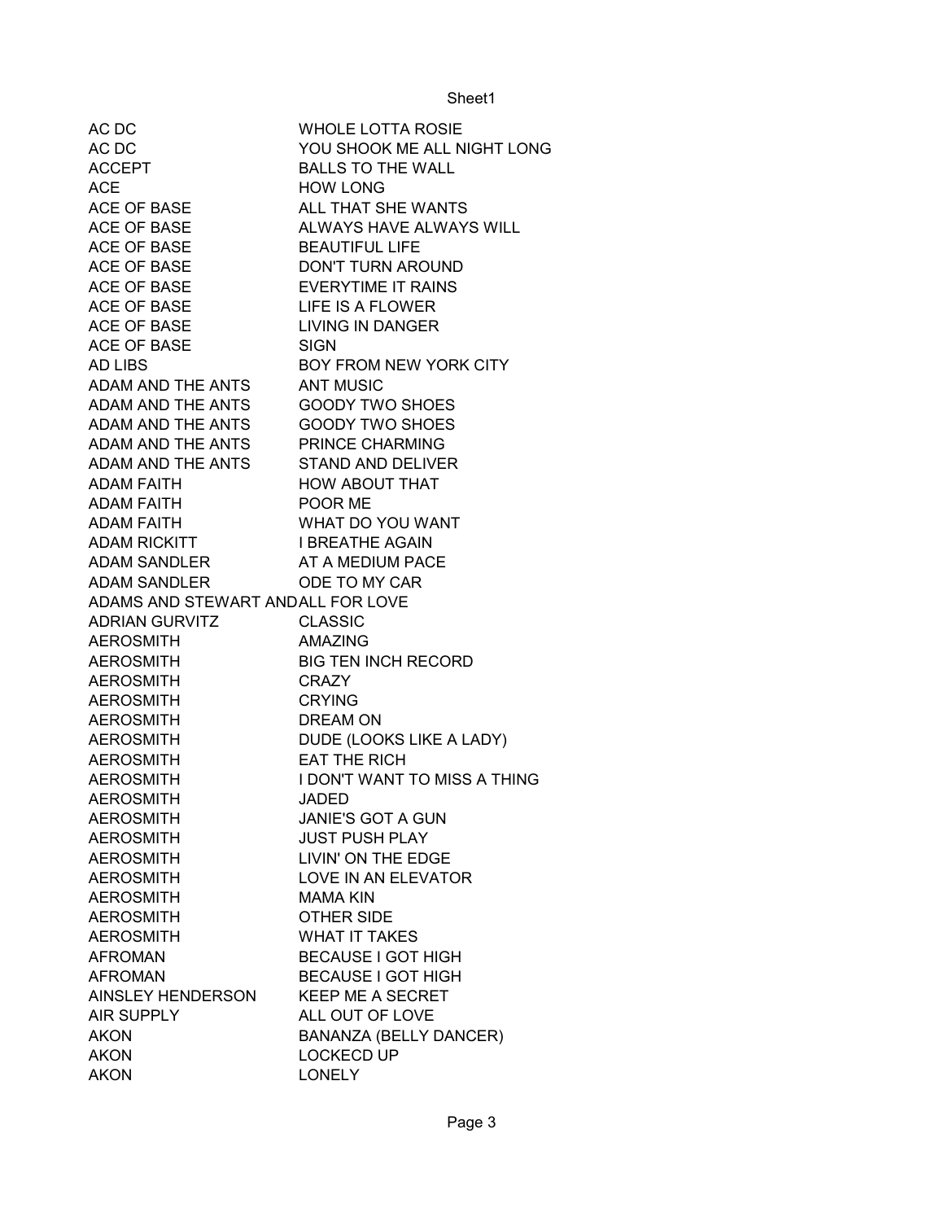| | |
|---|---|
| AC DC | WHOLE LOTTA ROSIE |
| AC DC | YOU SHOOK ME ALL NIGHT LONG |
| ACCEPT | BALLS TO THE WALL |
| ACE | HOW LONG |
| ACE OF BASE | ALL THAT SHE WANTS |
| ACE OF BASE | ALWAYS HAVE ALWAYS WILL |
| ACE OF BASE | BEAUTIFUL LIFE |
| ACE OF BASE | DON'T TURN AROUND |
| ACE OF BASE | EVERYTIME IT RAINS |
| ACE OF BASE | LIFE IS A FLOWER |
| ACE OF BASE | LIVING IN DANGER |
| ACE OF BASE | SIGN |
| AD LIBS | BOY FROM NEW YORK CITY |
| ADAM AND THE ANTS | ANT MUSIC |
| ADAM AND THE ANTS | GOODY TWO SHOES |
| ADAM AND THE ANTS | GOODY TWO SHOES |
| ADAM AND THE ANTS | PRINCE CHARMING |
| ADAM AND THE ANTS | STAND AND DELIVER |
| ADAM FAITH | HOW ABOUT THAT |
| ADAM FAITH | POOR ME |
| ADAM FAITH | WHAT DO YOU WANT |
| ADAM RICKITT | I BREATHE AGAIN |
| ADAM SANDLER | AT A MEDIUM PACE |
| ADAM SANDLER | ODE TO MY CAR |
| ADAMS AND STEWART AND | ALL FOR LOVE |
| ADRIAN GURVITZ | CLASSIC |
| AEROSMITH | AMAZING |
| AEROSMITH | BIG TEN INCH RECORD |
| AEROSMITH | CRAZY |
| AEROSMITH | CRYING |
| AEROSMITH | DREAM ON |
| AEROSMITH | DUDE (LOOKS LIKE A LADY) |
| AEROSMITH | EAT THE RICH |
| AEROSMITH | I DON'T WANT TO MISS A THING |
| AEROSMITH | JADED |
| AEROSMITH | JANIE'S GOT A GUN |
| AEROSMITH | JUST PUSH PLAY |
| AEROSMITH | LIVIN' ON THE EDGE |
| AEROSMITH | LOVE IN AN ELEVATOR |
| AEROSMITH | MAMA KIN |
| AEROSMITH | OTHER SIDE |
| AEROSMITH | WHAT IT TAKES |
| AFROMAN | BECAUSE I GOT HIGH |
| AFROMAN | BECAUSE I GOT HIGH |
| AINSLEY HENDERSON | KEEP ME A SECRET |
| AIR SUPPLY | ALL OUT OF LOVE |
| AKON | BANANZA (BELLY DANCER) |
| AKON | LOCKECD UP |
| AKON | LONELY |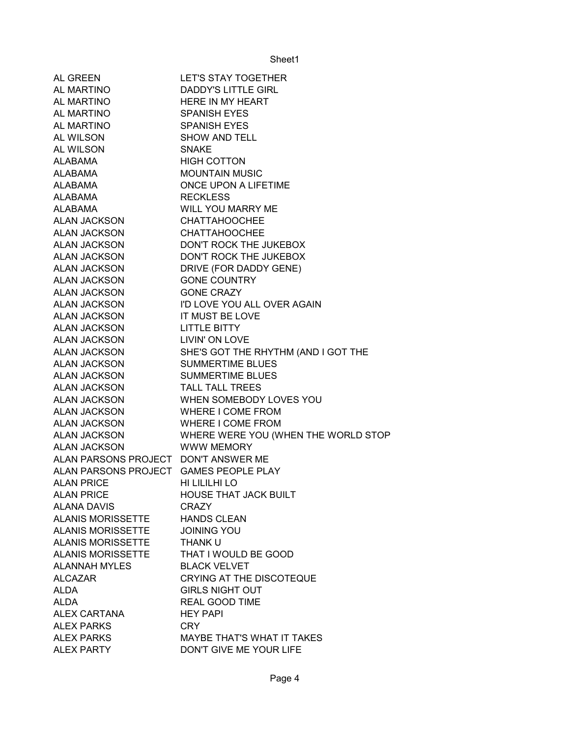| | |
|---|---|
| AL GREEN | LET'S STAY TOGETHER |
| AL MARTINO | DADDY'S LITTLE GIRL |
| AL MARTINO | HERE IN MY HEART |
| AL MARTINO | SPANISH EYES |
| AL MARTINO | SPANISH EYES |
| AL WILSON | SHOW AND TELL |
| AL WILSON | SNAKE |
| ALABAMA | HIGH COTTON |
| ALABAMA | MOUNTAIN MUSIC |
| ALABAMA | ONCE UPON A LIFETIME |
| ALABAMA | RECKLESS |
| ALABAMA | WILL YOU MARRY ME |
| ALAN JACKSON | CHATTAHOOCHEE |
| ALAN JACKSON | CHATTAHOOCHEE |
| ALAN JACKSON | DON'T ROCK THE JUKEBOX |
| ALAN JACKSON | DON'T ROCK THE JUKEBOX |
| ALAN JACKSON | DRIVE (FOR DADDY GENE) |
| ALAN JACKSON | GONE COUNTRY |
| ALAN JACKSON | GONE CRAZY |
| ALAN JACKSON | I'D LOVE YOU ALL OVER AGAIN |
| ALAN JACKSON | IT MUST BE LOVE |
| ALAN JACKSON | LITTLE BITTY |
| ALAN JACKSON | LIVIN' ON LOVE |
| ALAN JACKSON | SHE'S GOT THE RHYTHM (AND I GOT THE |
| ALAN JACKSON | SUMMERTIME BLUES |
| ALAN JACKSON | SUMMERTIME BLUES |
| ALAN JACKSON | TALL TALL TREES |
| ALAN JACKSON | WHEN SOMEBODY LOVES YOU |
| ALAN JACKSON | WHERE I COME FROM |
| ALAN JACKSON | WHERE I COME FROM |
| ALAN JACKSON | WHERE WERE YOU (WHEN THE WORLD STOP |
| ALAN JACKSON | WWW MEMORY |
| ALAN PARSONS PROJECT | DON'T ANSWER ME |
| ALAN PARSONS PROJECT | GAMES PEOPLE PLAY |
| ALAN PRICE | HI LILILHI LO |
| ALAN PRICE | HOUSE THAT JACK BUILT |
| ALANA DAVIS | CRAZY |
| ALANIS MORISSETTE | HANDS CLEAN |
| ALANIS MORISSETTE | JOINING YOU |
| ALANIS MORISSETTE | THANK U |
| ALANIS MORISSETTE | THAT I WOULD BE GOOD |
| ALANNAH MYLES | BLACK VELVET |
| ALCAZAR | CRYING AT THE DISCOTEQUE |
| ALDA | GIRLS NIGHT OUT |
| ALDA | REAL GOOD TIME |
| ALEX CARTANA | HEY PAPI |
| ALEX PARKS | CRY |
| ALEX PARKS | MAYBE THAT'S WHAT IT TAKES |
| ALEX PARTY | DON'T GIVE ME YOUR LIFE |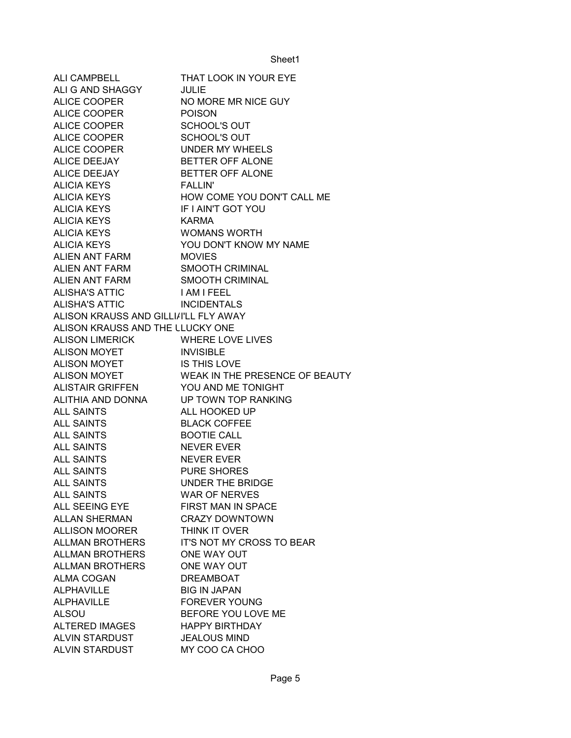| | |
|---|---|
| ALI CAMPBELL | THAT LOOK IN YOUR EYE |
| ALI G AND SHAGGY | JULIE |
| ALICE COOPER | NO MORE MR NICE GUY |
| ALICE COOPER | POISON |
| ALICE COOPER | SCHOOL'S OUT |
| ALICE COOPER | SCHOOL'S OUT |
| ALICE COOPER | UNDER MY WHEELS |
| ALICE DEEJAY | BETTER OFF ALONE |
| ALICE DEEJAY | BETTER OFF ALONE |
| ALICIA KEYS | FALLIN' |
| ALICIA KEYS | HOW COME YOU DON'T CALL ME |
| ALICIA KEYS | IF I AIN'T GOT YOU |
| ALICIA KEYS | KARMA |
| ALICIA KEYS | WOMANS WORTH |
| ALICIA KEYS | YOU DON'T KNOW MY NAME |
| ALIEN ANT FARM | MOVIES |
| ALIEN ANT FARM | SMOOTH CRIMINAL |
| ALIEN ANT FARM | SMOOTH CRIMINAL |
| ALISHA'S ATTIC | I AM I FEEL |
| ALISHA'S ATTIC | INCIDENTALS |
| ALISON KRAUSS AND GILLI/ | I'LL FLY AWAY |
| ALISON KRAUSS AND THE L | LUCKY ONE |
| ALISON LIMERICK | WHERE LOVE LIVES |
| ALISON MOYET | INVISIBLE |
| ALISON MOYET | IS THIS LOVE |
| ALISON MOYET | WEAK IN THE PRESENCE OF BEAUTY |
| ALISTAIR GRIFFEN | YOU AND ME TONIGHT |
| ALITHIA AND DONNA | UP TOWN TOP RANKING |
| ALL SAINTS | ALL HOOKED UP |
| ALL SAINTS | BLACK COFFEE |
| ALL SAINTS | BOOTIE CALL |
| ALL SAINTS | NEVER EVER |
| ALL SAINTS | NEVER EVER |
| ALL SAINTS | PURE SHORES |
| ALL SAINTS | UNDER THE BRIDGE |
| ALL SAINTS | WAR OF NERVES |
| ALL SEEING EYE | FIRST MAN IN SPACE |
| ALLAN SHERMAN | CRAZY DOWNTOWN |
| ALLISON MOORER | THINK IT OVER |
| ALLMAN BROTHERS | IT'S NOT MY CROSS TO BEAR |
| ALLMAN BROTHERS | ONE WAY OUT |
| ALLMAN BROTHERS | ONE WAY OUT |
| ALMA COGAN | DREAMBOAT |
| ALPHAVILLE | BIG IN JAPAN |
| ALPHAVILLE | FOREVER YOUNG |
| ALSOU | BEFORE YOU LOVE ME |
| ALTERED IMAGES | HAPPY BIRTHDAY |
| ALVIN STARDUST | JEALOUS MIND |
| ALVIN STARDUST | MY COO CA CHOO |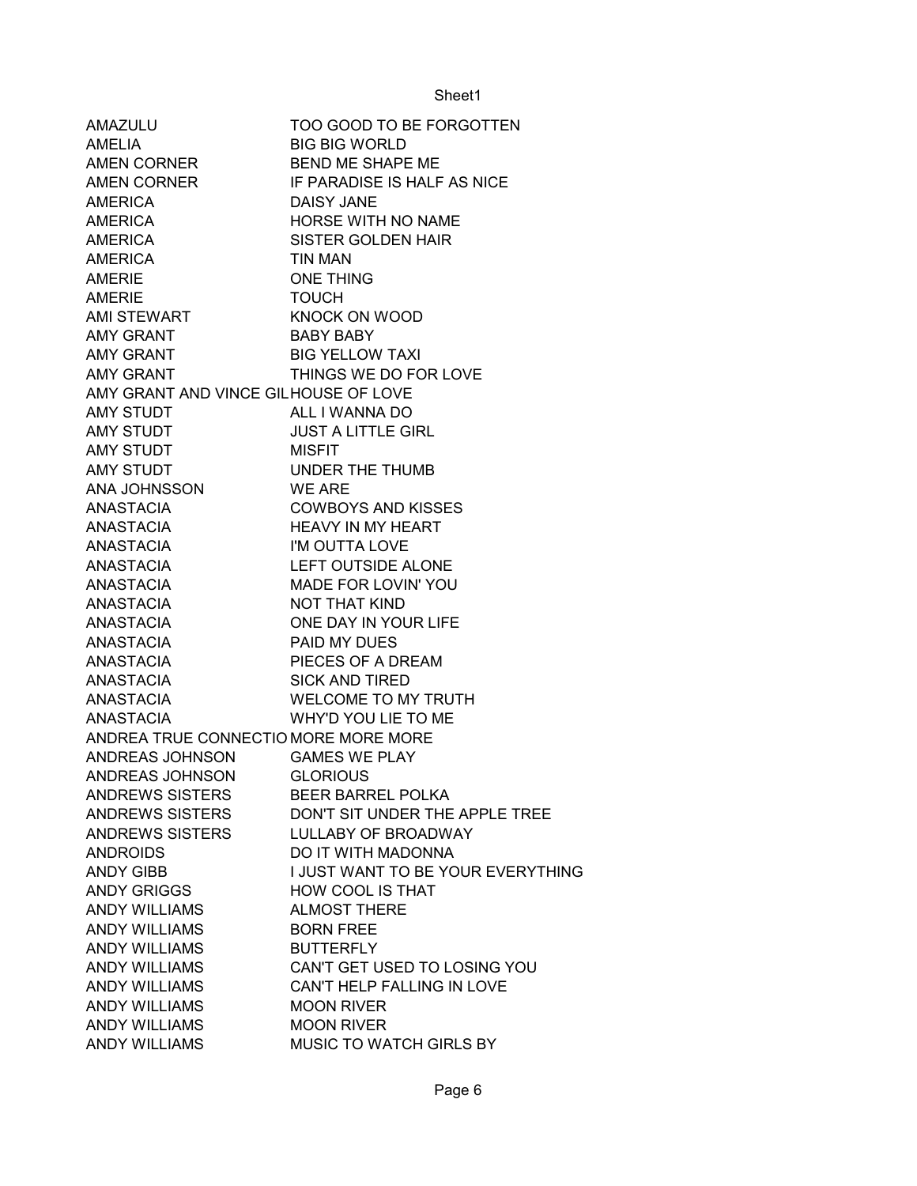| | |
|---|---|
| AMAZULU | TOO GOOD TO BE FORGOTTEN |
| AMELIA | BIG BIG WORLD |
| AMEN CORNER | BEND ME SHAPE ME |
| AMEN CORNER | IF PARADISE IS HALF AS NICE |
| AMERICA | DAISY JANE |
| AMERICA | HORSE WITH NO NAME |
| AMERICA | SISTER GOLDEN HAIR |
| AMERICA | TIN MAN |
| AMERIE | ONE THING |
| AMERIE | TOUCH |
| AMI STEWART | KNOCK ON WOOD |
| AMY GRANT | BABY BABY |
| AMY GRANT | BIG YELLOW TAXI |
| AMY GRANT | THINGS WE DO FOR LOVE |
| AMY GRANT AND VINCE GIL | HOUSE OF LOVE |
| AMY STUDT | ALL I WANNA DO |
| AMY STUDT | JUST A LITTLE GIRL |
| AMY STUDT | MISFIT |
| AMY STUDT | UNDER THE THUMB |
| ANA JOHNSSON | WE ARE |
| ANASTACIA | COWBOYS AND KISSES |
| ANASTACIA | HEAVY IN MY HEART |
| ANASTACIA | I'M OUTTA LOVE |
| ANASTACIA | LEFT OUTSIDE ALONE |
| ANASTACIA | MADE FOR LOVIN' YOU |
| ANASTACIA | NOT THAT KIND |
| ANASTACIA | ONE DAY IN YOUR LIFE |
| ANASTACIA | PAID MY DUES |
| ANASTACIA | PIECES OF A DREAM |
| ANASTACIA | SICK AND TIRED |
| ANASTACIA | WELCOME TO MY TRUTH |
| ANASTACIA | WHY'D YOU LIE TO ME |
| ANDREA TRUE CONNECTIO | MORE MORE MORE |
| ANDREAS JOHNSON | GAMES WE PLAY |
| ANDREAS JOHNSON | GLORIOUS |
| ANDREWS SISTERS | BEER BARREL POLKA |
| ANDREWS SISTERS | DON'T SIT UNDER THE APPLE TREE |
| ANDREWS SISTERS | LULLABY OF BROADWAY |
| ANDROIDS | DO IT WITH MADONNA |
| ANDY GIBB | I JUST WANT TO BE YOUR EVERYTHING |
| ANDY GRIGGS | HOW COOL IS THAT |
| ANDY WILLIAMS | ALMOST THERE |
| ANDY WILLIAMS | BORN FREE |
| ANDY WILLIAMS | BUTTERFLY |
| ANDY WILLIAMS | CAN'T GET USED TO LOSING YOU |
| ANDY WILLIAMS | CAN'T HELP FALLING IN LOVE |
| ANDY WILLIAMS | MOON RIVER |
| ANDY WILLIAMS | MOON RIVER |
| ANDY WILLIAMS | MUSIC TO WATCH GIRLS BY |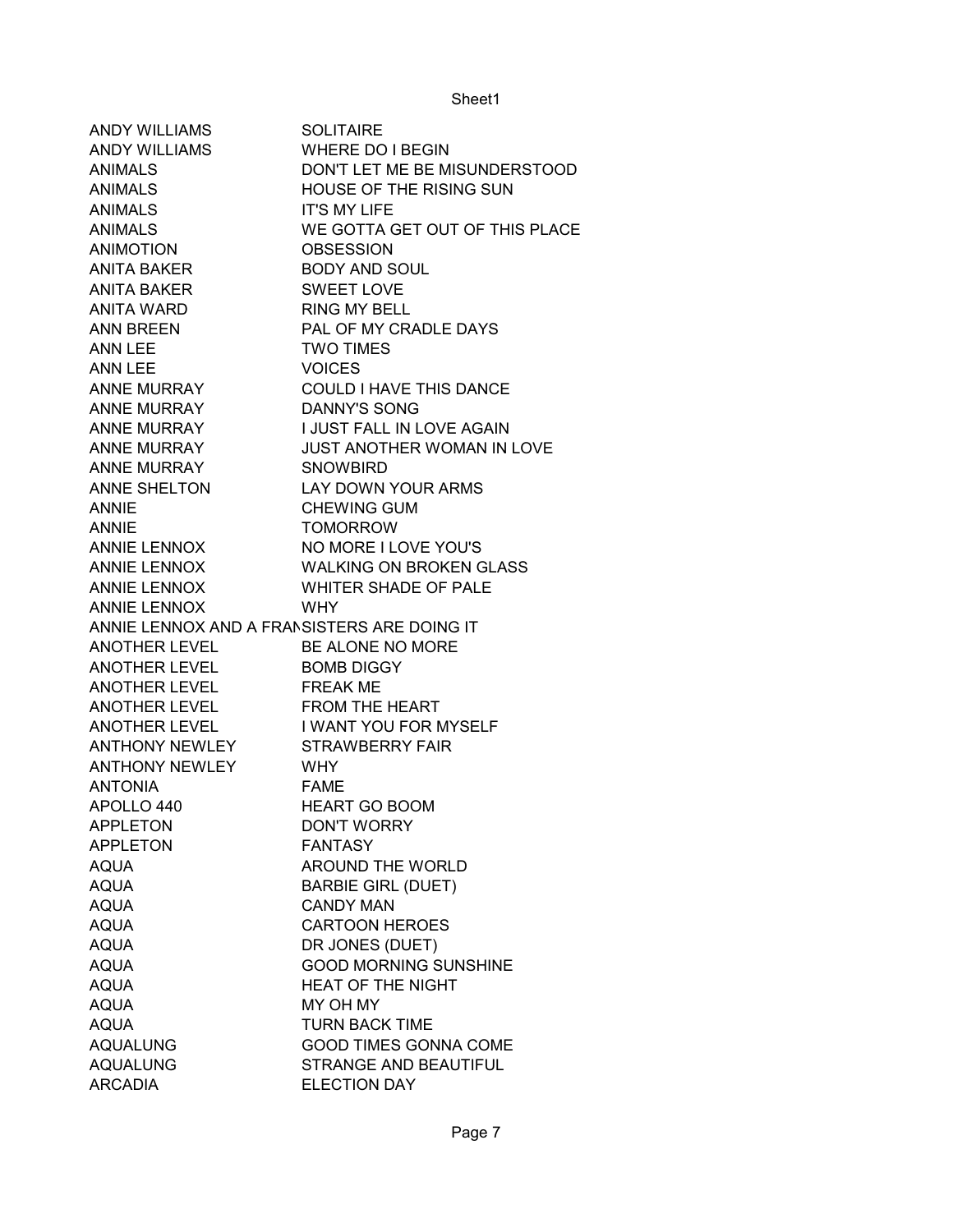| ANDY WILLIAMS | SOLITAIRE |
|---|---|
| ANDY WILLIAMS | WHERE DO I BEGIN |
| ANIMALS | DON'T LET ME BE MISUNDERSTOOD |
| ANIMALS | HOUSE OF THE RISING SUN |
| ANIMALS | IT'S MY LIFE |
| ANIMALS | WE GOTTA GET OUT OF THIS PLACE |
| ANIMOTION | OBSESSION |
| ANITA BAKER | BODY AND SOUL |
| ANITA BAKER | SWEET LOVE |
| ANITA WARD | RING MY BELL |
| ANN BREEN | PAL OF MY CRADLE DAYS |
| ANN LEE | TWO TIMES |
| ANN LEE | VOICES |
| ANNE MURRAY | COULD I HAVE THIS DANCE |
| ANNE MURRAY | DANNY'S SONG |
| ANNE MURRAY | I JUST FALL IN LOVE AGAIN |
| ANNE MURRAY | JUST ANOTHER WOMAN IN LOVE |
| ANNE MURRAY | SNOWBIRD |
| ANNE SHELTON | LAY DOWN YOUR ARMS |
| ANNIE | CHEWING GUM |
| ANNIE | TOMORROW |
| ANNIE LENNOX | NO MORE I LOVE YOU'S |
| ANNIE LENNOX | WALKING ON BROKEN GLASS |
| ANNIE LENNOX | WHITER SHADE OF PALE |
| ANNIE LENNOX | WHY |
| ANNIE LENNOX AND A FRAN | SISTERS ARE DOING IT |
| ANOTHER LEVEL | BE ALONE NO MORE |
| ANOTHER LEVEL | BOMB DIGGY |
| ANOTHER LEVEL | FREAK ME |
| ANOTHER LEVEL | FROM THE HEART |
| ANOTHER LEVEL | I WANT YOU FOR MYSELF |
| ANTHONY NEWLEY | STRAWBERRY FAIR |
| ANTHONY NEWLEY | WHY |
| ANTONIA | FAME |
| APOLLO 440 | HEART GO BOOM |
| APPLETON | DON'T WORRY |
| APPLETON | FANTASY |
| AQUA | AROUND THE WORLD |
| AQUA | BARBIE GIRL (DUET) |
| AQUA | CANDY MAN |
| AQUA | CARTOON HEROES |
| AQUA | DR JONES (DUET) |
| AQUA | GOOD MORNING SUNSHINE |
| AQUA | HEAT OF THE NIGHT |
| AQUA | MY OH MY |
| AQUA | TURN BACK TIME |
| AQUALUNG | GOOD TIMES GONNA COME |
| AQUALUNG | STRANGE AND BEAUTIFUL |
| ARCADIA | ELECTION DAY |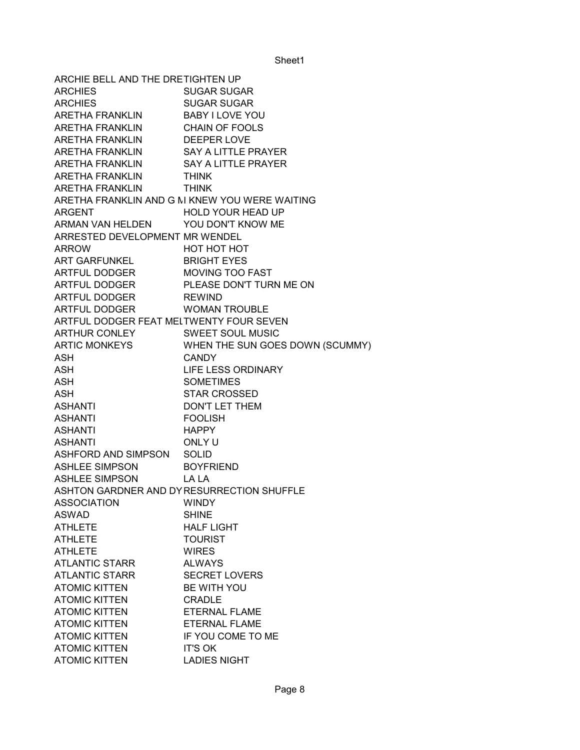| | |
|---|---|
| ARCHIE BELL AND THE DRE | TIGHTEN UP |
| ARCHIES | SUGAR SUGAR |
| ARCHIES | SUGAR SUGAR |
| ARETHA FRANKLIN | BABY I LOVE YOU |
| ARETHA FRANKLIN | CHAIN OF FOOLS |
| ARETHA FRANKLIN | DEEPER LOVE |
| ARETHA FRANKLIN | SAY A LITTLE PRAYER |
| ARETHA FRANKLIN | SAY A LITTLE PRAYER |
| ARETHA FRANKLIN | THINK |
| ARETHA FRANKLIN | THINK |
| ARETHA FRANKLIN AND G M | I KNEW YOU WERE WAITING |
| ARGENT | HOLD YOUR HEAD UP |
| ARMAN VAN HELDEN | YOU DON'T KNOW ME |
| ARRESTED DEVELOPMENT | MR WENDEL |
| ARROW | HOT HOT HOT |
| ART GARFUNKEL | BRIGHT EYES |
| ARTFUL DODGER | MOVING TOO FAST |
| ARTFUL DODGER | PLEASE DON'T TURN ME ON |
| ARTFUL DODGER | REWIND |
| ARTFUL DODGER | WOMAN TROUBLE |
| ARTFUL DODGER FEAT MEL | TWENTY FOUR SEVEN |
| ARTHUR CONLEY | SWEET SOUL MUSIC |
| ARTIC MONKEYS | WHEN THE SUN GOES DOWN (SCUMMY) |
| ASH | CANDY |
| ASH | LIFE LESS ORDINARY |
| ASH | SOMETIMES |
| ASH | STAR CROSSED |
| ASHANTI | DON'T LET THEM |
| ASHANTI | FOOLISH |
| ASHANTI | HAPPY |
| ASHANTI | ONLY U |
| ASHFORD AND SIMPSON | SOLID |
| ASHLEE SIMPSON | BOYFRIEND |
| ASHLEE SIMPSON | LA LA |
| ASHTON GARDNER AND DY | RESURRECTION SHUFFLE |
| ASSOCIATION | WINDY |
| ASWAD | SHINE |
| ATHLETE | HALF LIGHT |
| ATHLETE | TOURIST |
| ATHLETE | WIRES |
| ATLANTIC STARR | ALWAYS |
| ATLANTIC STARR | SECRET LOVERS |
| ATOMIC KITTEN | BE WITH YOU |
| ATOMIC KITTEN | CRADLE |
| ATOMIC KITTEN | ETERNAL FLAME |
| ATOMIC KITTEN | ETERNAL FLAME |
| ATOMIC KITTEN | IF YOU COME TO ME |
| ATOMIC KITTEN | IT'S OK |
| ATOMIC KITTEN | LADIES NIGHT |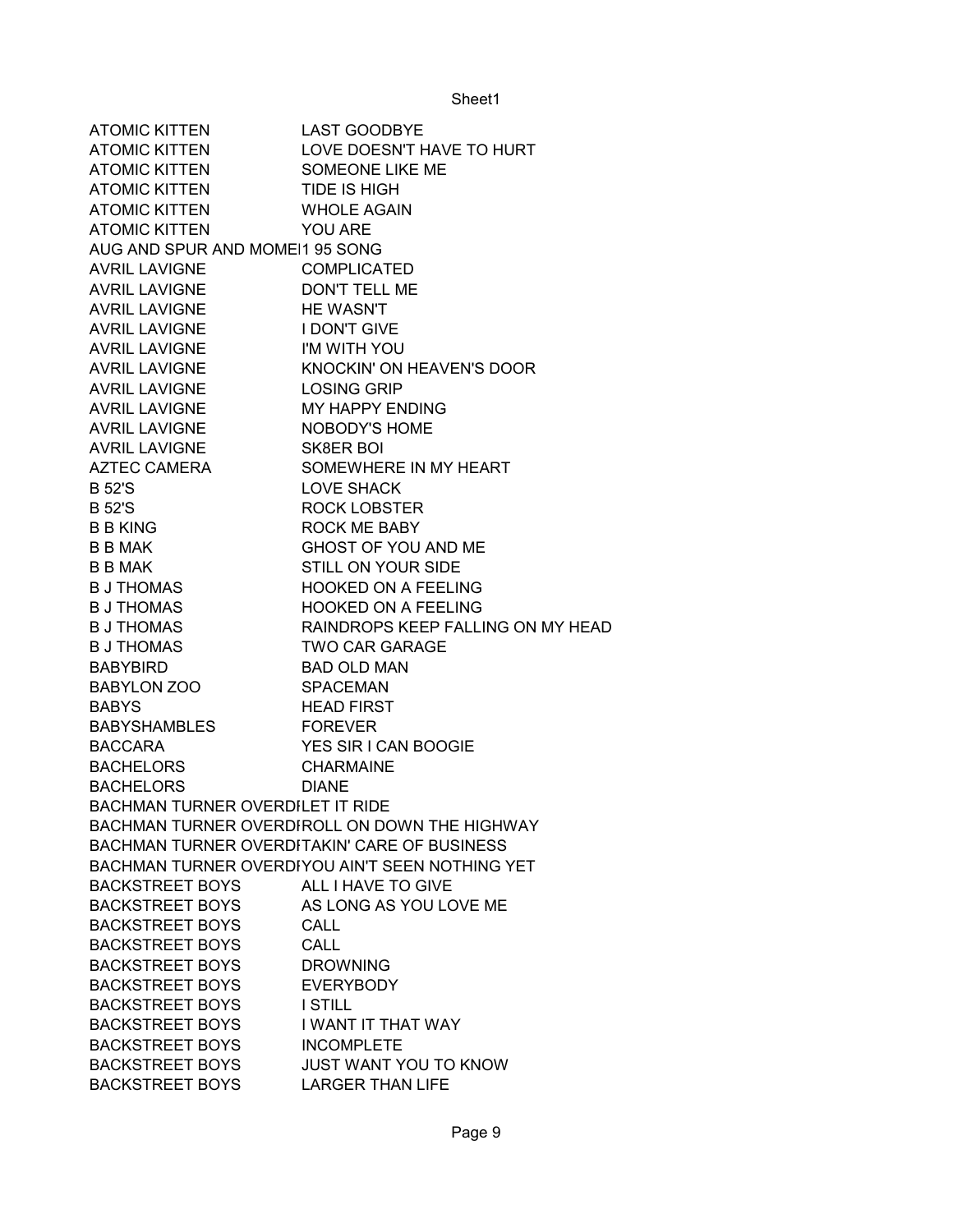| | |
|---|---|
| ATOMIC KITTEN | LAST GOODBYE |
| ATOMIC KITTEN | LOVE DOESN'T HAVE TO HURT |
| ATOMIC KITTEN | SOMEONE LIKE ME |
| ATOMIC KITTEN | TIDE IS HIGH |
| ATOMIC KITTEN | WHOLE AGAIN |
| ATOMIC KITTEN | YOU ARE |
| AUG AND SPUR AND MOMEI | 1 95 SONG |
| AVRIL LAVIGNE | COMPLICATED |
| AVRIL LAVIGNE | DON'T TELL ME |
| AVRIL LAVIGNE | HE WASN'T |
| AVRIL LAVIGNE | I DON'T GIVE |
| AVRIL LAVIGNE | I'M WITH YOU |
| AVRIL LAVIGNE | KNOCKIN' ON HEAVEN'S DOOR |
| AVRIL LAVIGNE | LOSING GRIP |
| AVRIL LAVIGNE | MY HAPPY ENDING |
| AVRIL LAVIGNE | NOBODY'S HOME |
| AVRIL LAVIGNE | SK8ER BOI |
| AZTEC CAMERA | SOMEWHERE IN MY HEART |
| B 52'S | LOVE SHACK |
| B 52'S | ROCK LOBSTER |
| B B KING | ROCK ME BABY |
| B B MAK | GHOST OF YOU AND ME |
| B B MAK | STILL ON YOUR SIDE |
| B J THOMAS | HOOKED ON A FEELING |
| B J THOMAS | HOOKED ON A FEELING |
| B J THOMAS | RAINDROPS KEEP FALLING ON MY HEAD |
| B J THOMAS | TWO CAR GARAGE |
| BABYBIRD | BAD OLD MAN |
| BABYLON ZOO | SPACEMAN |
| BABYS | HEAD FIRST |
| BABYSHAMBLES | FOREVER |
| BACCARA | YES SIR I CAN BOOGIE |
| BACHELORS | CHARMAINE |
| BACHELORS | DIANE |
| BACHMAN TURNER OVERDI | LET IT RIDE |
| BACHMAN TURNER OVERDI | ROLL ON DOWN THE HIGHWAY |
| BACHMAN TURNER OVERDI | TAKIN' CARE OF BUSINESS |
| BACHMAN TURNER OVERDI | YOU AIN'T SEEN NOTHING YET |
| BACKSTREET BOYS | ALL I HAVE TO GIVE |
| BACKSTREET BOYS | AS LONG AS YOU LOVE ME |
| BACKSTREET BOYS | CALL |
| BACKSTREET BOYS | CALL |
| BACKSTREET BOYS | DROWNING |
| BACKSTREET BOYS | EVERYBODY |
| BACKSTREET BOYS | I STILL |
| BACKSTREET BOYS | I WANT IT THAT WAY |
| BACKSTREET BOYS | INCOMPLETE |
| BACKSTREET BOYS | JUST WANT YOU TO KNOW |
| BACKSTREET BOYS | LARGER THAN LIFE |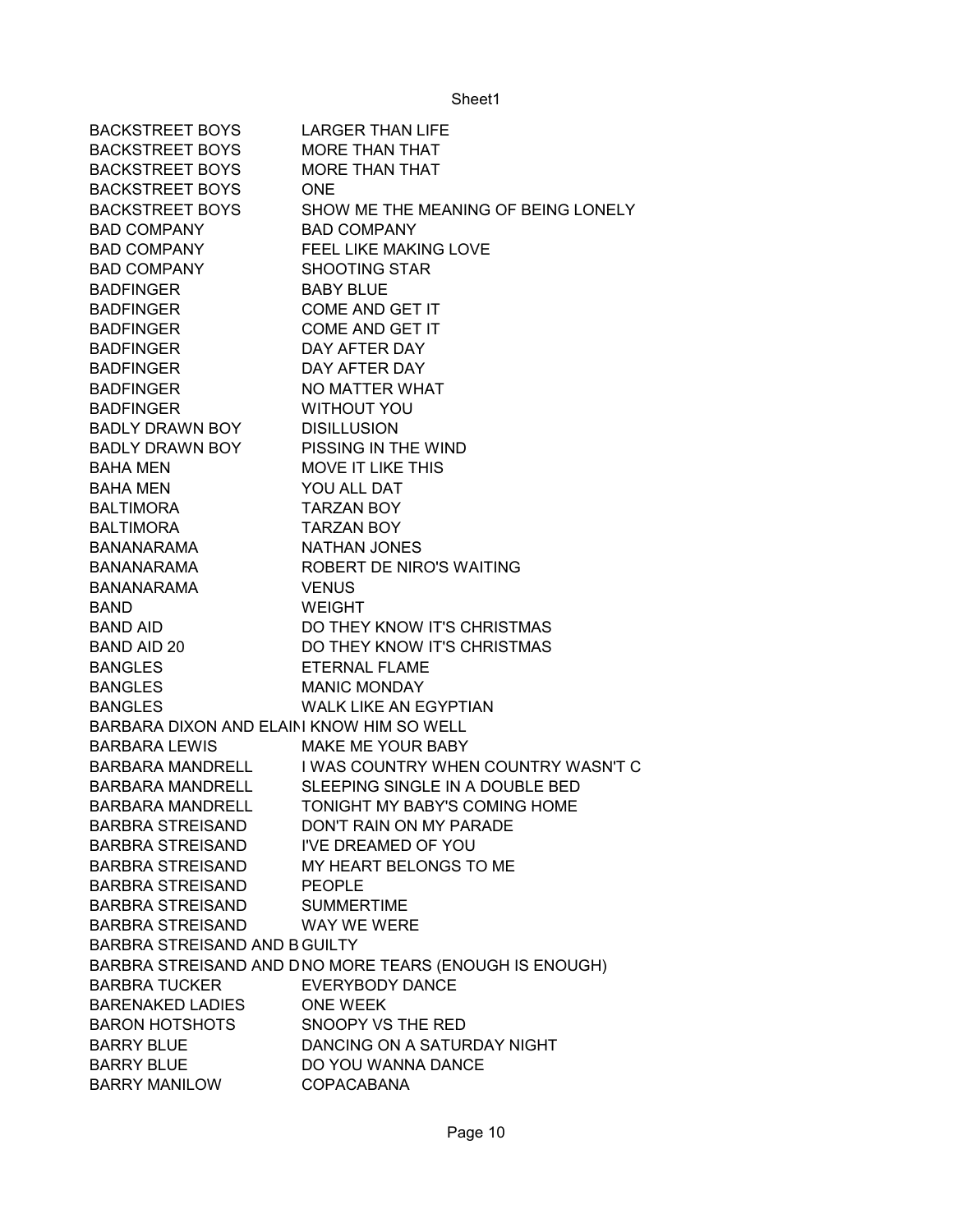| | |
|---|---|
| BACKSTREET BOYS | LARGER THAN LIFE |
| BACKSTREET BOYS | MORE THAN THAT |
| BACKSTREET BOYS | MORE THAN THAT |
| BACKSTREET BOYS | ONE |
| BACKSTREET BOYS | SHOW ME THE MEANING OF BEING LONELY |
| BAD COMPANY | BAD COMPANY |
| BAD COMPANY | FEEL LIKE MAKING LOVE |
| BAD COMPANY | SHOOTING STAR |
| BADFINGER | BABY BLUE |
| BADFINGER | COME AND GET IT |
| BADFINGER | COME AND GET IT |
| BADFINGER | DAY AFTER DAY |
| BADFINGER | DAY AFTER DAY |
| BADFINGER | NO MATTER WHAT |
| BADFINGER | WITHOUT YOU |
| BADLY DRAWN BOY | DISILLUSION |
| BADLY DRAWN BOY | PISSING IN THE WIND |
| BAHA MEN | MOVE IT LIKE THIS |
| BAHA MEN | YOU ALL DAT |
| BALTIMORA | TARZAN BOY |
| BALTIMORA | TARZAN BOY |
| BANANARAMA | NATHAN JONES |
| BANANARAMA | ROBERT DE NIRO'S WAITING |
| BANANARAMA | VENUS |
| BAND | WEIGHT |
| BAND AID | DO THEY KNOW IT'S CHRISTMAS |
| BAND AID 20 | DO THEY KNOW IT'S CHRISTMAS |
| BANGLES | ETERNAL FLAME |
| BANGLES | MANIC MONDAY |
| BANGLES | WALK LIKE AN EGYPTIAN |
| BARBARA DIXON AND ELAIN | I KNOW HIM SO WELL |
| BARBARA LEWIS | MAKE ME YOUR BABY |
| BARBARA MANDRELL | I WAS COUNTRY WHEN COUNTRY WASN'T C |
| BARBARA MANDRELL | SLEEPING SINGLE IN A DOUBLE BED |
| BARBARA MANDRELL | TONIGHT MY BABY'S COMING HOME |
| BARBRA STREISAND | DON'T RAIN ON MY PARADE |
| BARBRA STREISAND | I'VE DREAMED OF YOU |
| BARBRA STREISAND | MY HEART BELONGS TO ME |
| BARBRA STREISAND | PEOPLE |
| BARBRA STREISAND | SUMMERTIME |
| BARBRA STREISAND | WAY WE WERE |
| BARBRA STREISAND AND B | GUILTY |
| BARBRA STREISAND AND D | NO MORE TEARS (ENOUGH IS ENOUGH) |
| BARBRA TUCKER | EVERYBODY DANCE |
| BARENAKED LADIES | ONE WEEK |
| BARON HOTSHOTS | SNOOPY VS THE RED |
| BARRY BLUE | DANCING ON A SATURDAY NIGHT |
| BARRY BLUE | DO YOU WANNA DANCE |
| BARRY MANILOW | COPACABANA |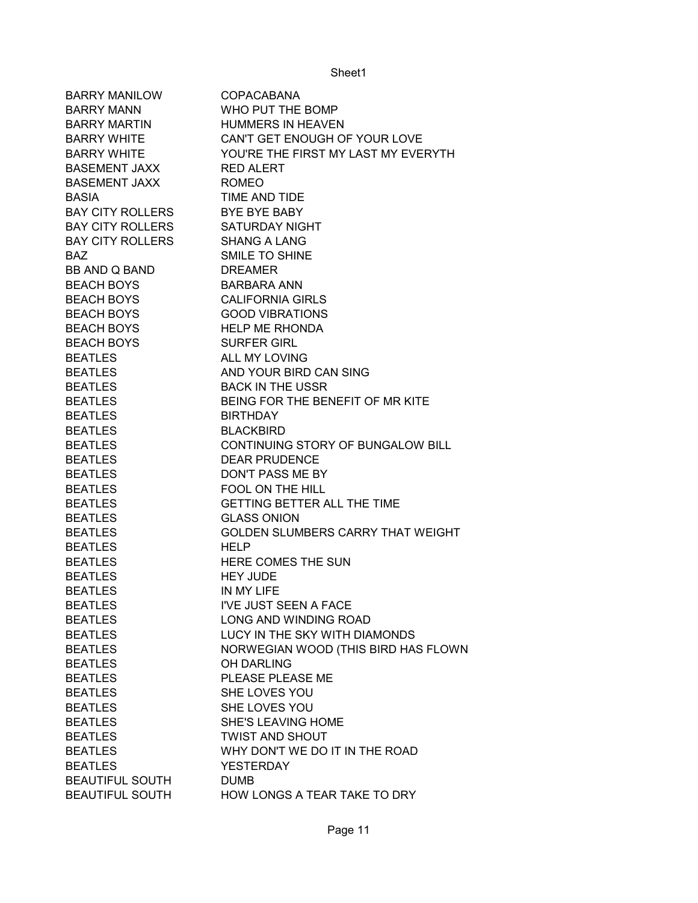| | |
|---|---|
| BARRY MANILOW | COPACABANA |
| BARRY MANN | WHO PUT THE BOMP |
| BARRY MARTIN | HUMMERS IN HEAVEN |
| BARRY WHITE | CAN'T GET ENOUGH OF YOUR LOVE |
| BARRY WHITE | YOU'RE THE FIRST MY LAST MY EVERYTH |
| BASEMENT JAXX | RED ALERT |
| BASEMENT JAXX | ROMEO |
| BASIA | TIME AND TIDE |
| BAY CITY ROLLERS | BYE BYE BABY |
| BAY CITY ROLLERS | SATURDAY NIGHT |
| BAY CITY ROLLERS | SHANG A LANG |
| BAZ | SMILE TO SHINE |
| BB AND Q BAND | DREAMER |
| BEACH BOYS | BARBARA ANN |
| BEACH BOYS | CALIFORNIA GIRLS |
| BEACH BOYS | GOOD VIBRATIONS |
| BEACH BOYS | HELP ME RHONDA |
| BEACH BOYS | SURFER GIRL |
| BEATLES | ALL MY LOVING |
| BEATLES | AND YOUR BIRD CAN SING |
| BEATLES | BACK IN THE USSR |
| BEATLES | BEING FOR THE BENEFIT OF MR KITE |
| BEATLES | BIRTHDAY |
| BEATLES | BLACKBIRD |
| BEATLES | CONTINUING STORY OF BUNGALOW BILL |
| BEATLES | DEAR PRUDENCE |
| BEATLES | DON'T PASS ME BY |
| BEATLES | FOOL ON THE HILL |
| BEATLES | GETTING BETTER ALL THE TIME |
| BEATLES | GLASS ONION |
| BEATLES | GOLDEN SLUMBERS CARRY THAT WEIGHT |
| BEATLES | HELP |
| BEATLES | HERE COMES THE SUN |
| BEATLES | HEY JUDE |
| BEATLES | IN MY LIFE |
| BEATLES | I'VE JUST SEEN A FACE |
| BEATLES | LONG AND WINDING ROAD |
| BEATLES | LUCY IN THE SKY WITH DIAMONDS |
| BEATLES | NORWEGIAN WOOD (THIS BIRD HAS FLOWN |
| BEATLES | OH DARLING |
| BEATLES | PLEASE PLEASE ME |
| BEATLES | SHE LOVES YOU |
| BEATLES | SHE LOVES YOU |
| BEATLES | SHE'S LEAVING HOME |
| BEATLES | TWIST AND SHOUT |
| BEATLES | WHY DON'T WE DO IT IN THE ROAD |
| BEATLES | YESTERDAY |
| BEAUTIFUL SOUTH | DUMB |
| BEAUTIFUL SOUTH | HOW LONGS A TEAR TAKE TO DRY |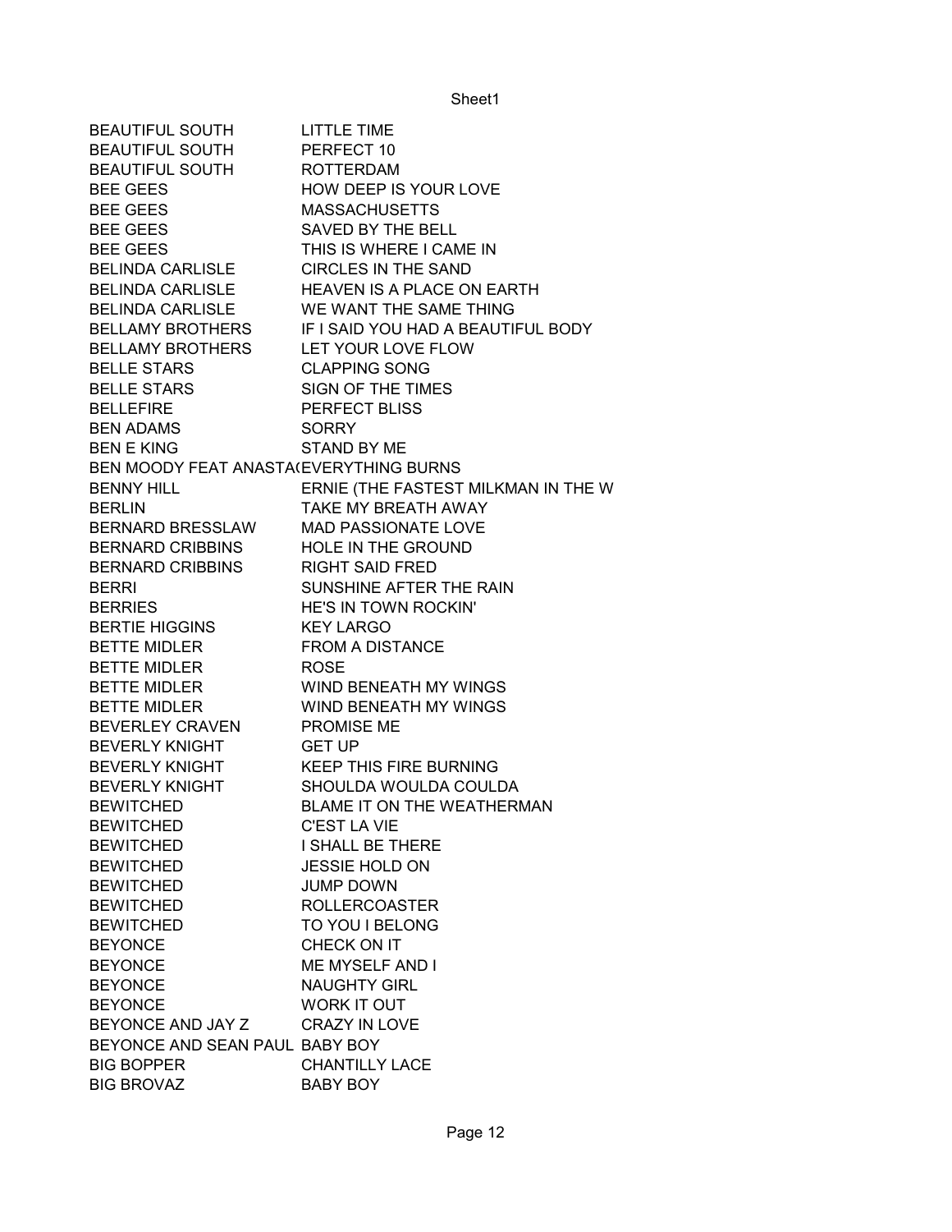| | |
|---|---|
| BEAUTIFUL SOUTH | LITTLE TIME |
| BEAUTIFUL SOUTH | PERFECT 10 |
| BEAUTIFUL SOUTH | ROTTERDAM |
| BEE GEES | HOW DEEP IS YOUR LOVE |
| BEE GEES | MASSACHUSETTS |
| BEE GEES | SAVED BY THE BELL |
| BEE GEES | THIS IS WHERE I CAME IN |
| BELINDA CARLISLE | CIRCLES IN THE SAND |
| BELINDA CARLISLE | HEAVEN IS A PLACE ON EARTH |
| BELINDA CARLISLE | WE WANT THE SAME THING |
| BELLAMY BROTHERS | IF I SAID YOU HAD A BEAUTIFUL BODY |
| BELLAMY BROTHERS | LET YOUR LOVE FLOW |
| BELLE STARS | CLAPPING SONG |
| BELLE STARS | SIGN OF THE TIMES |
| BELLEFIRE | PERFECT BLISS |
| BEN ADAMS | SORRY |
| BEN E KING | STAND BY ME |
| BEN MOODY FEAT ANASTA( | EVERYTHING BURNS |
| BENNY HILL | ERNIE (THE FASTEST MILKMAN IN THE W |
| BERLIN | TAKE MY BREATH AWAY |
| BERNARD BRESSLAW | MAD PASSIONATE LOVE |
| BERNARD CRIBBINS | HOLE IN THE GROUND |
| BERNARD CRIBBINS | RIGHT SAID FRED |
| BERRI | SUNSHINE AFTER THE RAIN |
| BERRIES | HE'S IN TOWN ROCKIN' |
| BERTIE HIGGINS | KEY LARGO |
| BETTE MIDLER | FROM A DISTANCE |
| BETTE MIDLER | ROSE |
| BETTE MIDLER | WIND BENEATH MY WINGS |
| BETTE MIDLER | WIND BENEATH MY WINGS |
| BEVERLEY CRAVEN | PROMISE ME |
| BEVERLY KNIGHT | GET UP |
| BEVERLY KNIGHT | KEEP THIS FIRE BURNING |
| BEVERLY KNIGHT | SHOULDA WOULDA COULDA |
| BEWITCHED | BLAME IT ON THE WEATHERMAN |
| BEWITCHED | C'EST LA VIE |
| BEWITCHED | I SHALL BE THERE |
| BEWITCHED | JESSIE HOLD ON |
| BEWITCHED | JUMP DOWN |
| BEWITCHED | ROLLERCOASTER |
| BEWITCHED | TO YOU I BELONG |
| BEYONCE | CHECK ON IT |
| BEYONCE | ME MYSELF AND I |
| BEYONCE | NAUGHTY GIRL |
| BEYONCE | WORK IT OUT |
| BEYONCE AND JAY Z | CRAZY IN LOVE |
| BEYONCE AND SEAN PAUL | BABY BOY |
| BIG BOPPER | CHANTILLY LACE |
| BIG BROVAZ | BABY BOY |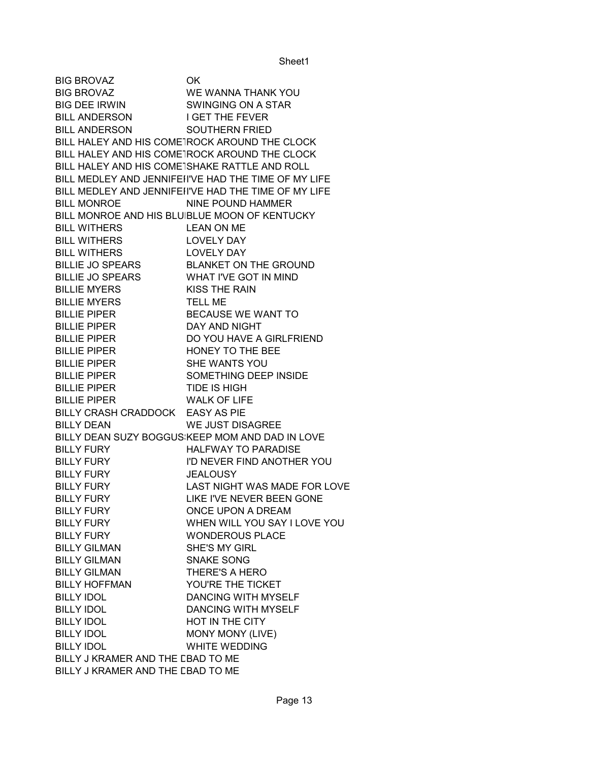| | |
|---|---|
| BIG BROVAZ | OK |
| BIG BROVAZ | WE WANNA THANK YOU |
| BIG DEE IRWIN | SWINGING ON A STAR |
| BILL ANDERSON | I GET THE FEVER |
| BILL ANDERSON | SOUTHERN FRIED |
| BILL HALEY AND HIS COMET | ROCK AROUND THE CLOCK |
| BILL HALEY AND HIS COMET | ROCK AROUND THE CLOCK |
| BILL HALEY AND HIS COMET | SHAKE RATTLE AND ROLL |
| BILL MEDLEY AND JENNIFEI | I'VE HAD THE TIME OF MY LIFE |
| BILL MEDLEY AND JENNIFEI | I'VE HAD THE TIME OF MY LIFE |
| BILL MONROE | NINE POUND HAMMER |
| BILL MONROE AND HIS BLU | BLUE MOON OF KENTUCKY |
| BILL WITHERS | LEAN ON ME |
| BILL WITHERS | LOVELY DAY |
| BILL WITHERS | LOVELY DAY |
| BILLIE JO SPEARS | BLANKET ON THE GROUND |
| BILLIE JO SPEARS | WHAT I'VE GOT IN MIND |
| BILLIE MYERS | KISS THE RAIN |
| BILLIE MYERS | TELL ME |
| BILLIE PIPER | BECAUSE WE WANT TO |
| BILLIE PIPER | DAY AND NIGHT |
| BILLIE PIPER | DO YOU HAVE A GIRLFRIEND |
| BILLIE PIPER | HONEY TO THE BEE |
| BILLIE PIPER | SHE WANTS YOU |
| BILLIE PIPER | SOMETHING DEEP INSIDE |
| BILLIE PIPER | TIDE IS HIGH |
| BILLIE PIPER | WALK OF LIFE |
| BILLY CRASH CRADDOCK | EASY AS PIE |
| BILLY DEAN | WE JUST DISAGREE |
| BILLY DEAN SUZY BOGGUS | KEEP MOM AND DAD IN LOVE |
| BILLY FURY | HALFWAY TO PARADISE |
| BILLY FURY | I'D NEVER FIND ANOTHER YOU |
| BILLY FURY | JEALOUSY |
| BILLY FURY | LAST NIGHT WAS MADE FOR LOVE |
| BILLY FURY | LIKE I'VE NEVER BEEN GONE |
| BILLY FURY | ONCE UPON A DREAM |
| BILLY FURY | WHEN WILL YOU SAY I LOVE YOU |
| BILLY FURY | WONDEROUS PLACE |
| BILLY GILMAN | SHE'S MY GIRL |
| BILLY GILMAN | SNAKE SONG |
| BILLY GILMAN | THERE'S A HERO |
| BILLY HOFFMAN | YOU'RE THE TICKET |
| BILLY IDOL | DANCING WITH MYSELF |
| BILLY IDOL | DANCING WITH MYSELF |
| BILLY IDOL | HOT IN THE CITY |
| BILLY IDOL | MONY MONY (LIVE) |
| BILLY IDOL | WHITE WEDDING |
| BILLY J KRAMER AND THE D | BAD TO ME |
| BILLY J KRAMER AND THE D | BAD TO ME |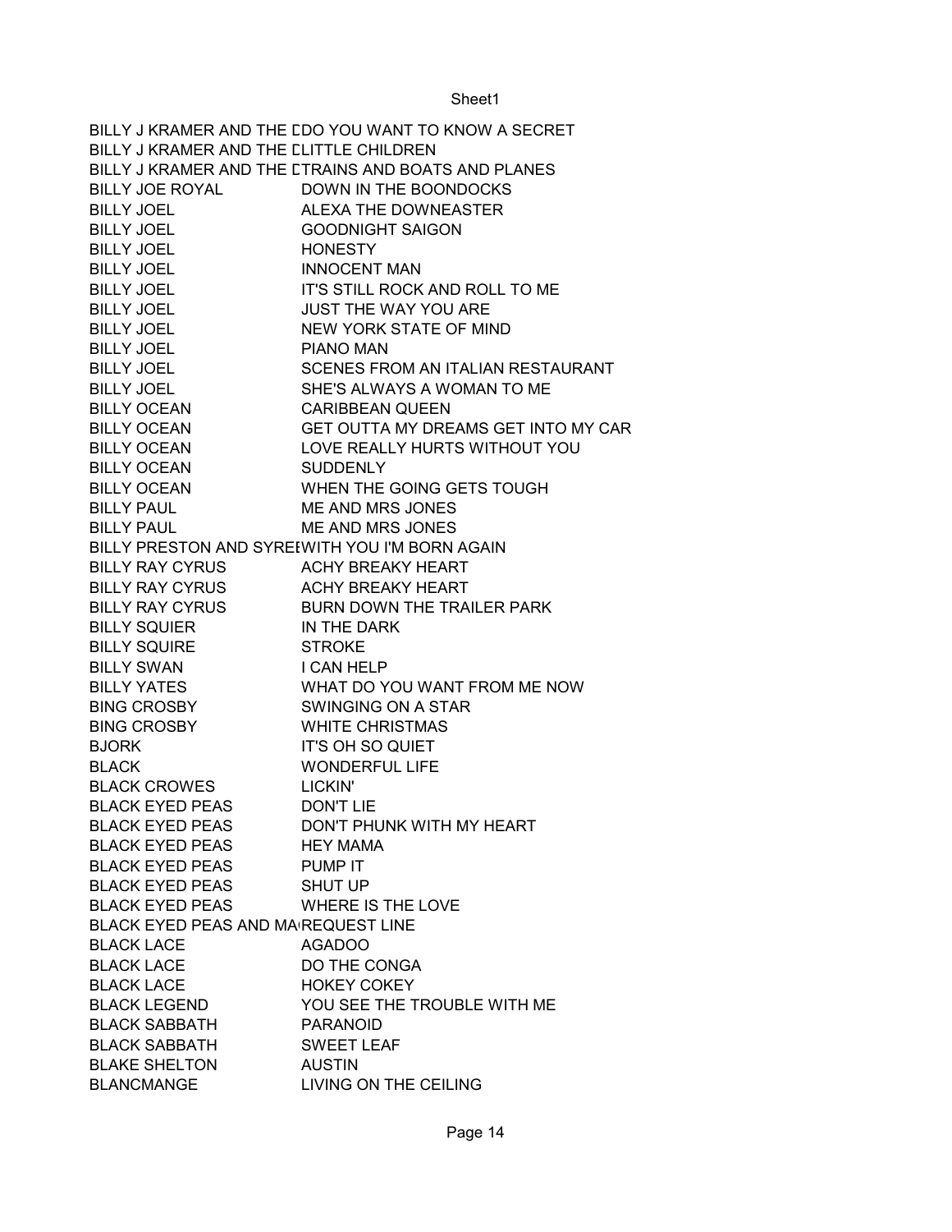| | |
|---|---|
| BILLY J KRAMER AND THE D | DO YOU WANT TO KNOW A SECRET |
| BILLY J KRAMER AND THE D | LITTLE CHILDREN |
| BILLY J KRAMER AND THE D | TRAINS AND BOATS AND PLANES |
| BILLY JOE ROYAL | DOWN IN THE BOONDOCKS |
| BILLY JOEL | ALEXA THE DOWNEASTER |
| BILLY JOEL | GOODNIGHT SAIGON |
| BILLY JOEL | HONESTY |
| BILLY JOEL | INNOCENT MAN |
| BILLY JOEL | IT'S STILL ROCK AND ROLL TO ME |
| BILLY JOEL | JUST THE WAY YOU ARE |
| BILLY JOEL | NEW YORK STATE OF MIND |
| BILLY JOEL | PIANO MAN |
| BILLY JOEL | SCENES FROM AN ITALIAN RESTAURANT |
| BILLY JOEL | SHE'S ALWAYS A WOMAN TO ME |
| BILLY OCEAN | CARIBBEAN QUEEN |
| BILLY OCEAN | GET OUTTA MY DREAMS GET INTO MY CAR |
| BILLY OCEAN | LOVE REALLY HURTS WITHOUT YOU |
| BILLY OCEAN | SUDDENLY |
| BILLY OCEAN | WHEN THE GOING GETS TOUGH |
| BILLY PAUL | ME AND MRS JONES |
| BILLY PAUL | ME AND MRS JONES |
| BILLY PRESTON AND SYREE | WITH YOU I'M BORN AGAIN |
| BILLY RAY CYRUS | ACHY BREAKY HEART |
| BILLY RAY CYRUS | ACHY BREAKY HEART |
| BILLY RAY CYRUS | BURN DOWN THE TRAILER PARK |
| BILLY SQUIER | IN THE DARK |
| BILLY SQUIRE | STROKE |
| BILLY SWAN | I CAN HELP |
| BILLY YATES | WHAT DO YOU WANT FROM ME NOW |
| BING CROSBY | SWINGING ON A STAR |
| BING CROSBY | WHITE CHRISTMAS |
| BJORK | IT'S OH SO QUIET |
| BLACK | WONDERFUL LIFE |
| BLACK CROWES | LICKIN' |
| BLACK EYED PEAS | DON'T LIE |
| BLACK EYED PEAS | DON'T PHUNK WITH MY HEART |
| BLACK EYED PEAS | HEY MAMA |
| BLACK EYED PEAS | PUMP IT |
| BLACK EYED PEAS | SHUT UP |
| BLACK EYED PEAS | WHERE IS THE LOVE |
| BLACK EYED PEAS AND MA | REQUEST LINE |
| BLACK LACE | AGADOO |
| BLACK LACE | DO THE CONGA |
| BLACK LACE | HOKEY COKEY |
| BLACK LEGEND | YOU SEE THE TROUBLE WITH ME |
| BLACK SABBATH | PARANOID |
| BLACK SABBATH | SWEET LEAF |
| BLAKE SHELTON | AUSTIN |
| BLANCMANGE | LIVING ON THE CEILING |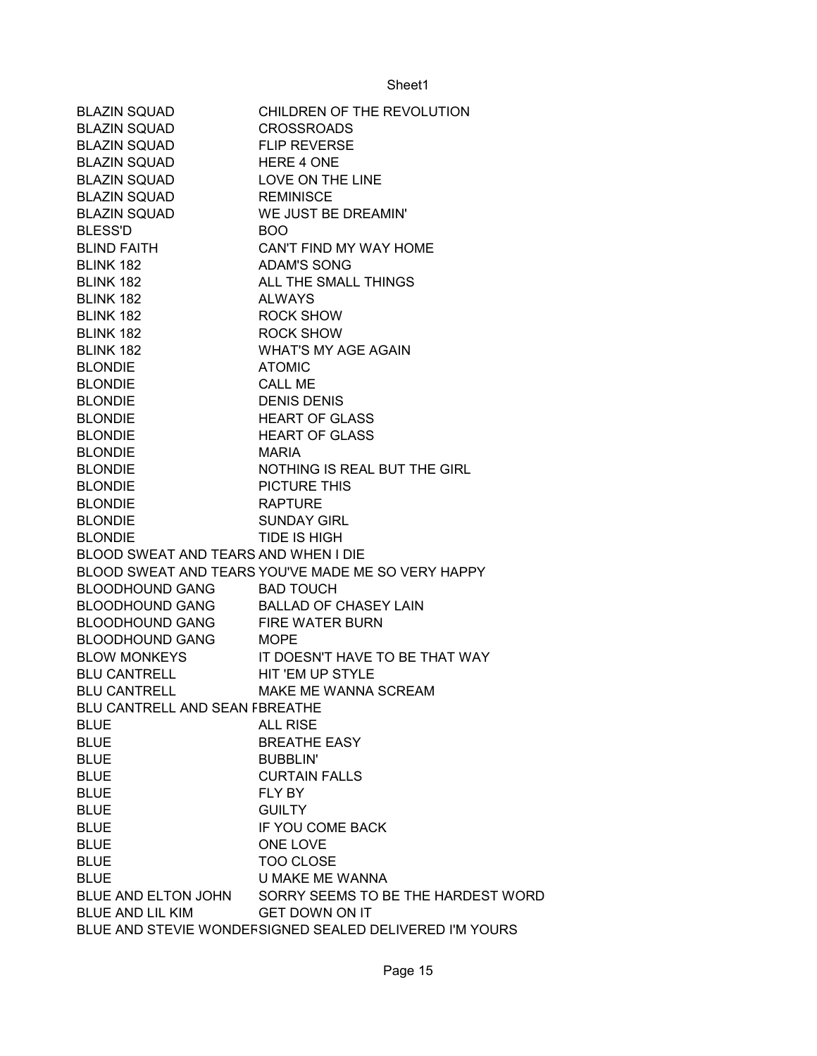| | |
|---|---|
| BLAZIN SQUAD | CHILDREN OF THE REVOLUTION |
| BLAZIN SQUAD | CROSSROADS |
| BLAZIN SQUAD | FLIP REVERSE |
| BLAZIN SQUAD | HERE 4 ONE |
| BLAZIN SQUAD | LOVE ON THE LINE |
| BLAZIN SQUAD | REMINISCE |
| BLAZIN SQUAD | WE JUST BE DREAMIN' |
| BLESS'D | BOO |
| BLIND FAITH | CAN'T FIND MY WAY HOME |
| BLINK 182 | ADAM'S SONG |
| BLINK 182 | ALL THE SMALL THINGS |
| BLINK 182 | ALWAYS |
| BLINK 182 | ROCK SHOW |
| BLINK 182 | ROCK SHOW |
| BLINK 182 | WHAT'S MY AGE AGAIN |
| BLONDIE | ATOMIC |
| BLONDIE | CALL ME |
| BLONDIE | DENIS DENIS |
| BLONDIE | HEART OF GLASS |
| BLONDIE | HEART OF GLASS |
| BLONDIE | MARIA |
| BLONDIE | NOTHING IS REAL BUT THE GIRL |
| BLONDIE | PICTURE THIS |
| BLONDIE | RAPTURE |
| BLONDIE | SUNDAY GIRL |
| BLONDIE | TIDE IS HIGH |
| BLOOD SWEAT AND TEARS | AND WHEN I DIE |
| BLOOD SWEAT AND TEARS | YOU'VE MADE ME SO VERY HAPPY |
| BLOODHOUND GANG | BAD TOUCH |
| BLOODHOUND GANG | BALLAD OF CHASEY LAIN |
| BLOODHOUND GANG | FIRE WATER BURN |
| BLOODHOUND GANG | MOPE |
| BLOW MONKEYS | IT DOESN'T HAVE TO BE THAT WAY |
| BLU CANTRELL | HIT 'EM UP STYLE |
| BLU CANTRELL | MAKE ME WANNA SCREAM |
| BLU CANTRELL AND SEAN F | BREATHE |
| BLUE | ALL RISE |
| BLUE | BREATHE EASY |
| BLUE | BUBBLIN' |
| BLUE | CURTAIN FALLS |
| BLUE | FLY BY |
| BLUE | GUILTY |
| BLUE | IF YOU COME BACK |
| BLUE | ONE LOVE |
| BLUE | TOO CLOSE |
| BLUE | U MAKE ME WANNA |
| BLUE AND ELTON JOHN | SORRY SEEMS TO BE THE HARDEST WORD |
| BLUE AND LIL KIM | GET DOWN ON IT |
| BLUE AND STEVIE WONDEF | SIGNED SEALED DELIVERED I'M YOURS |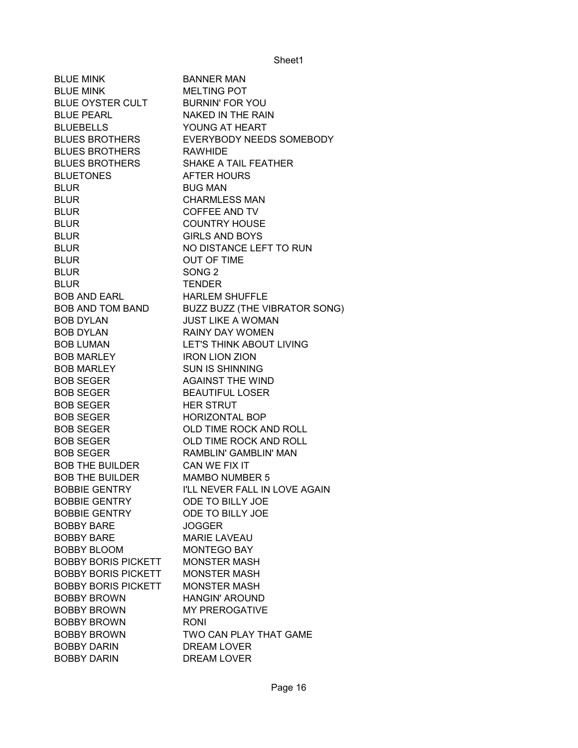| | |
|---|---|
| BLUE MINK | BANNER MAN |
| BLUE MINK | MELTING POT |
| BLUE OYSTER CULT | BURNIN' FOR YOU |
| BLUE PEARL | NAKED IN THE RAIN |
| BLUEBELLS | YOUNG AT HEART |
| BLUES BROTHERS | EVERYBODY NEEDS SOMEBODY |
| BLUES BROTHERS | RAWHIDE |
| BLUES BROTHERS | SHAKE A TAIL FEATHER |
| BLUETONES | AFTER HOURS |
| BLUR | BUG MAN |
| BLUR | CHARMLESS MAN |
| BLUR | COFFEE AND TV |
| BLUR | COUNTRY HOUSE |
| BLUR | GIRLS AND BOYS |
| BLUR | NO DISTANCE LEFT TO RUN |
| BLUR | OUT OF TIME |
| BLUR | SONG 2 |
| BLUR | TENDER |
| BOB AND EARL | HARLEM SHUFFLE |
| BOB AND TOM BAND | BUZZ BUZZ (THE VIBRATOR SONG) |
| BOB DYLAN | JUST LIKE A WOMAN |
| BOB DYLAN | RAINY DAY WOMEN |
| BOB LUMAN | LET'S THINK ABOUT LIVING |
| BOB MARLEY | IRON LION ZION |
| BOB MARLEY | SUN IS SHINNING |
| BOB SEGER | AGAINST THE WIND |
| BOB SEGER | BEAUTIFUL LOSER |
| BOB SEGER | HER STRUT |
| BOB SEGER | HORIZONTAL BOP |
| BOB SEGER | OLD TIME ROCK AND ROLL |
| BOB SEGER | OLD TIME ROCK AND ROLL |
| BOB SEGER | RAMBLIN' GAMBLIN' MAN |
| BOB THE BUILDER | CAN WE FIX IT |
| BOB THE BUILDER | MAMBO NUMBER 5 |
| BOBBIE GENTRY | I'LL NEVER FALL IN LOVE AGAIN |
| BOBBIE GENTRY | ODE TO BILLY JOE |
| BOBBIE GENTRY | ODE TO BILLY JOE |
| BOBBY BARE | JOGGER |
| BOBBY BARE | MARIE LAVEAU |
| BOBBY BLOOM | MONTEGO BAY |
| BOBBY BORIS PICKETT | MONSTER MASH |
| BOBBY BORIS PICKETT | MONSTER MASH |
| BOBBY BORIS PICKETT | MONSTER MASH |
| BOBBY BROWN | HANGIN' AROUND |
| BOBBY BROWN | MY PREROGATIVE |
| BOBBY BROWN | RONI |
| BOBBY BROWN | TWO CAN PLAY THAT GAME |
| BOBBY DARIN | DREAM LOVER |
| BOBBY DARIN | DREAM LOVER |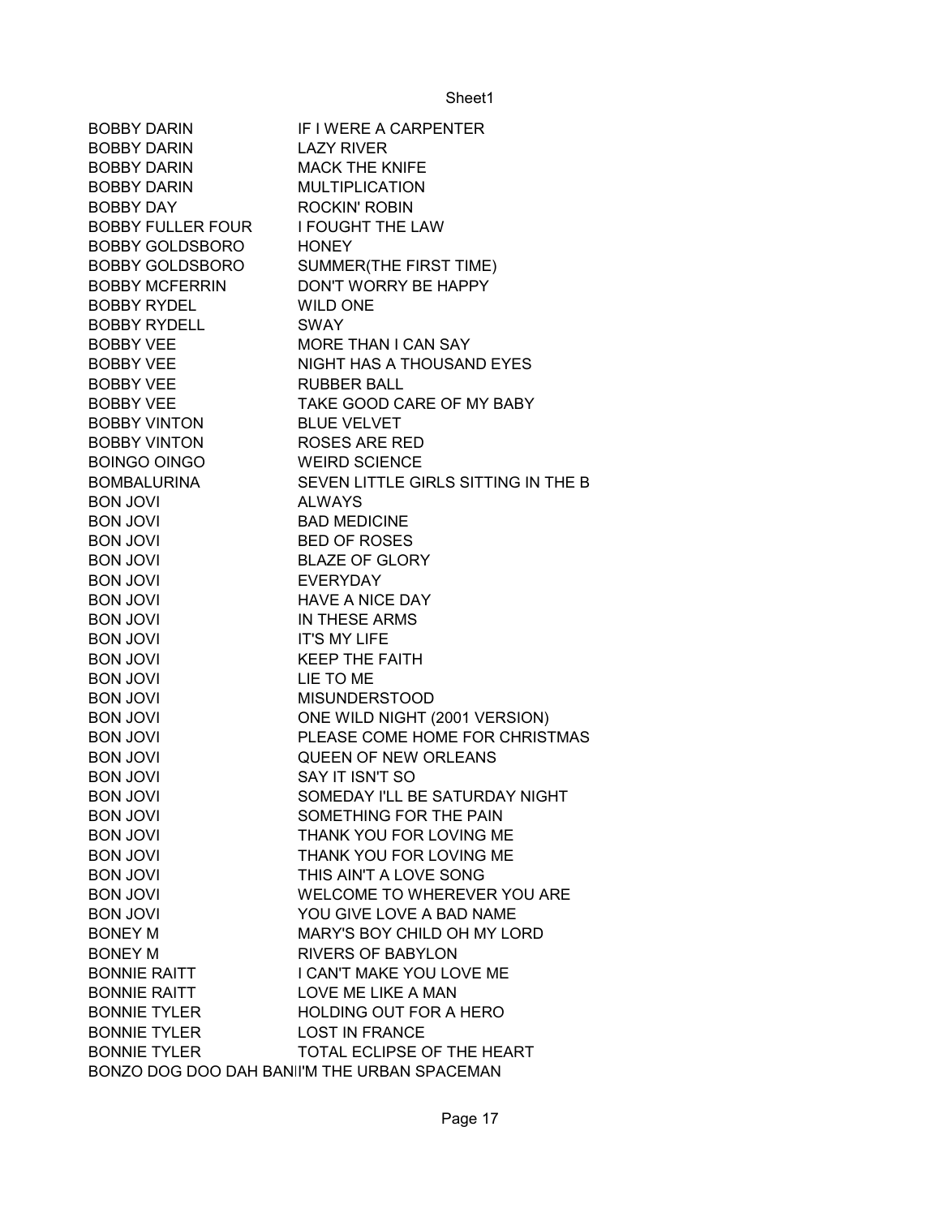| | |
|---|---|
| BOBBY DARIN | IF I WERE A CARPENTER |
| BOBBY DARIN | LAZY RIVER |
| BOBBY DARIN | MACK THE KNIFE |
| BOBBY DARIN | MULTIPLICATION |
| BOBBY DAY | ROCKIN' ROBIN |
| BOBBY FULLER FOUR | I FOUGHT THE LAW |
| BOBBY GOLDSBORO | HONEY |
| BOBBY GOLDSBORO | SUMMER(THE FIRST TIME) |
| BOBBY MCFERRIN | DON'T WORRY BE HAPPY |
| BOBBY RYDEL | WILD ONE |
| BOBBY RYDELL | SWAY |
| BOBBY VEE | MORE THAN I CAN SAY |
| BOBBY VEE | NIGHT HAS A THOUSAND EYES |
| BOBBY VEE | RUBBER BALL |
| BOBBY VEE | TAKE GOOD CARE OF MY BABY |
| BOBBY VINTON | BLUE VELVET |
| BOBBY VINTON | ROSES ARE RED |
| BOINGO OINGO | WEIRD SCIENCE |
| BOMBALURINA | SEVEN LITTLE GIRLS SITTING IN THE B |
| BON JOVI | ALWAYS |
| BON JOVI | BAD MEDICINE |
| BON JOVI | BED OF ROSES |
| BON JOVI | BLAZE OF GLORY |
| BON JOVI | EVERYDAY |
| BON JOVI | HAVE A NICE DAY |
| BON JOVI | IN THESE ARMS |
| BON JOVI | IT'S MY LIFE |
| BON JOVI | KEEP THE FAITH |
| BON JOVI | LIE TO ME |
| BON JOVI | MISUNDERSTOOD |
| BON JOVI | ONE WILD NIGHT (2001 VERSION) |
| BON JOVI | PLEASE COME HOME FOR CHRISTMAS |
| BON JOVI | QUEEN OF NEW ORLEANS |
| BON JOVI | SAY IT ISN'T SO |
| BON JOVI | SOMEDAY I'LL BE SATURDAY NIGHT |
| BON JOVI | SOMETHING FOR THE PAIN |
| BON JOVI | THANK YOU FOR LOVING ME |
| BON JOVI | THANK YOU FOR LOVING ME |
| BON JOVI | THIS AIN'T A LOVE SONG |
| BON JOVI | WELCOME TO WHEREVER YOU ARE |
| BON JOVI | YOU GIVE LOVE A BAD NAME |
| BONEY M | MARY'S BOY CHILD OH MY LORD |
| BONEY M | RIVERS OF BABYLON |
| BONNIE RAITT | I CAN'T MAKE YOU LOVE ME |
| BONNIE RAITT | LOVE ME LIKE A MAN |
| BONNIE TYLER | HOLDING OUT FOR A HERO |
| BONNIE TYLER | LOST IN FRANCE |
| BONNIE TYLER | TOTAL ECLIPSE OF THE HEART |
| BONZO DOG DOO DAH BANI | I'M THE URBAN SPACEMAN |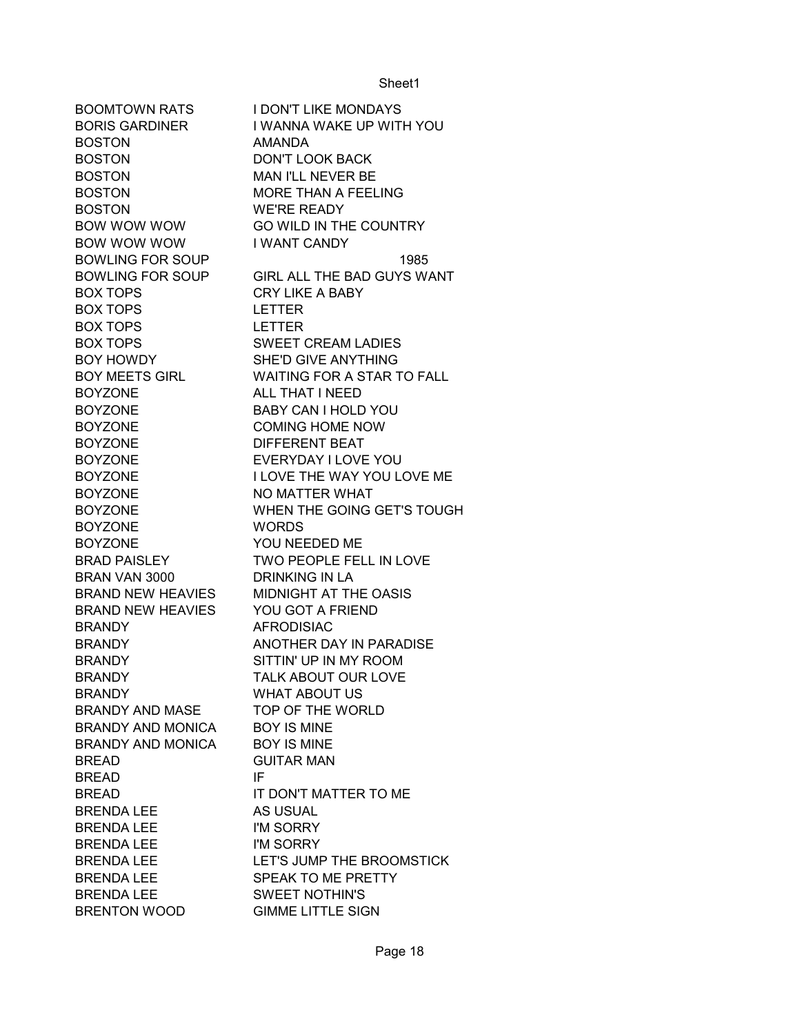| | |
|---|---|
| BOOMTOWN RATS | I DON'T LIKE MONDAYS |
| BORIS GARDINER | I WANNA WAKE UP WITH YOU |
| BOSTON | AMANDA |
| BOSTON | DON'T LOOK BACK |
| BOSTON | MAN I'LL NEVER BE |
| BOSTON | MORE THAN A FEELING |
| BOSTON | WE'RE READY |
| BOW WOW WOW | GO WILD IN THE COUNTRY |
| BOW WOW WOW | I WANT CANDY |
| BOWLING FOR SOUP | 1985 |
| BOWLING FOR SOUP | GIRL ALL THE BAD GUYS WANT |
| BOX TOPS | CRY LIKE A BABY |
| BOX TOPS | LETTER |
| BOX TOPS | LETTER |
| BOX TOPS | SWEET CREAM LADIES |
| BOY HOWDY | SHE'D GIVE ANYTHING |
| BOY MEETS GIRL | WAITING FOR A STAR TO FALL |
| BOYZONE | ALL THAT I NEED |
| BOYZONE | BABY CAN I HOLD YOU |
| BOYZONE | COMING HOME NOW |
| BOYZONE | DIFFERENT BEAT |
| BOYZONE | EVERYDAY I LOVE YOU |
| BOYZONE | I LOVE THE WAY YOU LOVE ME |
| BOYZONE | NO MATTER WHAT |
| BOYZONE | WHEN THE GOING GET'S TOUGH |
| BOYZONE | WORDS |
| BOYZONE | YOU NEEDED ME |
| BRAD PAISLEY | TWO PEOPLE FELL IN LOVE |
| BRAN VAN 3000 | DRINKING IN LA |
| BRAND NEW HEAVIES | MIDNIGHT AT THE OASIS |
| BRAND NEW HEAVIES | YOU GOT A FRIEND |
| BRANDY | AFRODISIAC |
| BRANDY | ANOTHER DAY IN PARADISE |
| BRANDY | SITTIN' UP IN MY ROOM |
| BRANDY | TALK ABOUT OUR LOVE |
| BRANDY | WHAT ABOUT US |
| BRANDY AND MASE | TOP OF THE WORLD |
| BRANDY AND MONICA | BOY IS MINE |
| BRANDY AND MONICA | BOY IS MINE |
| BREAD | GUITAR MAN |
| BREAD | IF |
| BREAD | IT DON'T MATTER TO ME |
| BRENDA LEE | AS USUAL |
| BRENDA LEE | I'M SORRY |
| BRENDA LEE | I'M SORRY |
| BRENDA LEE | LET'S JUMP THE BROOMSTICK |
| BRENDA LEE | SPEAK TO ME PRETTY |
| BRENDA LEE | SWEET NOTHIN'S |
| BRENTON WOOD | GIMME LITTLE SIGN |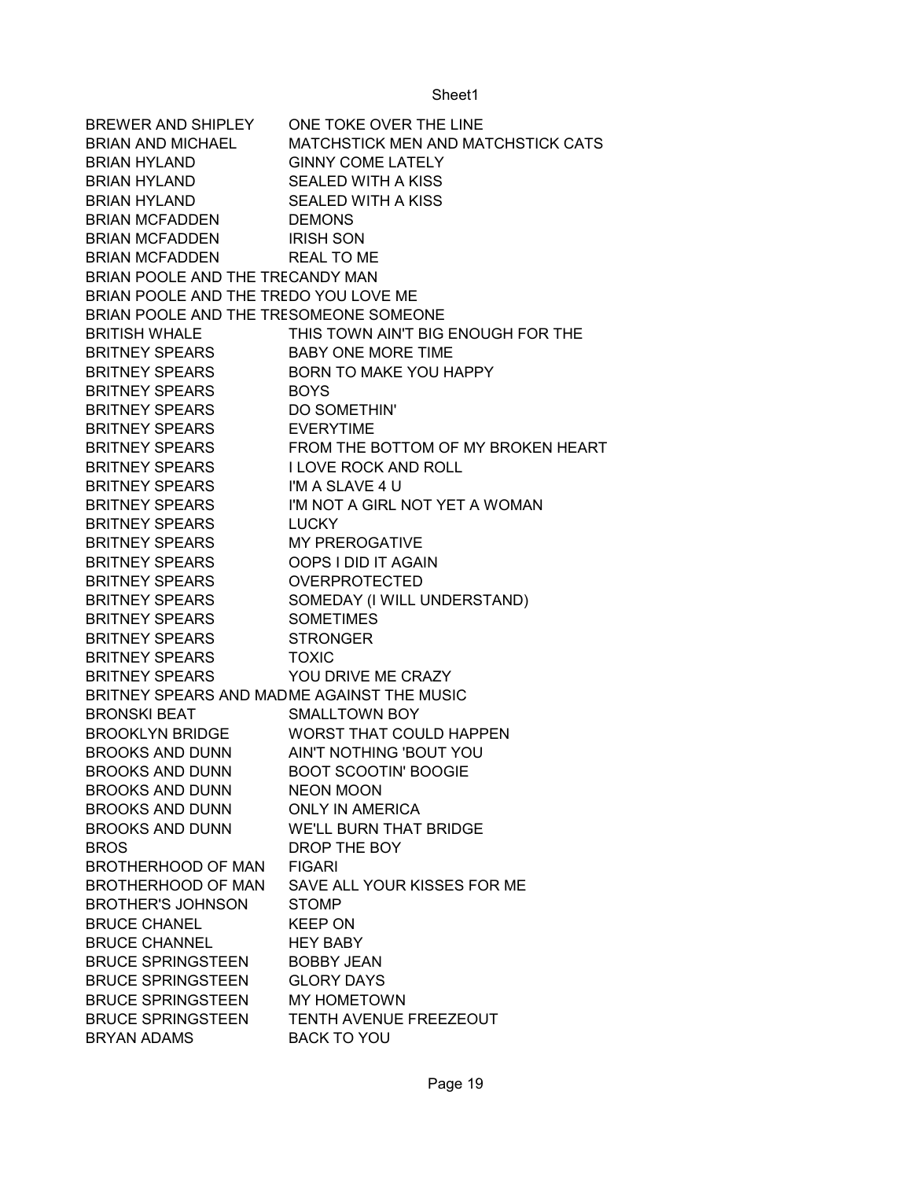| | |
|---|---|
| BREWER AND SHIPLEY | ONE TOKE OVER THE LINE |
| BRIAN AND MICHAEL | MATCHSTICK MEN AND MATCHSTICK CATS |
| BRIAN HYLAND | GINNY COME LATELY |
| BRIAN HYLAND | SEALED WITH A KISS |
| BRIAN HYLAND | SEALED WITH A KISS |
| BRIAN MCFADDEN | DEMONS |
| BRIAN MCFADDEN | IRISH SON |
| BRIAN MCFADDEN | REAL TO ME |
| BRIAN POOLE AND THE TRE | CANDY MAN |
| BRIAN POOLE AND THE TRE | DO YOU LOVE ME |
| BRIAN POOLE AND THE TRE | SOMEONE SOMEONE |
| BRITISH WHALE | THIS TOWN AIN'T BIG ENOUGH FOR THE |
| BRITNEY SPEARS | BABY ONE MORE TIME |
| BRITNEY SPEARS | BORN TO MAKE YOU HAPPY |
| BRITNEY SPEARS | BOYS |
| BRITNEY SPEARS | DO SOMETHIN' |
| BRITNEY SPEARS | EVERYTIME |
| BRITNEY SPEARS | FROM THE BOTTOM OF MY BROKEN HEART |
| BRITNEY SPEARS | I LOVE ROCK AND ROLL |
| BRITNEY SPEARS | I'M A SLAVE 4 U |
| BRITNEY SPEARS | I'M NOT A GIRL NOT YET A WOMAN |
| BRITNEY SPEARS | LUCKY |
| BRITNEY SPEARS | MY PREROGATIVE |
| BRITNEY SPEARS | OOPS I DID IT AGAIN |
| BRITNEY SPEARS | OVERPROTECTED |
| BRITNEY SPEARS | SOMEDAY (I WILL UNDERSTAND) |
| BRITNEY SPEARS | SOMETIMES |
| BRITNEY SPEARS | STRONGER |
| BRITNEY SPEARS | TOXIC |
| BRITNEY SPEARS | YOU DRIVE ME CRAZY |
| BRITNEY SPEARS AND MAD | ME AGAINST THE MUSIC |
| BRONSKI BEAT | SMALLTOWN BOY |
| BROOKLYN BRIDGE | WORST THAT COULD HAPPEN |
| BROOKS AND DUNN | AIN'T NOTHING 'BOUT YOU |
| BROOKS AND DUNN | BOOT SCOOTIN' BOOGIE |
| BROOKS AND DUNN | NEON MOON |
| BROOKS AND DUNN | ONLY IN AMERICA |
| BROOKS AND DUNN | WE'LL BURN THAT BRIDGE |
| BROS | DROP THE BOY |
| BROTHERHOOD OF MAN | FIGARI |
| BROTHERHOOD OF MAN | SAVE ALL YOUR KISSES FOR ME |
| BROTHER'S JOHNSON | STOMP |
| BRUCE CHANEL | KEEP ON |
| BRUCE CHANNEL | HEY BABY |
| BRUCE SPRINGSTEEN | BOBBY JEAN |
| BRUCE SPRINGSTEEN | GLORY DAYS |
| BRUCE SPRINGSTEEN | MY HOMETOWN |
| BRUCE SPRINGSTEEN | TENTH AVENUE FREEZEOUT |
| BRYAN ADAMS | BACK TO YOU |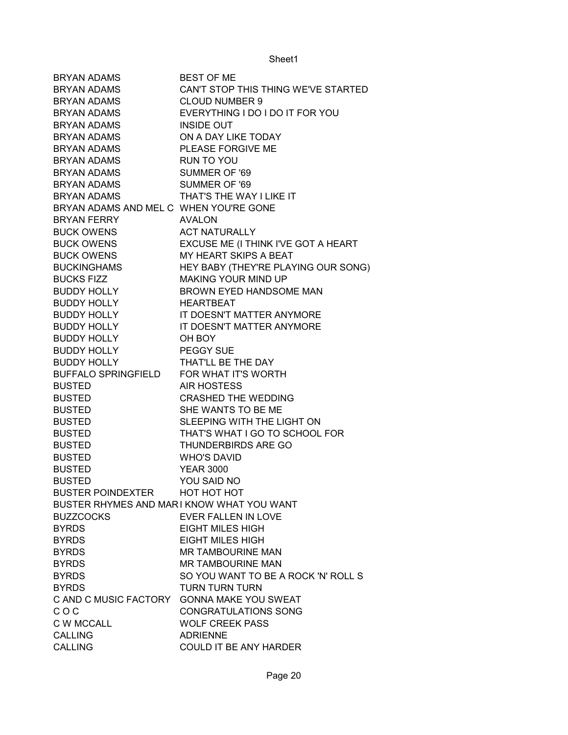| | |
|---|---|
| BRYAN ADAMS | BEST OF ME |
| BRYAN ADAMS | CAN'T STOP THIS THING WE'VE STARTED |
| BRYAN ADAMS | CLOUD NUMBER 9 |
| BRYAN ADAMS | EVERYTHING I DO I DO IT FOR YOU |
| BRYAN ADAMS | INSIDE OUT |
| BRYAN ADAMS | ON A DAY LIKE TODAY |
| BRYAN ADAMS | PLEASE FORGIVE ME |
| BRYAN ADAMS | RUN TO YOU |
| BRYAN ADAMS | SUMMER OF '69 |
| BRYAN ADAMS | SUMMER OF '69 |
| BRYAN ADAMS | THAT'S THE WAY I LIKE IT |
| BRYAN ADAMS AND MEL C | WHEN YOU'RE GONE |
| BRYAN FERRY | AVALON |
| BUCK OWENS | ACT NATURALLY |
| BUCK OWENS | EXCUSE ME (I THINK I'VE GOT A HEART |
| BUCK OWENS | MY HEART SKIPS A BEAT |
| BUCKINGHAMS | HEY BABY (THEY'RE PLAYING OUR SONG) |
| BUCKS FIZZ | MAKING YOUR MIND UP |
| BUDDY HOLLY | BROWN EYED HANDSOME MAN |
| BUDDY HOLLY | HEARTBEAT |
| BUDDY HOLLY | IT DOESN'T MATTER ANYMORE |
| BUDDY HOLLY | IT DOESN'T MATTER ANYMORE |
| BUDDY HOLLY | OH BOY |
| BUDDY HOLLY | PEGGY SUE |
| BUDDY HOLLY | THAT'LL BE THE DAY |
| BUFFALO SPRINGFIELD | FOR WHAT IT'S WORTH |
| BUSTED | AIR HOSTESS |
| BUSTED | CRASHED THE WEDDING |
| BUSTED | SHE WANTS TO BE ME |
| BUSTED | SLEEPING WITH THE LIGHT ON |
| BUSTED | THAT'S WHAT I GO TO SCHOOL FOR |
| BUSTED | THUNDERBIRDS ARE GO |
| BUSTED | WHO'S DAVID |
| BUSTED | YEAR 3000 |
| BUSTED | YOU SAID NO |
| BUSTER POINDEXTER | HOT HOT HOT |
| BUSTER RHYMES AND MAR | I KNOW WHAT YOU WANT |
| BUZZCOCKS | EVER FALLEN IN LOVE |
| BYRDS | EIGHT MILES HIGH |
| BYRDS | EIGHT MILES HIGH |
| BYRDS | MR TAMBOURINE MAN |
| BYRDS | MR TAMBOURINE MAN |
| BYRDS | SO YOU WANT TO BE A ROCK 'N' ROLL S |
| BYRDS | TURN TURN TURN |
| C AND C MUSIC FACTORY | GONNA MAKE YOU SWEAT |
| C O C | CONGRATULATIONS SONG |
| C W MCCALL | WOLF CREEK PASS |
| CALLING | ADRIENNE |
| CALLING | COULD IT BE ANY HARDER |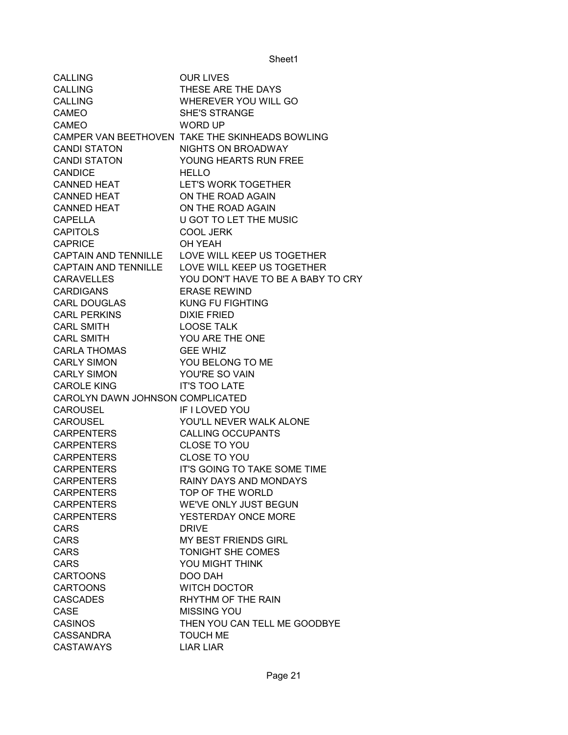| CALLING | OUR LIVES |
|---|---|
| CALLING | THESE ARE THE DAYS |
| CALLING | WHEREVER YOU WILL GO |
| CAMEO | SHE'S STRANGE |
| CAMEO | WORD UP |
| CAMPER VAN BEETHOVEN | TAKE THE SKINHEADS BOWLING |
| CANDI STATON | NIGHTS ON BROADWAY |
| CANDI STATON | YOUNG HEARTS RUN FREE |
| CANDICE | HELLO |
| CANNED HEAT | LET'S WORK TOGETHER |
| CANNED HEAT | ON THE ROAD AGAIN |
| CANNED HEAT | ON THE ROAD AGAIN |
| CAPELLA | U GOT TO LET THE MUSIC |
| CAPITOLS | COOL JERK |
| CAPRICE | OH YEAH |
| CAPTAIN AND TENNILLE | LOVE WILL KEEP US TOGETHER |
| CAPTAIN AND TENNILLE | LOVE WILL KEEP US TOGETHER |
| CARAVELLES | YOU DON'T HAVE TO BE A BABY TO CRY |
| CARDIGANS | ERASE REWIND |
| CARL DOUGLAS | KUNG FU FIGHTING |
| CARL PERKINS | DIXIE FRIED |
| CARL SMITH | LOOSE TALK |
| CARL SMITH | YOU ARE THE ONE |
| CARLA THOMAS | GEE WHIZ |
| CARLY SIMON | YOU BELONG TO ME |
| CARLY SIMON | YOU'RE SO VAIN |
| CAROLE KING | IT'S TOO LATE |
| CAROLYN DAWN JOHNSON | COMPLICATED |
| CAROUSEL | IF I LOVED YOU |
| CAROUSEL | YOU'LL NEVER WALK ALONE |
| CARPENTERS | CALLING OCCUPANTS |
| CARPENTERS | CLOSE TO YOU |
| CARPENTERS | CLOSE TO YOU |
| CARPENTERS | IT'S GOING TO TAKE SOME TIME |
| CARPENTERS | RAINY DAYS AND MONDAYS |
| CARPENTERS | TOP OF THE WORLD |
| CARPENTERS | WE'VE ONLY JUST BEGUN |
| CARPENTERS | YESTERDAY ONCE MORE |
| CARS | DRIVE |
| CARS | MY BEST FRIENDS GIRL |
| CARS | TONIGHT SHE COMES |
| CARS | YOU MIGHT THINK |
| CARTOONS | DOO DAH |
| CARTOONS | WITCH DOCTOR |
| CASCADES | RHYTHM OF THE RAIN |
| CASE | MISSING YOU |
| CASINOS | THEN YOU CAN TELL ME GOODBYE |
| CASSANDRA | TOUCH ME |
| CASTAWAYS | LIAR LIAR |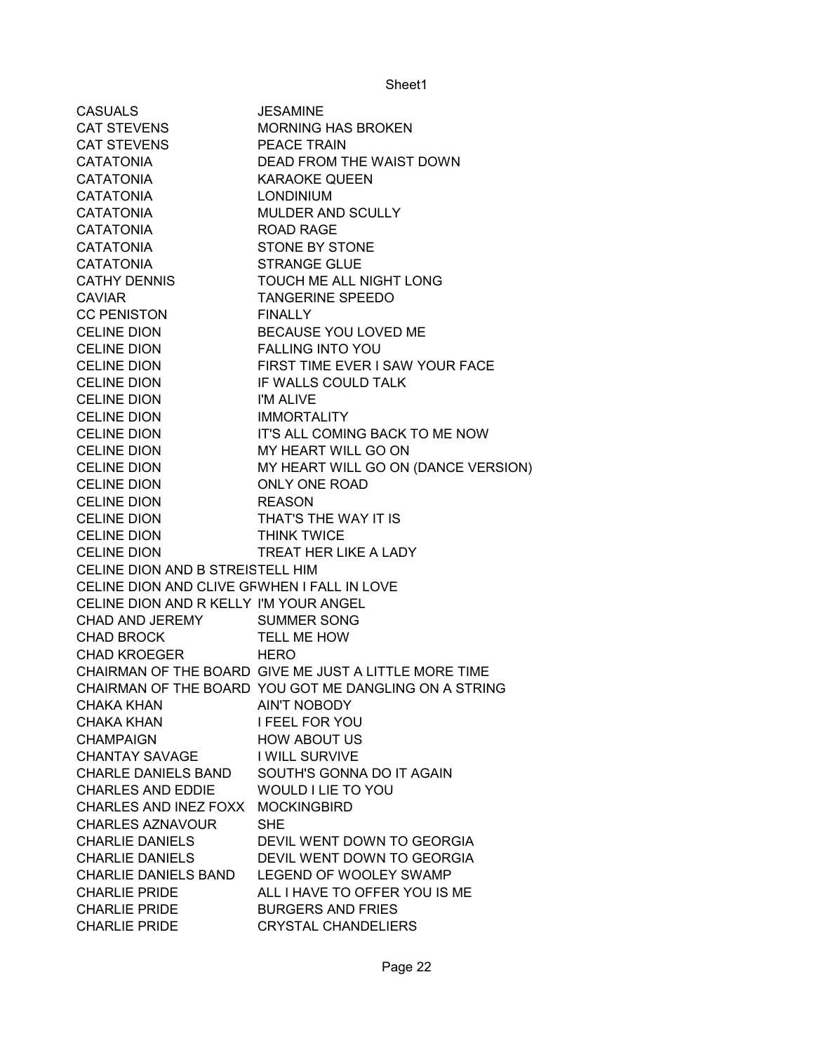| | |
|---|---|
| CASUALS | JESAMINE |
| CAT STEVENS | MORNING HAS BROKEN |
| CAT STEVENS | PEACE TRAIN |
| CATATONIA | DEAD FROM THE WAIST DOWN |
| CATATONIA | KARAOKE QUEEN |
| CATATONIA | LONDINIUM |
| CATATONIA | MULDER AND SCULLY |
| CATATONIA | ROAD RAGE |
| CATATONIA | STONE BY STONE |
| CATATONIA | STRANGE GLUE |
| CATHY DENNIS | TOUCH ME ALL NIGHT LONG |
| CAVIAR | TANGERINE SPEEDO |
| CC PENISTON | FINALLY |
| CELINE DION | BECAUSE YOU LOVED ME |
| CELINE DION | FALLING INTO YOU |
| CELINE DION | FIRST TIME EVER I SAW YOUR FACE |
| CELINE DION | IF WALLS COULD TALK |
| CELINE DION | I'M ALIVE |
| CELINE DION | IMMORTALITY |
| CELINE DION | IT'S ALL COMING BACK TO ME NOW |
| CELINE DION | MY HEART WILL GO ON |
| CELINE DION | MY HEART WILL GO ON (DANCE VERSION) |
| CELINE DION | ONLY ONE ROAD |
| CELINE DION | REASON |
| CELINE DION | THAT'S THE WAY IT IS |
| CELINE DION | THINK TWICE |
| CELINE DION | TREAT HER LIKE A LADY |
| CELINE DION AND B STREIS | TELL HIM |
| CELINE DION AND CLIVE GF | WHEN I FALL IN LOVE |
| CELINE DION AND R KELLY | I'M YOUR ANGEL |
| CHAD AND JEREMY | SUMMER SONG |
| CHAD BROCK | TELL ME HOW |
| CHAD KROEGER | HERO |
| CHAIRMAN OF THE BOARD | GIVE ME JUST A LITTLE MORE TIME |
| CHAIRMAN OF THE BOARD | YOU GOT ME DANGLING ON A STRING |
| CHAKA KHAN | AIN'T NOBODY |
| CHAKA KHAN | I FEEL FOR YOU |
| CHAMPAIGN | HOW ABOUT US |
| CHANTAY SAVAGE | I WILL SURVIVE |
| CHARLE DANIELS BAND | SOUTH'S GONNA DO IT AGAIN |
| CHARLES AND EDDIE | WOULD I LIE TO YOU |
| CHARLES AND INEZ FOXX | MOCKINGBIRD |
| CHARLES AZNAVOUR | SHE |
| CHARLIE DANIELS | DEVIL WENT DOWN TO GEORGIA |
| CHARLIE DANIELS | DEVIL WENT DOWN TO GEORGIA |
| CHARLIE DANIELS BAND | LEGEND OF WOOLEY SWAMP |
| CHARLIE PRIDE | ALL I HAVE TO OFFER YOU IS ME |
| CHARLIE PRIDE | BURGERS AND FRIES |
| CHARLIE PRIDE | CRYSTAL CHANDELIERS |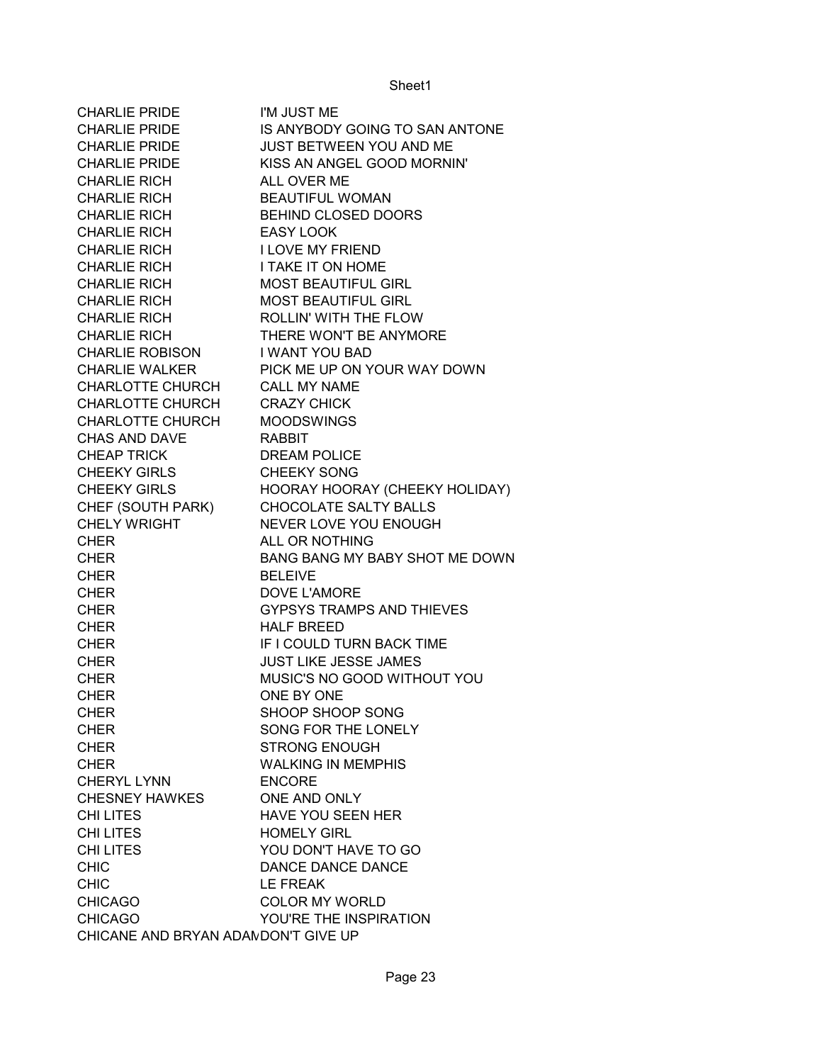| | |
|---|---|
| CHARLIE PRIDE | I'M JUST ME |
| CHARLIE PRIDE | IS ANYBODY GOING TO SAN ANTONE |
| CHARLIE PRIDE | JUST BETWEEN YOU AND ME |
| CHARLIE PRIDE | KISS AN ANGEL GOOD MORNIN' |
| CHARLIE RICH | ALL OVER ME |
| CHARLIE RICH | BEAUTIFUL WOMAN |
| CHARLIE RICH | BEHIND CLOSED DOORS |
| CHARLIE RICH | EASY LOOK |
| CHARLIE RICH | I LOVE MY FRIEND |
| CHARLIE RICH | I TAKE IT ON HOME |
| CHARLIE RICH | MOST BEAUTIFUL GIRL |
| CHARLIE RICH | MOST BEAUTIFUL GIRL |
| CHARLIE RICH | ROLLIN' WITH THE FLOW |
| CHARLIE RICH | THERE WON'T BE ANYMORE |
| CHARLIE ROBISON | I WANT YOU BAD |
| CHARLIE WALKER | PICK ME UP ON YOUR WAY DOWN |
| CHARLOTTE CHURCH | CALL MY NAME |
| CHARLOTTE CHURCH | CRAZY CHICK |
| CHARLOTTE CHURCH | MOODSWINGS |
| CHAS AND DAVE | RABBIT |
| CHEAP TRICK | DREAM POLICE |
| CHEEKY GIRLS | CHEEKY SONG |
| CHEEKY GIRLS | HOORAY HOORAY (CHEEKY HOLIDAY) |
| CHEF (SOUTH PARK) | CHOCOLATE SALTY BALLS |
| CHELY WRIGHT | NEVER LOVE YOU ENOUGH |
| CHER | ALL OR NOTHING |
| CHER | BANG BANG MY BABY SHOT ME DOWN |
| CHER | BELEIVE |
| CHER | DOVE L'AMORE |
| CHER | GYPSYS TRAMPS AND THIEVES |
| CHER | HALF BREED |
| CHER | IF I COULD TURN BACK TIME |
| CHER | JUST LIKE JESSE JAMES |
| CHER | MUSIC'S NO GOOD WITHOUT YOU |
| CHER | ONE BY ONE |
| CHER | SHOOP SHOOP SONG |
| CHER | SONG FOR THE LONELY |
| CHER | STRONG ENOUGH |
| CHER | WALKING IN MEMPHIS |
| CHERYL LYNN | ENCORE |
| CHESNEY HAWKES | ONE AND ONLY |
| CHI LITES | HAVE YOU SEEN HER |
| CHI LITES | HOMELY GIRL |
| CHI LITES | YOU DON'T HAVE TO GO |
| CHIC | DANCE DANCE DANCE |
| CHIC | LE FREAK |
| CHICAGO | COLOR MY WORLD |
| CHICAGO | YOU'RE THE INSPIRATION |
| CHICANE AND BRYAN ADAM | DON'T GIVE UP |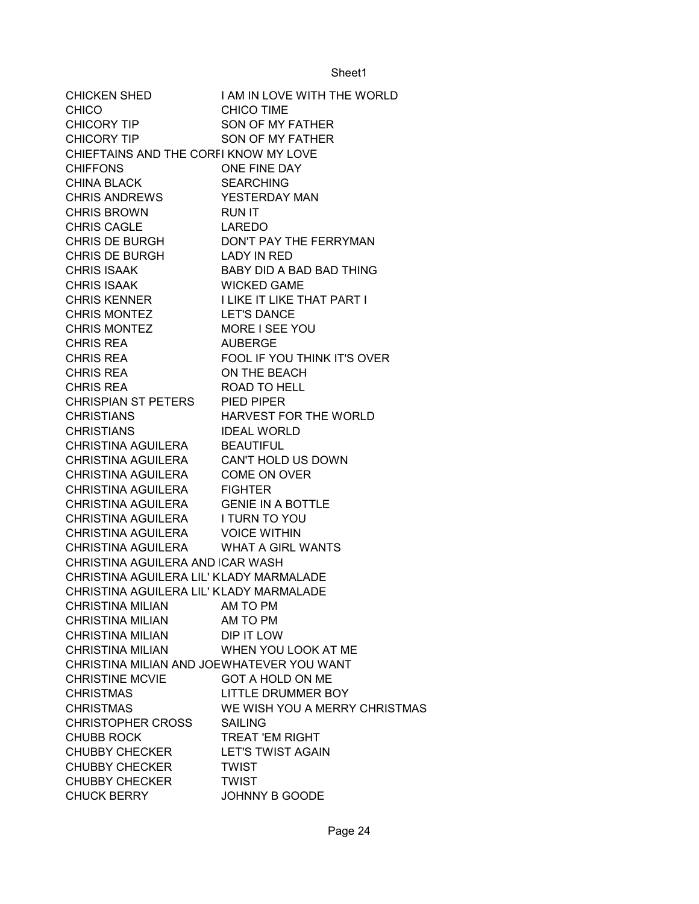| | |
|---|---|
| CHICKEN SHED | I AM IN LOVE WITH THE WORLD |
| CHICO | CHICO TIME |
| CHICORY TIP | SON OF MY FATHER |
| CHICORY TIP | SON OF MY FATHER |
| CHIEFTAINS AND THE CORRI | KNOW MY LOVE |
| CHIFFONS | ONE FINE DAY |
| CHINA BLACK | SEARCHING |
| CHRIS ANDREWS | YESTERDAY MAN |
| CHRIS BROWN | RUN IT |
| CHRIS CAGLE | LAREDO |
| CHRIS DE BURGH | DON'T PAY THE FERRYMAN |
| CHRIS DE BURGH | LADY IN RED |
| CHRIS ISAAK | BABY DID A BAD BAD THING |
| CHRIS ISAAK | WICKED GAME |
| CHRIS KENNER | I LIKE IT LIKE THAT PART I |
| CHRIS MONTEZ | LET'S DANCE |
| CHRIS MONTEZ | MORE I SEE YOU |
| CHRIS REA | AUBERGE |
| CHRIS REA | FOOL IF YOU THINK IT'S OVER |
| CHRIS REA | ON THE BEACH |
| CHRIS REA | ROAD TO HELL |
| CHRISPIAN ST PETERS | PIED PIPER |
| CHRISTIANS | HARVEST FOR THE WORLD |
| CHRISTIANS | IDEAL WORLD |
| CHRISTINA AGUILERA | BEAUTIFUL |
| CHRISTINA AGUILERA | CAN'T HOLD US DOWN |
| CHRISTINA AGUILERA | COME ON OVER |
| CHRISTINA AGUILERA | FIGHTER |
| CHRISTINA AGUILERA | GENIE IN A BOTTLE |
| CHRISTINA AGUILERA | I TURN TO YOU |
| CHRISTINA AGUILERA | VOICE WITHIN |
| CHRISTINA AGUILERA | WHAT A GIRL WANTS |
| CHRISTINA AGUILERA AND I | CAR WASH |
| CHRISTINA AGUILERA LIL' K | LADY MARMALADE |
| CHRISTINA AGUILERA LIL' K | LADY MARMALADE |
| CHRISTINA MILIAN | AM TO PM |
| CHRISTINA MILIAN | AM TO PM |
| CHRISTINA MILIAN | DIP IT LOW |
| CHRISTINA MILIAN | WHEN YOU LOOK AT ME |
| CHRISTINA MILIAN AND JOE | WHATEVER YOU WANT |
| CHRISTINE MCVIE | GOT A HOLD ON ME |
| CHRISTMAS | LITTLE DRUMMER BOY |
| CHRISTMAS | WE WISH YOU A MERRY CHRISTMAS |
| CHRISTOPHER CROSS | SAILING |
| CHUBB ROCK | TREAT 'EM RIGHT |
| CHUBBY CHECKER | LET'S TWIST AGAIN |
| CHUBBY CHECKER | TWIST |
| CHUBBY CHECKER | TWIST |
| CHUCK BERRY | JOHNNY B GOODE |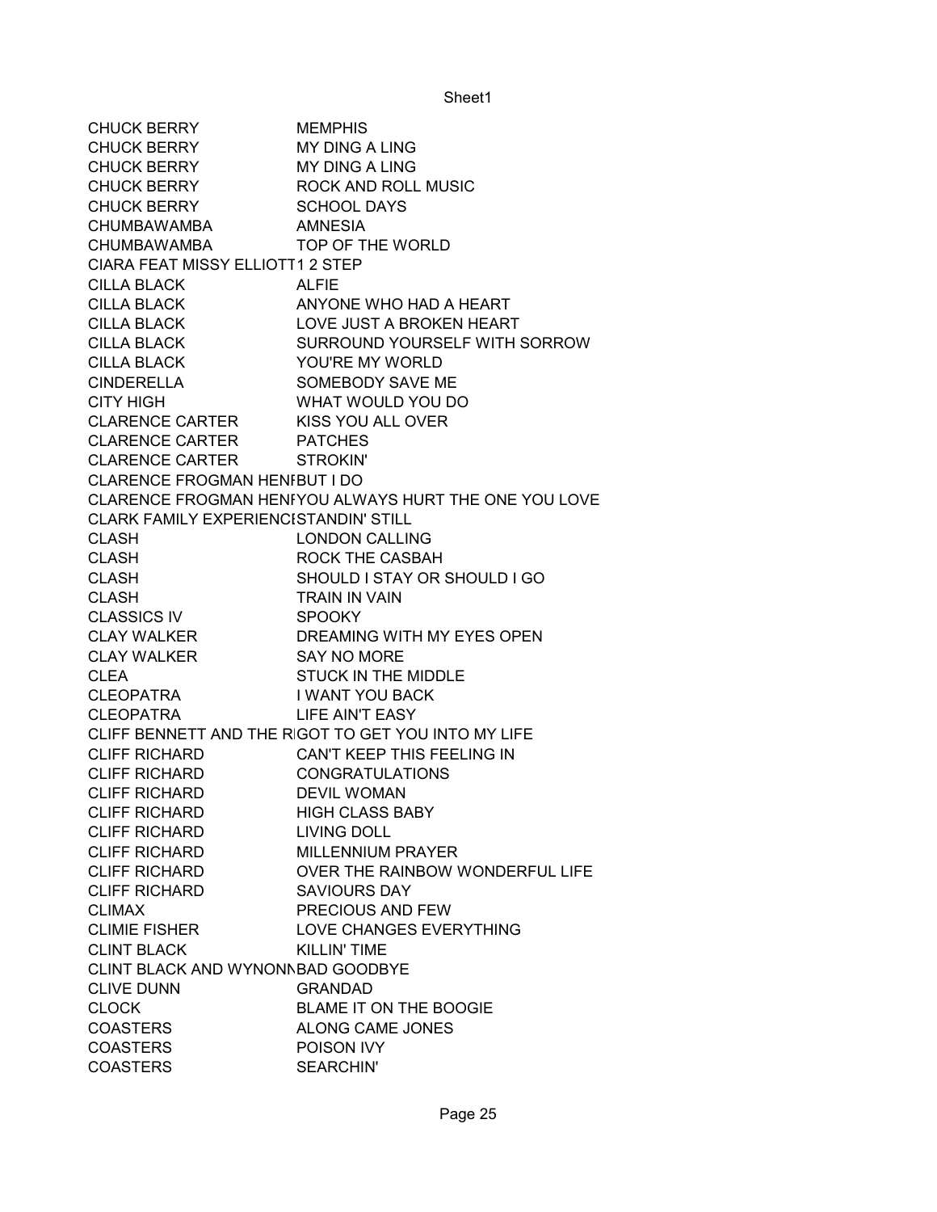| | |
|---|---|
| CHUCK BERRY | MEMPHIS |
| CHUCK BERRY | MY DING A LING |
| CHUCK BERRY | MY DING A LING |
| CHUCK BERRY | ROCK AND ROLL MUSIC |
| CHUCK BERRY | SCHOOL DAYS |
| CHUMBAWAMBA | AMNESIA |
| CHUMBAWAMBA | TOP OF THE WORLD |
| CIARA FEAT MISSY ELLIOTT | 1 2 STEP |
| CILLA BLACK | ALFIE |
| CILLA BLACK | ANYONE WHO HAD A HEART |
| CILLA BLACK | LOVE JUST A BROKEN HEART |
| CILLA BLACK | SURROUND YOURSELF WITH SORROW |
| CILLA BLACK | YOU'RE MY WORLD |
| CINDERELLA | SOMEBODY SAVE ME |
| CITY HIGH | WHAT WOULD YOU DO |
| CLARENCE CARTER | KISS YOU ALL OVER |
| CLARENCE CARTER | PATCHES |
| CLARENCE CARTER | STROKIN' |
| CLARENCE FROGMAN HEN| | BUT I DO |
| CLARENCE FROGMAN HEN| | YOU ALWAYS HURT THE ONE YOU LOVE |
| CLARK FAMILY EXPERIENC| | STANDIN' STILL |
| CLASH | LONDON CALLING |
| CLASH | ROCK THE CASBAH |
| CLASH | SHOULD I STAY OR SHOULD I GO |
| CLASH | TRAIN IN VAIN |
| CLASSICS IV | SPOOKY |
| CLAY WALKER | DREAMING WITH MY EYES OPEN |
| CLAY WALKER | SAY NO MORE |
| CLEA | STUCK IN THE MIDDLE |
| CLEOPATRA | I WANT YOU BACK |
| CLEOPATRA | LIFE AIN'T EASY |
| CLIFF BENNETT AND THE R| | GOT TO GET YOU INTO MY LIFE |
| CLIFF RICHARD | CAN'T KEEP THIS FEELING IN |
| CLIFF RICHARD | CONGRATULATIONS |
| CLIFF RICHARD | DEVIL WOMAN |
| CLIFF RICHARD | HIGH CLASS BABY |
| CLIFF RICHARD | LIVING DOLL |
| CLIFF RICHARD | MILLENNIUM PRAYER |
| CLIFF RICHARD | OVER THE RAINBOW WONDERFUL LIFE |
| CLIFF RICHARD | SAVIOURS DAY |
| CLIMAX | PRECIOUS AND FEW |
| CLIMIE FISHER | LOVE CHANGES EVERYTHING |
| CLINT BLACK | KILLIN' TIME |
| CLINT BLACK AND WYNONN| | BAD GOODBYE |
| CLIVE DUNN | GRANDAD |
| CLOCK | BLAME IT ON THE BOOGIE |
| COASTERS | ALONG CAME JONES |
| COASTERS | POISON IVY |
| COASTERS | SEARCHIN' |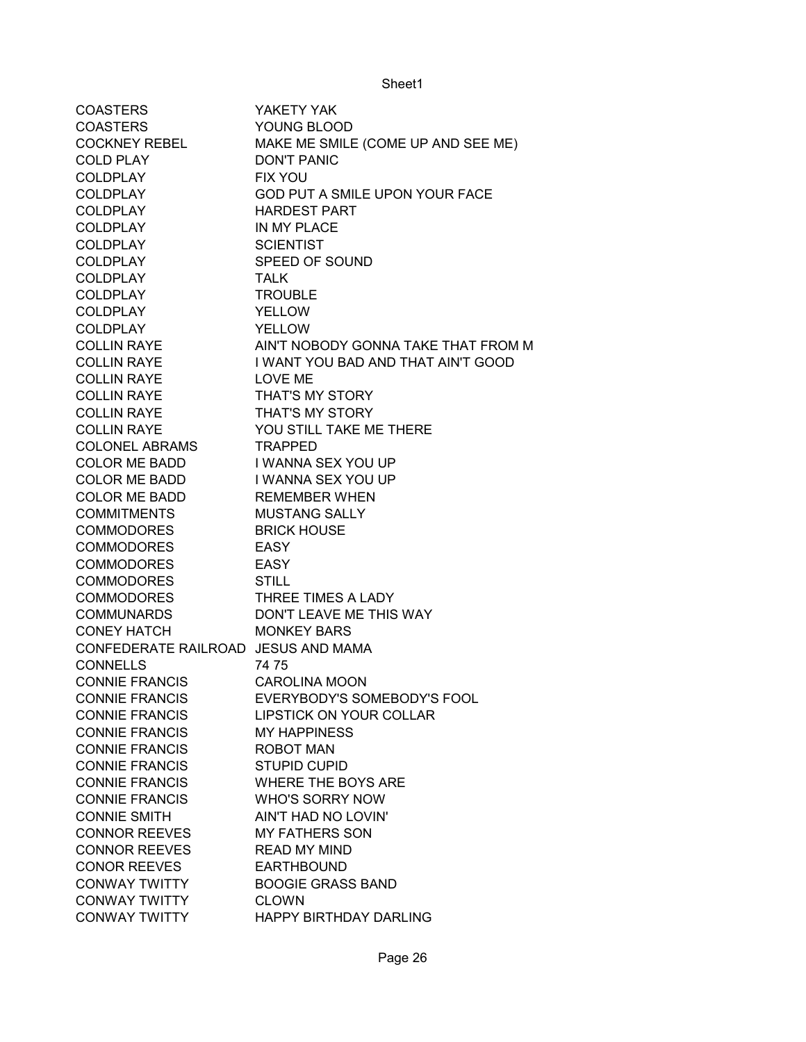| | |
|---|---|
| COASTERS | YAKETY YAK |
| COASTERS | YOUNG BLOOD |
| COCKNEY REBEL | MAKE ME SMILE (COME UP AND SEE ME) |
| COLD PLAY | DON'T PANIC |
| COLDPLAY | FIX YOU |
| COLDPLAY | GOD PUT A SMILE UPON YOUR FACE |
| COLDPLAY | HARDEST PART |
| COLDPLAY | IN MY PLACE |
| COLDPLAY | SCIENTIST |
| COLDPLAY | SPEED OF SOUND |
| COLDPLAY | TALK |
| COLDPLAY | TROUBLE |
| COLDPLAY | YELLOW |
| COLDPLAY | YELLOW |
| COLLIN RAYE | AIN'T NOBODY GONNA TAKE THAT FROM M |
| COLLIN RAYE | I WANT YOU BAD AND THAT AIN'T GOOD |
| COLLIN RAYE | LOVE ME |
| COLLIN RAYE | THAT'S MY STORY |
| COLLIN RAYE | THAT'S MY STORY |
| COLLIN RAYE | YOU STILL TAKE ME THERE |
| COLONEL ABRAMS | TRAPPED |
| COLOR ME BADD | I WANNA SEX YOU UP |
| COLOR ME BADD | I WANNA SEX YOU UP |
| COLOR ME BADD | REMEMBER WHEN |
| COMMITMENTS | MUSTANG SALLY |
| COMMODORES | BRICK HOUSE |
| COMMODORES | EASY |
| COMMODORES | EASY |
| COMMODORES | STILL |
| COMMODORES | THREE TIMES A LADY |
| COMMUNARDS | DON'T LEAVE ME THIS WAY |
| CONEY HATCH | MONKEY BARS |
| CONFEDERATE RAILROAD | JESUS AND MAMA |
| CONNELLS | 74 75 |
| CONNIE FRANCIS | CAROLINA MOON |
| CONNIE FRANCIS | EVERYBODY'S SOMEBODY'S FOOL |
| CONNIE FRANCIS | LIPSTICK ON YOUR COLLAR |
| CONNIE FRANCIS | MY HAPPINESS |
| CONNIE FRANCIS | ROBOT MAN |
| CONNIE FRANCIS | STUPID CUPID |
| CONNIE FRANCIS | WHERE THE BOYS ARE |
| CONNIE FRANCIS | WHO'S SORRY NOW |
| CONNIE SMITH | AIN'T HAD NO LOVIN' |
| CONNOR REEVES | MY FATHERS SON |
| CONNOR REEVES | READ MY MIND |
| CONOR REEVES | EARTHBOUND |
| CONWAY TWITTY | BOOGIE GRASS BAND |
| CONWAY TWITTY | CLOWN |
| CONWAY TWITTY | HAPPY BIRTHDAY DARLING |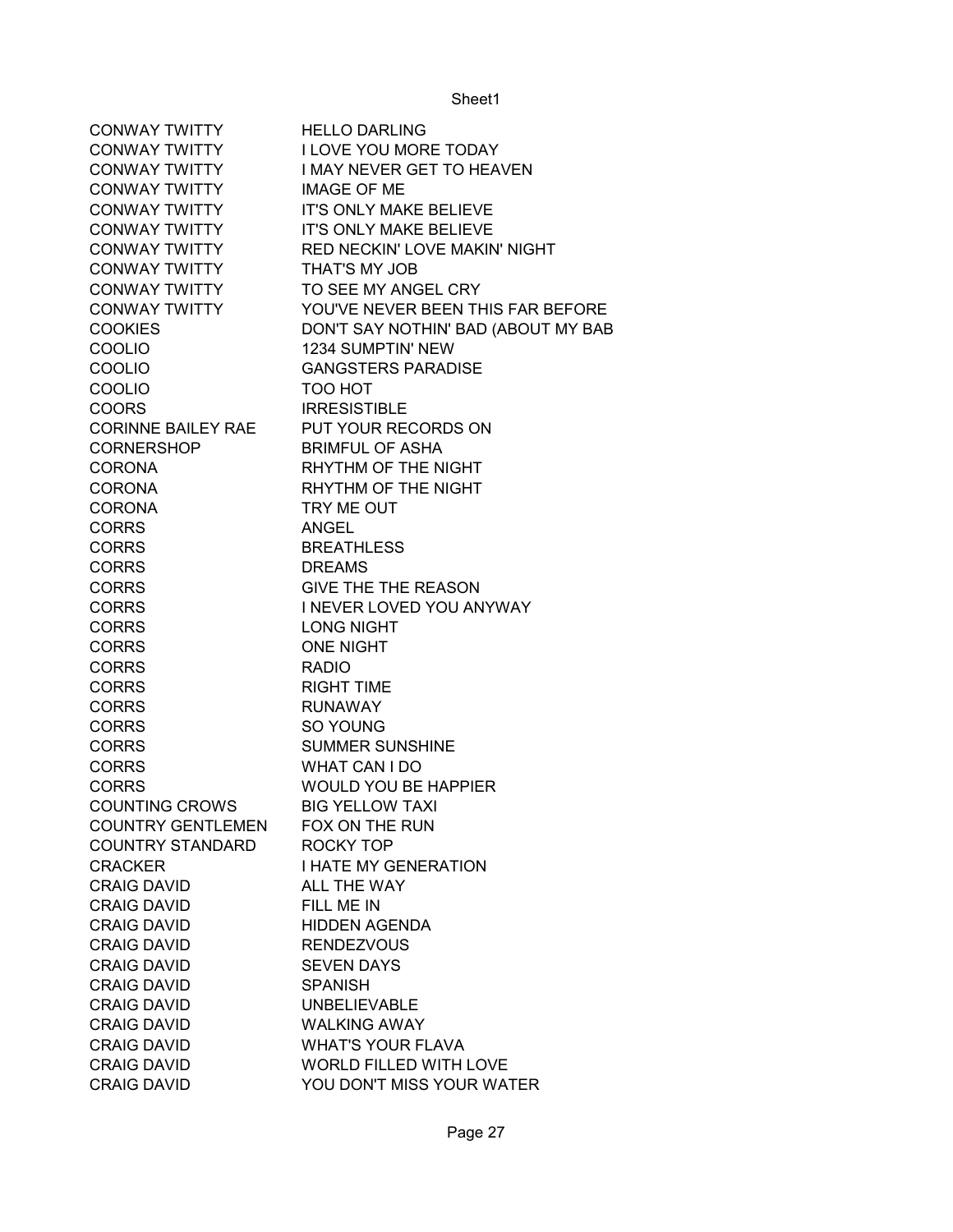| | |
|---|---|
| CONWAY TWITTY | HELLO DARLING |
| CONWAY TWITTY | I LOVE YOU MORE TODAY |
| CONWAY TWITTY | I MAY NEVER GET TO HEAVEN |
| CONWAY TWITTY | IMAGE OF ME |
| CONWAY TWITTY | IT'S ONLY MAKE BELIEVE |
| CONWAY TWITTY | IT'S ONLY MAKE BELIEVE |
| CONWAY TWITTY | RED NECKIN' LOVE MAKIN' NIGHT |
| CONWAY TWITTY | THAT'S MY JOB |
| CONWAY TWITTY | TO SEE MY ANGEL CRY |
| CONWAY TWITTY | YOU'VE NEVER BEEN THIS FAR BEFORE |
| COOKIES | DON'T SAY NOTHIN' BAD (ABOUT MY BAB |
| COOLIO | 1234 SUMPTIN' NEW |
| COOLIO | GANGSTERS PARADISE |
| COOLIO | TOO HOT |
| COORS | IRRESISTIBLE |
| CORINNE BAILEY RAE | PUT YOUR RECORDS ON |
| CORNERSHOP | BRIMFUL OF ASHA |
| CORONA | RHYTHM OF THE NIGHT |
| CORONA | RHYTHM OF THE NIGHT |
| CORONA | TRY ME OUT |
| CORRS | ANGEL |
| CORRS | BREATHLESS |
| CORRS | DREAMS |
| CORRS | GIVE THE THE REASON |
| CORRS | I NEVER LOVED YOU ANYWAY |
| CORRS | LONG NIGHT |
| CORRS | ONE NIGHT |
| CORRS | RADIO |
| CORRS | RIGHT TIME |
| CORRS | RUNAWAY |
| CORRS | SO YOUNG |
| CORRS | SUMMER SUNSHINE |
| CORRS | WHAT CAN I DO |
| CORRS | WOULD YOU BE HAPPIER |
| COUNTING CROWS | BIG YELLOW TAXI |
| COUNTRY GENTLEMEN | FOX ON THE RUN |
| COUNTRY STANDARD | ROCKY TOP |
| CRACKER | I HATE MY GENERATION |
| CRAIG DAVID | ALL THE WAY |
| CRAIG DAVID | FILL ME IN |
| CRAIG DAVID | HIDDEN AGENDA |
| CRAIG DAVID | RENDEZVOUS |
| CRAIG DAVID | SEVEN DAYS |
| CRAIG DAVID | SPANISH |
| CRAIG DAVID | UNBELIEVABLE |
| CRAIG DAVID | WALKING AWAY |
| CRAIG DAVID | WHAT'S YOUR FLAVA |
| CRAIG DAVID | WORLD FILLED WITH LOVE |
| CRAIG DAVID | YOU DON'T MISS YOUR WATER |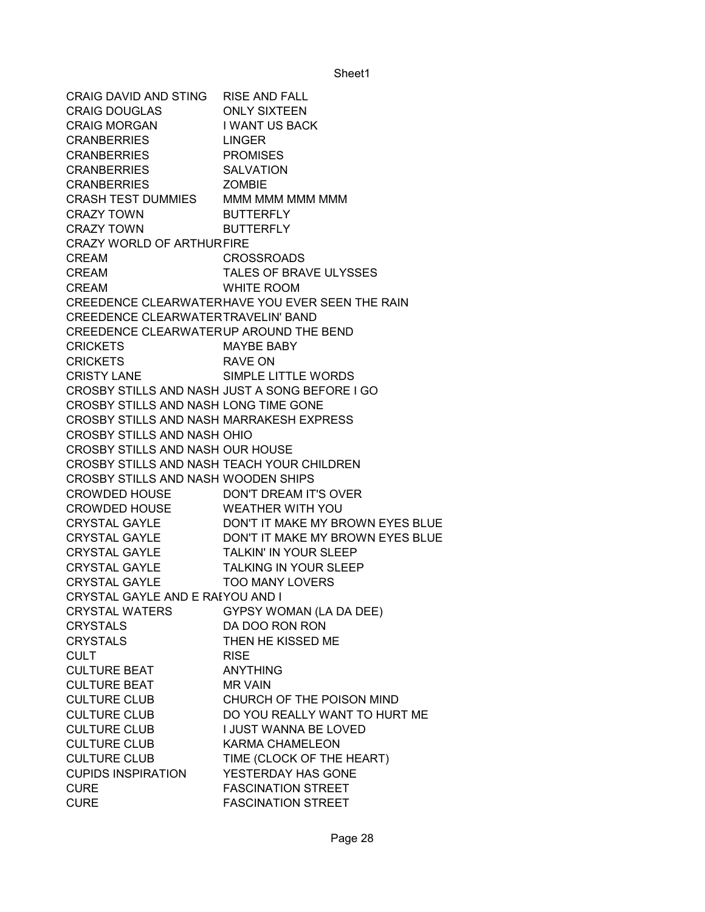| CRAIG DAVID AND STING | RISE AND FALL |
|---|---|
| CRAIG DOUGLAS | ONLY SIXTEEN |
| CRAIG MORGAN | I WANT US BACK |
| CRANBERRIES | LINGER |
| CRANBERRIES | PROMISES |
| CRANBERRIES | SALVATION |
| CRANBERRIES | ZOMBIE |
| CRASH TEST DUMMIES | MMM MMM MMM MMM |
| CRAZY TOWN | BUTTERFLY |
| CRAZY TOWN | BUTTERFLY |
| CRAZY WORLD OF ARTHUR | FIRE |
| CREAM | CROSSROADS |
| CREAM | TALES OF BRAVE ULYSSES |
| CREAM | WHITE ROOM |
| CREEDENCE CLEARWATER | HAVE YOU EVER SEEN THE RAIN |
| CREEDENCE CLEARWATER | TRAVELIN' BAND |
| CREEDENCE CLEARWATER | UP AROUND THE BEND |
| CRICKETS | MAYBE BABY |
| CRICKETS | RAVE ON |
| CRISTY LANE | SIMPLE LITTLE WORDS |
| CROSBY STILLS AND NASH | JUST A SONG BEFORE I GO |
| CROSBY STILLS AND NASH | LONG TIME GONE |
| CROSBY STILLS AND NASH | MARRAKESH EXPRESS |
| CROSBY STILLS AND NASH | OHIO |
| CROSBY STILLS AND NASH | OUR HOUSE |
| CROSBY STILLS AND NASH | TEACH YOUR CHILDREN |
| CROSBY STILLS AND NASH | WOODEN SHIPS |
| CROWDED HOUSE | DON'T DREAM IT'S OVER |
| CROWDED HOUSE | WEATHER WITH YOU |
| CRYSTAL GAYLE | DON'T IT MAKE MY BROWN EYES BLUE |
| CRYSTAL GAYLE | DON'T IT MAKE MY BROWN EYES BLUE |
| CRYSTAL GAYLE | TALKIN' IN YOUR SLEEP |
| CRYSTAL GAYLE | TALKING IN YOUR SLEEP |
| CRYSTAL GAYLE | TOO MANY LOVERS |
| CRYSTAL GAYLE AND E RA | YOU AND I |
| CRYSTAL WATERS | GYPSY WOMAN (LA DA DEE) |
| CRYSTALS | DA DOO RON RON |
| CRYSTALS | THEN HE KISSED ME |
| CULT | RISE |
| CULTURE BEAT | ANYTHING |
| CULTURE BEAT | MR VAIN |
| CULTURE CLUB | CHURCH OF THE POISON MIND |
| CULTURE CLUB | DO YOU REALLY WANT TO HURT ME |
| CULTURE CLUB | I JUST WANNA BE LOVED |
| CULTURE CLUB | KARMA CHAMELEON |
| CULTURE CLUB | TIME (CLOCK OF THE HEART) |
| CUPIDS INSPIRATION | YESTERDAY HAS GONE |
| CURE | FASCINATION STREET |
| CURE | FASCINATION STREET |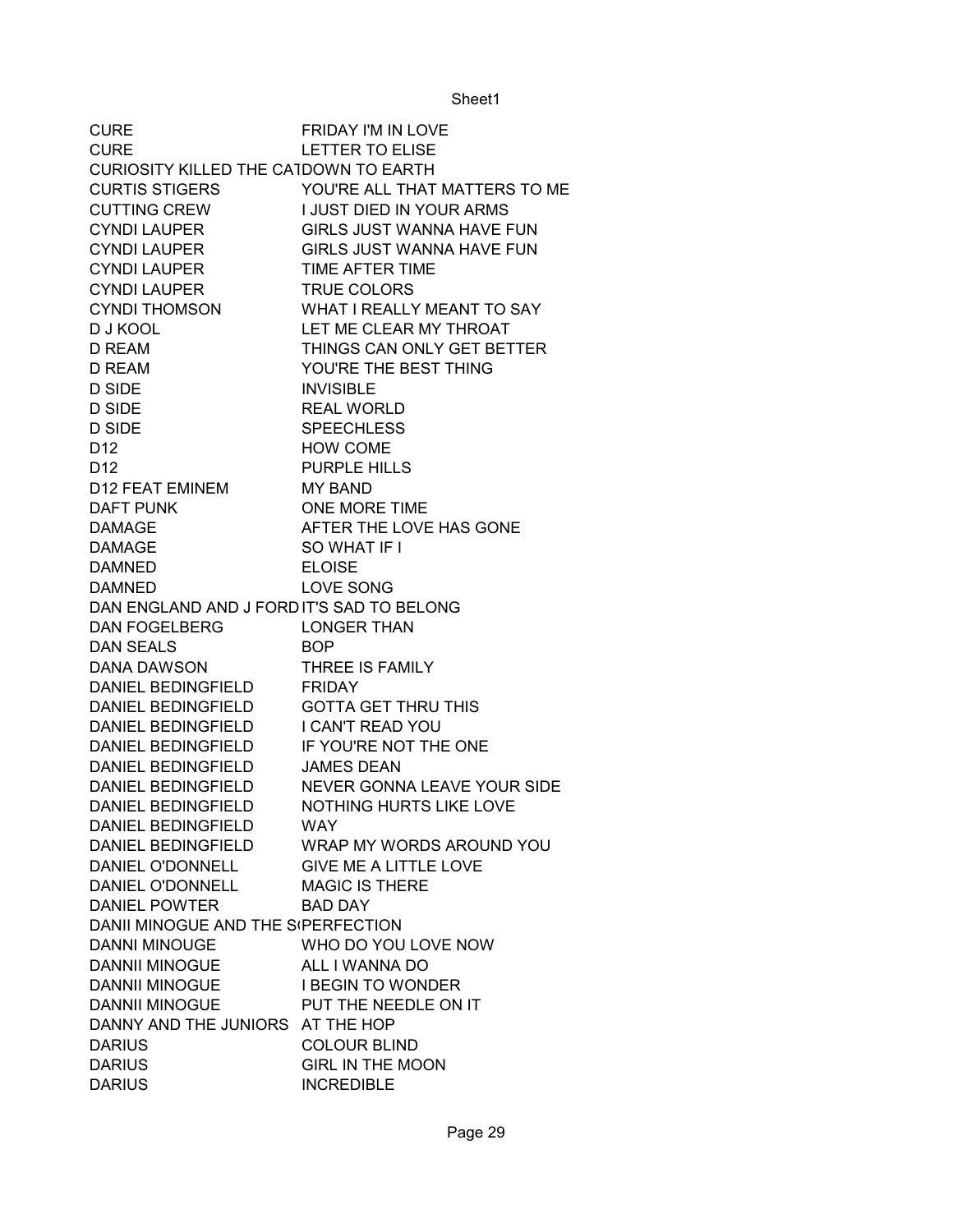| | |
|---|---|
| CURE | FRIDAY I'M IN LOVE |
| CURE | LETTER TO ELISE |
| CURIOSITY KILLED THE CAT | DOWN TO EARTH |
| CURTIS STIGERS | YOU'RE ALL THAT MATTERS TO ME |
| CUTTING CREW | I JUST DIED IN YOUR ARMS |
| CYNDI LAUPER | GIRLS JUST WANNA HAVE FUN |
| CYNDI LAUPER | GIRLS JUST WANNA HAVE FUN |
| CYNDI LAUPER | TIME AFTER TIME |
| CYNDI LAUPER | TRUE COLORS |
| CYNDI THOMSON | WHAT I REALLY MEANT TO SAY |
| D J KOOL | LET ME CLEAR MY THROAT |
| D REAM | THINGS CAN ONLY GET BETTER |
| D REAM | YOU'RE THE BEST THING |
| D SIDE | INVISIBLE |
| D SIDE | REAL WORLD |
| D SIDE | SPEECHLESS |
| D12 | HOW COME |
| D12 | PURPLE HILLS |
| D12 FEAT EMINEM | MY BAND |
| DAFT PUNK | ONE MORE TIME |
| DAMAGE | AFTER THE LOVE HAS GONE |
| DAMAGE | SO WHAT IF I |
| DAMNED | ELOISE |
| DAMNED | LOVE SONG |
| DAN ENGLAND AND J FORD | IT'S SAD TO BELONG |
| DAN FOGELBERG | LONGER THAN |
| DAN SEALS | BOP |
| DANA DAWSON | THREE IS FAMILY |
| DANIEL BEDINGFIELD | FRIDAY |
| DANIEL BEDINGFIELD | GOTTA GET THRU THIS |
| DANIEL BEDINGFIELD | I CAN'T READ YOU |
| DANIEL BEDINGFIELD | IF YOU'RE NOT THE ONE |
| DANIEL BEDINGFIELD | JAMES DEAN |
| DANIEL BEDINGFIELD | NEVER GONNA LEAVE YOUR SIDE |
| DANIEL BEDINGFIELD | NOTHING HURTS LIKE LOVE |
| DANIEL BEDINGFIELD | WAY |
| DANIEL BEDINGFIELD | WRAP MY WORDS AROUND YOU |
| DANIEL O'DONNELL | GIVE ME A LITTLE LOVE |
| DANIEL O'DONNELL | MAGIC IS THERE |
| DANIEL POWTER | BAD DAY |
| DANII MINOGUE AND THE S | PERFECTION |
| DANNI MINOUGE | WHO DO YOU LOVE NOW |
| DANNII MINOGUE | ALL I WANNA DO |
| DANNII MINOGUE | I BEGIN TO WONDER |
| DANNII MINOGUE | PUT THE NEEDLE ON IT |
| DANNY AND THE JUNIORS | AT THE HOP |
| DARIUS | COLOUR BLIND |
| DARIUS | GIRL IN THE MOON |
| DARIUS | INCREDIBLE |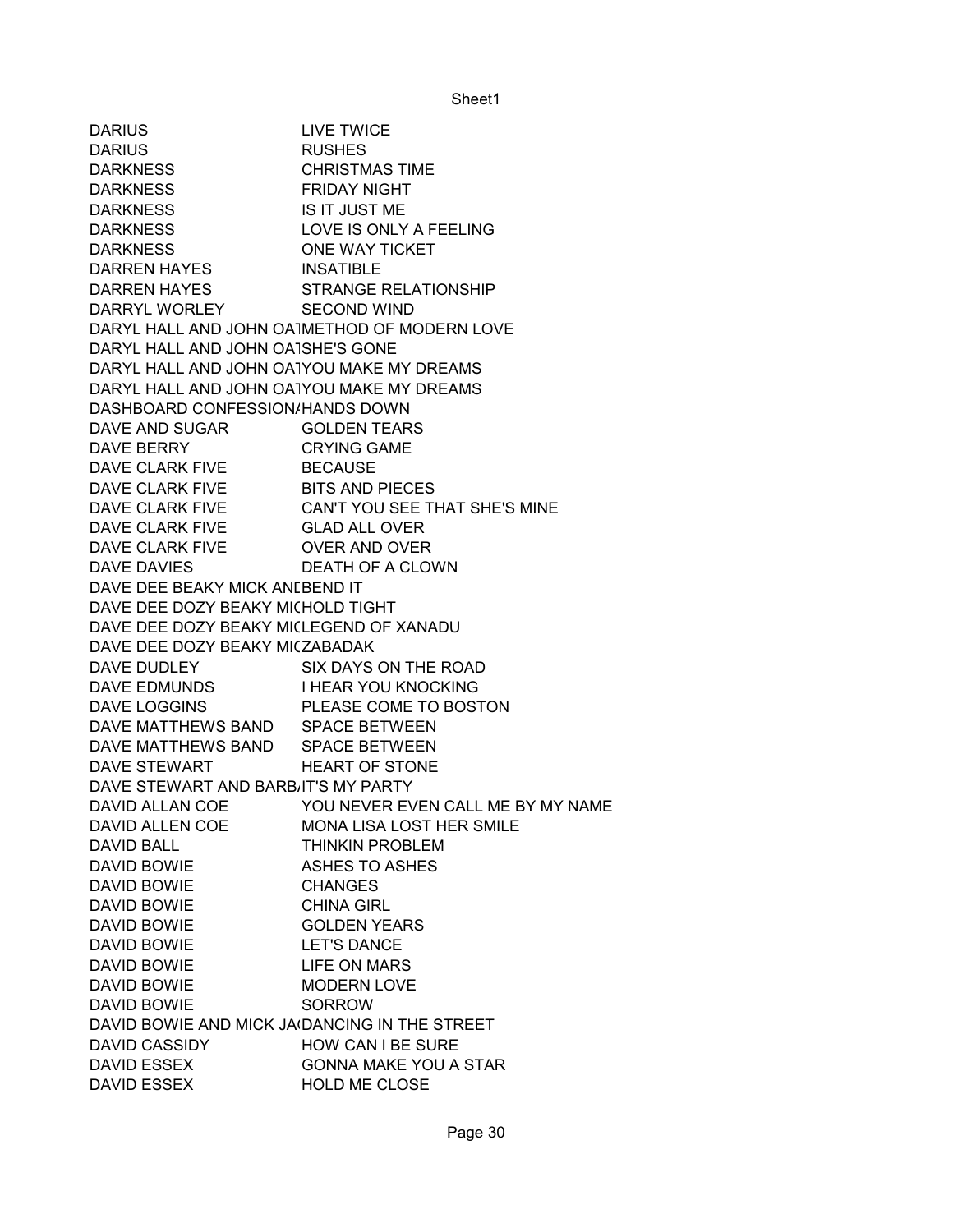| | |
|---|---|
| DARIUS | LIVE TWICE |
| DARIUS | RUSHES |
| DARKNESS | CHRISTMAS TIME |
| DARKNESS | FRIDAY NIGHT |
| DARKNESS | IS IT JUST ME |
| DARKNESS | LOVE IS ONLY A FEELING |
| DARKNESS | ONE WAY TICKET |
| DARREN HAYES | INSATIBLE |
| DARREN HAYES | STRANGE RELATIONSHIP |
| DARRYL WORLEY | SECOND WIND |
| DARYL HALL AND JOHN OA1 | METHOD OF MODERN LOVE |
| DARYL HALL AND JOHN OA1 | SHE'S GONE |
| DARYL HALL AND JOHN OA1 | YOU MAKE MY DREAMS |
| DARYL HALL AND JOHN OA1 | YOU MAKE MY DREAMS |
| DASHBOARD CONFESSION/ | HANDS DOWN |
| DAVE AND SUGAR | GOLDEN TEARS |
| DAVE BERRY | CRYING GAME |
| DAVE CLARK FIVE | BECAUSE |
| DAVE CLARK FIVE | BITS AND PIECES |
| DAVE CLARK FIVE | CAN'T YOU SEE THAT SHE'S MINE |
| DAVE CLARK FIVE | GLAD ALL OVER |
| DAVE CLARK FIVE | OVER AND OVER |
| DAVE DAVIES | DEATH OF A CLOWN |
| DAVE DEE BEAKY MICK ANI | BEND IT |
| DAVE DEE DOZY BEAKY MIC | HOLD TIGHT |
| DAVE DEE DOZY BEAKY MIC | LEGEND OF XANADU |
| DAVE DEE DOZY BEAKY MIC | ZABADAK |
| DAVE DUDLEY | SIX DAYS ON THE ROAD |
| DAVE EDMUNDS | I HEAR YOU KNOCKING |
| DAVE LOGGINS | PLEASE COME TO BOSTON |
| DAVE MATTHEWS BAND | SPACE BETWEEN |
| DAVE MATTHEWS BAND | SPACE BETWEEN |
| DAVE STEWART | HEART OF STONE |
| DAVE STEWART AND BARB/ | IT'S MY PARTY |
| DAVID ALLAN COE | YOU NEVER EVEN CALL ME BY MY NAME |
| DAVID ALLEN COE | MONA LISA LOST HER SMILE |
| DAVID BALL | THINKIN PROBLEM |
| DAVID BOWIE | ASHES TO ASHES |
| DAVID BOWIE | CHANGES |
| DAVID BOWIE | CHINA GIRL |
| DAVID BOWIE | GOLDEN YEARS |
| DAVID BOWIE | LET'S DANCE |
| DAVID BOWIE | LIFE ON MARS |
| DAVID BOWIE | MODERN LOVE |
| DAVID BOWIE | SORROW |
| DAVID BOWIE AND MICK JA | DANCING IN THE STREET |
| DAVID CASSIDY | HOW CAN I BE SURE |
| DAVID ESSEX | GONNA MAKE YOU A STAR |
| DAVID ESSEX | HOLD ME CLOSE |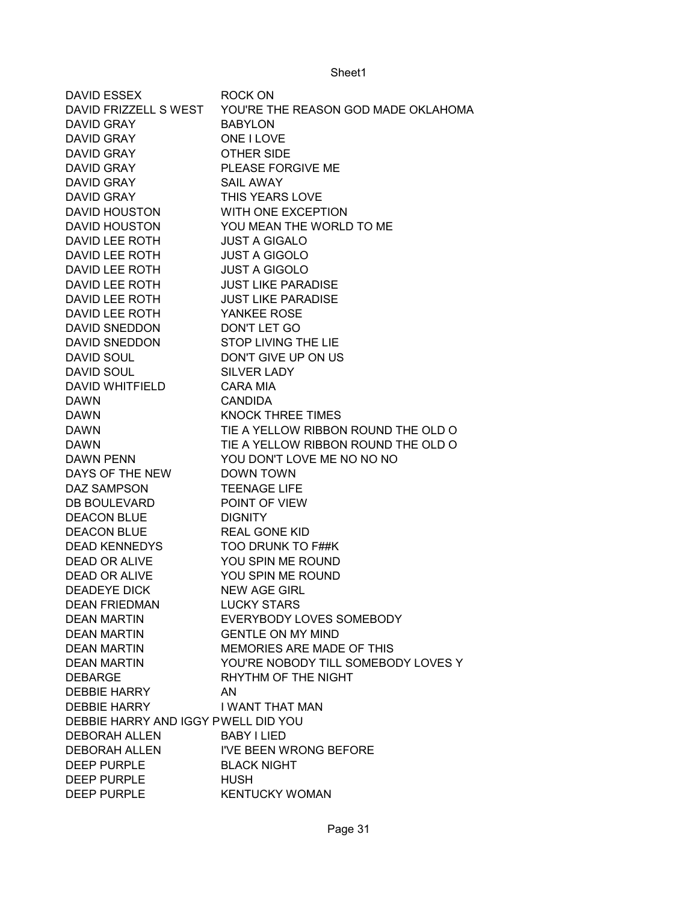| | |
|---|---|
| DAVID ESSEX | ROCK ON |
| DAVID FRIZZELL S WEST | YOU'RE THE REASON GOD MADE OKLAHOMA |
| DAVID GRAY | BABYLON |
| DAVID GRAY | ONE I LOVE |
| DAVID GRAY | OTHER SIDE |
| DAVID GRAY | PLEASE FORGIVE ME |
| DAVID GRAY | SAIL AWAY |
| DAVID GRAY | THIS YEARS LOVE |
| DAVID HOUSTON | WITH ONE EXCEPTION |
| DAVID HOUSTON | YOU MEAN THE WORLD TO ME |
| DAVID LEE ROTH | JUST A GIGALO |
| DAVID LEE ROTH | JUST A GIGOLO |
| DAVID LEE ROTH | JUST A GIGOLO |
| DAVID LEE ROTH | JUST LIKE PARADISE |
| DAVID LEE ROTH | JUST LIKE PARADISE |
| DAVID LEE ROTH | YANKEE ROSE |
| DAVID SNEDDON | DON'T LET GO |
| DAVID SNEDDON | STOP LIVING THE LIE |
| DAVID SOUL | DON'T GIVE UP ON US |
| DAVID SOUL | SILVER LADY |
| DAVID WHITFIELD | CARA MIA |
| DAWN | CANDIDA |
| DAWN | KNOCK THREE TIMES |
| DAWN | TIE A YELLOW RIBBON ROUND THE OLD O |
| DAWN | TIE A YELLOW RIBBON ROUND THE OLD O |
| DAWN PENN | YOU DON'T LOVE ME NO NO NO |
| DAYS OF THE NEW | DOWN TOWN |
| DAZ SAMPSON | TEENAGE LIFE |
| DB BOULEVARD | POINT OF VIEW |
| DEACON BLUE | DIGNITY |
| DEACON BLUE | REAL GONE KID |
| DEAD KENNEDYS | TOO DRUNK TO F##K |
| DEAD OR ALIVE | YOU SPIN ME ROUND |
| DEAD OR ALIVE | YOU SPIN ME ROUND |
| DEADEYE DICK | NEW AGE GIRL |
| DEAN FRIEDMAN | LUCKY STARS |
| DEAN MARTIN | EVERYBODY LOVES SOMEBODY |
| DEAN MARTIN | GENTLE ON MY MIND |
| DEAN MARTIN | MEMORIES ARE MADE OF THIS |
| DEAN MARTIN | YOU'RE NOBODY TILL SOMEBODY LOVES Y |
| DEBARGE | RHYTHM OF THE NIGHT |
| DEBBIE HARRY | AN |
| DEBBIE HARRY | I WANT THAT MAN |
| DEBBIE HARRY AND IGGY P | WELL DID YOU |
| DEBORAH ALLEN | BABY I LIED |
| DEBORAH ALLEN | I'VE BEEN WRONG BEFORE |
| DEEP PURPLE | BLACK NIGHT |
| DEEP PURPLE | HUSH |
| DEEP PURPLE | KENTUCKY WOMAN |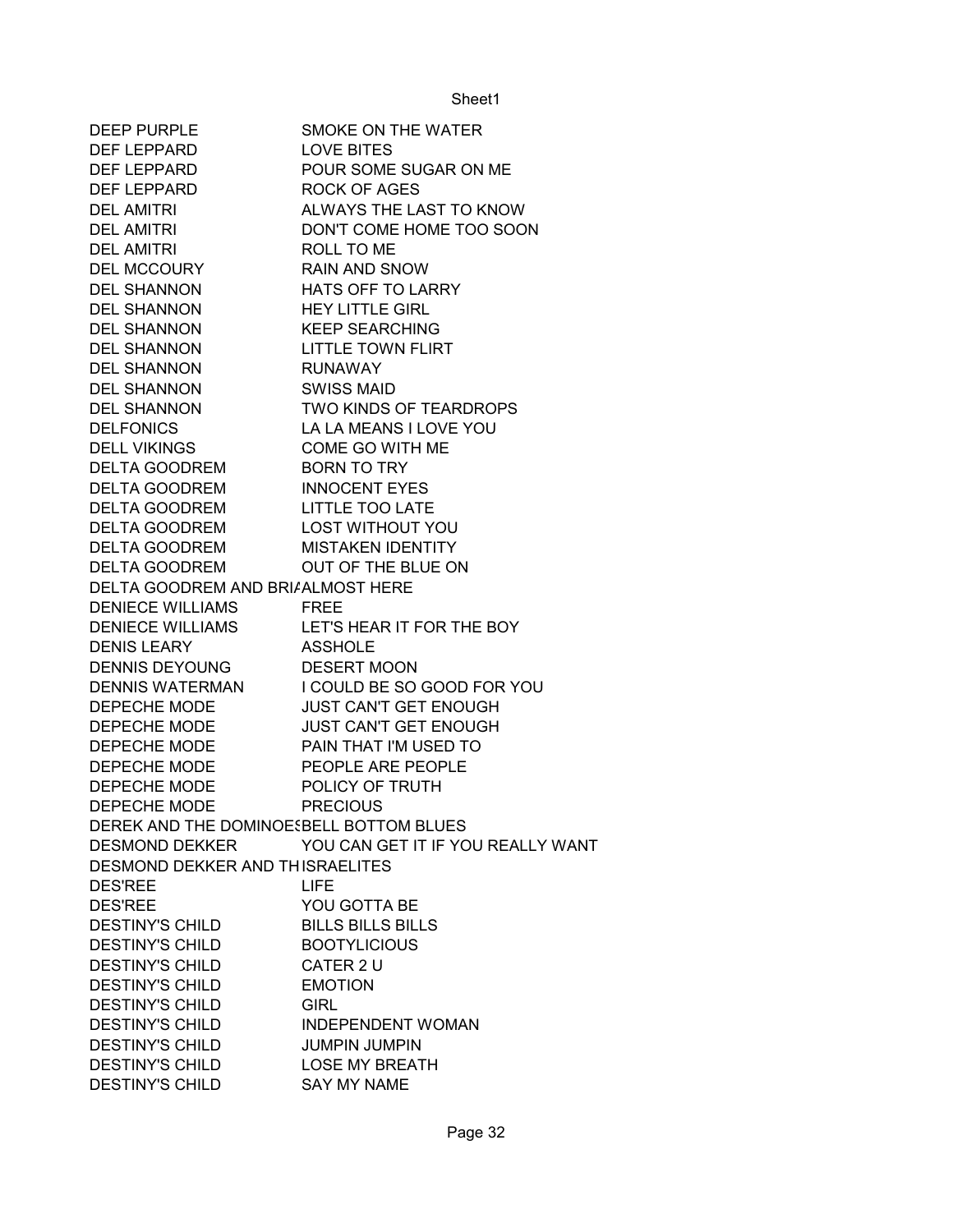| | |
|---|---|
| DEEP PURPLE | SMOKE ON THE WATER |
| DEF LEPPARD | LOVE BITES |
| DEF LEPPARD | POUR SOME SUGAR ON ME |
| DEF LEPPARD | ROCK OF AGES |
| DEL AMITRI | ALWAYS THE LAST TO KNOW |
| DEL AMITRI | DON'T COME HOME TOO SOON |
| DEL AMITRI | ROLL TO ME |
| DEL MCCOURY | RAIN AND SNOW |
| DEL SHANNON | HATS OFF TO LARRY |
| DEL SHANNON | HEY LITTLE GIRL |
| DEL SHANNON | KEEP SEARCHING |
| DEL SHANNON | LITTLE TOWN FLIRT |
| DEL SHANNON | RUNAWAY |
| DEL SHANNON | SWISS MAID |
| DEL SHANNON | TWO KINDS OF TEARDROPS |
| DELFONICS | LA LA MEANS I LOVE YOU |
| DELL VIKINGS | COME GO WITH ME |
| DELTA GOODREM | BORN TO TRY |
| DELTA GOODREM | INNOCENT EYES |
| DELTA GOODREM | LITTLE TOO LATE |
| DELTA GOODREM | LOST WITHOUT YOU |
| DELTA GOODREM | MISTAKEN IDENTITY |
| DELTA GOODREM | OUT OF THE BLUE ON |
| DELTA GOODREM AND BRI/ | ALMOST HERE |
| DENIECE WILLIAMS | FREE |
| DENIECE WILLIAMS | LET'S HEAR IT FOR THE BOY |
| DENIS LEARY | ASSHOLE |
| DENNIS DEYOUNG | DESERT MOON |
| DENNIS WATERMAN | I COULD BE SO GOOD FOR YOU |
| DEPECHE MODE | JUST CAN'T GET ENOUGH |
| DEPECHE MODE | JUST CAN'T GET ENOUGH |
| DEPECHE MODE | PAIN THAT I'M USED TO |
| DEPECHE MODE | PEOPLE ARE PEOPLE |
| DEPECHE MODE | POLICY OF TRUTH |
| DEPECHE MODE | PRECIOUS |
| DEREK AND THE DOMINOES | BELL BOTTOM BLUES |
| DESMOND DEKKER | YOU CAN GET IT IF YOU REALLY WANT |
| DESMOND DEKKER AND TH | ISRAELITES |
| DES'REE | LIFE |
| DES'REE | YOU GOTTA BE |
| DESTINY'S CHILD | BILLS BILLS BILLS |
| DESTINY'S CHILD | BOOTYLICIOUS |
| DESTINY'S CHILD | CATER 2 U |
| DESTINY'S CHILD | EMOTION |
| DESTINY'S CHILD | GIRL |
| DESTINY'S CHILD | INDEPENDENT WOMAN |
| DESTINY'S CHILD | JUMPIN JUMPIN |
| DESTINY'S CHILD | LOSE MY BREATH |
| DESTINY'S CHILD | SAY MY NAME |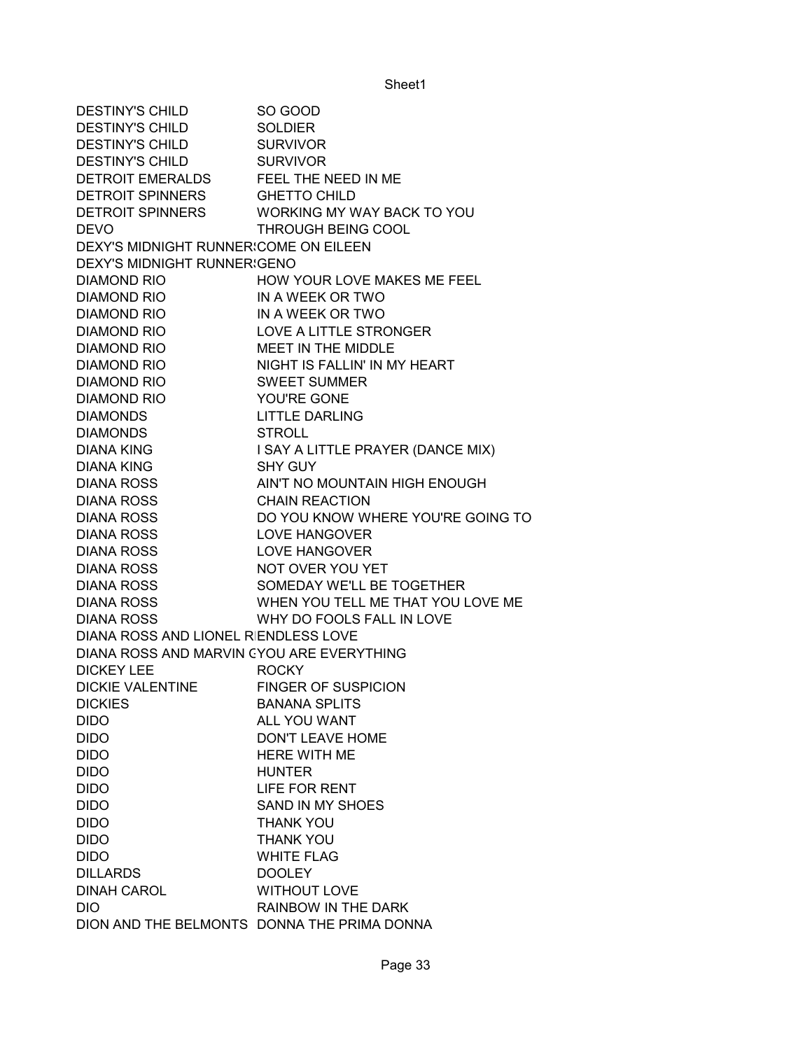| | |
|---|---|
| DESTINY'S CHILD | SO GOOD |
| DESTINY'S CHILD | SOLDIER |
| DESTINY'S CHILD | SURVIVOR |
| DESTINY'S CHILD | SURVIVOR |
| DETROIT EMERALDS | FEEL THE NEED IN ME |
| DETROIT SPINNERS | GHETTO CHILD |
| DETROIT SPINNERS | WORKING MY WAY BACK TO YOU |
| DEVO | THROUGH BEING COOL |
| DEXY'S MIDNIGHT RUNNERS | COME ON EILEEN |
| DEXY'S MIDNIGHT RUNNERS | GENO |
| DIAMOND RIO | HOW YOUR LOVE MAKES ME FEEL |
| DIAMOND RIO | IN A WEEK OR TWO |
| DIAMOND RIO | IN A WEEK OR TWO |
| DIAMOND RIO | LOVE A LITTLE STRONGER |
| DIAMOND RIO | MEET IN THE MIDDLE |
| DIAMOND RIO | NIGHT IS FALLIN' IN MY HEART |
| DIAMOND RIO | SWEET SUMMER |
| DIAMOND RIO | YOU'RE GONE |
| DIAMONDS | LITTLE DARLING |
| DIAMONDS | STROLL |
| DIANA KING | I SAY A LITTLE PRAYER (DANCE MIX) |
| DIANA KING | SHY GUY |
| DIANA ROSS | AIN'T NO MOUNTAIN HIGH ENOUGH |
| DIANA ROSS | CHAIN REACTION |
| DIANA ROSS | DO YOU KNOW WHERE YOU'RE GOING TO |
| DIANA ROSS | LOVE HANGOVER |
| DIANA ROSS | LOVE HANGOVER |
| DIANA ROSS | NOT OVER YOU YET |
| DIANA ROSS | SOMEDAY WE'LL BE TOGETHER |
| DIANA ROSS | WHEN YOU TELL ME THAT YOU LOVE ME |
| DIANA ROSS | WHY DO FOOLS FALL IN LOVE |
| DIANA ROSS AND LIONEL RI | ENDLESS LOVE |
| DIANA ROSS AND MARVIN G | YOU ARE EVERYTHING |
| DICKEY LEE | ROCKY |
| DICKIE VALENTINE | FINGER OF SUSPICION |
| DICKIES | BANANA SPLITS |
| DIDO | ALL YOU WANT |
| DIDO | DON'T LEAVE HOME |
| DIDO | HERE WITH ME |
| DIDO | HUNTER |
| DIDO | LIFE FOR RENT |
| DIDO | SAND IN MY SHOES |
| DIDO | THANK YOU |
| DIDO | THANK YOU |
| DIDO | WHITE FLAG |
| DILLARDS | DOOLEY |
| DINAH CAROL | WITHOUT LOVE |
| DIO | RAINBOW IN THE DARK |
| DION AND THE BELMONTS | DONNA THE PRIMA DONNA |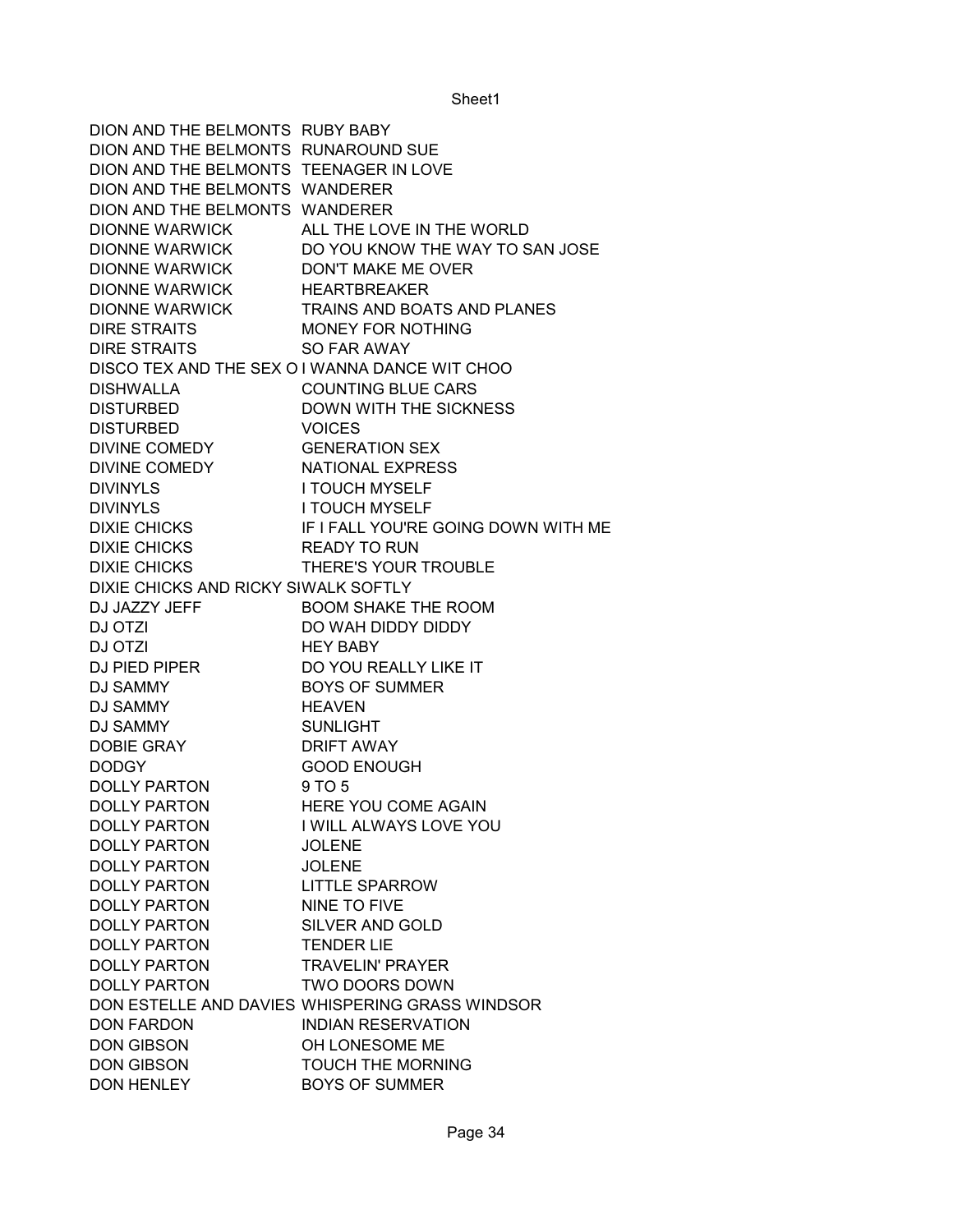| | |
|---|---|
| DION AND THE BELMONTS | RUBY BABY |
| DION AND THE BELMONTS | RUNAROUND SUE |
| DION AND THE BELMONTS | TEENAGER IN LOVE |
| DION AND THE BELMONTS | WANDERER |
| DION AND THE BELMONTS | WANDERER |
| DIONNE WARWICK | ALL THE LOVE IN THE WORLD |
| DIONNE WARWICK | DO YOU KNOW THE WAY TO SAN JOSE |
| DIONNE WARWICK | DON'T MAKE ME OVER |
| DIONNE WARWICK | HEARTBREAKER |
| DIONNE WARWICK | TRAINS AND BOATS AND PLANES |
| DIRE STRAITS | MONEY FOR NOTHING |
| DIRE STRAITS | SO FAR AWAY |
| DISCO TEX AND THE SEX O | I WANNA DANCE WIT CHOO |
| DISHWALLA | COUNTING BLUE CARS |
| DISTURBED | DOWN WITH THE SICKNESS |
| DISTURBED | VOICES |
| DIVINE COMEDY | GENERATION SEX |
| DIVINE COMEDY | NATIONAL EXPRESS |
| DIVINYLS | I TOUCH MYSELF |
| DIVINYLS | I TOUCH MYSELF |
| DIXIE CHICKS | IF I FALL YOU'RE GOING DOWN WITH ME |
| DIXIE CHICKS | READY TO RUN |
| DIXIE CHICKS | THERE'S YOUR TROUBLE |
| DIXIE CHICKS AND RICKY SI | WALK SOFTLY |
| DJ JAZZY JEFF | BOOM SHAKE THE ROOM |
| DJ OTZI | DO WAH DIDDY DIDDY |
| DJ OTZI | HEY BABY |
| DJ PIED PIPER | DO YOU REALLY LIKE IT |
| DJ SAMMY | BOYS OF SUMMER |
| DJ SAMMY | HEAVEN |
| DJ SAMMY | SUNLIGHT |
| DOBIE GRAY | DRIFT AWAY |
| DODGY | GOOD ENOUGH |
| DOLLY PARTON | 9 TO 5 |
| DOLLY PARTON | HERE YOU COME AGAIN |
| DOLLY PARTON | I WILL ALWAYS LOVE YOU |
| DOLLY PARTON | JOLENE |
| DOLLY PARTON | JOLENE |
| DOLLY PARTON | LITTLE SPARROW |
| DOLLY PARTON | NINE TO FIVE |
| DOLLY PARTON | SILVER AND GOLD |
| DOLLY PARTON | TENDER LIE |
| DOLLY PARTON | TRAVELIN' PRAYER |
| DOLLY PARTON | TWO DOORS DOWN |
| DON ESTELLE AND DAVIES | WHISPERING GRASS WINDSOR |
| DON FARDON | INDIAN RESERVATION |
| DON GIBSON | OH LONESOME ME |
| DON GIBSON | TOUCH THE MORNING |
| DON HENLEY | BOYS OF SUMMER |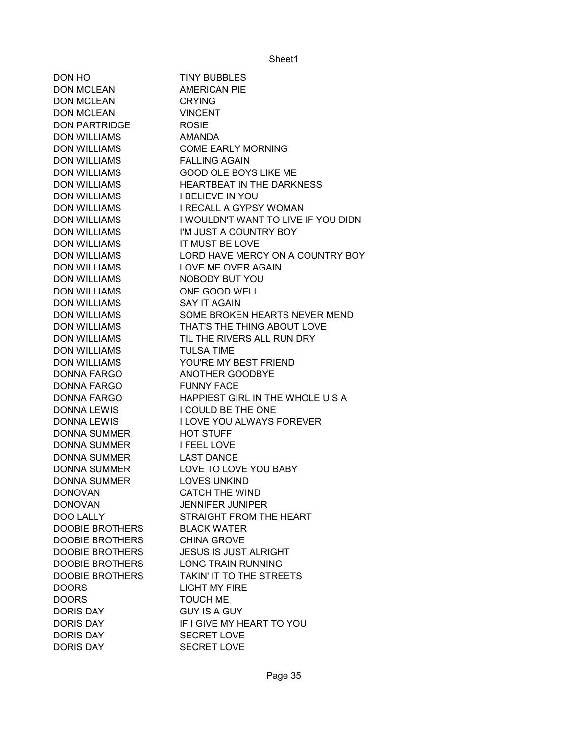| | |
|---|---|
| DON HO | TINY BUBBLES |
| DON MCLEAN | AMERICAN PIE |
| DON MCLEAN | CRYING |
| DON MCLEAN | VINCENT |
| DON PARTRIDGE | ROSIE |
| DON WILLIAMS | AMANDA |
| DON WILLIAMS | COME EARLY MORNING |
| DON WILLIAMS | FALLING AGAIN |
| DON WILLIAMS | GOOD OLE BOYS LIKE ME |
| DON WILLIAMS | HEARTBEAT IN THE DARKNESS |
| DON WILLIAMS | I BELIEVE IN YOU |
| DON WILLIAMS | I RECALL A GYPSY WOMAN |
| DON WILLIAMS | I WOULDN'T WANT TO LIVE IF YOU DIDN |
| DON WILLIAMS | I'M JUST A COUNTRY BOY |
| DON WILLIAMS | IT MUST BE LOVE |
| DON WILLIAMS | LORD HAVE MERCY ON A COUNTRY BOY |
| DON WILLIAMS | LOVE ME OVER AGAIN |
| DON WILLIAMS | NOBODY BUT YOU |
| DON WILLIAMS | ONE GOOD WELL |
| DON WILLIAMS | SAY IT AGAIN |
| DON WILLIAMS | SOME BROKEN HEARTS NEVER MEND |
| DON WILLIAMS | THAT'S THE THING ABOUT LOVE |
| DON WILLIAMS | TIL THE RIVERS ALL RUN DRY |
| DON WILLIAMS | TULSA TIME |
| DON WILLIAMS | YOU'RE MY BEST FRIEND |
| DONNA FARGO | ANOTHER GOODBYE |
| DONNA FARGO | FUNNY FACE |
| DONNA FARGO | HAPPIEST GIRL IN THE WHOLE U S A |
| DONNA LEWIS | I COULD BE THE ONE |
| DONNA LEWIS | I LOVE YOU ALWAYS FOREVER |
| DONNA SUMMER | HOT STUFF |
| DONNA SUMMER | I FEEL LOVE |
| DONNA SUMMER | LAST DANCE |
| DONNA SUMMER | LOVE TO LOVE YOU BABY |
| DONNA SUMMER | LOVES UNKIND |
| DONOVAN | CATCH THE WIND |
| DONOVAN | JENNIFER JUNIPER |
| DOO LALLY | STRAIGHT FROM THE HEART |
| DOOBIE BROTHERS | BLACK WATER |
| DOOBIE BROTHERS | CHINA GROVE |
| DOOBIE BROTHERS | JESUS IS JUST ALRIGHT |
| DOOBIE BROTHERS | LONG TRAIN RUNNING |
| DOOBIE BROTHERS | TAKIN' IT TO THE STREETS |
| DOORS | LIGHT MY FIRE |
| DOORS | TOUCH ME |
| DORIS DAY | GUY IS A GUY |
| DORIS DAY | IF I GIVE MY HEART TO YOU |
| DORIS DAY | SECRET LOVE |
| DORIS DAY | SECRET LOVE |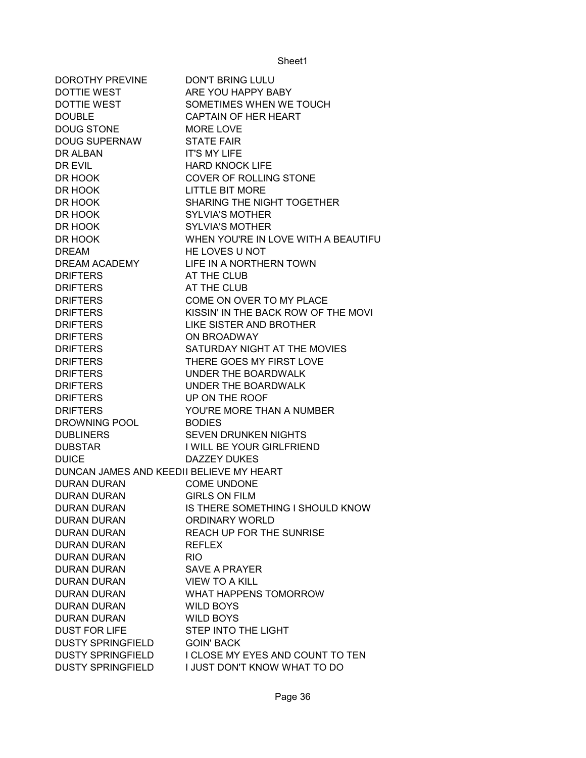| | |
|---|---|
| DOROTHY PREVINE | DON'T BRING LULU |
| DOTTIE WEST | ARE YOU HAPPY BABY |
| DOTTIE WEST | SOMETIMES WHEN WE TOUCH |
| DOUBLE | CAPTAIN OF HER HEART |
| DOUG STONE | MORE LOVE |
| DOUG SUPERNAW | STATE FAIR |
| DR ALBAN | IT'S MY LIFE |
| DR EVIL | HARD KNOCK LIFE |
| DR HOOK | COVER OF ROLLING STONE |
| DR HOOK | LITTLE BIT MORE |
| DR HOOK | SHARING THE NIGHT TOGETHER |
| DR HOOK | SYLVIA'S MOTHER |
| DR HOOK | SYLVIA'S MOTHER |
| DR HOOK | WHEN YOU'RE IN LOVE WITH A BEAUTIFU |
| DREAM | HE LOVES U NOT |
| DREAM ACADEMY | LIFE IN A NORTHERN TOWN |
| DRIFTERS | AT THE CLUB |
| DRIFTERS | AT THE CLUB |
| DRIFTERS | COME ON OVER TO MY PLACE |
| DRIFTERS | KISSIN' IN THE BACK ROW OF THE MOVI |
| DRIFTERS | LIKE SISTER AND BROTHER |
| DRIFTERS | ON BROADWAY |
| DRIFTERS | SATURDAY NIGHT AT THE MOVIES |
| DRIFTERS | THERE GOES MY FIRST LOVE |
| DRIFTERS | UNDER THE BOARDWALK |
| DRIFTERS | UNDER THE BOARDWALK |
| DRIFTERS | UP ON THE ROOF |
| DRIFTERS | YOU'RE MORE THAN A NUMBER |
| DROWNING POOL | BODIES |
| DUBLINERS | SEVEN DRUNKEN NIGHTS |
| DUBSTAR | I WILL BE YOUR GIRLFRIEND |
| DUICE | DAZZEY DUKES |
| DUNCAN JAMES AND KEEDI | I BELIEVE MY HEART |
| DURAN DURAN | COME UNDONE |
| DURAN DURAN | GIRLS ON FILM |
| DURAN DURAN | IS THERE SOMETHING I SHOULD KNOW |
| DURAN DURAN | ORDINARY WORLD |
| DURAN DURAN | REACH UP FOR THE SUNRISE |
| DURAN DURAN | REFLEX |
| DURAN DURAN | RIO |
| DURAN DURAN | SAVE A PRAYER |
| DURAN DURAN | VIEW TO A KILL |
| DURAN DURAN | WHAT HAPPENS TOMORROW |
| DURAN DURAN | WILD BOYS |
| DURAN DURAN | WILD BOYS |
| DUST FOR LIFE | STEP INTO THE LIGHT |
| DUSTY SPRINGFIELD | GOIN' BACK |
| DUSTY SPRINGFIELD | I CLOSE MY EYES AND COUNT TO TEN |
| DUSTY SPRINGFIELD | I JUST DON'T KNOW WHAT TO DO |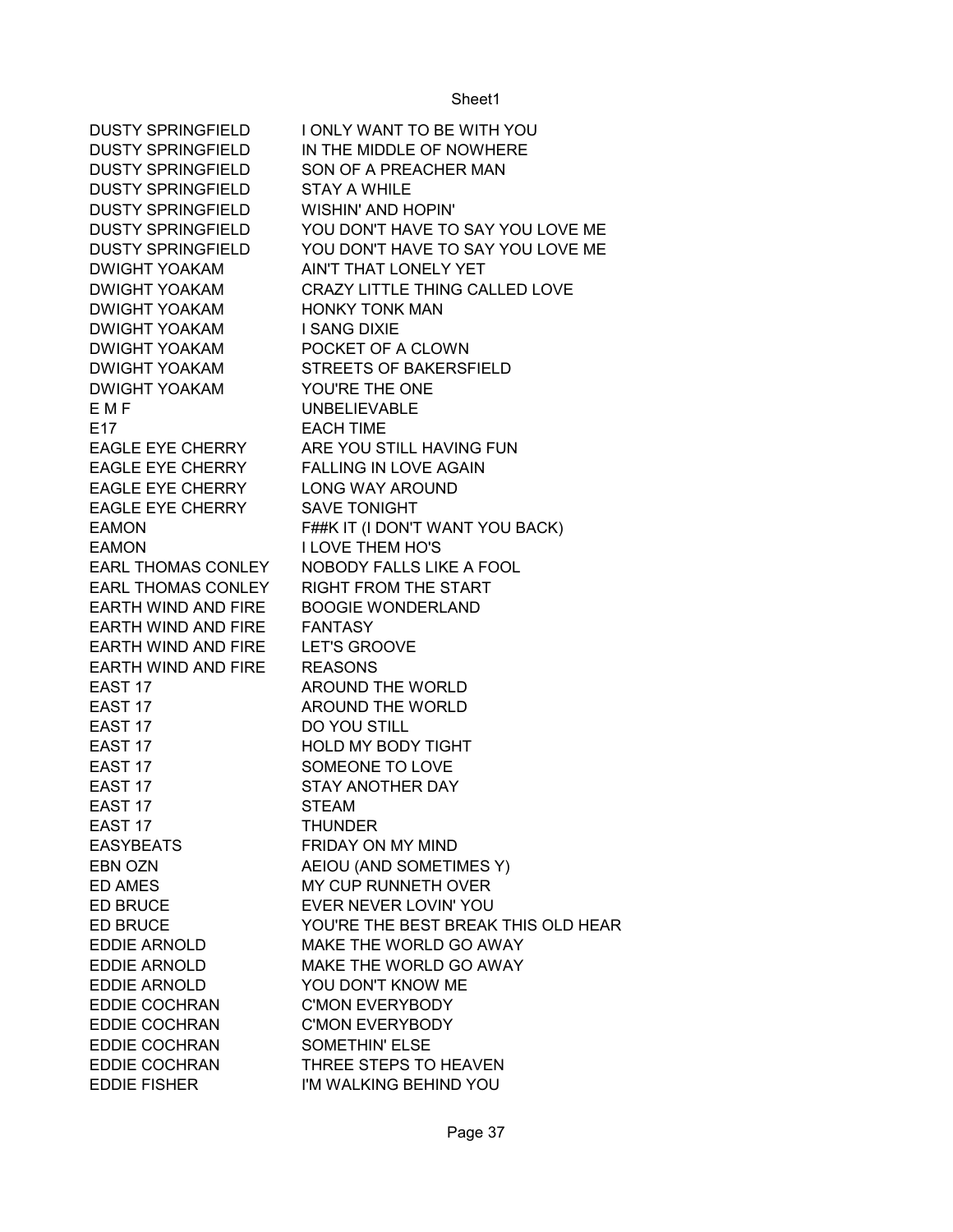| | |
|---|---|
| DUSTY SPRINGFIELD | I ONLY WANT TO BE WITH YOU |
| DUSTY SPRINGFIELD | IN THE MIDDLE OF NOWHERE |
| DUSTY SPRINGFIELD | SON OF A PREACHER MAN |
| DUSTY SPRINGFIELD | STAY A WHILE |
| DUSTY SPRINGFIELD | WISHIN' AND HOPIN' |
| DUSTY SPRINGFIELD | YOU DON'T HAVE TO SAY YOU LOVE ME |
| DUSTY SPRINGFIELD | YOU DON'T HAVE TO SAY YOU LOVE ME |
| DWIGHT YOAKAM | AIN'T THAT LONELY YET |
| DWIGHT YOAKAM | CRAZY LITTLE THING CALLED LOVE |
| DWIGHT YOAKAM | HONKY TONK MAN |
| DWIGHT YOAKAM | I SANG DIXIE |
| DWIGHT YOAKAM | POCKET OF A CLOWN |
| DWIGHT YOAKAM | STREETS OF BAKERSFIELD |
| DWIGHT YOAKAM | YOU'RE THE ONE |
| E M F | UNBELIEVABLE |
| E17 | EACH TIME |
| EAGLE EYE CHERRY | ARE YOU STILL HAVING FUN |
| EAGLE EYE CHERRY | FALLING IN LOVE AGAIN |
| EAGLE EYE CHERRY | LONG WAY AROUND |
| EAGLE EYE CHERRY | SAVE TONIGHT |
| EAMON | F##K IT (I DON'T WANT YOU BACK) |
| EAMON | I LOVE THEM HO'S |
| EARL THOMAS CONLEY | NOBODY FALLS LIKE A FOOL |
| EARL THOMAS CONLEY | RIGHT FROM THE START |
| EARTH WIND AND FIRE | BOOGIE WONDERLAND |
| EARTH WIND AND FIRE | FANTASY |
| EARTH WIND AND FIRE | LET'S GROOVE |
| EARTH WIND AND FIRE | REASONS |
| EAST 17 | AROUND THE WORLD |
| EAST 17 | AROUND THE WORLD |
| EAST 17 | DO YOU STILL |
| EAST 17 | HOLD MY BODY TIGHT |
| EAST 17 | SOMEONE TO LOVE |
| EAST 17 | STAY ANOTHER DAY |
| EAST 17 | STEAM |
| EAST 17 | THUNDER |
| EASYBEATS | FRIDAY ON MY MIND |
| EBN OZN | AEIOU (AND SOMETIMES Y) |
| ED AMES | MY CUP RUNNETH OVER |
| ED BRUCE | EVER NEVER LOVIN' YOU |
| ED BRUCE | YOU'RE THE BEST BREAK THIS OLD HEAR |
| EDDIE ARNOLD | MAKE THE WORLD GO AWAY |
| EDDIE ARNOLD | MAKE THE WORLD GO AWAY |
| EDDIE ARNOLD | YOU DON'T KNOW ME |
| EDDIE COCHRAN | C'MON EVERYBODY |
| EDDIE COCHRAN | C'MON EVERYBODY |
| EDDIE COCHRAN | SOMETHIN' ELSE |
| EDDIE COCHRAN | THREE STEPS TO HEAVEN |
| EDDIE FISHER | I'M WALKING BEHIND YOU |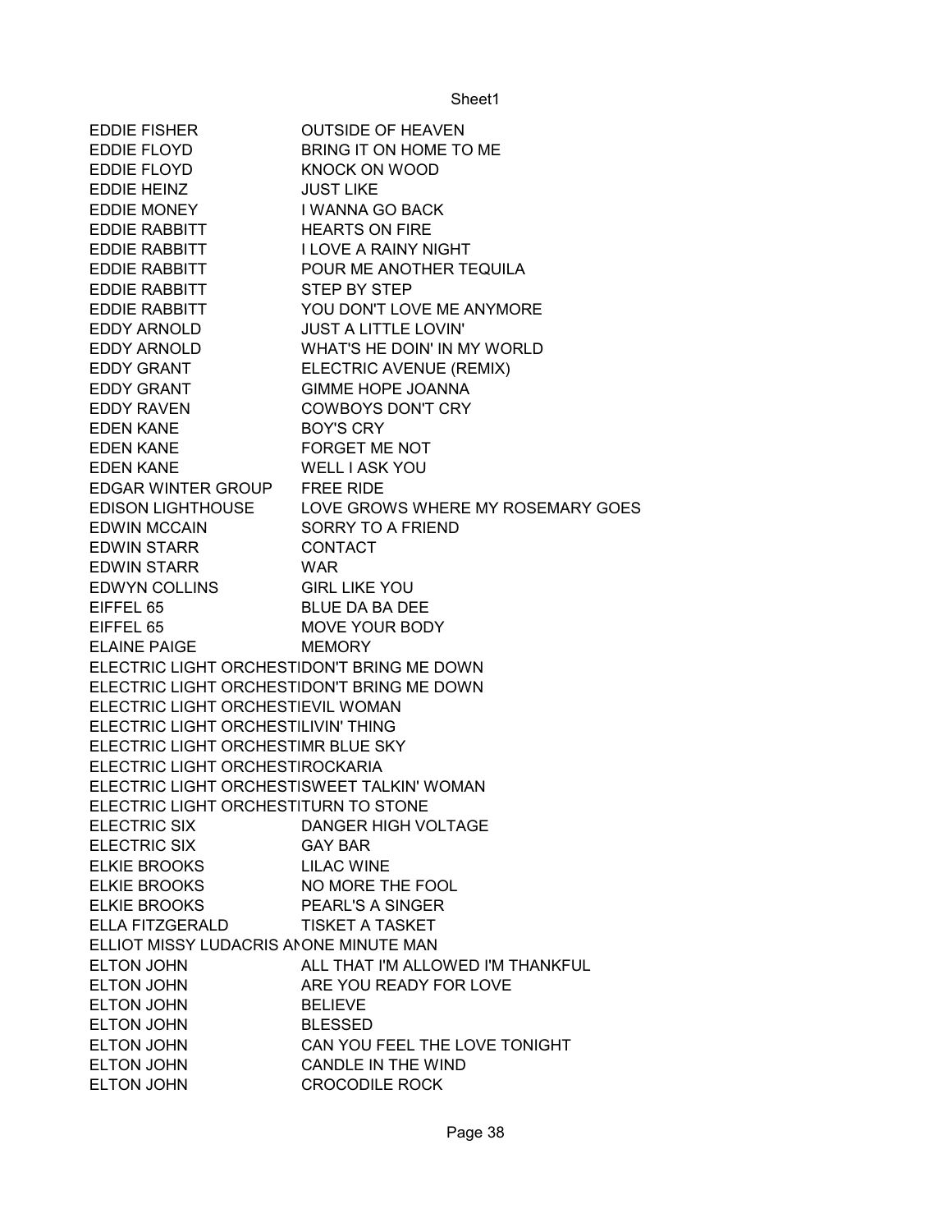| | |
|---|---|
| EDDIE FISHER | OUTSIDE OF HEAVEN |
| EDDIE FLOYD | BRING IT ON HOME TO ME |
| EDDIE FLOYD | KNOCK ON WOOD |
| EDDIE HEINZ | JUST LIKE |
| EDDIE MONEY | I WANNA GO BACK |
| EDDIE RABBITT | HEARTS ON FIRE |
| EDDIE RABBITT | I LOVE A RAINY NIGHT |
| EDDIE RABBITT | POUR ME ANOTHER TEQUILA |
| EDDIE RABBITT | STEP BY STEP |
| EDDIE RABBITT | YOU DON'T LOVE ME ANYMORE |
| EDDY ARNOLD | JUST A LITTLE LOVIN' |
| EDDY ARNOLD | WHAT'S HE DOIN' IN MY WORLD |
| EDDY GRANT | ELECTRIC AVENUE (REMIX) |
| EDDY GRANT | GIMME HOPE JOANNA |
| EDDY RAVEN | COWBOYS DON'T CRY |
| EDEN KANE | BOY'S CRY |
| EDEN KANE | FORGET ME NOT |
| EDEN KANE | WELL I ASK YOU |
| EDGAR WINTER GROUP | FREE RIDE |
| EDISON LIGHTHOUSE | LOVE GROWS WHERE MY ROSEMARY GOES |
| EDWIN MCCAIN | SORRY TO A FRIEND |
| EDWIN STARR | CONTACT |
| EDWIN STARR | WAR |
| EDWYN COLLINS | GIRL LIKE YOU |
| EIFFEL 65 | BLUE DA BA DEE |
| EIFFEL 65 | MOVE YOUR BODY |
| ELAINE PAIGE | MEMORY |
| ELECTRIC LIGHT ORCHESTI | DON'T BRING ME DOWN |
| ELECTRIC LIGHT ORCHESTI | DON'T BRING ME DOWN |
| ELECTRIC LIGHT ORCHESTI | EVIL WOMAN |
| ELECTRIC LIGHT ORCHESTI | LIVIN' THING |
| ELECTRIC LIGHT ORCHESTI | MR BLUE SKY |
| ELECTRIC LIGHT ORCHESTI | ROCKARIA |
| ELECTRIC LIGHT ORCHESTI | SWEET TALKIN' WOMAN |
| ELECTRIC LIGHT ORCHESTI | TURN TO STONE |
| ELECTRIC SIX | DANGER HIGH VOLTAGE |
| ELECTRIC SIX | GAY BAR |
| ELKIE BROOKS | LILAC WINE |
| ELKIE BROOKS | NO MORE THE FOOL |
| ELKIE BROOKS | PEARL'S A SINGER |
| ELLA FITZGERALD | TISKET A TASKET |
| ELLIOT MISSY LUDACRIS AI | ONE MINUTE MAN |
| ELTON JOHN | ALL THAT I'M ALLOWED I'M THANKFUL |
| ELTON JOHN | ARE YOU READY FOR LOVE |
| ELTON JOHN | BELIEVE |
| ELTON JOHN | BLESSED |
| ELTON JOHN | CAN YOU FEEL THE LOVE TONIGHT |
| ELTON JOHN | CANDLE IN THE WIND |
| ELTON JOHN | CROCODILE ROCK |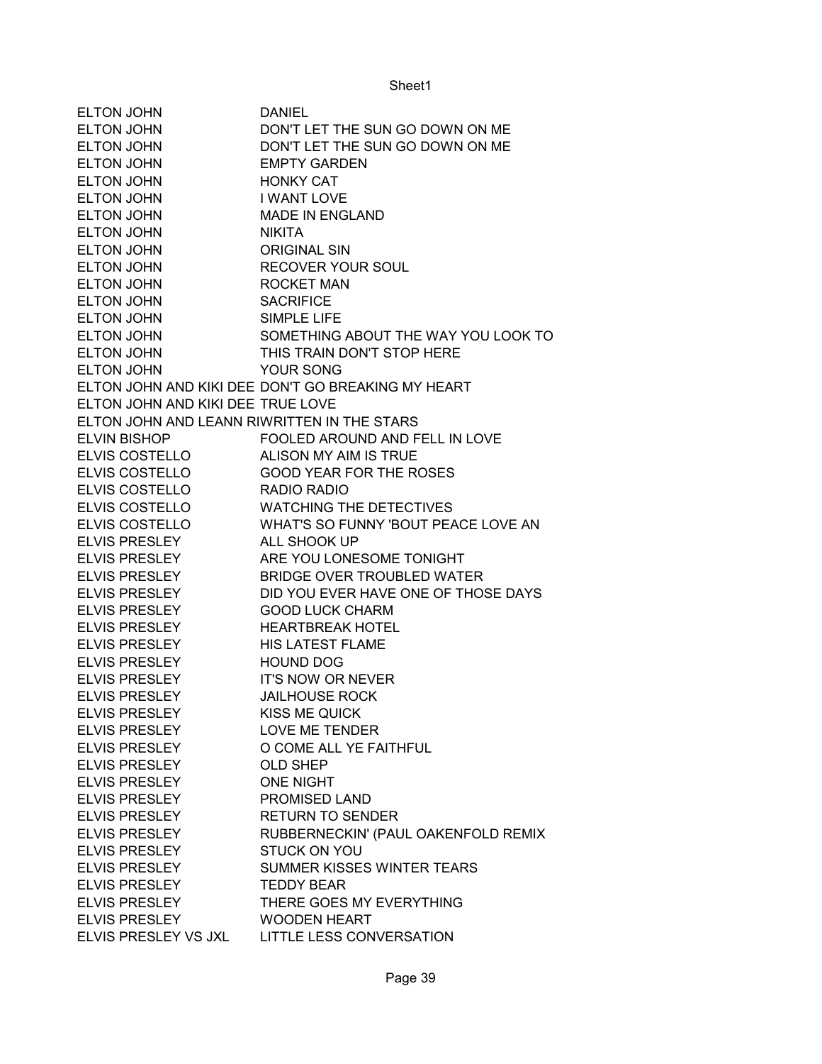| | |
|---|---|
| ELTON JOHN | DANIEL |
| ELTON JOHN | DON'T LET THE SUN GO DOWN ON ME |
| ELTON JOHN | DON'T LET THE SUN GO DOWN ON ME |
| ELTON JOHN | EMPTY GARDEN |
| ELTON JOHN | HONKY CAT |
| ELTON JOHN | I WANT LOVE |
| ELTON JOHN | MADE IN ENGLAND |
| ELTON JOHN | NIKITA |
| ELTON JOHN | ORIGINAL SIN |
| ELTON JOHN | RECOVER YOUR SOUL |
| ELTON JOHN | ROCKET MAN |
| ELTON JOHN | SACRIFICE |
| ELTON JOHN | SIMPLE LIFE |
| ELTON JOHN | SOMETHING ABOUT THE WAY YOU LOOK TO |
| ELTON JOHN | THIS TRAIN DON'T STOP HERE |
| ELTON JOHN | YOUR SONG |
| ELTON JOHN AND KIKI DEE | DON'T GO BREAKING MY HEART |
| ELTON JOHN AND KIKI DEE | TRUE LOVE |
| ELTON JOHN AND LEANN RI | WRITTEN IN THE STARS |
| ELVIN BISHOP | FOOLED AROUND AND FELL IN LOVE |
| ELVIS COSTELLO | ALISON MY AIM IS TRUE |
| ELVIS COSTELLO | GOOD YEAR FOR THE ROSES |
| ELVIS COSTELLO | RADIO RADIO |
| ELVIS COSTELLO | WATCHING THE DETECTIVES |
| ELVIS COSTELLO | WHAT'S SO FUNNY 'BOUT PEACE LOVE AN |
| ELVIS PRESLEY | ALL SHOOK UP |
| ELVIS PRESLEY | ARE YOU LONESOME TONIGHT |
| ELVIS PRESLEY | BRIDGE OVER TROUBLED WATER |
| ELVIS PRESLEY | DID YOU EVER HAVE ONE OF THOSE DAYS |
| ELVIS PRESLEY | GOOD LUCK CHARM |
| ELVIS PRESLEY | HEARTBREAK HOTEL |
| ELVIS PRESLEY | HIS LATEST FLAME |
| ELVIS PRESLEY | HOUND DOG |
| ELVIS PRESLEY | IT'S NOW OR NEVER |
| ELVIS PRESLEY | JAILHOUSE ROCK |
| ELVIS PRESLEY | KISS ME QUICK |
| ELVIS PRESLEY | LOVE ME TENDER |
| ELVIS PRESLEY | O COME ALL YE FAITHFUL |
| ELVIS PRESLEY | OLD SHEP |
| ELVIS PRESLEY | ONE NIGHT |
| ELVIS PRESLEY | PROMISED LAND |
| ELVIS PRESLEY | RETURN TO SENDER |
| ELVIS PRESLEY | RUBBERNECKIN' (PAUL OAKENFOLD REMIX |
| ELVIS PRESLEY | STUCK ON YOU |
| ELVIS PRESLEY | SUMMER KISSES WINTER TEARS |
| ELVIS PRESLEY | TEDDY BEAR |
| ELVIS PRESLEY | THERE GOES MY EVERYTHING |
| ELVIS PRESLEY | WOODEN HEART |
| ELVIS PRESLEY VS JXL | LITTLE LESS CONVERSATION |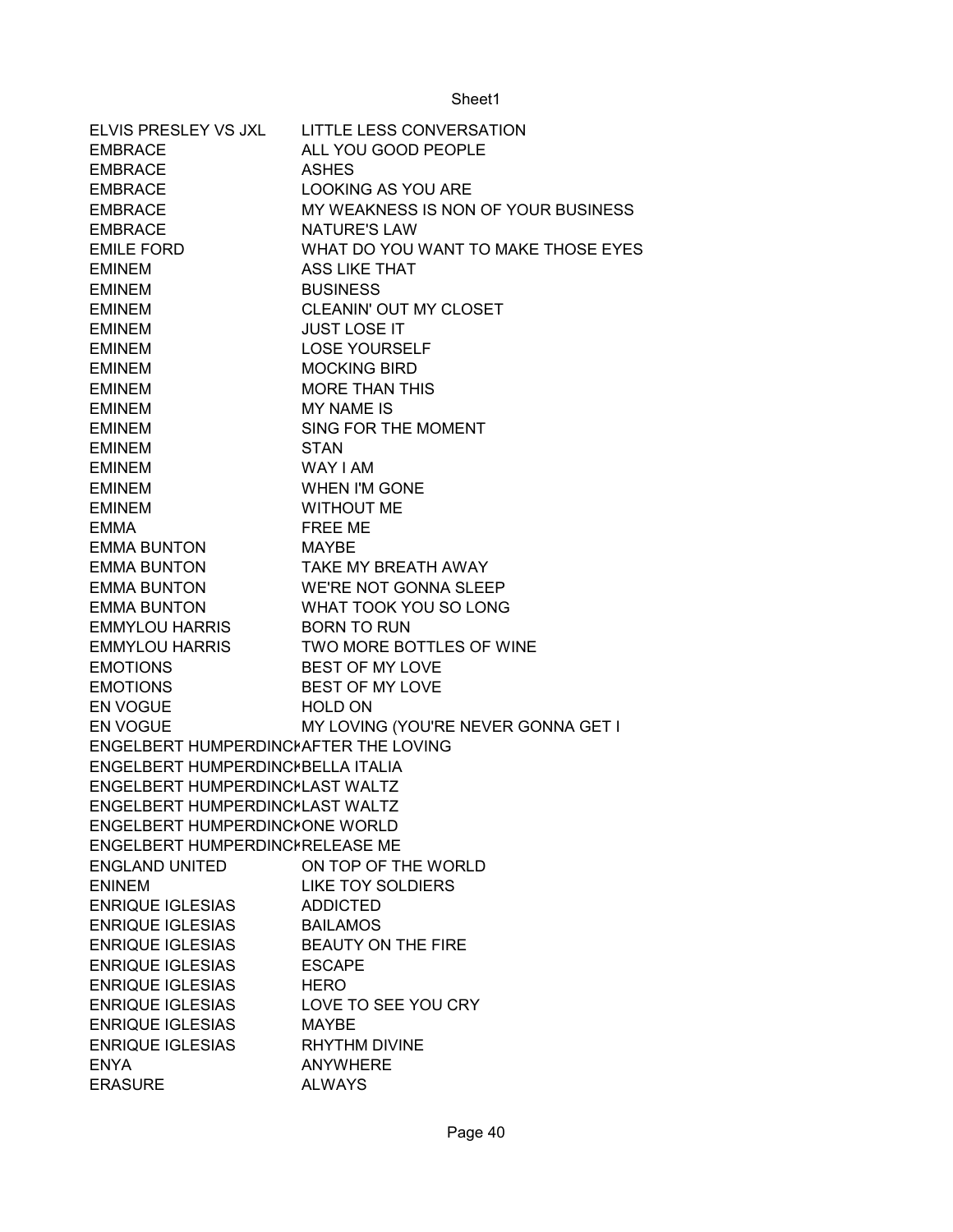| | |
|---|---|
| ELVIS PRESLEY VS JXL | LITTLE LESS CONVERSATION |
| EMBRACE | ALL YOU GOOD PEOPLE |
| EMBRACE | ASHES |
| EMBRACE | LOOKING AS YOU ARE |
| EMBRACE | MY WEAKNESS IS NON OF YOUR BUSINESS |
| EMBRACE | NATURE'S LAW |
| EMILE FORD | WHAT DO YOU WANT TO MAKE THOSE EYES |
| EMINEM | ASS LIKE THAT |
| EMINEM | BUSINESS |
| EMINEM | CLEANIN' OUT MY CLOSET |
| EMINEM | JUST LOSE IT |
| EMINEM | LOSE YOURSELF |
| EMINEM | MOCKING BIRD |
| EMINEM | MORE THAN THIS |
| EMINEM | MY NAME IS |
| EMINEM | SING FOR THE MOMENT |
| EMINEM | STAN |
| EMINEM | WAY I AM |
| EMINEM | WHEN I'M GONE |
| EMINEM | WITHOUT ME |
| EMMA | FREE ME |
| EMMA BUNTON | MAYBE |
| EMMA BUNTON | TAKE MY BREATH AWAY |
| EMMA BUNTON | WE'RE NOT GONNA SLEEP |
| EMMA BUNTON | WHAT TOOK YOU SO LONG |
| EMMYLOU HARRIS | BORN TO RUN |
| EMMYLOU HARRIS | TWO MORE BOTTLES OF WINE |
| EMOTIONS | BEST OF MY LOVE |
| EMOTIONS | BEST OF MY LOVE |
| EN VOGUE | HOLD ON |
| EN VOGUE | MY LOVING (YOU'RE NEVER GONNA GET I |
| ENGELBERT HUMPERDINCK | AFTER THE LOVING |
| ENGELBERT HUMPERDINCK | BELLA ITALIA |
| ENGELBERT HUMPERDINCK | LAST WALTZ |
| ENGELBERT HUMPERDINCK | LAST WALTZ |
| ENGELBERT HUMPERDINCK | ONE WORLD |
| ENGELBERT HUMPERDINCK | RELEASE ME |
| ENGLAND UNITED | ON TOP OF THE WORLD |
| ENINEM | LIKE TOY SOLDIERS |
| ENRIQUE IGLESIAS | ADDICTED |
| ENRIQUE IGLESIAS | BAILAMOS |
| ENRIQUE IGLESIAS | BEAUTY ON THE FIRE |
| ENRIQUE IGLESIAS | ESCAPE |
| ENRIQUE IGLESIAS | HERO |
| ENRIQUE IGLESIAS | LOVE TO SEE YOU CRY |
| ENRIQUE IGLESIAS | MAYBE |
| ENRIQUE IGLESIAS | RHYTHM DIVINE |
| ENYA | ANYWHERE |
| ERASURE | ALWAYS |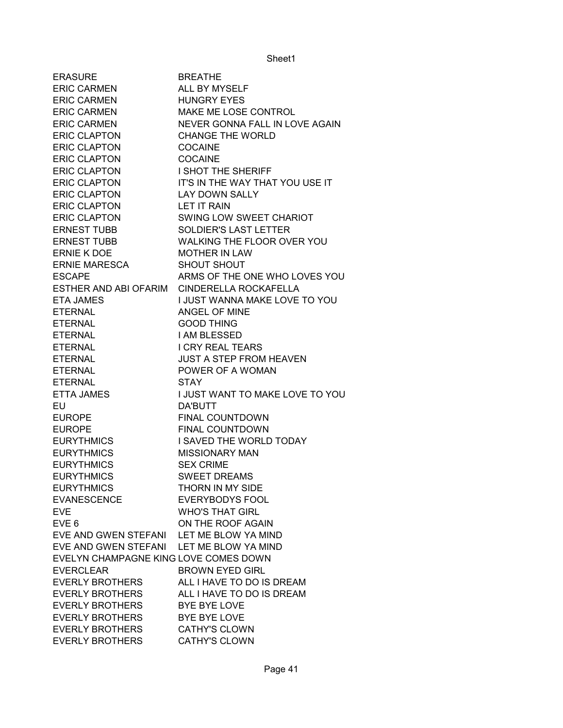| | |
|---|---|
| ERASURE | BREATHE |
| ERIC CARMEN | ALL BY MYSELF |
| ERIC CARMEN | HUNGRY EYES |
| ERIC CARMEN | MAKE ME LOSE CONTROL |
| ERIC CARMEN | NEVER GONNA FALL IN LOVE AGAIN |
| ERIC CLAPTON | CHANGE THE WORLD |
| ERIC CLAPTON | COCAINE |
| ERIC CLAPTON | COCAINE |
| ERIC CLAPTON | I SHOT THE SHERIFF |
| ERIC CLAPTON | IT'S IN THE WAY THAT YOU USE IT |
| ERIC CLAPTON | LAY DOWN SALLY |
| ERIC CLAPTON | LET IT RAIN |
| ERIC CLAPTON | SWING LOW SWEET CHARIOT |
| ERNEST TUBB | SOLDIER'S LAST LETTER |
| ERNEST TUBB | WALKING THE FLOOR OVER YOU |
| ERNIE K DOE | MOTHER IN LAW |
| ERNIE MARESCA | SHOUT SHOUT |
| ESCAPE | ARMS OF THE ONE WHO LOVES YOU |
| ESTHER AND ABI OFARIM | CINDERELLA ROCKAFELLA |
| ETA JAMES | I JUST WANNA MAKE LOVE TO YOU |
| ETERNAL | ANGEL OF MINE |
| ETERNAL | GOOD THING |
| ETERNAL | I AM BLESSED |
| ETERNAL | I CRY REAL TEARS |
| ETERNAL | JUST A STEP FROM HEAVEN |
| ETERNAL | POWER OF A WOMAN |
| ETERNAL | STAY |
| ETTA JAMES | I JUST WANT TO MAKE LOVE TO YOU |
| EU | DA'BUTT |
| EUROPE | FINAL COUNTDOWN |
| EUROPE | FINAL COUNTDOWN |
| EURYTHMICS | I SAVED THE WORLD TODAY |
| EURYTHMICS | MISSIONARY MAN |
| EURYTHMICS | SEX CRIME |
| EURYTHMICS | SWEET DREAMS |
| EURYTHMICS | THORN IN MY SIDE |
| EVANESCENCE | EVERYBODYS FOOL |
| EVE | WHO'S THAT GIRL |
| EVE 6 | ON THE ROOF AGAIN |
| EVE AND GWEN STEFANI | LET ME BLOW YA MIND |
| EVE AND GWEN STEFANI | LET ME BLOW YA MIND |
| EVELYN CHAMPAGNE KING | LOVE COMES DOWN |
| EVERCLEAR | BROWN EYED GIRL |
| EVERLY BROTHERS | ALL I HAVE TO DO IS DREAM |
| EVERLY BROTHERS | ALL I HAVE TO DO IS DREAM |
| EVERLY BROTHERS | BYE BYE LOVE |
| EVERLY BROTHERS | BYE BYE LOVE |
| EVERLY BROTHERS | CATHY'S CLOWN |
| EVERLY BROTHERS | CATHY'S CLOWN |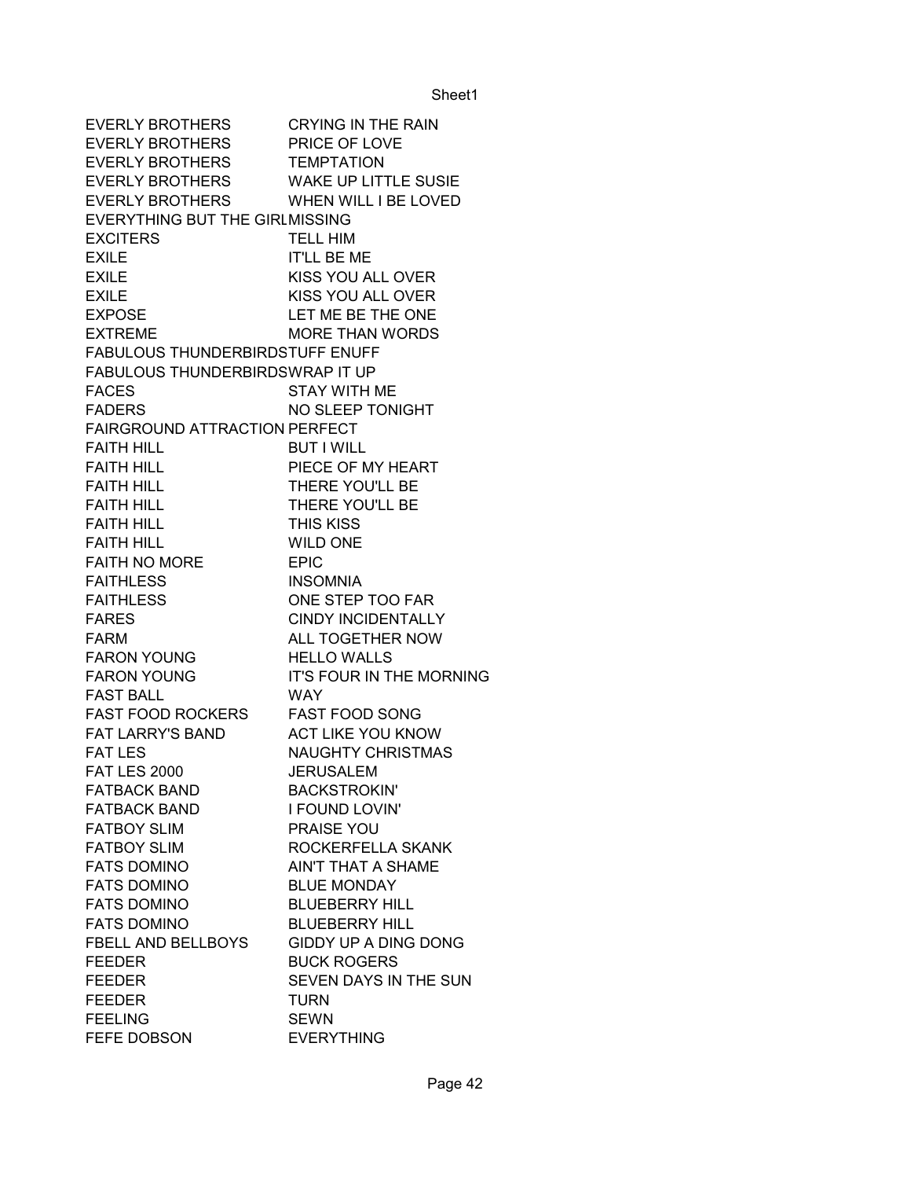| EVERLY BROTHERS | CRYING IN THE RAIN |
|---|---|
| EVERLY BROTHERS | PRICE OF LOVE |
| EVERLY BROTHERS | TEMPTATION |
| EVERLY BROTHERS | WAKE UP LITTLE SUSIE |
| EVERLY BROTHERS | WHEN WILL I BE LOVED |
| EVERYTHING BUT THE GIRL | MISSING |
| EXCITERS | TELL HIM |
| EXILE | IT'LL BE ME |
| EXILE | KISS YOU ALL OVER |
| EXILE | KISS YOU ALL OVER |
| EXPOSE | LET ME BE THE ONE |
| EXTREME | MORE THAN WORDS |
| FABULOUS THUNDERBIRDS | TUFF ENUFF |
| FABULOUS THUNDERBIRDS | WRAP IT UP |
| FACES | STAY WITH ME |
| FADERS | NO SLEEP TONIGHT |
| FAIRGROUND ATTRACTION | PERFECT |
| FAITH HILL | BUT I WILL |
| FAITH HILL | PIECE OF MY HEART |
| FAITH HILL | THERE YOU'LL BE |
| FAITH HILL | THERE YOU'LL BE |
| FAITH HILL | THIS KISS |
| FAITH HILL | WILD ONE |
| FAITH NO MORE | EPIC |
| FAITHLESS | INSOMNIA |
| FAITHLESS | ONE STEP TOO FAR |
| FARES | CINDY INCIDENTALLY |
| FARM | ALL TOGETHER NOW |
| FARON YOUNG | HELLO WALLS |
| FARON YOUNG | IT'S FOUR IN THE MORNING |
| FAST BALL | WAY |
| FAST FOOD ROCKERS | FAST FOOD SONG |
| FAT LARRY'S BAND | ACT LIKE YOU KNOW |
| FAT LES | NAUGHTY CHRISTMAS |
| FAT LES 2000 | JERUSALEM |
| FATBACK BAND | BACKSTROKIN' |
| FATBACK BAND | I FOUND LOVIN' |
| FATBOY SLIM | PRAISE YOU |
| FATBOY SLIM | ROCKERFELLA SKANK |
| FATS DOMINO | AIN'T THAT A SHAME |
| FATS DOMINO | BLUE MONDAY |
| FATS DOMINO | BLUEBERRY HILL |
| FATS DOMINO | BLUEBERRY HILL |
| FBELL AND BELLBOYS | GIDDY UP A DING DONG |
| FEEDER | BUCK ROGERS |
| FEEDER | SEVEN DAYS IN THE SUN |
| FEEDER | TURN |
| FEELING | SEWN |
| FEFE DOBSON | EVERYTHING |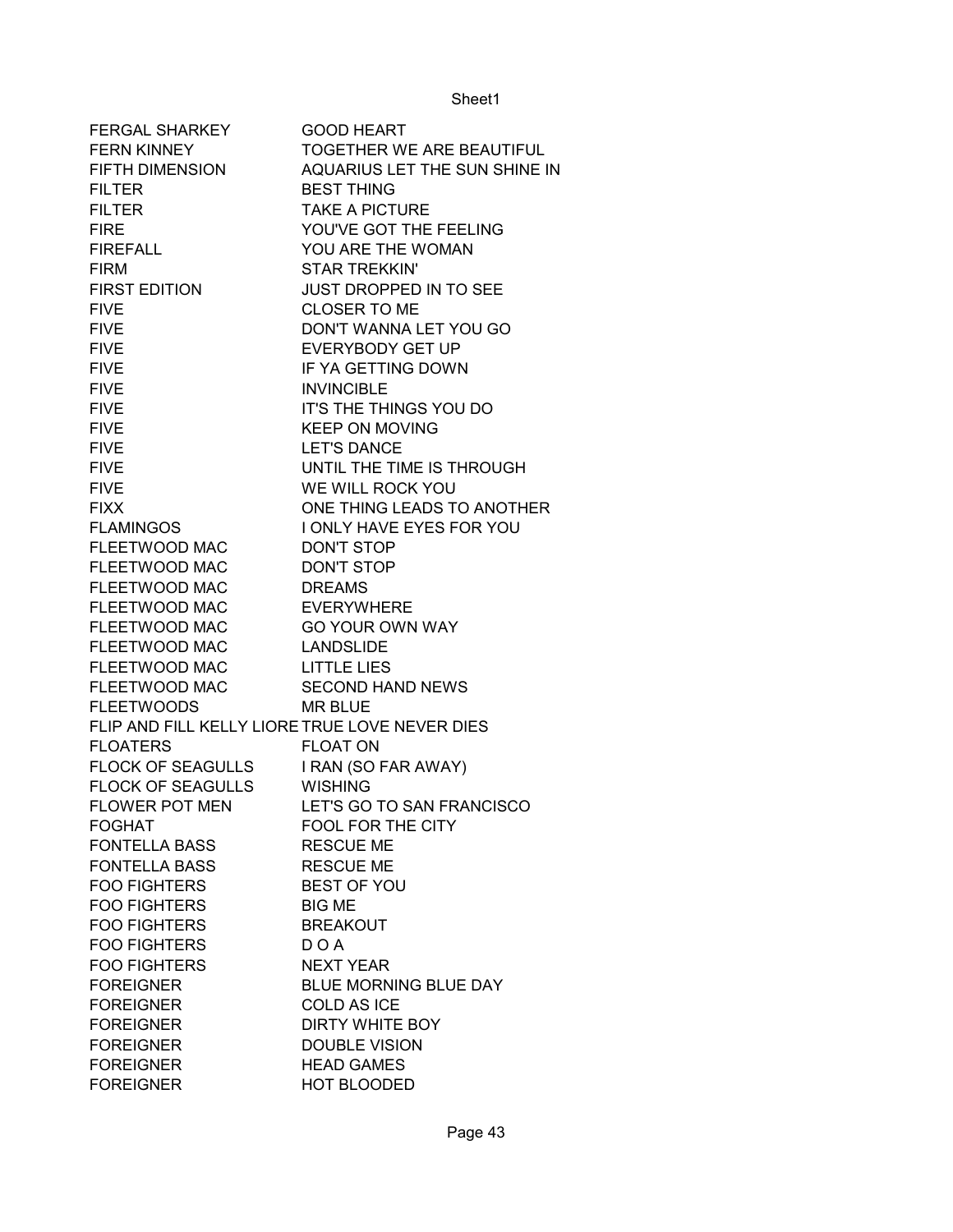| FERGAL SHARKEY | GOOD HEART |
|---|---|
| FERN KINNEY | TOGETHER WE ARE BEAUTIFUL |
| FIFTH DIMENSION | AQUARIUS LET THE SUN SHINE IN |
| FILTER | BEST THING |
| FILTER | TAKE A PICTURE |
| FIRE | YOU'VE GOT THE FEELING |
| FIREFALL | YOU ARE THE WOMAN |
| FIRM | STAR TREKKIN' |
| FIRST EDITION | JUST DROPPED IN TO SEE |
| FIVE | CLOSER TO ME |
| FIVE | DON'T WANNA LET YOU GO |
| FIVE | EVERYBODY GET UP |
| FIVE | IF YA GETTING DOWN |
| FIVE | INVINCIBLE |
| FIVE | IT'S THE THINGS YOU DO |
| FIVE | KEEP ON MOVING |
| FIVE | LET'S DANCE |
| FIVE | UNTIL THE TIME IS THROUGH |
| FIVE | WE WILL ROCK YOU |
| FIXX | ONE THING LEADS TO ANOTHER |
| FLAMINGOS | I ONLY HAVE EYES FOR YOU |
| FLEETWOOD MAC | DON'T STOP |
| FLEETWOOD MAC | DON'T STOP |
| FLEETWOOD MAC | DREAMS |
| FLEETWOOD MAC | EVERYWHERE |
| FLEETWOOD MAC | GO YOUR OWN WAY |
| FLEETWOOD MAC | LANDSLIDE |
| FLEETWOOD MAC | LITTLE LIES |
| FLEETWOOD MAC | SECOND HAND NEWS |
| FLEETWOODS | MR BLUE |
| FLIP AND FILL KELLY LIORE | TRUE LOVE NEVER DIES |
| FLOATERS | FLOAT ON |
| FLOCK OF SEAGULLS | I RAN (SO FAR AWAY) |
| FLOCK OF SEAGULLS | WISHING |
| FLOWER POT MEN | LET'S GO TO SAN FRANCISCO |
| FOGHAT | FOOL FOR THE CITY |
| FONTELLA BASS | RESCUE ME |
| FONTELLA BASS | RESCUE ME |
| FOO FIGHTERS | BEST OF YOU |
| FOO FIGHTERS | BIG ME |
| FOO FIGHTERS | BREAKOUT |
| FOO FIGHTERS | D O A |
| FOO FIGHTERS | NEXT YEAR |
| FOREIGNER | BLUE MORNING BLUE DAY |
| FOREIGNER | COLD AS ICE |
| FOREIGNER | DIRTY WHITE BOY |
| FOREIGNER | DOUBLE VISION |
| FOREIGNER | HEAD GAMES |
| FOREIGNER | HOT BLOODED |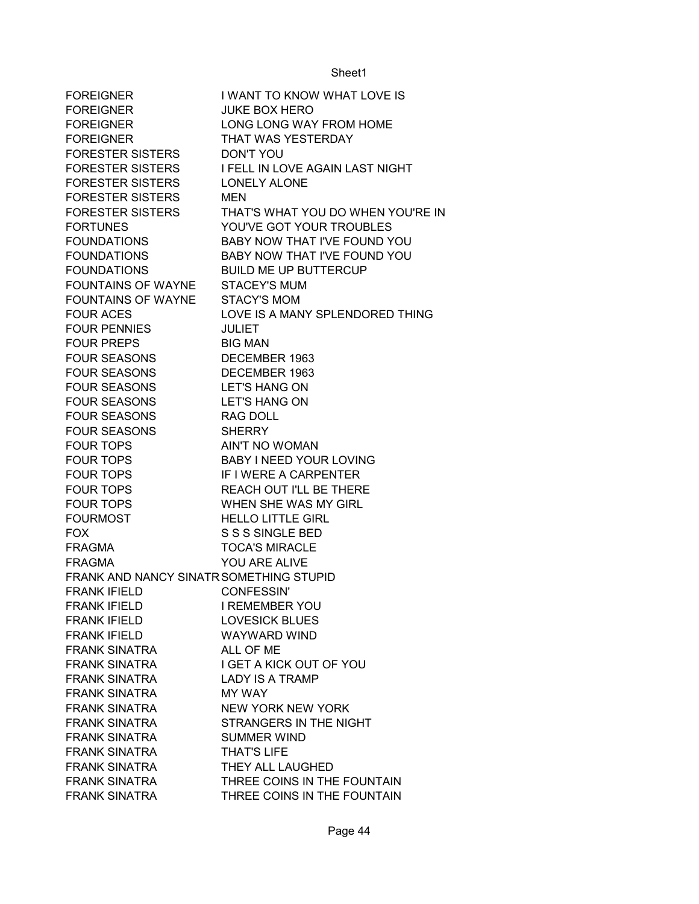| | |
|---|---|
| FOREIGNER | I WANT TO KNOW WHAT LOVE IS |
| FOREIGNER | JUKE BOX HERO |
| FOREIGNER | LONG LONG WAY FROM HOME |
| FOREIGNER | THAT WAS YESTERDAY |
| FORESTER SISTERS | DON'T YOU |
| FORESTER SISTERS | I FELL IN LOVE AGAIN LAST NIGHT |
| FORESTER SISTERS | LONELY ALONE |
| FORESTER SISTERS | MEN |
| FORESTER SISTERS | THAT'S WHAT YOU DO WHEN YOU'RE IN |
| FORTUNES | YOU'VE GOT YOUR TROUBLES |
| FOUNDATIONS | BABY NOW THAT I'VE FOUND YOU |
| FOUNDATIONS | BABY NOW THAT I'VE FOUND YOU |
| FOUNDATIONS | BUILD ME UP BUTTERCUP |
| FOUNTAINS OF WAYNE | STACEY'S MUM |
| FOUNTAINS OF WAYNE | STACY'S MOM |
| FOUR ACES | LOVE IS A MANY SPLENDORED THING |
| FOUR PENNIES | JULIET |
| FOUR PREPS | BIG MAN |
| FOUR SEASONS | DECEMBER 1963 |
| FOUR SEASONS | DECEMBER 1963 |
| FOUR SEASONS | LET'S HANG ON |
| FOUR SEASONS | LET'S HANG ON |
| FOUR SEASONS | RAG DOLL |
| FOUR SEASONS | SHERRY |
| FOUR TOPS | AIN'T NO WOMAN |
| FOUR TOPS | BABY I NEED YOUR LOVING |
| FOUR TOPS | IF I WERE A CARPENTER |
| FOUR TOPS | REACH OUT I'LL BE THERE |
| FOUR TOPS | WHEN SHE WAS MY GIRL |
| FOURMOST | HELLO LITTLE GIRL |
| FOX | S S S SINGLE BED |
| FRAGMA | TOCA'S MIRACLE |
| FRAGMA | YOU ARE ALIVE |
| FRANK AND NANCY SINATR | SOMETHING STUPID |
| FRANK IFIELD | CONFESSIN' |
| FRANK IFIELD | I REMEMBER YOU |
| FRANK IFIELD | LOVESICK BLUES |
| FRANK IFIELD | WAYWARD WIND |
| FRANK SINATRA | ALL OF ME |
| FRANK SINATRA | I GET A KICK OUT OF YOU |
| FRANK SINATRA | LADY IS A TRAMP |
| FRANK SINATRA | MY WAY |
| FRANK SINATRA | NEW YORK NEW YORK |
| FRANK SINATRA | STRANGERS IN THE NIGHT |
| FRANK SINATRA | SUMMER WIND |
| FRANK SINATRA | THAT'S LIFE |
| FRANK SINATRA | THEY ALL LAUGHED |
| FRANK SINATRA | THREE COINS IN THE FOUNTAIN |
| FRANK SINATRA | THREE COINS IN THE FOUNTAIN |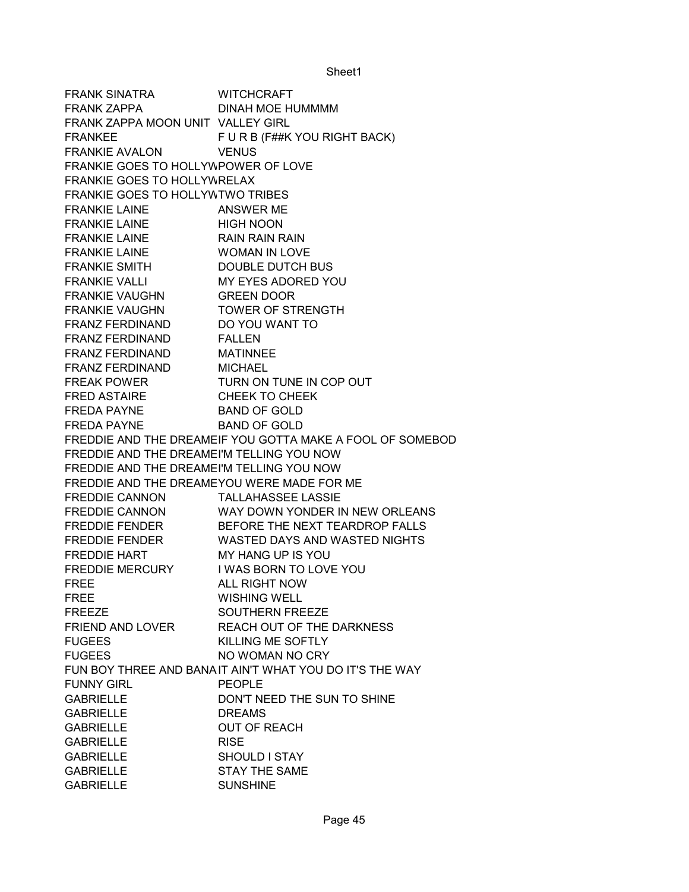| | |
|---|---|
| FRANK SINATRA | WITCHCRAFT |
| FRANK ZAPPA | DINAH MOE HUMMMM |
| FRANK ZAPPA MOON UNIT | VALLEY GIRL |
| FRANKEE | F U R B (F##K YOU RIGHT BACK) |
| FRANKIE AVALON | VENUS |
| FRANKIE GOES TO HOLLYW | POWER OF LOVE |
| FRANKIE GOES TO HOLLYW | RELAX |
| FRANKIE GOES TO HOLLYW | TWO TRIBES |
| FRANKIE LAINE | ANSWER ME |
| FRANKIE LAINE | HIGH NOON |
| FRANKIE LAINE | RAIN RAIN RAIN |
| FRANKIE LAINE | WOMAN IN LOVE |
| FRANKIE SMITH | DOUBLE DUTCH BUS |
| FRANKIE VALLI | MY EYES ADORED YOU |
| FRANKIE VAUGHN | GREEN DOOR |
| FRANKIE VAUGHN | TOWER OF STRENGTH |
| FRANZ FERDINAND | DO YOU WANT TO |
| FRANZ FERDINAND | FALLEN |
| FRANZ FERDINAND | MATINNEE |
| FRANZ FERDINAND | MICHAEL |
| FREAK POWER | TURN ON TUNE IN COP OUT |
| FRED ASTAIRE | CHEEK TO CHEEK |
| FREDA PAYNE | BAND OF GOLD |
| FREDA PAYNE | BAND OF GOLD |
| FREDDIE AND THE DREAME | IF YOU GOTTA MAKE A FOOL OF SOMEBOD |
| FREDDIE AND THE DREAME | I'M TELLING YOU NOW |
| FREDDIE AND THE DREAME | I'M TELLING YOU NOW |
| FREDDIE AND THE DREAME | YOU WERE MADE FOR ME |
| FREDDIE CANNON | TALLAHASSEE LASSIE |
| FREDDIE CANNON | WAY DOWN YONDER IN NEW ORLEANS |
| FREDDIE FENDER | BEFORE THE NEXT TEARDROP FALLS |
| FREDDIE FENDER | WASTED DAYS AND WASTED NIGHTS |
| FREDDIE HART | MY HANG UP IS YOU |
| FREDDIE MERCURY | I WAS BORN TO LOVE YOU |
| FREE | ALL RIGHT NOW |
| FREE | WISHING WELL |
| FREEZE | SOUTHERN FREEZE |
| FRIEND AND LOVER | REACH OUT OF THE DARKNESS |
| FUGEES | KILLING ME SOFTLY |
| FUGEES | NO WOMAN NO CRY |
| FUN BOY THREE AND BANA | IT AIN'T WHAT YOU DO IT'S THE WAY |
| FUNNY GIRL | PEOPLE |
| GABRIELLE | DON'T NEED THE SUN TO SHINE |
| GABRIELLE | DREAMS |
| GABRIELLE | OUT OF REACH |
| GABRIELLE | RISE |
| GABRIELLE | SHOULD I STAY |
| GABRIELLE | STAY THE SAME |
| GABRIELLE | SUNSHINE |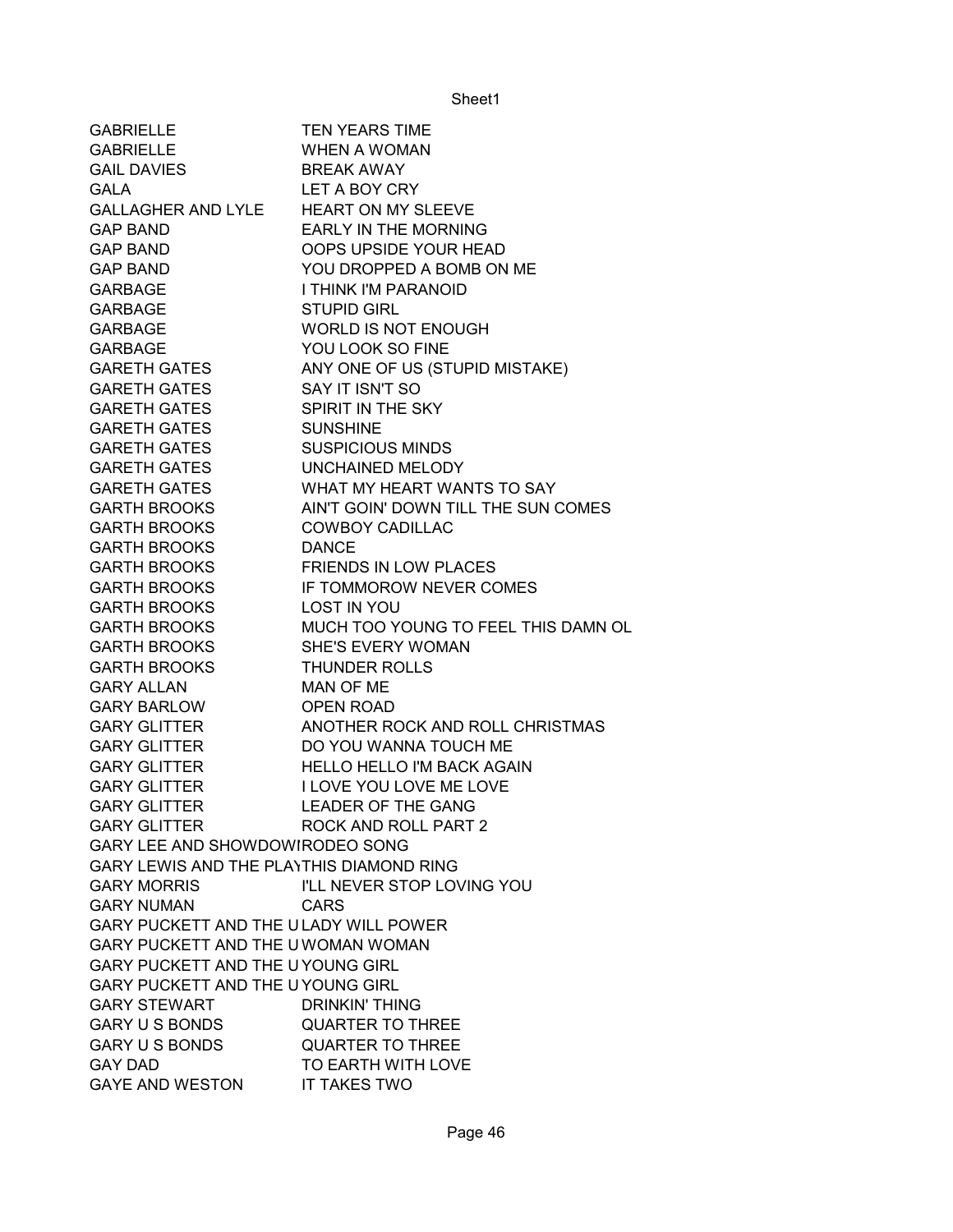| | |
|---|---|
| GABRIELLE | TEN YEARS TIME |
| GABRIELLE | WHEN A WOMAN |
| GAIL DAVIES | BREAK AWAY |
| GALA | LET A BOY CRY |
| GALLAGHER AND LYLE | HEART ON MY SLEEVE |
| GAP BAND | EARLY IN THE MORNING |
| GAP BAND | OOPS UPSIDE YOUR HEAD |
| GAP BAND | YOU DROPPED A BOMB ON ME |
| GARBAGE | I THINK I'M PARANOID |
| GARBAGE | STUPID GIRL |
| GARBAGE | WORLD IS NOT ENOUGH |
| GARBAGE | YOU LOOK SO FINE |
| GARETH GATES | ANY ONE OF US (STUPID MISTAKE) |
| GARETH GATES | SAY IT ISN'T SO |
| GARETH GATES | SPIRIT IN THE SKY |
| GARETH GATES | SUNSHINE |
| GARETH GATES | SUSPICIOUS MINDS |
| GARETH GATES | UNCHAINED MELODY |
| GARETH GATES | WHAT MY HEART WANTS TO SAY |
| GARTH BROOKS | AIN'T GOIN' DOWN TILL THE SUN COMES |
| GARTH BROOKS | COWBOY CADILLAC |
| GARTH BROOKS | DANCE |
| GARTH BROOKS | FRIENDS IN LOW PLACES |
| GARTH BROOKS | IF TOMMOROW NEVER COMES |
| GARTH BROOKS | LOST IN YOU |
| GARTH BROOKS | MUCH TOO YOUNG TO FEEL THIS DAMN OL |
| GARTH BROOKS | SHE'S EVERY WOMAN |
| GARTH BROOKS | THUNDER ROLLS |
| GARY ALLAN | MAN OF ME |
| GARY BARLOW | OPEN ROAD |
| GARY GLITTER | ANOTHER ROCK AND ROLL CHRISTMAS |
| GARY GLITTER | DO YOU WANNA TOUCH ME |
| GARY GLITTER | HELLO HELLO I'M BACK AGAIN |
| GARY GLITTER | I LOVE YOU LOVE ME LOVE |
| GARY GLITTER | LEADER OF THE GANG |
| GARY GLITTER | ROCK AND ROLL PART 2 |
| GARY LEE AND SHOWDOWI | RODEO SONG |
| GARY LEWIS AND THE PLAY | THIS DIAMOND RING |
| GARY MORRIS | I'LL NEVER STOP LOVING YOU |
| GARY NUMAN | CARS |
| GARY PUCKETT AND THE U | LADY WILL POWER |
| GARY PUCKETT AND THE U | WOMAN WOMAN |
| GARY PUCKETT AND THE U | YOUNG GIRL |
| GARY PUCKETT AND THE U | YOUNG GIRL |
| GARY STEWART | DRINKIN' THING |
| GARY U S BONDS | QUARTER TO THREE |
| GARY U S BONDS | QUARTER TO THREE |
| GAY DAD | TO EARTH WITH LOVE |
| GAYE AND WESTON | IT TAKES TWO |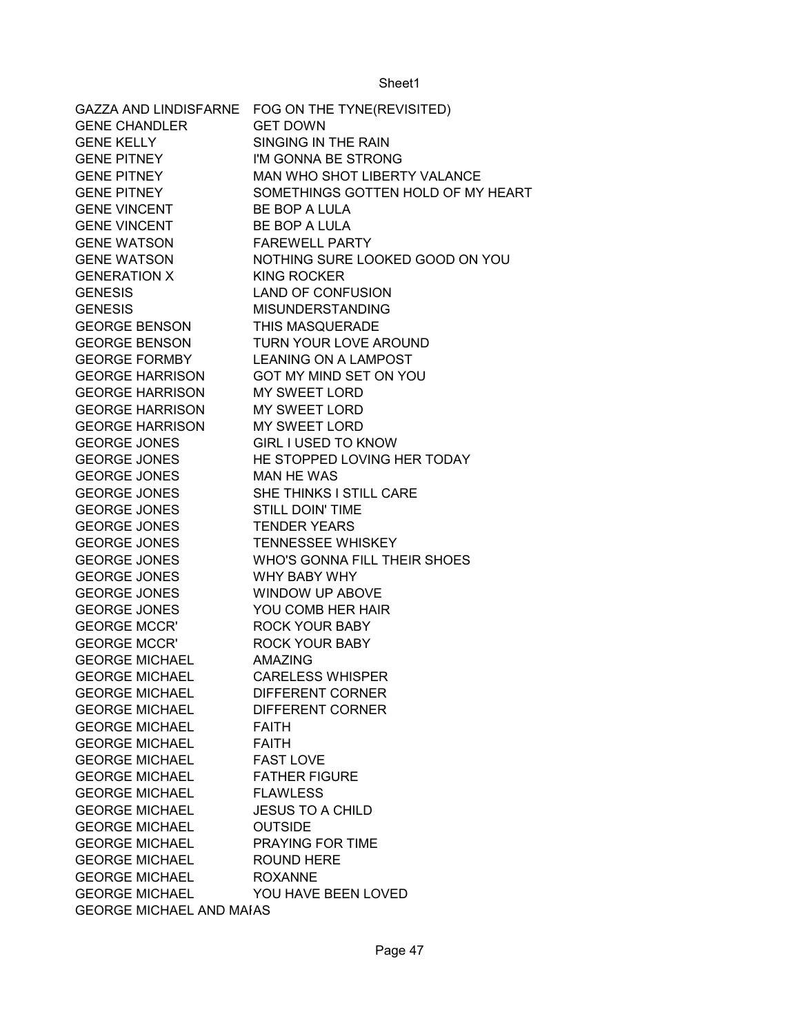| | |
|---|---|
| GAZZA AND LINDISFARNE | FOG ON THE TYNE(REVISITED) |
| GENE CHANDLER | GET DOWN |
| GENE KELLY | SINGING IN THE RAIN |
| GENE PITNEY | I'M GONNA BE STRONG |
| GENE PITNEY | MAN WHO SHOT LIBERTY VALANCE |
| GENE PITNEY | SOMETHINGS GOTTEN HOLD OF MY HEART |
| GENE VINCENT | BE BOP A LULA |
| GENE VINCENT | BE BOP A LULA |
| GENE WATSON | FAREWELL PARTY |
| GENE WATSON | NOTHING SURE LOOKED GOOD ON YOU |
| GENERATION X | KING ROCKER |
| GENESIS | LAND OF CONFUSION |
| GENESIS | MISUNDERSTANDING |
| GEORGE BENSON | THIS MASQUERADE |
| GEORGE BENSON | TURN YOUR LOVE AROUND |
| GEORGE FORMBY | LEANING ON A LAMPOST |
| GEORGE HARRISON | GOT MY MIND SET ON YOU |
| GEORGE HARRISON | MY SWEET LORD |
| GEORGE HARRISON | MY SWEET LORD |
| GEORGE HARRISON | MY SWEET LORD |
| GEORGE JONES | GIRL I USED TO KNOW |
| GEORGE JONES | HE STOPPED LOVING HER TODAY |
| GEORGE JONES | MAN HE WAS |
| GEORGE JONES | SHE THINKS I STILL CARE |
| GEORGE JONES | STILL DOIN' TIME |
| GEORGE JONES | TENDER YEARS |
| GEORGE JONES | TENNESSEE WHISKEY |
| GEORGE JONES | WHO'S GONNA FILL THEIR SHOES |
| GEORGE JONES | WHY BABY WHY |
| GEORGE JONES | WINDOW UP ABOVE |
| GEORGE JONES | YOU COMB HER HAIR |
| GEORGE MCCR' | ROCK YOUR BABY |
| GEORGE MCCR' | ROCK YOUR BABY |
| GEORGE MICHAEL | AMAZING |
| GEORGE MICHAEL | CARELESS WHISPER |
| GEORGE MICHAEL | DIFFERENT CORNER |
| GEORGE MICHAEL | DIFFERENT CORNER |
| GEORGE MICHAEL | FAITH |
| GEORGE MICHAEL | FAITH |
| GEORGE MICHAEL | FAST LOVE |
| GEORGE MICHAEL | FATHER FIGURE |
| GEORGE MICHAEL | FLAWLESS |
| GEORGE MICHAEL | JESUS TO A CHILD |
| GEORGE MICHAEL | OUTSIDE |
| GEORGE MICHAEL | PRAYING FOR TIME |
| GEORGE MICHAEL | ROUND HERE |
| GEORGE MICHAEL | ROXANNE |
| GEORGE MICHAEL | YOU HAVE BEEN LOVED |
| GEORGE MICHAEL AND MAIAS | |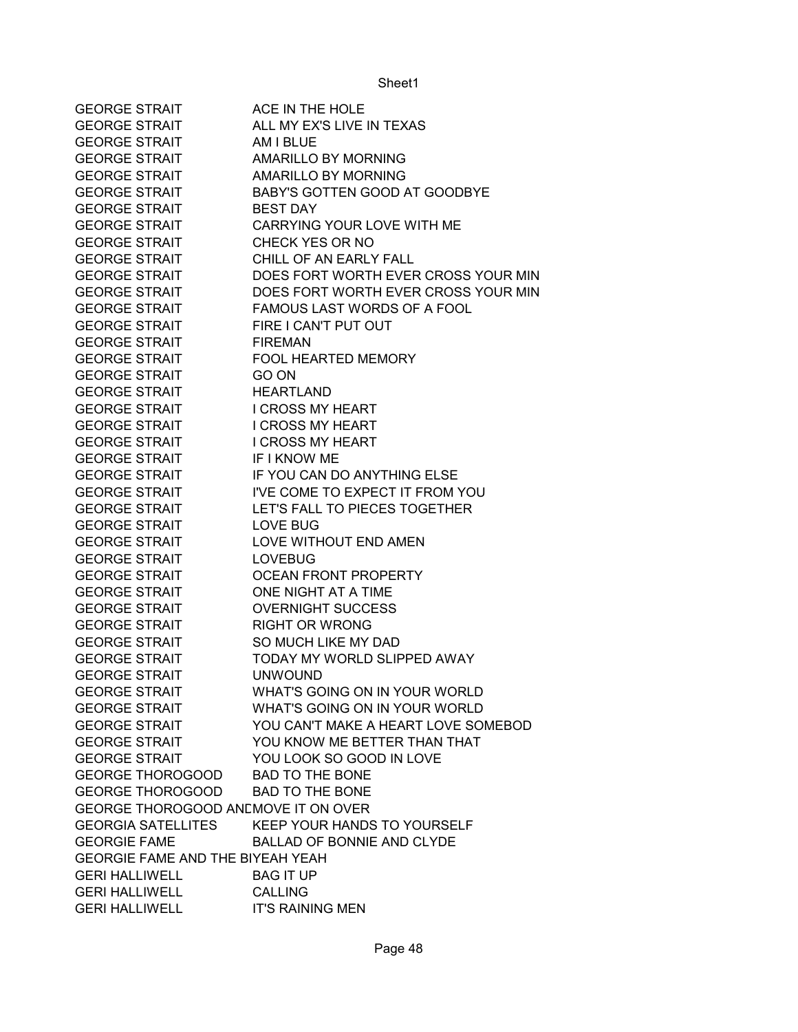| | |
|---|---|
| GEORGE STRAIT | ACE IN THE HOLE |
| GEORGE STRAIT | ALL MY EX'S LIVE IN TEXAS |
| GEORGE STRAIT | AM I BLUE |
| GEORGE STRAIT | AMARILLO BY MORNING |
| GEORGE STRAIT | AMARILLO BY MORNING |
| GEORGE STRAIT | BABY'S GOTTEN GOOD AT GOODBYE |
| GEORGE STRAIT | BEST DAY |
| GEORGE STRAIT | CARRYING YOUR LOVE WITH ME |
| GEORGE STRAIT | CHECK YES OR NO |
| GEORGE STRAIT | CHILL OF AN EARLY FALL |
| GEORGE STRAIT | DOES FORT WORTH EVER CROSS YOUR MIN |
| GEORGE STRAIT | DOES FORT WORTH EVER CROSS YOUR MIN |
| GEORGE STRAIT | FAMOUS LAST WORDS OF A FOOL |
| GEORGE STRAIT | FIRE I CAN'T PUT OUT |
| GEORGE STRAIT | FIREMAN |
| GEORGE STRAIT | FOOL HEARTED MEMORY |
| GEORGE STRAIT | GO ON |
| GEORGE STRAIT | HEARTLAND |
| GEORGE STRAIT | I CROSS MY HEART |
| GEORGE STRAIT | I CROSS MY HEART |
| GEORGE STRAIT | I CROSS MY HEART |
| GEORGE STRAIT | IF I KNOW ME |
| GEORGE STRAIT | IF YOU CAN DO ANYTHING ELSE |
| GEORGE STRAIT | I'VE COME TO EXPECT IT FROM YOU |
| GEORGE STRAIT | LET'S FALL TO PIECES TOGETHER |
| GEORGE STRAIT | LOVE BUG |
| GEORGE STRAIT | LOVE WITHOUT END AMEN |
| GEORGE STRAIT | LOVEBUG |
| GEORGE STRAIT | OCEAN FRONT PROPERTY |
| GEORGE STRAIT | ONE NIGHT AT A TIME |
| GEORGE STRAIT | OVERNIGHT SUCCESS |
| GEORGE STRAIT | RIGHT OR WRONG |
| GEORGE STRAIT | SO MUCH LIKE MY DAD |
| GEORGE STRAIT | TODAY MY WORLD SLIPPED AWAY |
| GEORGE STRAIT | UNWOUND |
| GEORGE STRAIT | WHAT'S GOING ON IN YOUR WORLD |
| GEORGE STRAIT | WHAT'S GOING ON IN YOUR WORLD |
| GEORGE STRAIT | YOU CAN'T MAKE A HEART LOVE SOMEBOD |
| GEORGE STRAIT | YOU KNOW ME BETTER THAN THAT |
| GEORGE STRAIT | YOU LOOK SO GOOD IN LOVE |
| GEORGE THOROGOOD | BAD TO THE BONE |
| GEORGE THOROGOOD | BAD TO THE BONE |
| GEORGE THOROGOOD ANI | MOVE IT ON OVER |
| GEORGIA SATELLITES | KEEP YOUR HANDS TO YOURSELF |
| GEORGIE FAME | BALLAD OF BONNIE AND CLYDE |
| GEORGIE FAME AND THE BI | YEAH YEAH |
| GERI HALLIWELL | BAG IT UP |
| GERI HALLIWELL | CALLING |
| GERI HALLIWELL | IT'S RAINING MEN |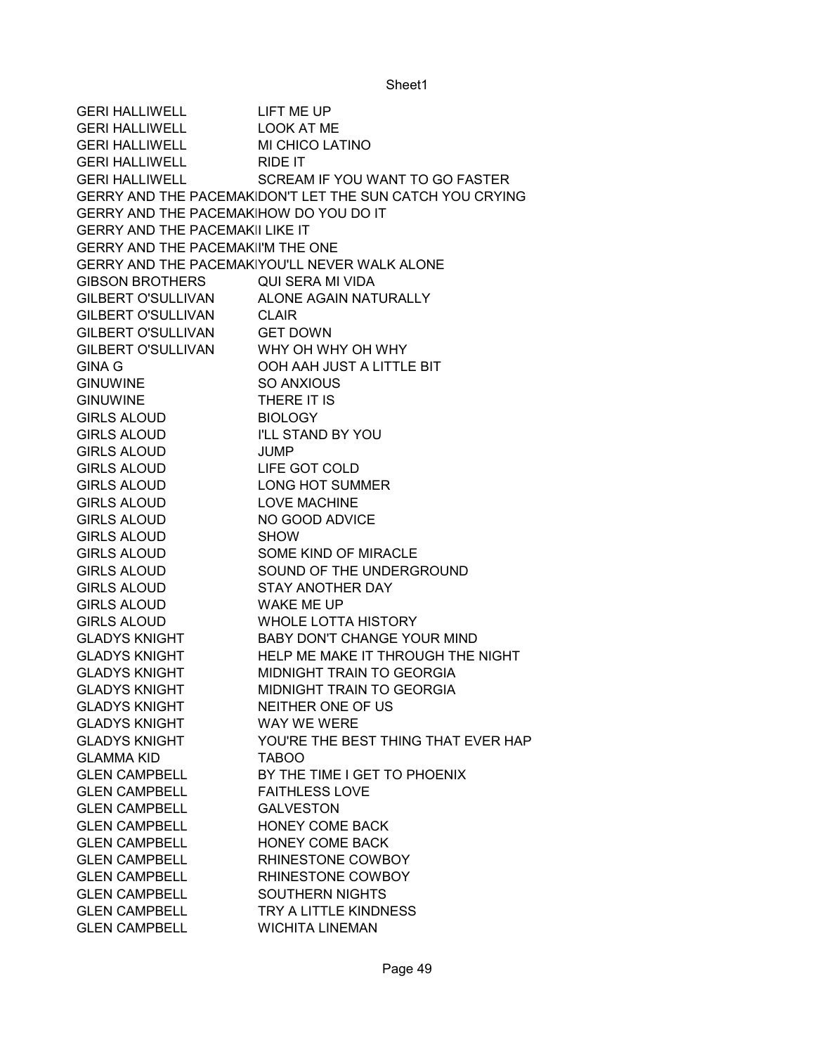| GERI HALLIWELL | LIFT ME UP |
|---|---|
| GERI HALLIWELL | LOOK AT ME |
| GERI HALLIWELL | MI CHICO LATINO |
| GERI HALLIWELL | RIDE IT |
| GERI HALLIWELL | SCREAM IF YOU WANT TO GO FASTER |
| GERRY AND THE PACEMAKI | DON'T LET THE SUN CATCH YOU CRYING |
| GERRY AND THE PACEMAKI | HOW DO YOU DO IT |
| GERRY AND THE PACEMAKI | I LIKE IT |
| GERRY AND THE PACEMAKI | I'M THE ONE |
| GERRY AND THE PACEMAKI | YOU'LL NEVER WALK ALONE |
| GIBSON BROTHERS | QUI SERA MI VIDA |
| GILBERT O'SULLIVAN | ALONE AGAIN NATURALLY |
| GILBERT O'SULLIVAN | CLAIR |
| GILBERT O'SULLIVAN | GET DOWN |
| GILBERT O'SULLIVAN | WHY OH WHY OH WHY |
| GINA G | OOH AAH JUST A LITTLE BIT |
| GINUWINE | SO ANXIOUS |
| GINUWINE | THERE IT IS |
| GIRLS ALOUD | BIOLOGY |
| GIRLS ALOUD | I'LL STAND BY YOU |
| GIRLS ALOUD | JUMP |
| GIRLS ALOUD | LIFE GOT COLD |
| GIRLS ALOUD | LONG HOT SUMMER |
| GIRLS ALOUD | LOVE MACHINE |
| GIRLS ALOUD | NO GOOD ADVICE |
| GIRLS ALOUD | SHOW |
| GIRLS ALOUD | SOME KIND OF MIRACLE |
| GIRLS ALOUD | SOUND OF THE UNDERGROUND |
| GIRLS ALOUD | STAY ANOTHER DAY |
| GIRLS ALOUD | WAKE ME UP |
| GIRLS ALOUD | WHOLE LOTTA HISTORY |
| GLADYS KNIGHT | BABY DON'T CHANGE YOUR MIND |
| GLADYS KNIGHT | HELP ME MAKE IT THROUGH THE NIGHT |
| GLADYS KNIGHT | MIDNIGHT TRAIN TO GEORGIA |
| GLADYS KNIGHT | MIDNIGHT TRAIN TO GEORGIA |
| GLADYS KNIGHT | NEITHER ONE OF US |
| GLADYS KNIGHT | WAY WE WERE |
| GLADYS KNIGHT | YOU'RE THE BEST THING THAT EVER HAP |
| GLAMMA KID | TABOO |
| GLEN CAMPBELL | BY THE TIME I GET TO PHOENIX |
| GLEN CAMPBELL | FAITHLESS LOVE |
| GLEN CAMPBELL | GALVESTON |
| GLEN CAMPBELL | HONEY COME BACK |
| GLEN CAMPBELL | HONEY COME BACK |
| GLEN CAMPBELL | RHINESTONE COWBOY |
| GLEN CAMPBELL | RHINESTONE COWBOY |
| GLEN CAMPBELL | SOUTHERN NIGHTS |
| GLEN CAMPBELL | TRY A LITTLE KINDNESS |
| GLEN CAMPBELL | WICHITA LINEMAN |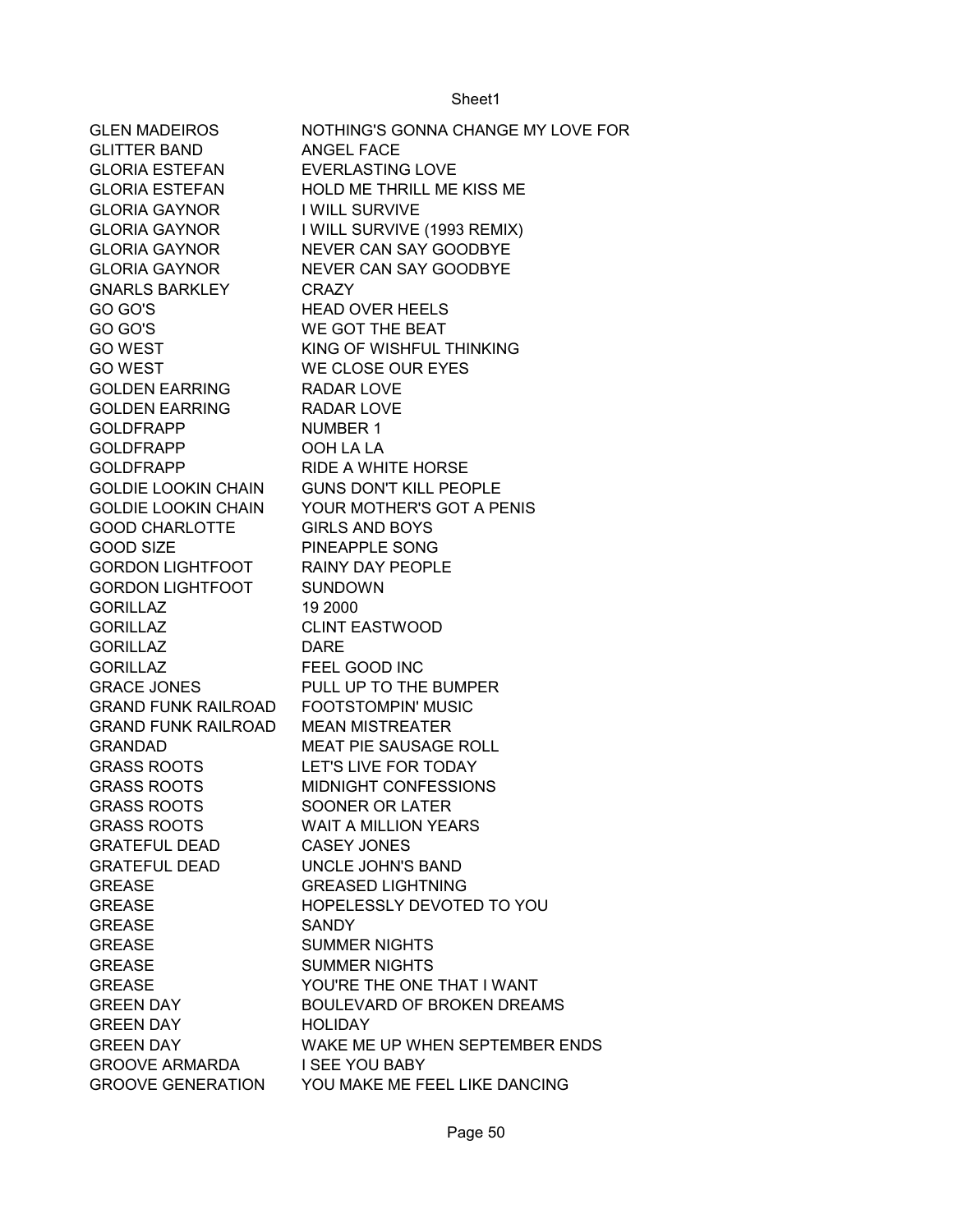| | |
|---|---|
| GLEN MADEIROS | NOTHING'S GONNA CHANGE MY LOVE FOR |
| GLITTER BAND | ANGEL FACE |
| GLORIA ESTEFAN | EVERLASTING LOVE |
| GLORIA ESTEFAN | HOLD ME THRILL ME KISS ME |
| GLORIA GAYNOR | I WILL SURVIVE |
| GLORIA GAYNOR | I WILL SURVIVE (1993 REMIX) |
| GLORIA GAYNOR | NEVER CAN SAY GOODBYE |
| GLORIA GAYNOR | NEVER CAN SAY GOODBYE |
| GNARLS BARKLEY | CRAZY |
| GO GO'S | HEAD OVER HEELS |
| GO GO'S | WE GOT THE BEAT |
| GO WEST | KING OF WISHFUL THINKING |
| GO WEST | WE CLOSE OUR EYES |
| GOLDEN EARRING | RADAR LOVE |
| GOLDEN EARRING | RADAR LOVE |
| GOLDFRAPP | NUMBER 1 |
| GOLDFRAPP | OOH LA LA |
| GOLDFRAPP | RIDE A WHITE HORSE |
| GOLDIE LOOKIN CHAIN | GUNS DON'T KILL PEOPLE |
| GOLDIE LOOKIN CHAIN | YOUR MOTHER'S GOT A PENIS |
| GOOD CHARLOTTE | GIRLS AND BOYS |
| GOOD SIZE | PINEAPPLE SONG |
| GORDON LIGHTFOOT | RAINY DAY PEOPLE |
| GORDON LIGHTFOOT | SUNDOWN |
| GORILLAZ | 19 2000 |
| GORILLAZ | CLINT EASTWOOD |
| GORILLAZ | DARE |
| GORILLAZ | FEEL GOOD INC |
| GRACE JONES | PULL UP TO THE BUMPER |
| GRAND FUNK RAILROAD | FOOTSTOMPIN' MUSIC |
| GRAND FUNK RAILROAD | MEAN MISTREATER |
| GRANDAD | MEAT PIE SAUSAGE ROLL |
| GRASS ROOTS | LET'S LIVE FOR TODAY |
| GRASS ROOTS | MIDNIGHT CONFESSIONS |
| GRASS ROOTS | SOONER OR LATER |
| GRASS ROOTS | WAIT A MILLION YEARS |
| GRATEFUL DEAD | CASEY JONES |
| GRATEFUL DEAD | UNCLE JOHN'S BAND |
| GREASE | GREASED LIGHTNING |
| GREASE | HOPELESSLY DEVOTED TO YOU |
| GREASE | SANDY |
| GREASE | SUMMER NIGHTS |
| GREASE | SUMMER NIGHTS |
| GREASE | YOU'RE THE ONE THAT I WANT |
| GREEN DAY | BOULEVARD OF BROKEN DREAMS |
| GREEN DAY | HOLIDAY |
| GREEN DAY | WAKE ME UP WHEN SEPTEMBER ENDS |
| GROOVE ARMARDA | I SEE YOU BABY |
| GROOVE GENERATION | YOU MAKE ME FEEL LIKE DANCING |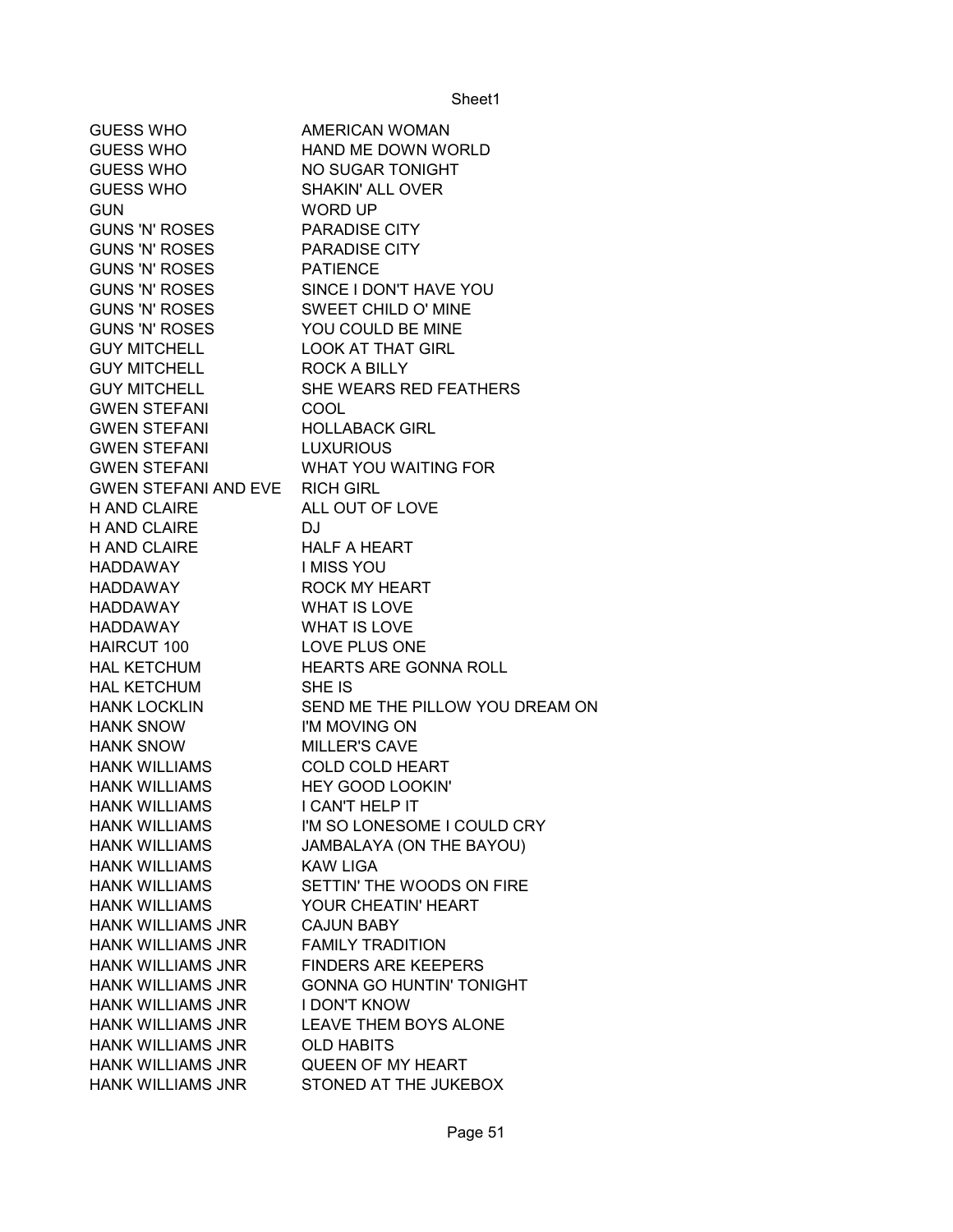| | |
|---|---|
| GUESS WHO | AMERICAN WOMAN |
| GUESS WHO | HAND ME DOWN WORLD |
| GUESS WHO | NO SUGAR TONIGHT |
| GUESS WHO | SHAKIN' ALL OVER |
| GUN | WORD UP |
| GUNS 'N' ROSES | PARADISE CITY |
| GUNS 'N' ROSES | PARADISE CITY |
| GUNS 'N' ROSES | PATIENCE |
| GUNS 'N' ROSES | SINCE I DON'T HAVE YOU |
| GUNS 'N' ROSES | SWEET CHILD O' MINE |
| GUNS 'N' ROSES | YOU COULD BE MINE |
| GUY MITCHELL | LOOK AT THAT GIRL |
| GUY MITCHELL | ROCK A BILLY |
| GUY MITCHELL | SHE WEARS RED FEATHERS |
| GWEN STEFANI | COOL |
| GWEN STEFANI | HOLLABACK GIRL |
| GWEN STEFANI | LUXURIOUS |
| GWEN STEFANI | WHAT YOU WAITING FOR |
| GWEN STEFANI AND EVE | RICH GIRL |
| H AND CLAIRE | ALL OUT OF LOVE |
| H AND CLAIRE | DJ |
| H AND CLAIRE | HALF A HEART |
| HADDAWAY | I MISS YOU |
| HADDAWAY | ROCK MY HEART |
| HADDAWAY | WHAT IS LOVE |
| HADDAWAY | WHAT IS LOVE |
| HAIRCUT 100 | LOVE PLUS ONE |
| HAL KETCHUM | HEARTS ARE GONNA ROLL |
| HAL KETCHUM | SHE IS |
| HANK LOCKLIN | SEND ME THE PILLOW YOU DREAM ON |
| HANK SNOW | I'M MOVING ON |
| HANK SNOW | MILLER'S CAVE |
| HANK WILLIAMS | COLD COLD HEART |
| HANK WILLIAMS | HEY GOOD LOOKIN' |
| HANK WILLIAMS | I CAN'T HELP IT |
| HANK WILLIAMS | I'M SO LONESOME I COULD CRY |
| HANK WILLIAMS | JAMBALAYA (ON THE BAYOU) |
| HANK WILLIAMS | KAW LIGA |
| HANK WILLIAMS | SETTIN' THE WOODS ON FIRE |
| HANK WILLIAMS | YOUR CHEATIN' HEART |
| HANK WILLIAMS JNR | CAJUN BABY |
| HANK WILLIAMS JNR | FAMILY TRADITION |
| HANK WILLIAMS JNR | FINDERS ARE KEEPERS |
| HANK WILLIAMS JNR | GONNA GO HUNTIN' TONIGHT |
| HANK WILLIAMS JNR | I DON'T KNOW |
| HANK WILLIAMS JNR | LEAVE THEM BOYS ALONE |
| HANK WILLIAMS JNR | OLD HABITS |
| HANK WILLIAMS JNR | QUEEN OF MY HEART |
| HANK WILLIAMS JNR | STONED AT THE JUKEBOX |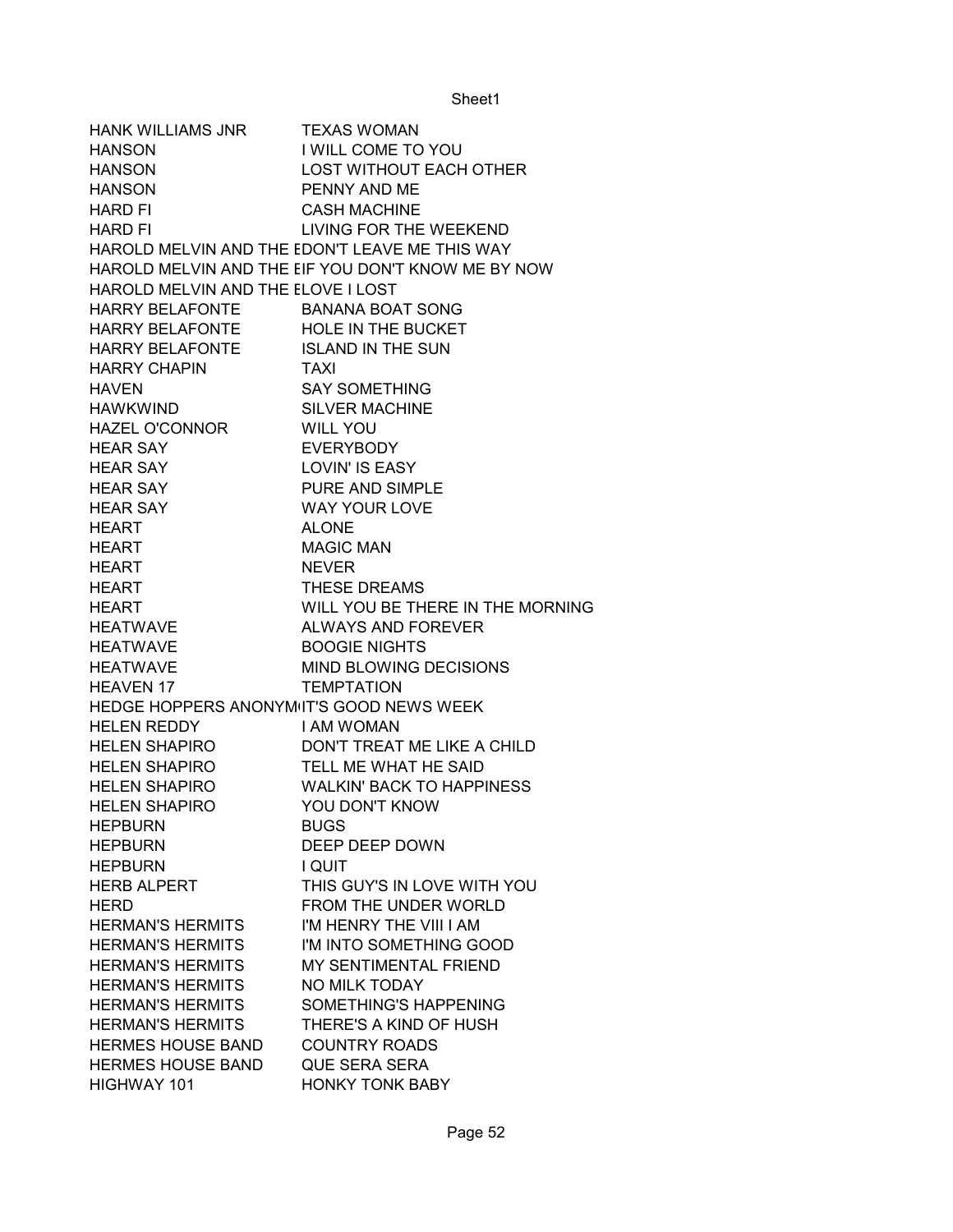| HANK WILLIAMS JNR | TEXAS WOMAN |
|---|---|
| HANSON | I WILL COME TO YOU |
| HANSON | LOST WITHOUT EACH OTHER |
| HANSON | PENNY AND ME |
| HARD FI | CASH MACHINE |
| HARD FI | LIVING FOR THE WEEKEND |
| HAROLD MELVIN AND THE E | DON'T LEAVE ME THIS WAY |
| HAROLD MELVIN AND THE E | IF YOU DON'T KNOW ME BY NOW |
| HAROLD MELVIN AND THE E | LOVE I LOST |
| HARRY BELAFONTE | BANANA BOAT SONG |
| HARRY BELAFONTE | HOLE IN THE BUCKET |
| HARRY BELAFONTE | ISLAND IN THE SUN |
| HARRY CHAPIN | TAXI |
| HAVEN | SAY SOMETHING |
| HAWKWIND | SILVER MACHINE |
| HAZEL O'CONNOR | WILL YOU |
| HEAR SAY | EVERYBODY |
| HEAR SAY | LOVIN' IS EASY |
| HEAR SAY | PURE AND SIMPLE |
| HEAR SAY | WAY YOUR LOVE |
| HEART | ALONE |
| HEART | MAGIC MAN |
| HEART | NEVER |
| HEART | THESE DREAMS |
| HEART | WILL YOU BE THERE IN THE MORNING |
| HEATWAVE | ALWAYS AND FOREVER |
| HEATWAVE | BOOGIE NIGHTS |
| HEATWAVE | MIND BLOWING DECISIONS |
| HEAVEN 17 | TEMPTATION |
| HEDGE HOPPERS ANONYM | IT'S GOOD NEWS WEEK |
| HELEN REDDY | I AM WOMAN |
| HELEN SHAPIRO | DON'T TREAT ME LIKE A CHILD |
| HELEN SHAPIRO | TELL ME WHAT HE SAID |
| HELEN SHAPIRO | WALKIN' BACK TO HAPPINESS |
| HELEN SHAPIRO | YOU DON'T KNOW |
| HEPBURN | BUGS |
| HEPBURN | DEEP DEEP DOWN |
| HEPBURN | I QUIT |
| HERB ALPERT | THIS GUY'S IN LOVE WITH YOU |
| HERD | FROM THE UNDER WORLD |
| HERMAN'S HERMITS | I'M HENRY THE VIII I AM |
| HERMAN'S HERMITS | I'M INTO SOMETHING GOOD |
| HERMAN'S HERMITS | MY SENTIMENTAL FRIEND |
| HERMAN'S HERMITS | NO MILK TODAY |
| HERMAN'S HERMITS | SOMETHING'S HAPPENING |
| HERMAN'S HERMITS | THERE'S A KIND OF HUSH |
| HERMES HOUSE BAND | COUNTRY ROADS |
| HERMES HOUSE BAND | QUE SERA SERA |
| HIGHWAY 101 | HONKY TONK BABY |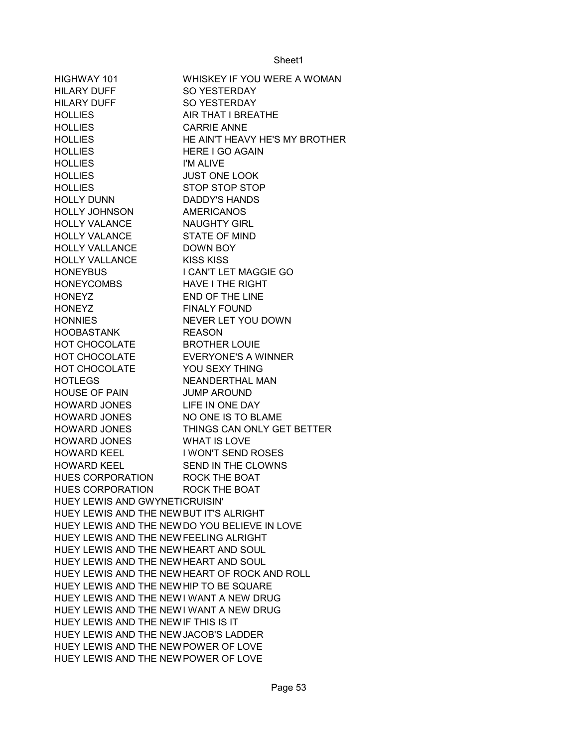| | |
|---|---|
| HIGHWAY 101 | WHISKEY IF YOU WERE A WOMAN |
| HILARY DUFF | SO YESTERDAY |
| HILARY DUFF | SO YESTERDAY |
| HOLLIES | AIR THAT I BREATHE |
| HOLLIES | CARRIE ANNE |
| HOLLIES | HE AIN'T HEAVY HE'S MY BROTHER |
| HOLLIES | HERE I GO AGAIN |
| HOLLIES | I'M ALIVE |
| HOLLIES | JUST ONE LOOK |
| HOLLIES | STOP STOP STOP |
| HOLLY DUNN | DADDY'S HANDS |
| HOLLY JOHNSON | AMERICANOS |
| HOLLY VALANCE | NAUGHTY GIRL |
| HOLLY VALANCE | STATE OF MIND |
| HOLLY VALLANCE | DOWN BOY |
| HOLLY VALLANCE | KISS KISS |
| HONEYBUS | I CAN'T LET MAGGIE GO |
| HONEYCOMBS | HAVE I THE RIGHT |
| HONEYZ | END OF THE LINE |
| HONEYZ | FINALY FOUND |
| HONNIES | NEVER LET YOU DOWN |
| HOOBASTANK | REASON |
| HOT CHOCOLATE | BROTHER LOUIE |
| HOT CHOCOLATE | EVERYONE'S A WINNER |
| HOT CHOCOLATE | YOU SEXY THING |
| HOTLEGS | NEANDERTHAL MAN |
| HOUSE OF PAIN | JUMP AROUND |
| HOWARD JONES | LIFE IN ONE DAY |
| HOWARD JONES | NO ONE IS TO BLAME |
| HOWARD JONES | THINGS CAN ONLY GET BETTER |
| HOWARD JONES | WHAT IS LOVE |
| HOWARD KEEL | I WON'T SEND ROSES |
| HOWARD KEEL | SEND IN THE CLOWNS |
| HUES CORPORATION | ROCK THE BOAT |
| HUES CORPORATION | ROCK THE BOAT |
| HUEY LEWIS AND GWYNETI | CRUISIN' |
| HUEY LEWIS AND THE NEW | BUT IT'S ALRIGHT |
| HUEY LEWIS AND THE NEW | DO YOU BELIEVE IN LOVE |
| HUEY LEWIS AND THE NEW | FEELING ALRIGHT |
| HUEY LEWIS AND THE NEW | HEART AND SOUL |
| HUEY LEWIS AND THE NEW | HEART AND SOUL |
| HUEY LEWIS AND THE NEW | HEART OF ROCK AND ROLL |
| HUEY LEWIS AND THE NEW | HIP TO BE SQUARE |
| HUEY LEWIS AND THE NEW | I WANT A NEW DRUG |
| HUEY LEWIS AND THE NEW | I WANT A NEW DRUG |
| HUEY LEWIS AND THE NEW | IF THIS IS IT |
| HUEY LEWIS AND THE NEW | JACOB'S LADDER |
| HUEY LEWIS AND THE NEW | POWER OF LOVE |
| HUEY LEWIS AND THE NEW | POWER OF LOVE |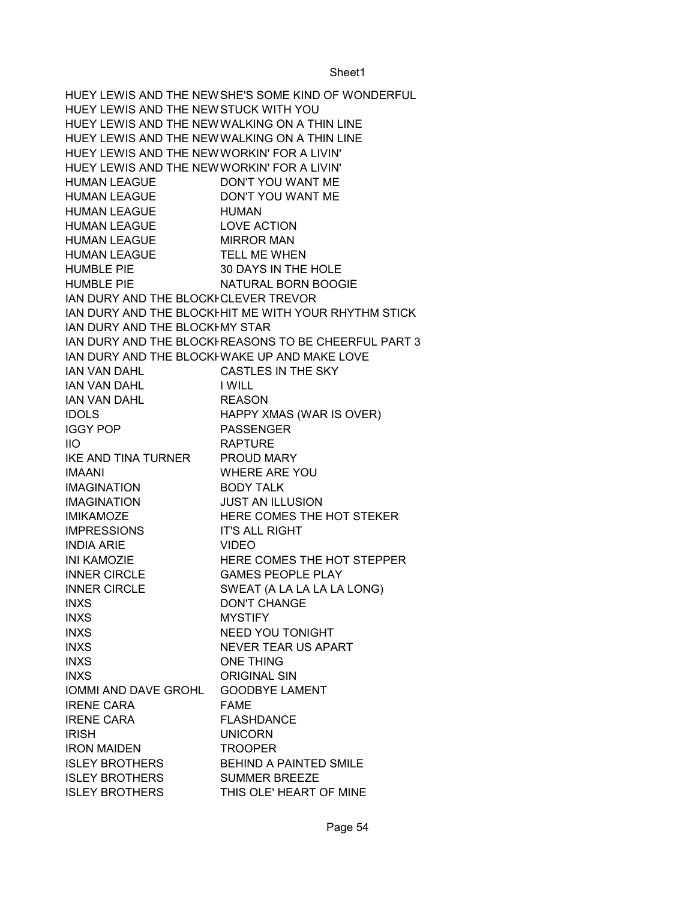| | |
|---|---|
| HUEY LEWIS AND THE NEW | SHE'S SOME KIND OF WONDERFUL |
| HUEY LEWIS AND THE NEW | STUCK WITH YOU |
| HUEY LEWIS AND THE NEW | WALKING ON A THIN LINE |
| HUEY LEWIS AND THE NEW | WALKING ON A THIN LINE |
| HUEY LEWIS AND THE NEW | WORKIN' FOR A LIVIN' |
| HUEY LEWIS AND THE NEW | WORKIN' FOR A LIVIN' |
| HUMAN LEAGUE | DON'T YOU WANT ME |
| HUMAN LEAGUE | DON'T YOU WANT ME |
| HUMAN LEAGUE | HUMAN |
| HUMAN LEAGUE | LOVE ACTION |
| HUMAN LEAGUE | MIRROR MAN |
| HUMAN LEAGUE | TELL ME WHEN |
| HUMBLE PIE | 30 DAYS IN THE HOLE |
| HUMBLE PIE | NATURAL BORN BOOGIE |
| IAN DURY AND THE BLOCKH | CLEVER TREVOR |
| IAN DURY AND THE BLOCKH | HIT ME WITH YOUR RHYTHM STICK |
| IAN DURY AND THE BLOCKH | MY STAR |
| IAN DURY AND THE BLOCKH | REASONS TO BE CHEERFUL PART 3 |
| IAN DURY AND THE BLOCKH | WAKE UP AND MAKE LOVE |
| IAN VAN DAHL | CASTLES IN THE SKY |
| IAN VAN DAHL | I WILL |
| IAN VAN DAHL | REASON |
| IDOLS | HAPPY XMAS (WAR IS OVER) |
| IGGY POP | PASSENGER |
| IIO | RAPTURE |
| IKE AND TINA TURNER | PROUD MARY |
| IMAANI | WHERE ARE YOU |
| IMAGINATION | BODY TALK |
| IMAGINATION | JUST AN ILLUSION |
| IMIKAMOZE | HERE COMES THE HOT STEKER |
| IMPRESSIONS | IT'S ALL RIGHT |
| INDIA ARIE | VIDEO |
| INI KAMOZIE | HERE COMES THE HOT STEPPER |
| INNER CIRCLE | GAMES PEOPLE PLAY |
| INNER CIRCLE | SWEAT (A LA LA LA LA LONG) |
| INXS | DON'T CHANGE |
| INXS | MYSTIFY |
| INXS | NEED YOU TONIGHT |
| INXS | NEVER TEAR US APART |
| INXS | ONE THING |
| INXS | ORIGINAL SIN |
| IOMMI AND DAVE GROHL | GOODBYE LAMENT |
| IRENE CARA | FAME |
| IRENE CARA | FLASHDANCE |
| IRISH | UNICORN |
| IRON MAIDEN | TROOPER |
| ISLEY BROTHERS | BEHIND A PAINTED SMILE |
| ISLEY BROTHERS | SUMMER BREEZE |
| ISLEY BROTHERS | THIS OLE' HEART OF MINE |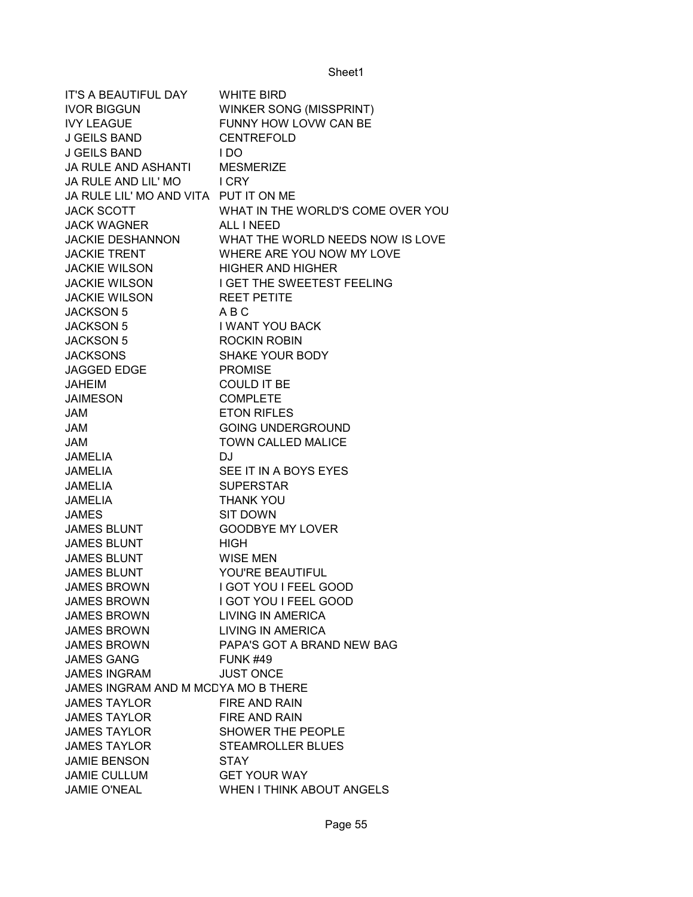| | |
|---|---|
| IT'S A BEAUTIFUL DAY | WHITE BIRD |
| IVOR BIGGUN | WINKER SONG (MISSPRINT) |
| IVY LEAGUE | FUNNY HOW LOVW CAN BE |
| J GEILS BAND | CENTREFOLD |
| J GEILS BAND | I DO |
| JA RULE AND ASHANTI | MESMERIZE |
| JA RULE AND LIL' MO | I CRY |
| JA RULE LIL' MO AND VITA | PUT IT ON ME |
| JACK SCOTT | WHAT IN THE WORLD'S COME OVER YOU |
| JACK WAGNER | ALL I NEED |
| JACKIE DESHANNON | WHAT THE WORLD NEEDS NOW IS LOVE |
| JACKIE TRENT | WHERE ARE YOU NOW MY LOVE |
| JACKIE WILSON | HIGHER AND HIGHER |
| JACKIE WILSON | I GET THE SWEETEST FEELING |
| JACKIE WILSON | REET PETITE |
| JACKSON 5 | A B C |
| JACKSON 5 | I WANT YOU BACK |
| JACKSON 5 | ROCKIN ROBIN |
| JACKSONS | SHAKE YOUR BODY |
| JAGGED EDGE | PROMISE |
| JAHEIM | COULD IT BE |
| JAIMESON | COMPLETE |
| JAM | ETON RIFLES |
| JAM | GOING UNDERGROUND |
| JAM | TOWN CALLED MALICE |
| JAMELIA | DJ |
| JAMELIA | SEE IT IN A BOYS EYES |
| JAMELIA | SUPERSTAR |
| JAMELIA | THANK YOU |
| JAMES | SIT DOWN |
| JAMES BLUNT | GOODBYE MY LOVER |
| JAMES BLUNT | HIGH |
| JAMES BLUNT | WISE MEN |
| JAMES BLUNT | YOU'RE BEAUTIFUL |
| JAMES BROWN | I GOT YOU I FEEL GOOD |
| JAMES BROWN | I GOT YOU I FEEL GOOD |
| JAMES BROWN | LIVING IN AMERICA |
| JAMES BROWN | LIVING IN AMERICA |
| JAMES BROWN | PAPA'S GOT A BRAND NEW BAG |
| JAMES GANG | FUNK #49 |
| JAMES INGRAM | JUST ONCE |
| JAMES INGRAM AND M MCD | YA MO B THERE |
| JAMES TAYLOR | FIRE AND RAIN |
| JAMES TAYLOR | FIRE AND RAIN |
| JAMES TAYLOR | SHOWER THE PEOPLE |
| JAMES TAYLOR | STEAMROLLER BLUES |
| JAMIE BENSON | STAY |
| JAMIE CULLUM | GET YOUR WAY |
| JAMIE O'NEAL | WHEN I THINK ABOUT ANGELS |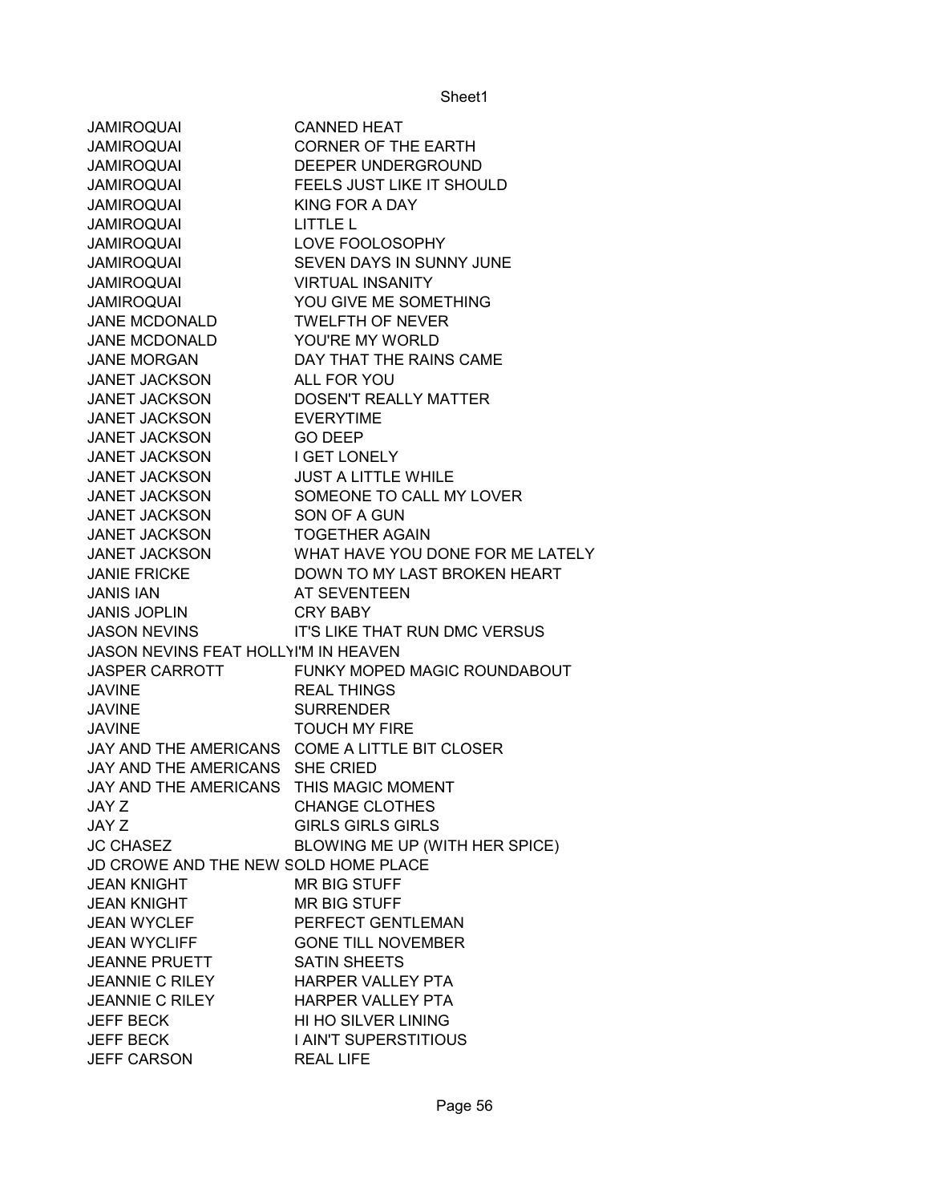| | |
|---|---|
| JAMIROQUAI | CANNED HEAT |
| JAMIROQUAI | CORNER OF THE EARTH |
| JAMIROQUAI | DEEPER UNDERGROUND |
| JAMIROQUAI | FEELS JUST LIKE IT SHOULD |
| JAMIROQUAI | KING FOR A DAY |
| JAMIROQUAI | LITTLE L |
| JAMIROQUAI | LOVE FOOLOSOPHY |
| JAMIROQUAI | SEVEN DAYS IN SUNNY JUNE |
| JAMIROQUAI | VIRTUAL INSANITY |
| JAMIROQUAI | YOU GIVE ME SOMETHING |
| JANE MCDONALD | TWELFTH OF NEVER |
| JANE MCDONALD | YOU'RE MY WORLD |
| JANE MORGAN | DAY THAT THE RAINS CAME |
| JANET JACKSON | ALL FOR YOU |
| JANET JACKSON | DOSEN'T REALLY MATTER |
| JANET JACKSON | EVERYTIME |
| JANET JACKSON | GO DEEP |
| JANET JACKSON | I GET LONELY |
| JANET JACKSON | JUST A LITTLE WHILE |
| JANET JACKSON | SOMEONE TO CALL MY LOVER |
| JANET JACKSON | SON OF A GUN |
| JANET JACKSON | TOGETHER AGAIN |
| JANET JACKSON | WHAT HAVE YOU DONE FOR ME LATELY |
| JANIE FRICKE | DOWN TO MY LAST BROKEN HEART |
| JANIS IAN | AT SEVENTEEN |
| JANIS JOPLIN | CRY BABY |
| JASON NEVINS | IT'S LIKE THAT RUN DMC VERSUS |
| JASON NEVINS FEAT HOLLY | I'M IN HEAVEN |
| JASPER CARROTT | FUNKY MOPED MAGIC ROUNDABOUT |
| JAVINE | REAL THINGS |
| JAVINE | SURRENDER |
| JAVINE | TOUCH MY FIRE |
| JAY AND THE AMERICANS | COME A LITTLE BIT CLOSER |
| JAY AND THE AMERICANS | SHE CRIED |
| JAY AND THE AMERICANS | THIS MAGIC MOMENT |
| JAY Z | CHANGE CLOTHES |
| JAY Z | GIRLS GIRLS GIRLS |
| JC CHASEZ | BLOWING ME UP (WITH HER SPICE) |
| JD CROWE AND THE NEW S | OLD HOME PLACE |
| JEAN KNIGHT | MR BIG STUFF |
| JEAN KNIGHT | MR BIG STUFF |
| JEAN WYCLEF | PERFECT GENTLEMAN |
| JEAN WYCLIFF | GONE TILL NOVEMBER |
| JEANNE PRUETT | SATIN SHEETS |
| JEANNIE C RILEY | HARPER VALLEY PTA |
| JEANNIE C RILEY | HARPER VALLEY PTA |
| JEFF BECK | HI HO SILVER LINING |
| JEFF BECK | I AIN'T SUPERSTITIOUS |
| JEFF CARSON | REAL LIFE |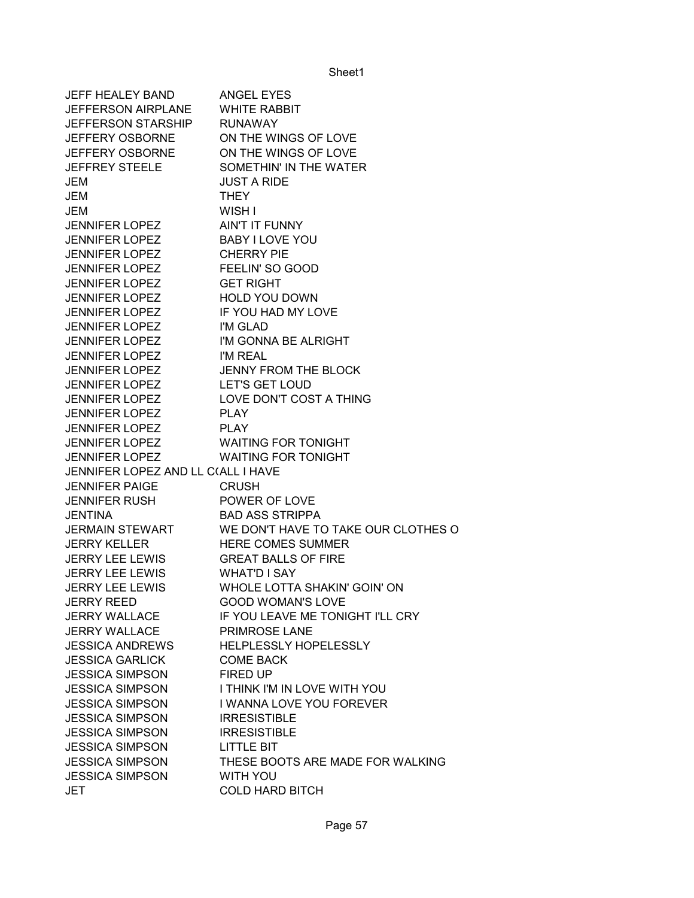| | |
|---|---|
| JEFF HEALEY BAND | ANGEL EYES |
| JEFFERSON AIRPLANE | WHITE RABBIT |
| JEFFERSON STARSHIP | RUNAWAY |
| JEFFERY OSBORNE | ON THE WINGS OF LOVE |
| JEFFERY OSBORNE | ON THE WINGS OF LOVE |
| JEFFREY STEELE | SOMETHIN' IN THE WATER |
| JEM | JUST A RIDE |
| JEM | THEY |
| JEM | WISH I |
| JENNIFER LOPEZ | AIN'T IT FUNNY |
| JENNIFER LOPEZ | BABY I LOVE YOU |
| JENNIFER LOPEZ | CHERRY PIE |
| JENNIFER LOPEZ | FEELIN' SO GOOD |
| JENNIFER LOPEZ | GET RIGHT |
| JENNIFER LOPEZ | HOLD YOU DOWN |
| JENNIFER LOPEZ | IF YOU HAD MY LOVE |
| JENNIFER LOPEZ | I'M GLAD |
| JENNIFER LOPEZ | I'M GONNA BE ALRIGHT |
| JENNIFER LOPEZ | I'M REAL |
| JENNIFER LOPEZ | JENNY FROM THE BLOCK |
| JENNIFER LOPEZ | LET'S GET LOUD |
| JENNIFER LOPEZ | LOVE DON'T COST A THING |
| JENNIFER LOPEZ | PLAY |
| JENNIFER LOPEZ | PLAY |
| JENNIFER LOPEZ | WAITING FOR TONIGHT |
| JENNIFER LOPEZ | WAITING FOR TONIGHT |
| JENNIFER LOPEZ AND LL C( | ALL I HAVE |
| JENNIFER PAIGE | CRUSH |
| JENNIFER RUSH | POWER OF LOVE |
| JENTINA | BAD ASS STRIPPA |
| JERMAIN STEWART | WE DON'T HAVE TO TAKE OUR CLOTHES O |
| JERRY KELLER | HERE COMES SUMMER |
| JERRY LEE LEWIS | GREAT BALLS OF FIRE |
| JERRY LEE LEWIS | WHAT'D I SAY |
| JERRY LEE LEWIS | WHOLE LOTTA SHAKIN' GOIN' ON |
| JERRY REED | GOOD WOMAN'S LOVE |
| JERRY WALLACE | IF YOU LEAVE ME TONIGHT I'LL CRY |
| JERRY WALLACE | PRIMROSE LANE |
| JESSICA ANDREWS | HELPLESSLY HOPELESSLY |
| JESSICA GARLICK | COME BACK |
| JESSICA SIMPSON | FIRED UP |
| JESSICA SIMPSON | I THINK I'M IN LOVE WITH YOU |
| JESSICA SIMPSON | I WANNA LOVE YOU FOREVER |
| JESSICA SIMPSON | IRRESISTIBLE |
| JESSICA SIMPSON | IRRESISTIBLE |
| JESSICA SIMPSON | LITTLE BIT |
| JESSICA SIMPSON | THESE BOOTS ARE MADE FOR WALKING |
| JESSICA SIMPSON | WITH YOU |
| JET | COLD HARD BITCH |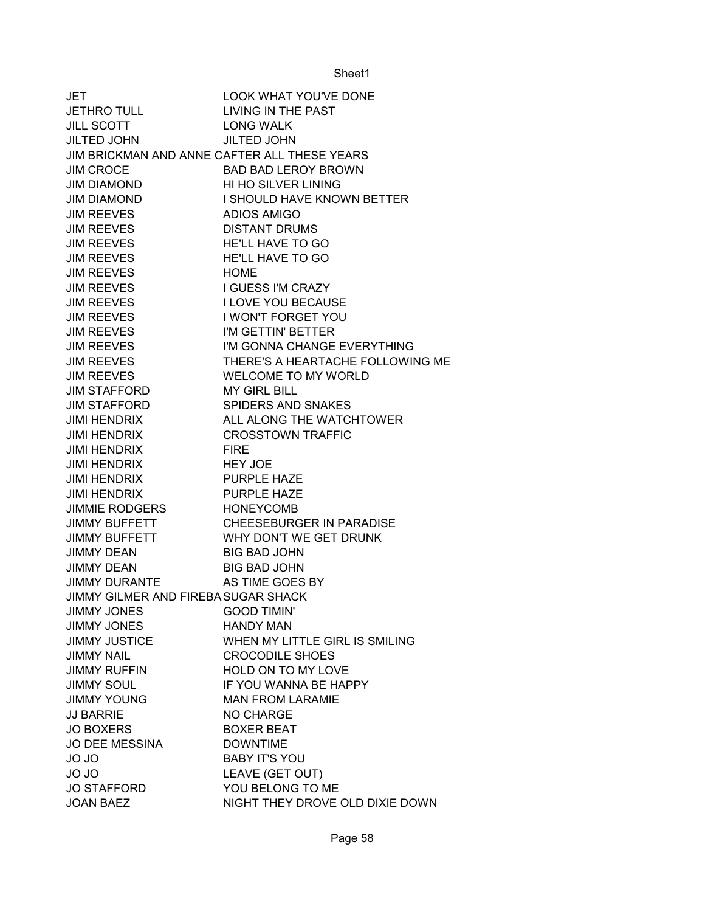| | |
|---|---|
| JET | LOOK WHAT YOU'VE DONE |
| JETHRO TULL | LIVING IN THE PAST |
| JILL SCOTT | LONG WALK |
| JILTED JOHN | JILTED JOHN |
| JIM BRICKMAN AND ANNE C | AFTER ALL THESE YEARS |
| JIM CROCE | BAD BAD LEROY BROWN |
| JIM DIAMOND | HI HO SILVER LINING |
| JIM DIAMOND | I SHOULD HAVE KNOWN BETTER |
| JIM REEVES | ADIOS AMIGO |
| JIM REEVES | DISTANT DRUMS |
| JIM REEVES | HE'LL HAVE TO GO |
| JIM REEVES | HE'LL HAVE TO GO |
| JIM REEVES | HOME |
| JIM REEVES | I GUESS I'M CRAZY |
| JIM REEVES | I LOVE YOU BECAUSE |
| JIM REEVES | I WON'T FORGET YOU |
| JIM REEVES | I'M GETTIN' BETTER |
| JIM REEVES | I'M GONNA CHANGE EVERYTHING |
| JIM REEVES | THERE'S A HEARTACHE FOLLOWING ME |
| JIM REEVES | WELCOME TO MY WORLD |
| JIM STAFFORD | MY GIRL BILL |
| JIM STAFFORD | SPIDERS AND SNAKES |
| JIMI HENDRIX | ALL ALONG THE WATCHTOWER |
| JIMI HENDRIX | CROSSTOWN TRAFFIC |
| JIMI HENDRIX | FIRE |
| JIMI HENDRIX | HEY JOE |
| JIMI HENDRIX | PURPLE HAZE |
| JIMI HENDRIX | PURPLE HAZE |
| JIMMIE RODGERS | HONEYCOMB |
| JIMMY BUFFETT | CHEESEBURGER IN PARADISE |
| JIMMY BUFFETT | WHY DON'T WE GET DRUNK |
| JIMMY DEAN | BIG BAD JOHN |
| JIMMY DEAN | BIG BAD JOHN |
| JIMMY DURANTE | AS TIME GOES BY |
| JIMMY GILMER AND FIREBA | SUGAR SHACK |
| JIMMY JONES | GOOD TIMIN' |
| JIMMY JONES | HANDY MAN |
| JIMMY JUSTICE | WHEN MY LITTLE GIRL IS SMILING |
| JIMMY NAIL | CROCODILE SHOES |
| JIMMY RUFFIN | HOLD ON TO MY LOVE |
| JIMMY SOUL | IF YOU WANNA BE HAPPY |
| JIMMY YOUNG | MAN FROM LARAMIE |
| JJ BARRIE | NO CHARGE |
| JO BOXERS | BOXER BEAT |
| JO DEE MESSINA | DOWNTIME |
| JO JO | BABY IT'S YOU |
| JO JO | LEAVE (GET OUT) |
| JO STAFFORD | YOU BELONG TO ME |
| JOAN BAEZ | NIGHT THEY DROVE OLD DIXIE DOWN |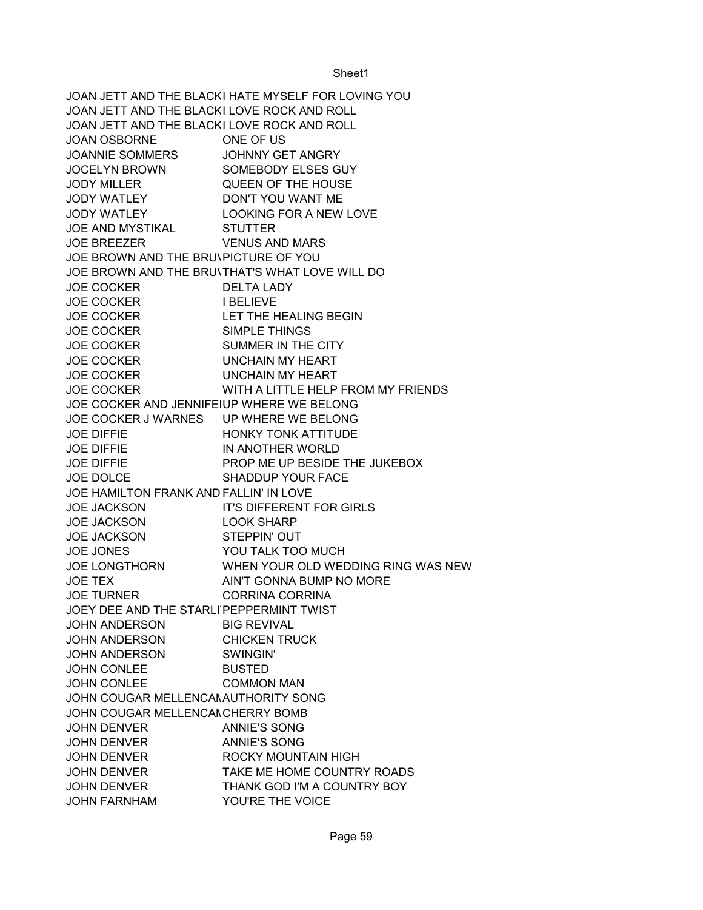| | |
|---|---|
| JOAN JETT AND THE BLACKI | HATE MYSELF FOR LOVING YOU |
| JOAN JETT AND THE BLACKI | LOVE ROCK AND ROLL |
| JOAN JETT AND THE BLACKI | LOVE ROCK AND ROLL |
| JOAN OSBORNE | ONE OF US |
| JOANNIE SOMMERS | JOHNNY GET ANGRY |
| JOCELYN BROWN | SOMEBODY ELSES GUY |
| JODY MILLER | QUEEN OF THE HOUSE |
| JODY WATLEY | DON'T YOU WANT ME |
| JODY WATLEY | LOOKING FOR A NEW LOVE |
| JOE AND MYSTIKAL | STUTTER |
| JOE BREEZER | VENUS AND MARS |
| JOE BROWN AND THE BRU\ | PICTURE OF YOU |
| JOE BROWN AND THE BRU\ | THAT'S WHAT LOVE WILL DO |
| JOE COCKER | DELTA LADY |
| JOE COCKER | I BELIEVE |
| JOE COCKER | LET THE HEALING BEGIN |
| JOE COCKER | SIMPLE THINGS |
| JOE COCKER | SUMMER IN THE CITY |
| JOE COCKER | UNCHAIN MY HEART |
| JOE COCKER | UNCHAIN MY HEART |
| JOE COCKER | WITH A LITTLE HELP FROM MY FRIENDS |
| JOE COCKER AND JENNIFEI | UP WHERE WE BELONG |
| JOE COCKER J WARNES | UP WHERE WE BELONG |
| JOE DIFFIE | HONKY TONK ATTITUDE |
| JOE DIFFIE | IN ANOTHER WORLD |
| JOE DIFFIE | PROP ME UP BESIDE THE JUKEBOX |
| JOE DOLCE | SHADDUP YOUR FACE |
| JOE HAMILTON FRANK AND | FALLIN' IN LOVE |
| JOE JACKSON | IT'S DIFFERENT FOR GIRLS |
| JOE JACKSON | LOOK SHARP |
| JOE JACKSON | STEPPIN' OUT |
| JOE JONES | YOU TALK TOO MUCH |
| JOE LONGTHORN | WHEN YOUR OLD WEDDING RING WAS NEW |
| JOE TEX | AIN'T GONNA BUMP NO MORE |
| JOE TURNER | CORRINA CORRINA |
| JOEY DEE AND THE STARLI | PEPPERMINT TWIST |
| JOHN ANDERSON | BIG REVIVAL |
| JOHN ANDERSON | CHICKEN TRUCK |
| JOHN ANDERSON | SWINGIN' |
| JOHN CONLEE | BUSTED |
| JOHN CONLEE | COMMON MAN |
| JOHN COUGAR MELLENCAI | AUTHORITY SONG |
| JOHN COUGAR MELLENCAI | CHERRY BOMB |
| JOHN DENVER | ANNIE'S SONG |
| JOHN DENVER | ANNIE'S SONG |
| JOHN DENVER | ROCKY MOUNTAIN HIGH |
| JOHN DENVER | TAKE ME HOME COUNTRY ROADS |
| JOHN DENVER | THANK GOD I'M A COUNTRY BOY |
| JOHN FARNHAM | YOU'RE THE VOICE |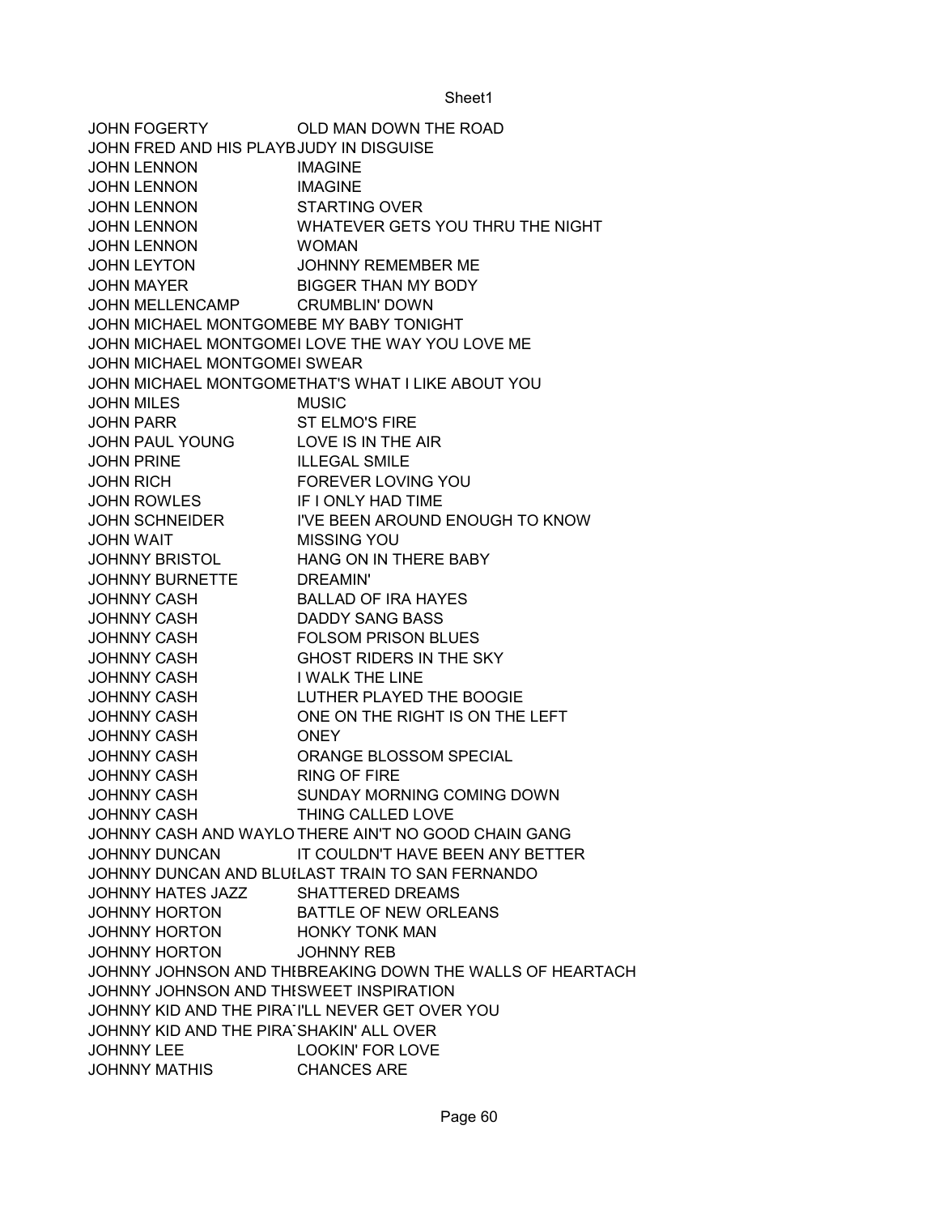| | |
|---|---|
| JOHN FOGERTY | OLD MAN DOWN THE ROAD |
| JOHN FRED AND HIS PLAYB | JUDY IN DISGUISE |
| JOHN LENNON | IMAGINE |
| JOHN LENNON | IMAGINE |
| JOHN LENNON | STARTING OVER |
| JOHN LENNON | WHATEVER GETS YOU THRU THE NIGHT |
| JOHN LENNON | WOMAN |
| JOHN LEYTON | JOHNNY REMEMBER ME |
| JOHN MAYER | BIGGER THAN MY BODY |
| JOHN MELLENCAMP | CRUMBLIN' DOWN |
| JOHN MICHAEL MONTGOME | BE MY BABY TONIGHT |
| JOHN MICHAEL MONTGOME | I LOVE THE WAY YOU LOVE ME |
| JOHN MICHAEL MONTGOME | I SWEAR |
| JOHN MICHAEL MONTGOME | THAT'S WHAT I LIKE ABOUT YOU |
| JOHN MILES | MUSIC |
| JOHN PARR | ST ELMO'S FIRE |
| JOHN PAUL YOUNG | LOVE IS IN THE AIR |
| JOHN PRINE | ILLEGAL SMILE |
| JOHN RICH | FOREVER LOVING YOU |
| JOHN ROWLES | IF I ONLY HAD TIME |
| JOHN SCHNEIDER | I'VE BEEN AROUND ENOUGH TO KNOW |
| JOHN WAIT | MISSING YOU |
| JOHNNY BRISTOL | HANG ON IN THERE BABY |
| JOHNNY BURNETTE | DREAMIN' |
| JOHNNY CASH | BALLAD OF IRA HAYES |
| JOHNNY CASH | DADDY SANG BASS |
| JOHNNY CASH | FOLSOM PRISON BLUES |
| JOHNNY CASH | GHOST RIDERS IN THE SKY |
| JOHNNY CASH | I WALK THE LINE |
| JOHNNY CASH | LUTHER PLAYED THE BOOGIE |
| JOHNNY CASH | ONE ON THE RIGHT IS ON THE LEFT |
| JOHNNY CASH | ONEY |
| JOHNNY CASH | ORANGE BLOSSOM SPECIAL |
| JOHNNY CASH | RING OF FIRE |
| JOHNNY CASH | SUNDAY MORNING COMING DOWN |
| JOHNNY CASH | THING CALLED LOVE |
| JOHNNY CASH AND WAYLO | THERE AIN'T NO GOOD CHAIN GANG |
| JOHNNY DUNCAN | IT COULDN'T HAVE BEEN ANY BETTER |
| JOHNNY DUNCAN AND BLUE | LAST TRAIN TO SAN FERNANDO |
| JOHNNY HATES JAZZ | SHATTERED DREAMS |
| JOHNNY HORTON | BATTLE OF NEW ORLEANS |
| JOHNNY HORTON | HONKY TONK MAN |
| JOHNNY HORTON | JOHNNY REB |
| JOHNNY JOHNSON AND THE | BREAKING DOWN THE WALLS OF HEARTACH |
| JOHNNY JOHNSON AND THE | SWEET INSPIRATION |
| JOHNNY KID AND THE PIRAT | I'LL NEVER GET OVER YOU |
| JOHNNY KID AND THE PIRAT | SHAKIN' ALL OVER |
| JOHNNY LEE | LOOKIN' FOR LOVE |
| JOHNNY MATHIS | CHANCES ARE |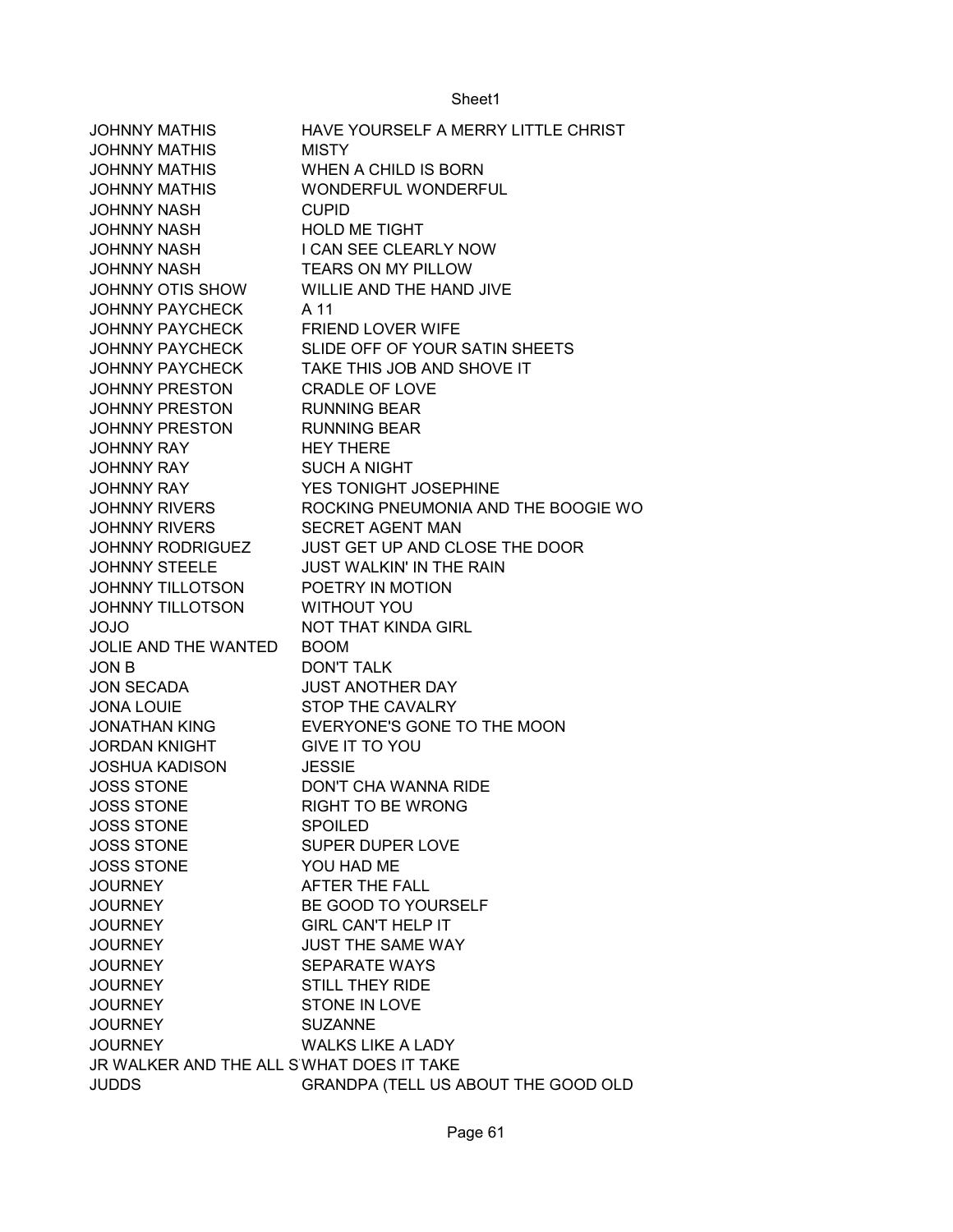| | |
|---|---|
| JOHNNY MATHIS | HAVE YOURSELF A MERRY LITTLE CHRIST |
| JOHNNY MATHIS | MISTY |
| JOHNNY MATHIS | WHEN A CHILD IS BORN |
| JOHNNY MATHIS | WONDERFUL WONDERFUL |
| JOHNNY NASH | CUPID |
| JOHNNY NASH | HOLD ME TIGHT |
| JOHNNY NASH | I CAN SEE CLEARLY NOW |
| JOHNNY NASH | TEARS ON MY PILLOW |
| JOHNNY OTIS SHOW | WILLIE AND THE HAND JIVE |
| JOHNNY PAYCHECK | A 11 |
| JOHNNY PAYCHECK | FRIEND LOVER WIFE |
| JOHNNY PAYCHECK | SLIDE OFF OF YOUR SATIN SHEETS |
| JOHNNY PAYCHECK | TAKE THIS JOB AND SHOVE IT |
| JOHNNY PRESTON | CRADLE OF LOVE |
| JOHNNY PRESTON | RUNNING BEAR |
| JOHNNY PRESTON | RUNNING BEAR |
| JOHNNY RAY | HEY THERE |
| JOHNNY RAY | SUCH A NIGHT |
| JOHNNY RAY | YES TONIGHT JOSEPHINE |
| JOHNNY RIVERS | ROCKING PNEUMONIA AND THE BOOGIE WO |
| JOHNNY RIVERS | SECRET AGENT MAN |
| JOHNNY RODRIGUEZ | JUST GET UP AND CLOSE THE DOOR |
| JOHNNY STEELE | JUST WALKIN' IN THE RAIN |
| JOHNNY TILLOTSON | POETRY IN MOTION |
| JOHNNY TILLOTSON | WITHOUT YOU |
| JOJO | NOT THAT KINDA GIRL |
| JOLIE AND THE WANTED | BOOM |
| JON B | DON'T TALK |
| JON SECADA | JUST ANOTHER DAY |
| JONA LOUIE | STOP THE CAVALRY |
| JONATHAN KING | EVERYONE'S GONE TO THE MOON |
| JORDAN KNIGHT | GIVE IT TO YOU |
| JOSHUA KADISON | JESSIE |
| JOSS STONE | DON'T CHA WANNA RIDE |
| JOSS STONE | RIGHT TO BE WRONG |
| JOSS STONE | SPOILED |
| JOSS STONE | SUPER DUPER LOVE |
| JOSS STONE | YOU HAD ME |
| JOURNEY | AFTER THE FALL |
| JOURNEY | BE GOOD TO YOURSELF |
| JOURNEY | GIRL CAN'T HELP IT |
| JOURNEY | JUST THE SAME WAY |
| JOURNEY | SEPARATE WAYS |
| JOURNEY | STILL THEY RIDE |
| JOURNEY | STONE IN LOVE |
| JOURNEY | SUZANNE |
| JOURNEY | WALKS LIKE A LADY |
| JR WALKER AND THE ALL S | WHAT DOES IT TAKE |
| JUDDS | GRANDPA (TELL US ABOUT THE GOOD OLD |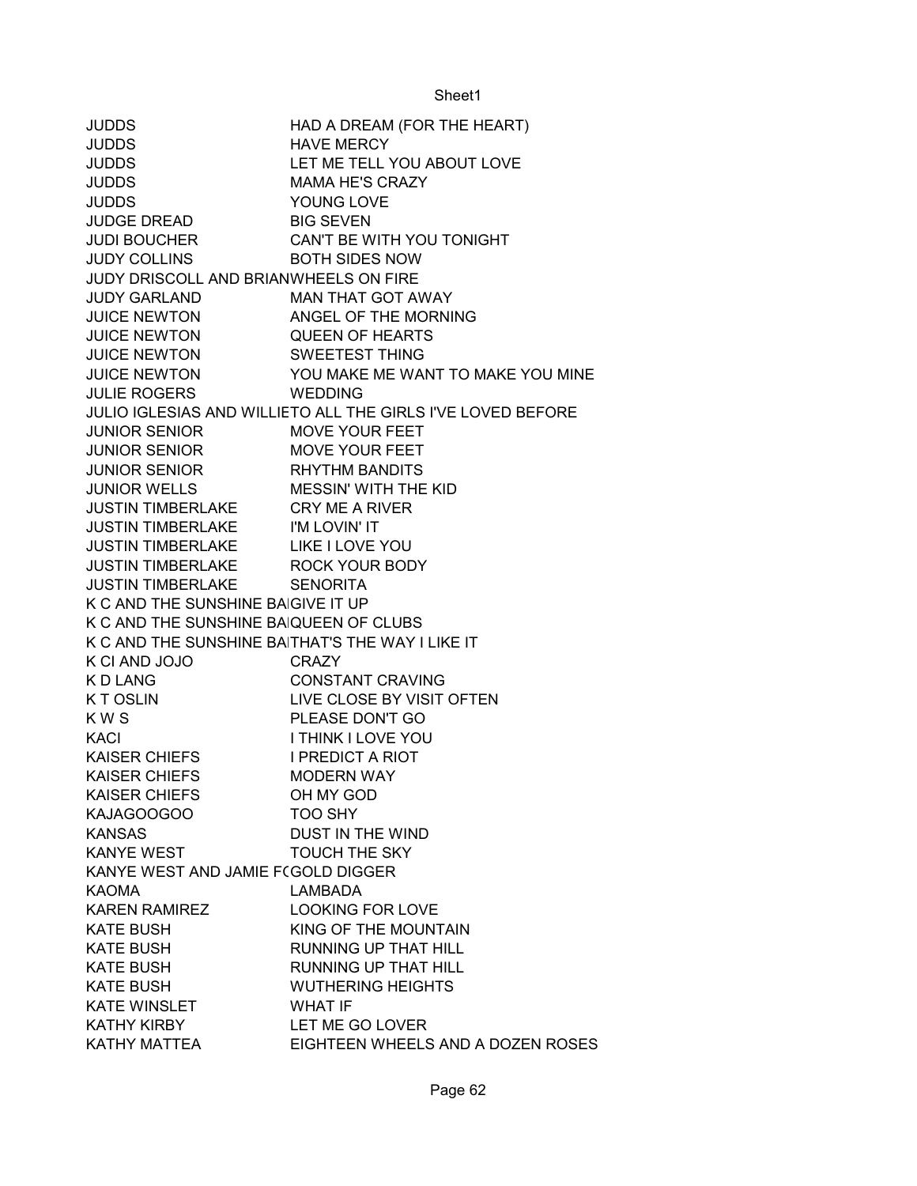| | |
|---|---|
| JUDDS | HAD A DREAM (FOR THE HEART) |
| JUDDS | HAVE MERCY |
| JUDDS | LET ME TELL YOU ABOUT LOVE |
| JUDDS | MAMA HE'S CRAZY |
| JUDDS | YOUNG LOVE |
| JUDGE DREAD | BIG SEVEN |
| JUDI BOUCHER | CAN'T BE WITH YOU TONIGHT |
| JUDY COLLINS | BOTH SIDES NOW |
| JUDY DRISCOLL AND BRIAN | WHEELS ON FIRE |
| JUDY GARLAND | MAN THAT GOT AWAY |
| JUICE NEWTON | ANGEL OF THE MORNING |
| JUICE NEWTON | QUEEN OF HEARTS |
| JUICE NEWTON | SWEETEST THING |
| JUICE NEWTON | YOU MAKE ME WANT TO MAKE YOU MINE |
| JULIE ROGERS | WEDDING |
| JULIO IGLESIAS AND WILLIE | TO ALL THE GIRLS I'VE LOVED BEFORE |
| JUNIOR SENIOR | MOVE YOUR FEET |
| JUNIOR SENIOR | MOVE YOUR FEET |
| JUNIOR SENIOR | RHYTHM BANDITS |
| JUNIOR WELLS | MESSIN' WITH THE KID |
| JUSTIN TIMBERLAKE | CRY ME A RIVER |
| JUSTIN TIMBERLAKE | I'M LOVIN' IT |
| JUSTIN TIMBERLAKE | LIKE I LOVE YOU |
| JUSTIN TIMBERLAKE | ROCK YOUR BODY |
| JUSTIN TIMBERLAKE | SENORITA |
| K C AND THE SUNSHINE BA | GIVE IT UP |
| K C AND THE SUNSHINE BA | QUEEN OF CLUBS |
| K C AND THE SUNSHINE BA | THAT'S THE WAY I LIKE IT |
| K CI AND JOJO | CRAZY |
| K D LANG | CONSTANT CRAVING |
| K T OSLIN | LIVE CLOSE BY VISIT OFTEN |
| K W S | PLEASE DON'T GO |
| KACI | I THINK I LOVE YOU |
| KAISER CHIEFS | I PREDICT A RIOT |
| KAISER CHIEFS | MODERN WAY |
| KAISER CHIEFS | OH MY GOD |
| KAJAGOOGOO | TOO SHY |
| KANSAS | DUST IN THE WIND |
| KANYE WEST | TOUCH THE SKY |
| KANYE WEST AND JAMIE F( | GOLD DIGGER |
| KAOMA | LAMBADA |
| KAREN RAMIREZ | LOOKING FOR LOVE |
| KATE BUSH | KING OF THE MOUNTAIN |
| KATE BUSH | RUNNING UP THAT HILL |
| KATE BUSH | RUNNING UP THAT HILL |
| KATE BUSH | WUTHERING HEIGHTS |
| KATE WINSLET | WHAT IF |
| KATHY KIRBY | LET ME GO LOVER |
| KATHY MATTEA | EIGHTEEN WHEELS AND A DOZEN ROSES |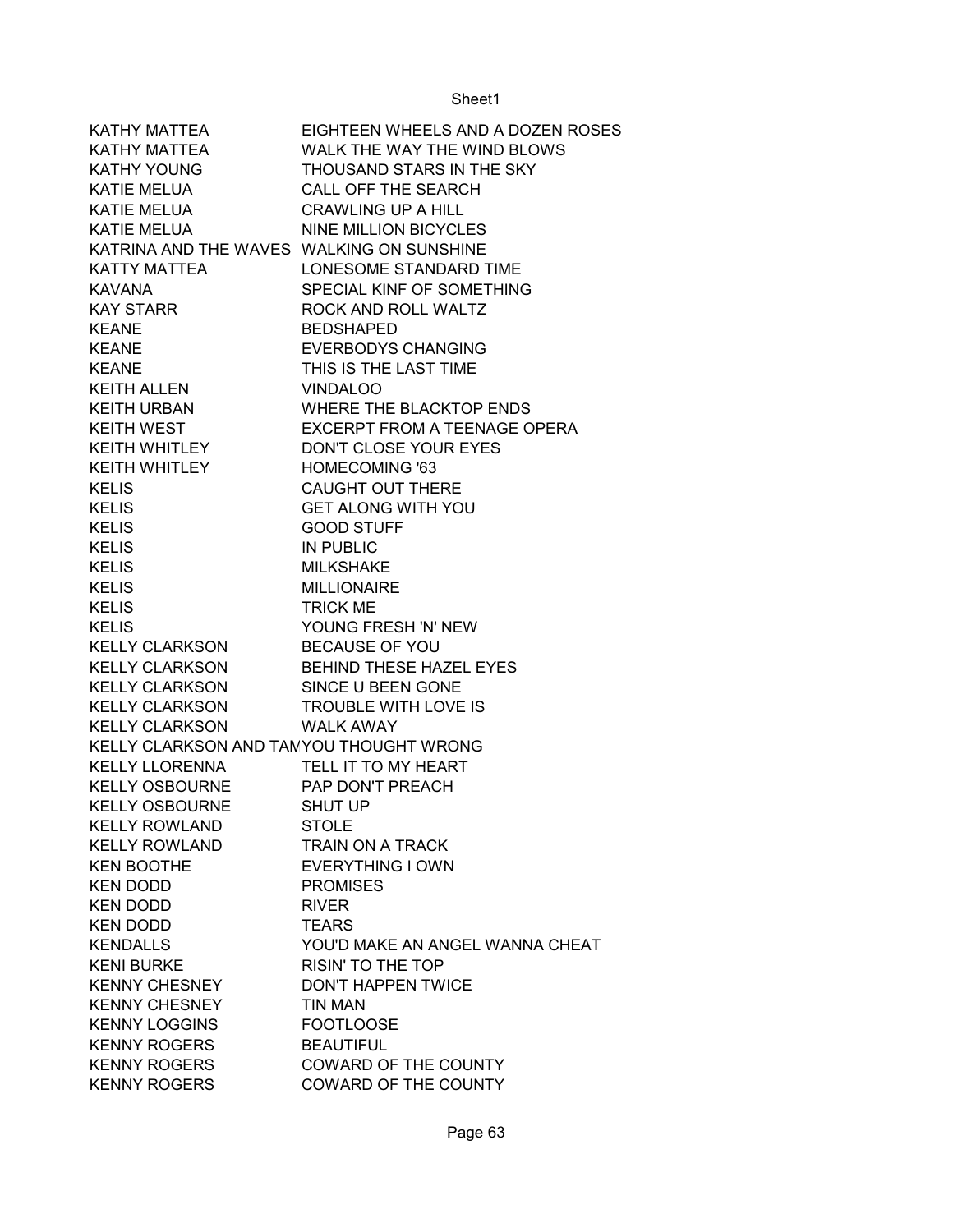| | |
|---|---|
| KATHY MATTEA | EIGHTEEN WHEELS AND A DOZEN ROSES |
| KATHY MATTEA | WALK THE WAY THE WIND BLOWS |
| KATHY YOUNG | THOUSAND STARS IN THE SKY |
| KATIE MELUA | CALL OFF THE SEARCH |
| KATIE MELUA | CRAWLING UP A HILL |
| KATIE MELUA | NINE MILLION BICYCLES |
| KATRINA AND THE WAVES | WALKING ON SUNSHINE |
| KATTY MATTEA | LONESOME STANDARD TIME |
| KAVANA | SPECIAL KINF OF SOMETHING |
| KAY STARR | ROCK AND ROLL WALTZ |
| KEANE | BEDSHAPED |
| KEANE | EVERBODYS CHANGING |
| KEANE | THIS IS THE LAST TIME |
| KEITH ALLEN | VINDALOO |
| KEITH URBAN | WHERE THE BLACKTOP ENDS |
| KEITH WEST | EXCERPT FROM A TEENAGE OPERA |
| KEITH WHITLEY | DON'T CLOSE YOUR EYES |
| KEITH WHITLEY | HOMECOMING '63 |
| KELIS | CAUGHT OUT THERE |
| KELIS | GET ALONG WITH YOU |
| KELIS | GOOD STUFF |
| KELIS | IN PUBLIC |
| KELIS | MILKSHAKE |
| KELIS | MILLIONAIRE |
| KELIS | TRICK ME |
| KELIS | YOUNG FRESH 'N' NEW |
| KELLY CLARKSON | BECAUSE OF YOU |
| KELLY CLARKSON | BEHIND THESE HAZEL EYES |
| KELLY CLARKSON | SINCE U BEEN GONE |
| KELLY CLARKSON | TROUBLE WITH LOVE IS |
| KELLY CLARKSON | WALK AWAY |
| KELLY CLARKSON AND TAM | YOU THOUGHT WRONG |
| KELLY LLORENNA | TELL IT TO MY HEART |
| KELLY OSBOURNE | PAP DON'T PREACH |
| KELLY OSBOURNE | SHUT UP |
| KELLY ROWLAND | STOLE |
| KELLY ROWLAND | TRAIN ON A TRACK |
| KEN BOOTHE | EVERYTHING I OWN |
| KEN DODD | PROMISES |
| KEN DODD | RIVER |
| KEN DODD | TEARS |
| KENDALLS | YOU'D MAKE AN ANGEL WANNA CHEAT |
| KENI BURKE | RISIN' TO THE TOP |
| KENNY CHESNEY | DON'T HAPPEN TWICE |
| KENNY CHESNEY | TIN MAN |
| KENNY LOGGINS | FOOTLOOSE |
| KENNY ROGERS | BEAUTIFUL |
| KENNY ROGERS | COWARD OF THE COUNTY |
| KENNY ROGERS | COWARD OF THE COUNTY |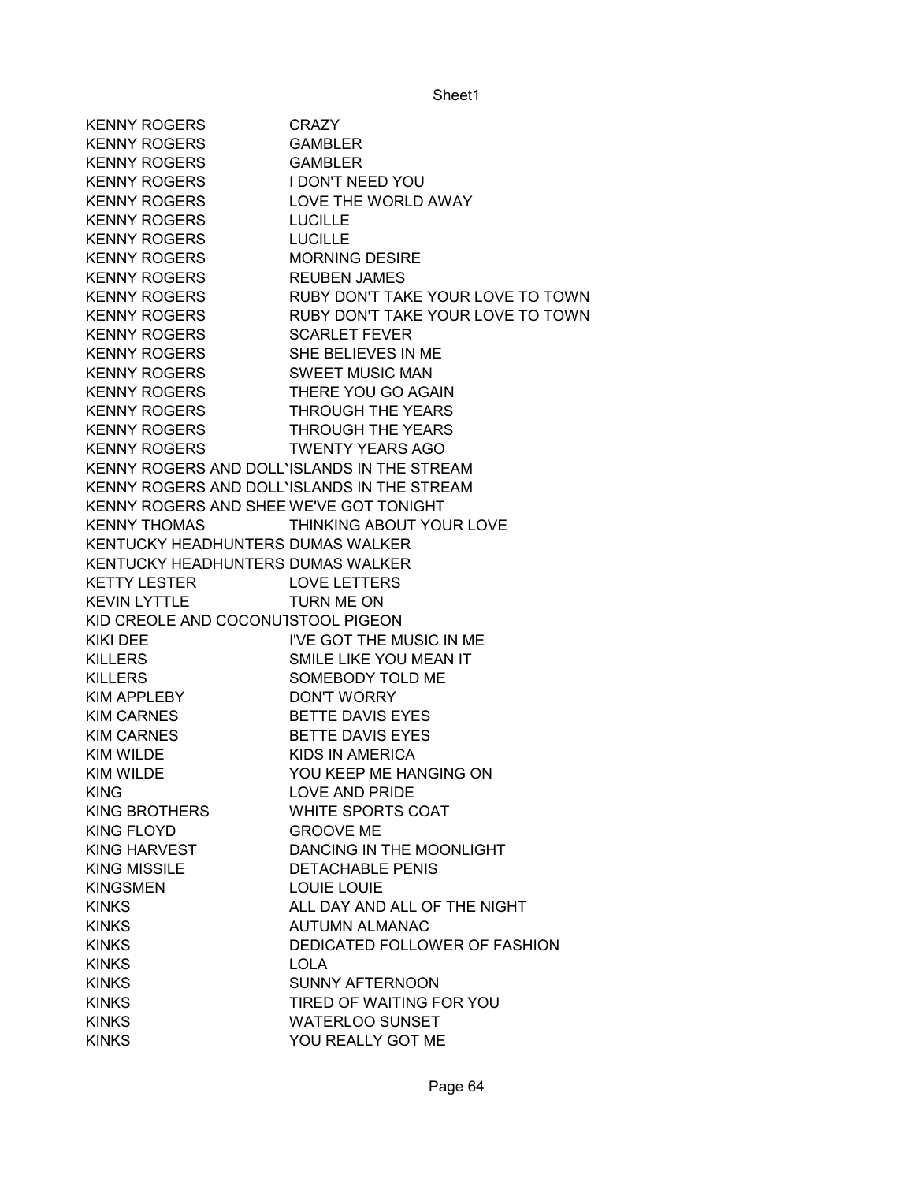| | |
|---|---|
| KENNY ROGERS | CRAZY |
| KENNY ROGERS | GAMBLER |
| KENNY ROGERS | GAMBLER |
| KENNY ROGERS | I DON'T NEED YOU |
| KENNY ROGERS | LOVE THE WORLD AWAY |
| KENNY ROGERS | LUCILLE |
| KENNY ROGERS | LUCILLE |
| KENNY ROGERS | MORNING DESIRE |
| KENNY ROGERS | REUBEN JAMES |
| KENNY ROGERS | RUBY DON'T TAKE YOUR LOVE TO TOWN |
| KENNY ROGERS | RUBY DON'T TAKE YOUR LOVE TO TOWN |
| KENNY ROGERS | SCARLET FEVER |
| KENNY ROGERS | SHE BELIEVES IN ME |
| KENNY ROGERS | SWEET MUSIC MAN |
| KENNY ROGERS | THERE YOU GO AGAIN |
| KENNY ROGERS | THROUGH THE YEARS |
| KENNY ROGERS | THROUGH THE YEARS |
| KENNY ROGERS | TWENTY YEARS AGO |
| KENNY ROGERS AND DOLL` | ISLANDS IN THE STREAM |
| KENNY ROGERS AND DOLL` | ISLANDS IN THE STREAM |
| KENNY ROGERS AND SHEE | WE'VE GOT TONIGHT |
| KENNY THOMAS | THINKING ABOUT YOUR LOVE |
| KENTUCKY HEADHUNTERS | DUMAS WALKER |
| KENTUCKY HEADHUNTERS | DUMAS WALKER |
| KETTY LESTER | LOVE LETTERS |
| KEVIN LYTTLE | TURN ME ON |
| KID CREOLE AND COCONU | STOOL PIGEON |
| KIKI DEE | I'VE GOT THE MUSIC IN ME |
| KILLERS | SMILE LIKE YOU MEAN IT |
| KILLERS | SOMEBODY TOLD ME |
| KIM APPLEBY | DON'T WORRY |
| KIM CARNES | BETTE DAVIS EYES |
| KIM CARNES | BETTE DAVIS EYES |
| KIM WILDE | KIDS IN AMERICA |
| KIM WILDE | YOU KEEP ME HANGING ON |
| KING | LOVE AND PRIDE |
| KING BROTHERS | WHITE SPORTS COAT |
| KING FLOYD | GROOVE ME |
| KING HARVEST | DANCING IN THE MOONLIGHT |
| KING MISSILE | DETACHABLE PENIS |
| KINGSMEN | LOUIE LOUIE |
| KINKS | ALL DAY AND ALL OF THE NIGHT |
| KINKS | AUTUMN ALMANAC |
| KINKS | DEDICATED FOLLOWER OF FASHION |
| KINKS | LOLA |
| KINKS | SUNNY AFTERNOON |
| KINKS | TIRED OF WAITING FOR YOU |
| KINKS | WATERLOO SUNSET |
| KINKS | YOU REALLY GOT ME |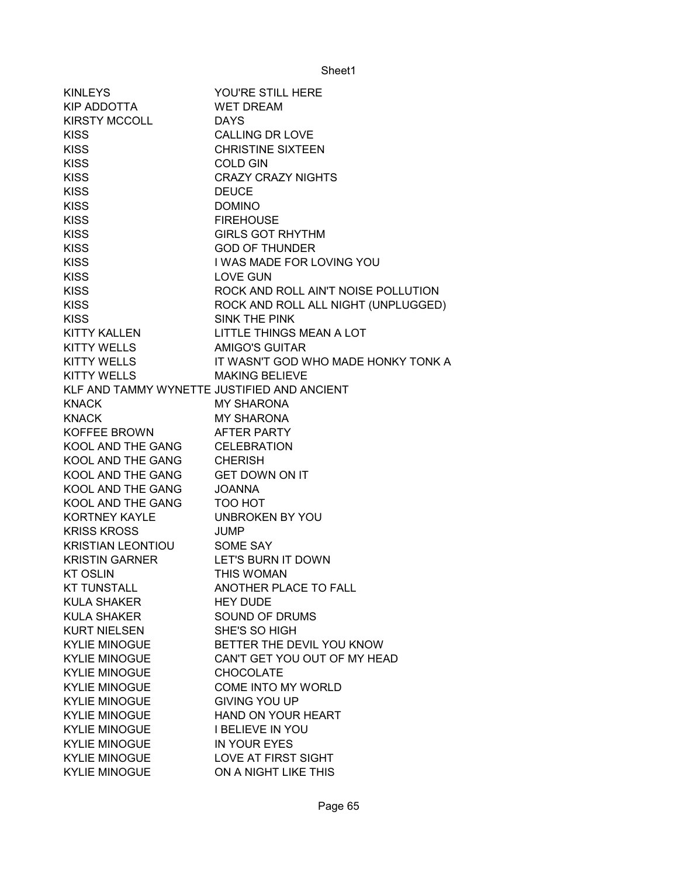| | |
|---|---|
| KINLEYS | YOU'RE STILL HERE |
| KIP ADDOTTA | WET DREAM |
| KIRSTY MCCOLL | DAYS |
| KISS | CALLING DR LOVE |
| KISS | CHRISTINE SIXTEEN |
| KISS | COLD GIN |
| KISS | CRAZY CRAZY NIGHTS |
| KISS | DEUCE |
| KISS | DOMINO |
| KISS | FIREHOUSE |
| KISS | GIRLS GOT RHYTHM |
| KISS | GOD OF THUNDER |
| KISS | I WAS MADE FOR LOVING YOU |
| KISS | LOVE GUN |
| KISS | ROCK AND ROLL AIN'T NOISE POLLUTION |
| KISS | ROCK AND ROLL ALL NIGHT (UNPLUGGED) |
| KISS | SINK THE PINK |
| KITTY KALLEN | LITTLE THINGS MEAN A LOT |
| KITTY WELLS | AMIGO'S GUITAR |
| KITTY WELLS | IT WASN'T GOD WHO MADE HONKY TONK A |
| KITTY WELLS | MAKING BELIEVE |
| KLF AND TAMMY WYNETTE | JUSTIFIED AND ANCIENT |
| KNACK | MY SHARONA |
| KNACK | MY SHARONA |
| KOFFEE BROWN | AFTER PARTY |
| KOOL AND THE GANG | CELEBRATION |
| KOOL AND THE GANG | CHERISH |
| KOOL AND THE GANG | GET DOWN ON IT |
| KOOL AND THE GANG | JOANNA |
| KOOL AND THE GANG | TOO HOT |
| KORTNEY KAYLE | UNBROKEN BY YOU |
| KRISS KROSS | JUMP |
| KRISTIAN LEONTIOU | SOME SAY |
| KRISTIN GARNER | LET'S BURN IT DOWN |
| KT OSLIN | THIS WOMAN |
| KT TUNSTALL | ANOTHER PLACE TO FALL |
| KULA SHAKER | HEY DUDE |
| KULA SHAKER | SOUND OF DRUMS |
| KURT NIELSEN | SHE'S SO HIGH |
| KYLIE MINOGUE | BETTER THE DEVIL YOU KNOW |
| KYLIE MINOGUE | CAN'T GET YOU OUT OF MY HEAD |
| KYLIE MINOGUE | CHOCOLATE |
| KYLIE MINOGUE | COME INTO MY WORLD |
| KYLIE MINOGUE | GIVING YOU UP |
| KYLIE MINOGUE | HAND ON YOUR HEART |
| KYLIE MINOGUE | I BELIEVE IN YOU |
| KYLIE MINOGUE | IN YOUR EYES |
| KYLIE MINOGUE | LOVE AT FIRST SIGHT |
| KYLIE MINOGUE | ON A NIGHT LIKE THIS |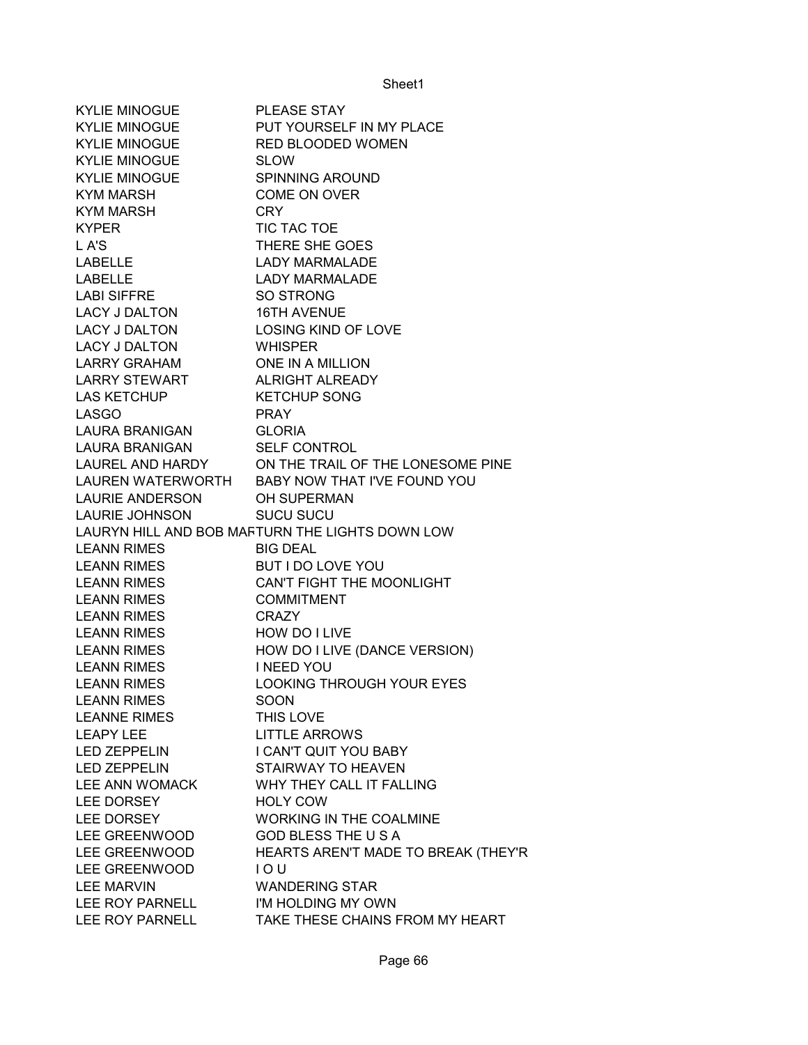| | |
|---|---|
| KYLIE MINOGUE | PLEASE STAY |
| KYLIE MINOGUE | PUT YOURSELF IN MY PLACE |
| KYLIE MINOGUE | RED BLOODED WOMEN |
| KYLIE MINOGUE | SLOW |
| KYLIE MINOGUE | SPINNING AROUND |
| KYM MARSH | COME ON OVER |
| KYM MARSH | CRY |
| KYPER | TIC TAC TOE |
| L A'S | THERE SHE GOES |
| LABELLE | LADY MARMALADE |
| LABELLE | LADY MARMALADE |
| LABI SIFFRE | SO STRONG |
| LACY J DALTON | 16TH AVENUE |
| LACY J DALTON | LOSING KIND OF LOVE |
| LACY J DALTON | WHISPER |
| LARRY GRAHAM | ONE IN A MILLION |
| LARRY STEWART | ALRIGHT ALREADY |
| LAS KETCHUP | KETCHUP SONG |
| LASGO | PRAY |
| LAURA BRANIGAN | GLORIA |
| LAURA BRANIGAN | SELF CONTROL |
| LAUREL AND HARDY | ON THE TRAIL OF THE LONESOME PINE |
| LAUREN WATERWORTH | BABY NOW THAT I'VE FOUND YOU |
| LAURIE ANDERSON | OH SUPERMAN |
| LAURIE JOHNSON | SUCU SUCU |
| LAURYN HILL AND BOB MAF | TURN THE LIGHTS DOWN LOW |
| LEANN RIMES | BIG DEAL |
| LEANN RIMES | BUT I DO LOVE YOU |
| LEANN RIMES | CAN'T FIGHT THE MOONLIGHT |
| LEANN RIMES | COMMITMENT |
| LEANN RIMES | CRAZY |
| LEANN RIMES | HOW DO I LIVE |
| LEANN RIMES | HOW DO I LIVE (DANCE VERSION) |
| LEANN RIMES | I NEED YOU |
| LEANN RIMES | LOOKING THROUGH YOUR EYES |
| LEANN RIMES | SOON |
| LEANNE RIMES | THIS LOVE |
| LEAPY LEE | LITTLE ARROWS |
| LED ZEPPELIN | I CAN'T QUIT YOU BABY |
| LED ZEPPELIN | STAIRWAY TO HEAVEN |
| LEE ANN WOMACK | WHY THEY CALL IT FALLING |
| LEE DORSEY | HOLY COW |
| LEE DORSEY | WORKING IN THE COALMINE |
| LEE GREENWOOD | GOD BLESS THE U S A |
| LEE GREENWOOD | HEARTS AREN'T MADE TO BREAK (THEY'R |
| LEE GREENWOOD | I O U |
| LEE MARVIN | WANDERING STAR |
| LEE ROY PARNELL | I'M HOLDING MY OWN |
| LEE ROY PARNELL | TAKE THESE CHAINS FROM MY HEART |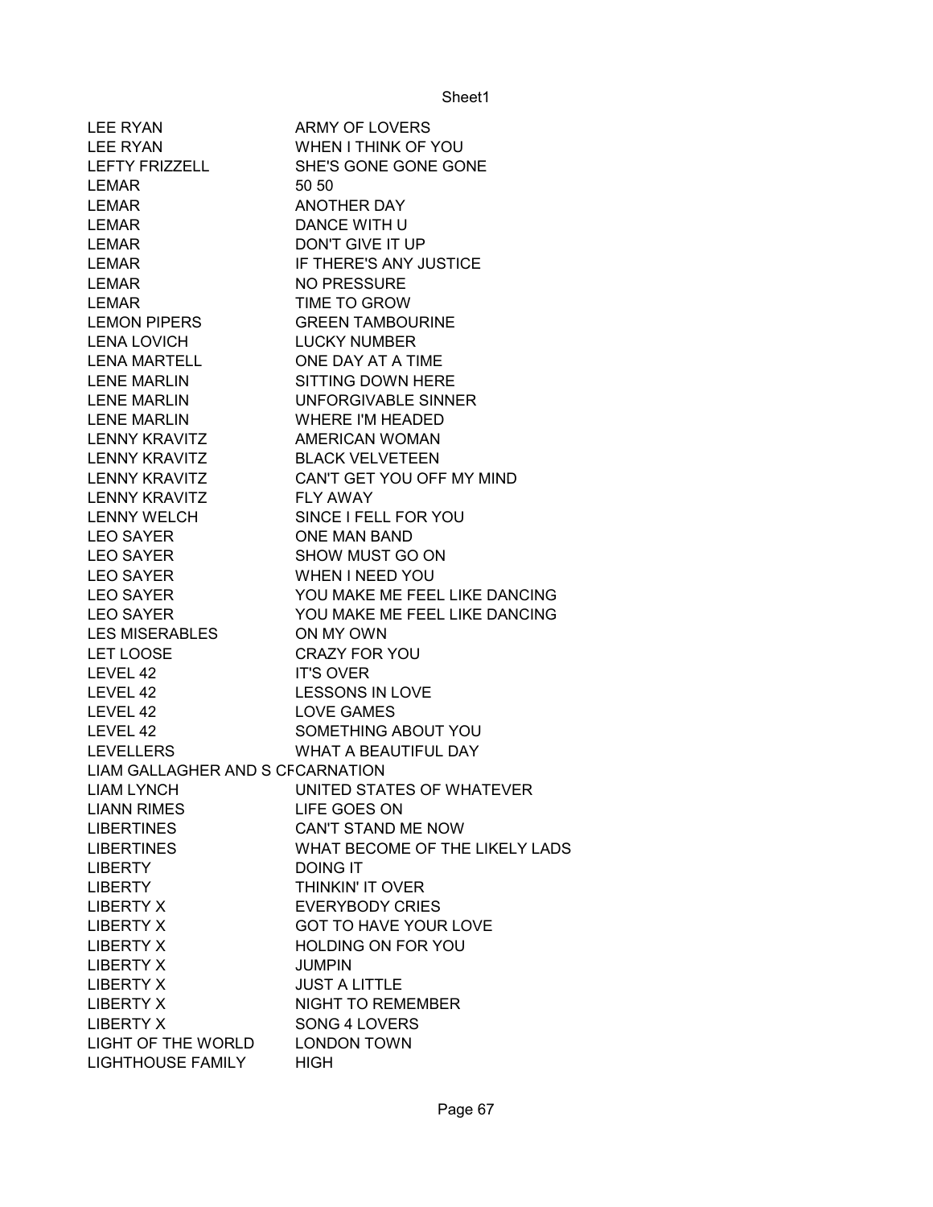| | |
|---|---|
| LEE RYAN | ARMY OF LOVERS |
| LEE RYAN | WHEN I THINK OF YOU |
| LEFTY FRIZZELL | SHE'S GONE GONE GONE |
| LEMAR | 50 50 |
| LEMAR | ANOTHER DAY |
| LEMAR | DANCE WITH U |
| LEMAR | DON'T GIVE IT UP |
| LEMAR | IF THERE'S ANY JUSTICE |
| LEMAR | NO PRESSURE |
| LEMAR | TIME TO GROW |
| LEMON PIPERS | GREEN TAMBOURINE |
| LENA LOVICH | LUCKY NUMBER |
| LENA MARTELL | ONE DAY AT A TIME |
| LENE MARLIN | SITTING DOWN HERE |
| LENE MARLIN | UNFORGIVABLE SINNER |
| LENE MARLIN | WHERE I'M HEADED |
| LENNY KRAVITZ | AMERICAN WOMAN |
| LENNY KRAVITZ | BLACK VELVETEEN |
| LENNY KRAVITZ | CAN'T GET YOU OFF MY MIND |
| LENNY KRAVITZ | FLY AWAY |
| LENNY WELCH | SINCE I FELL FOR YOU |
| LEO SAYER | ONE MAN BAND |
| LEO SAYER | SHOW MUST GO ON |
| LEO SAYER | WHEN I NEED YOU |
| LEO SAYER | YOU MAKE ME FEEL LIKE DANCING |
| LEO SAYER | YOU MAKE ME FEEL LIKE DANCING |
| LES MISERABLES | ON MY OWN |
| LET LOOSE | CRAZY FOR YOU |
| LEVEL 42 | IT'S OVER |
| LEVEL 42 | LESSONS IN LOVE |
| LEVEL 42 | LOVE GAMES |
| LEVEL 42 | SOMETHING ABOUT YOU |
| LEVELLERS | WHAT A BEAUTIFUL DAY |
| LIAM GALLAGHER AND S CF | CARNATION |
| LIAM LYNCH | UNITED STATES OF WHATEVER |
| LIANN RIMES | LIFE GOES ON |
| LIBERTINES | CAN'T STAND ME NOW |
| LIBERTINES | WHAT BECOME OF THE LIKELY LADS |
| LIBERTY | DOING IT |
| LIBERTY | THINKIN' IT OVER |
| LIBERTY X | EVERYBODY CRIES |
| LIBERTY X | GOT TO HAVE YOUR LOVE |
| LIBERTY X | HOLDING ON FOR YOU |
| LIBERTY X | JUMPIN |
| LIBERTY X | JUST A LITTLE |
| LIBERTY X | NIGHT TO REMEMBER |
| LIBERTY X | SONG 4 LOVERS |
| LIGHT OF THE WORLD | LONDON TOWN |
| LIGHTHOUSE FAMILY | HIGH |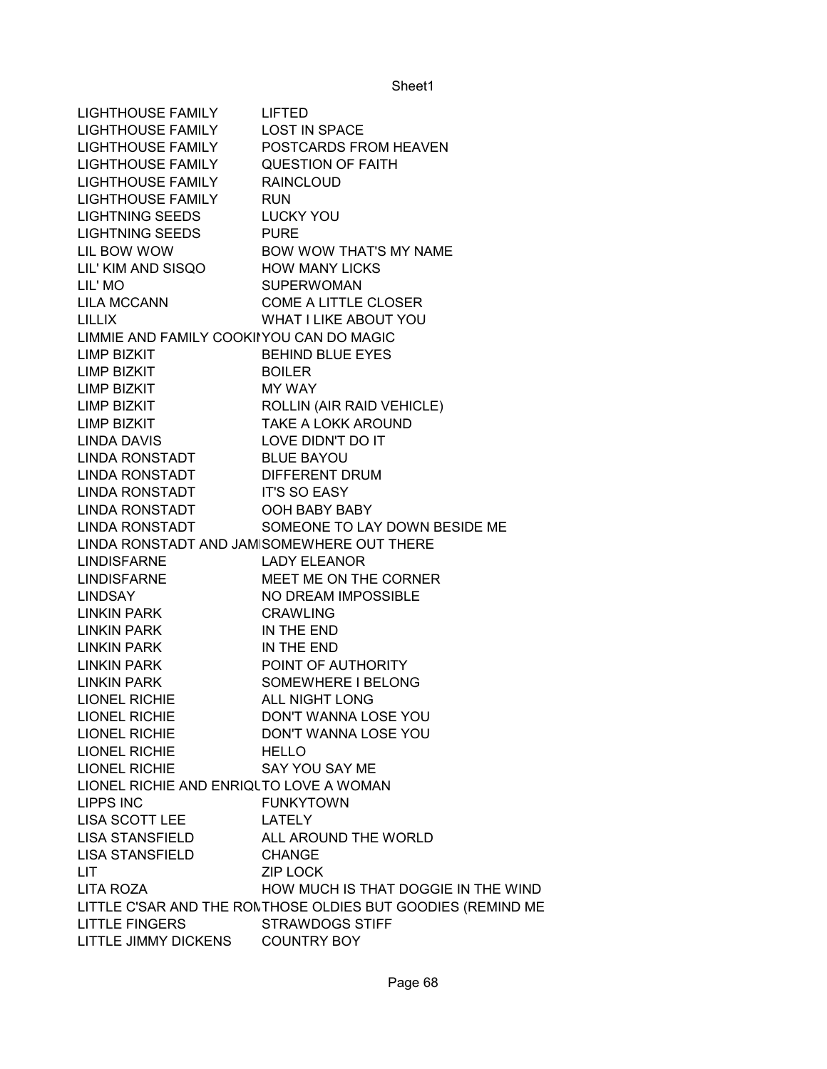| LIGHTHOUSE FAMILY | LIFTED |
|---|---|
| LIGHTHOUSE FAMILY | LOST IN SPACE |
| LIGHTHOUSE FAMILY | POSTCARDS FROM HEAVEN |
| LIGHTHOUSE FAMILY | QUESTION OF FAITH |
| LIGHTHOUSE FAMILY | RAINCLOUD |
| LIGHTHOUSE FAMILY | RUN |
| LIGHTNING SEEDS | LUCKY YOU |
| LIGHTNING SEEDS | PURE |
| LIL BOW WOW | BOW WOW THAT'S MY NAME |
| LIL' KIM AND SISQO | HOW MANY LICKS |
| LIL' MO | SUPERWOMAN |
| LILA MCCANN | COME A LITTLE CLOSER |
| LILLIX | WHAT I LIKE ABOUT YOU |
| LIMMIE AND FAMILY COOKI | YOU CAN DO MAGIC |
| LIMP BIZKIT | BEHIND BLUE EYES |
| LIMP BIZKIT | BOILER |
| LIMP BIZKIT | MY WAY |
| LIMP BIZKIT | ROLLIN (AIR RAID VEHICLE) |
| LIMP BIZKIT | TAKE A LOKK AROUND |
| LINDA DAVIS | LOVE DIDN'T DO IT |
| LINDA RONSTADT | BLUE BAYOU |
| LINDA RONSTADT | DIFFERENT DRUM |
| LINDA RONSTADT | IT'S SO EASY |
| LINDA RONSTADT | OOH BABY BABY |
| LINDA RONSTADT | SOMEONE TO LAY DOWN BESIDE ME |
| LINDA RONSTADT AND JAMI | SOMEWHERE OUT THERE |
| LINDISFARNE | LADY ELEANOR |
| LINDISFARNE | MEET ME ON THE CORNER |
| LINDSAY | NO DREAM IMPOSSIBLE |
| LINKIN PARK | CRAWLING |
| LINKIN PARK | IN THE END |
| LINKIN PARK | IN THE END |
| LINKIN PARK | POINT OF AUTHORITY |
| LINKIN PARK | SOMEWHERE I BELONG |
| LIONEL RICHIE | ALL NIGHT LONG |
| LIONEL RICHIE | DON'T WANNA LOSE YOU |
| LIONEL RICHIE | DON'T WANNA LOSE YOU |
| LIONEL RICHIE | HELLO |
| LIONEL RICHIE | SAY YOU SAY ME |
| LIONEL RICHIE AND ENRIQU | TO LOVE A WOMAN |
| LIPPS INC | FUNKYTOWN |
| LISA SCOTT LEE | LATELY |
| LISA STANSFIELD | ALL AROUND THE WORLD |
| LISA STANSFIELD | CHANGE |
| LIT | ZIP LOCK |
| LITA ROZA | HOW MUCH IS THAT DOGGIE IN THE WIND |
| LITTLE C'SAR AND THE ROM | THOSE OLDIES BUT GOODIES (REMIND ME |
| LITTLE FINGERS | STRAWDOGS STIFF |
| LITTLE JIMMY DICKENS | COUNTRY BOY |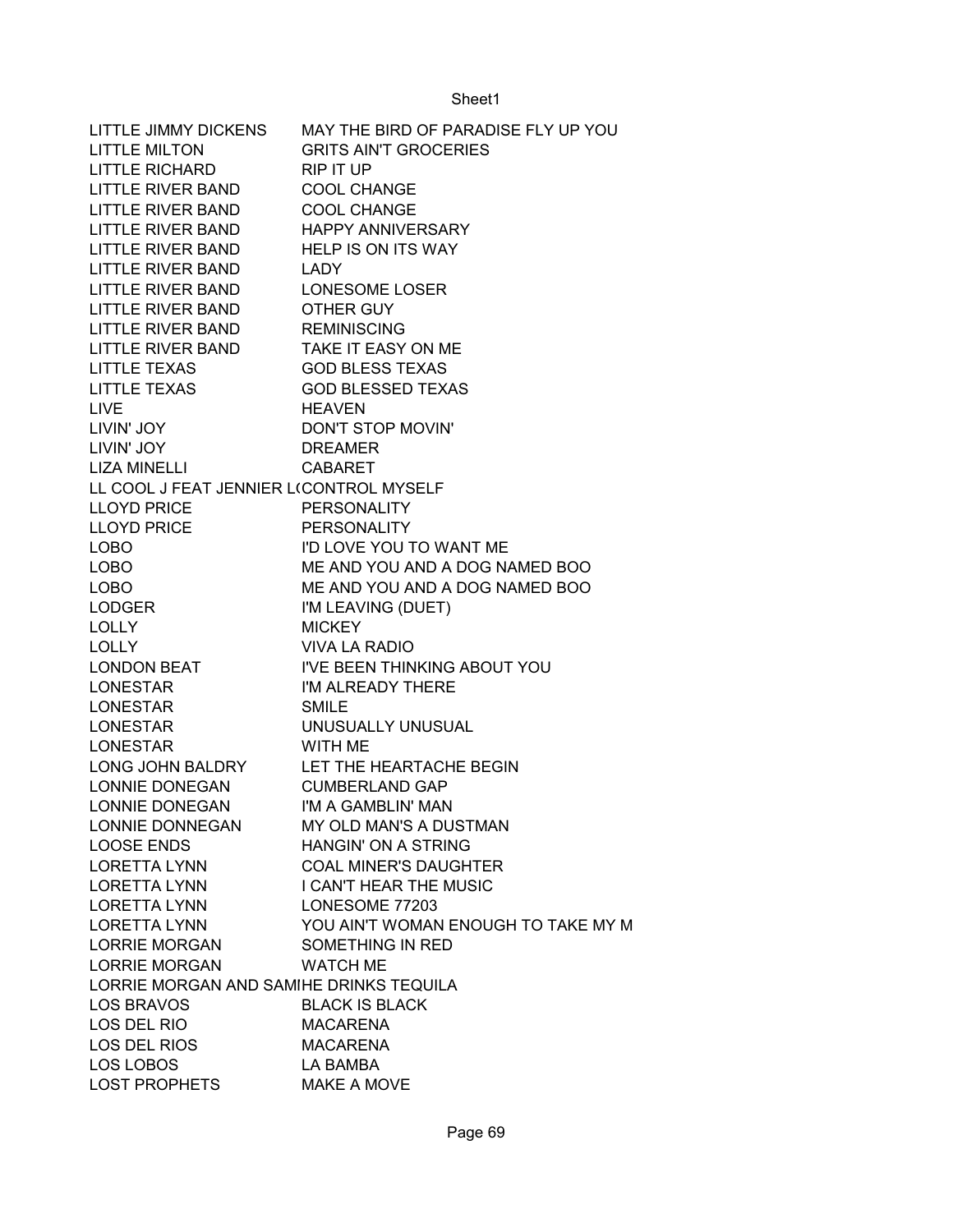| LITTLE JIMMY DICKENS | MAY THE BIRD OF PARADISE FLY UP YOU |
|---|---|
| LITTLE MILTON | GRITS AIN'T GROCERIES |
| LITTLE RICHARD | RIP IT UP |
| LITTLE RIVER BAND | COOL CHANGE |
| LITTLE RIVER BAND | COOL CHANGE |
| LITTLE RIVER BAND | HAPPY ANNIVERSARY |
| LITTLE RIVER BAND | HELP IS ON ITS WAY |
| LITTLE RIVER BAND | LADY |
| LITTLE RIVER BAND | LONESOME LOSER |
| LITTLE RIVER BAND | OTHER GUY |
| LITTLE RIVER BAND | REMINISCING |
| LITTLE RIVER BAND | TAKE IT EASY ON ME |
| LITTLE TEXAS | GOD BLESS TEXAS |
| LITTLE TEXAS | GOD BLESSED TEXAS |
| LIVE | HEAVEN |
| LIVIN' JOY | DON'T STOP MOVIN' |
| LIVIN' JOY | DREAMER |
| LIZA MINELLI | CABARET |
| LL COOL J FEAT JENNIER L( | CONTROL MYSELF |
| LLOYD PRICE | PERSONALITY |
| LLOYD PRICE | PERSONALITY |
| LOBO | I'D LOVE YOU TO WANT ME |
| LOBO | ME AND YOU AND A DOG NAMED BOO |
| LOBO | ME AND YOU AND A DOG NAMED BOO |
| LODGER | I'M LEAVING (DUET) |
| LOLLY | MICKEY |
| LOLLY | VIVA LA RADIO |
| LONDON BEAT | I'VE BEEN THINKING ABOUT YOU |
| LONESTAR | I'M ALREADY THERE |
| LONESTAR | SMILE |
| LONESTAR | UNUSUALLY UNUSUAL |
| LONESTAR | WITH ME |
| LONG JOHN BALDRY | LET THE HEARTACHE BEGIN |
| LONNIE DONEGAN | CUMBERLAND GAP |
| LONNIE DONEGAN | I'M A GAMBLIN' MAN |
| LONNIE DONNEGAN | MY OLD MAN'S A DUSTMAN |
| LOOSE ENDS | HANGIN' ON A STRING |
| LORETTA LYNN | COAL MINER'S DAUGHTER |
| LORETTA LYNN | I CAN'T HEAR THE MUSIC |
| LORETTA LYNN | LONESOME 77203 |
| LORETTA LYNN | YOU AIN'T WOMAN ENOUGH TO TAKE MY M |
| LORRIE MORGAN | SOMETHING IN RED |
| LORRIE MORGAN | WATCH ME |
| LORRIE MORGAN AND SAMI | HE DRINKS TEQUILA |
| LOS BRAVOS | BLACK IS BLACK |
| LOS DEL RIO | MACARENA |
| LOS DEL RIOS | MACARENA |
| LOS LOBOS | LA BAMBA |
| LOST PROPHETS | MAKE A MOVE |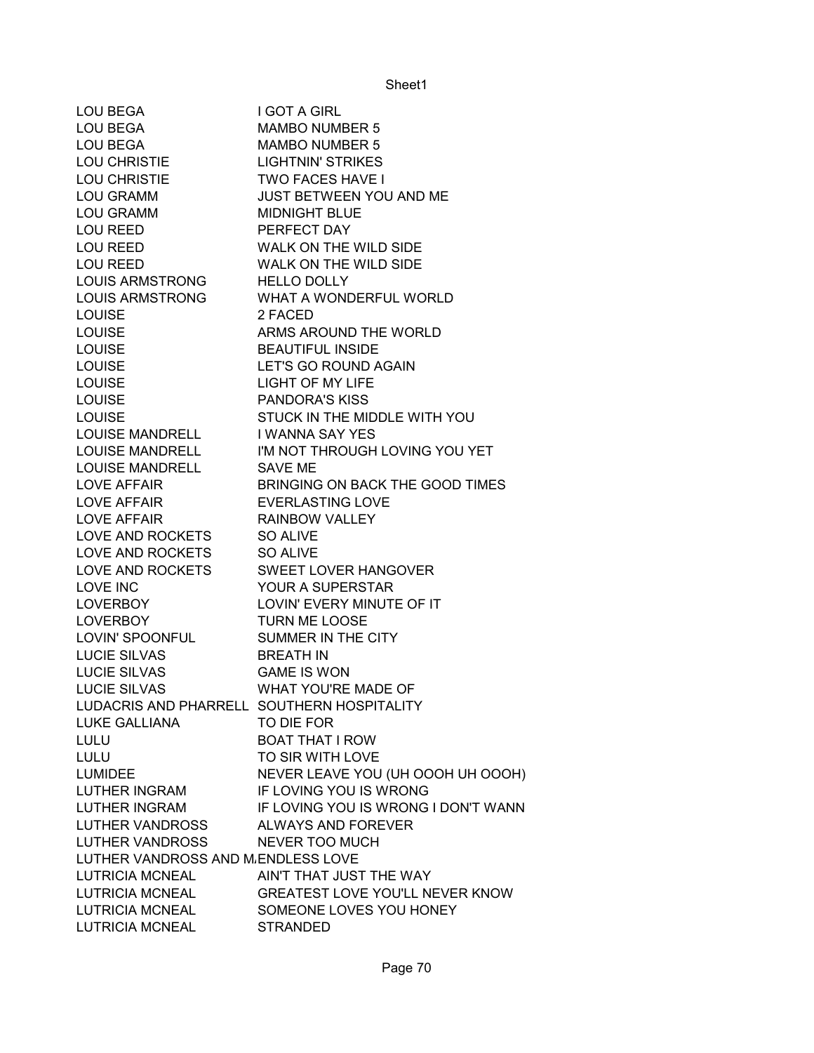| | |
|---|---|
| LOU BEGA | I GOT A GIRL |
| LOU BEGA | MAMBO NUMBER 5 |
| LOU BEGA | MAMBO NUMBER 5 |
| LOU CHRISTIE | LIGHTNIN' STRIKES |
| LOU CHRISTIE | TWO FACES HAVE I |
| LOU GRAMM | JUST BETWEEN YOU AND ME |
| LOU GRAMM | MIDNIGHT BLUE |
| LOU REED | PERFECT DAY |
| LOU REED | WALK ON THE WILD SIDE |
| LOU REED | WALK ON THE WILD SIDE |
| LOUIS ARMSTRONG | HELLO DOLLY |
| LOUIS ARMSTRONG | WHAT A WONDERFUL WORLD |
| LOUISE | 2 FACED |
| LOUISE | ARMS AROUND THE WORLD |
| LOUISE | BEAUTIFUL INSIDE |
| LOUISE | LET'S GO ROUND AGAIN |
| LOUISE | LIGHT OF MY LIFE |
| LOUISE | PANDORA'S KISS |
| LOUISE | STUCK IN THE MIDDLE WITH YOU |
| LOUISE MANDRELL | I WANNA SAY YES |
| LOUISE MANDRELL | I'M NOT THROUGH LOVING YOU YET |
| LOUISE MANDRELL | SAVE ME |
| LOVE AFFAIR | BRINGING ON BACK THE GOOD TIMES |
| LOVE AFFAIR | EVERLASTING LOVE |
| LOVE AFFAIR | RAINBOW VALLEY |
| LOVE AND ROCKETS | SO ALIVE |
| LOVE AND ROCKETS | SO ALIVE |
| LOVE AND ROCKETS | SWEET LOVER HANGOVER |
| LOVE INC | YOUR A SUPERSTAR |
| LOVERBOY | LOVIN' EVERY MINUTE OF IT |
| LOVERBOY | TURN ME LOOSE |
| LOVIN' SPOONFUL | SUMMER IN THE CITY |
| LUCIE SILVAS | BREATH IN |
| LUCIE SILVAS | GAME IS WON |
| LUCIE SILVAS | WHAT YOU'RE MADE OF |
| LUDACRIS AND PHARRELL | SOUTHERN HOSPITALITY |
| LUKE GALLIANA | TO DIE FOR |
| LULU | BOAT THAT I ROW |
| LULU | TO SIR WITH LOVE |
| LUMIDEE | NEVER LEAVE YOU (UH OOOH UH OOOH) |
| LUTHER INGRAM | IF LOVING YOU IS WRONG |
| LUTHER INGRAM | IF LOVING YOU IS WRONG I DON'T WANN |
| LUTHER VANDROSS | ALWAYS AND FOREVER |
| LUTHER VANDROSS | NEVER TOO MUCH |
| LUTHER VANDROSS AND M | ENDLESS LOVE |
| LUTRICIA MCNEAL | AIN'T THAT JUST THE WAY |
| LUTRICIA MCNEAL | GREATEST LOVE YOU'LL NEVER KNOW |
| LUTRICIA MCNEAL | SOMEONE LOVES YOU HONEY |
| LUTRICIA MCNEAL | STRANDED |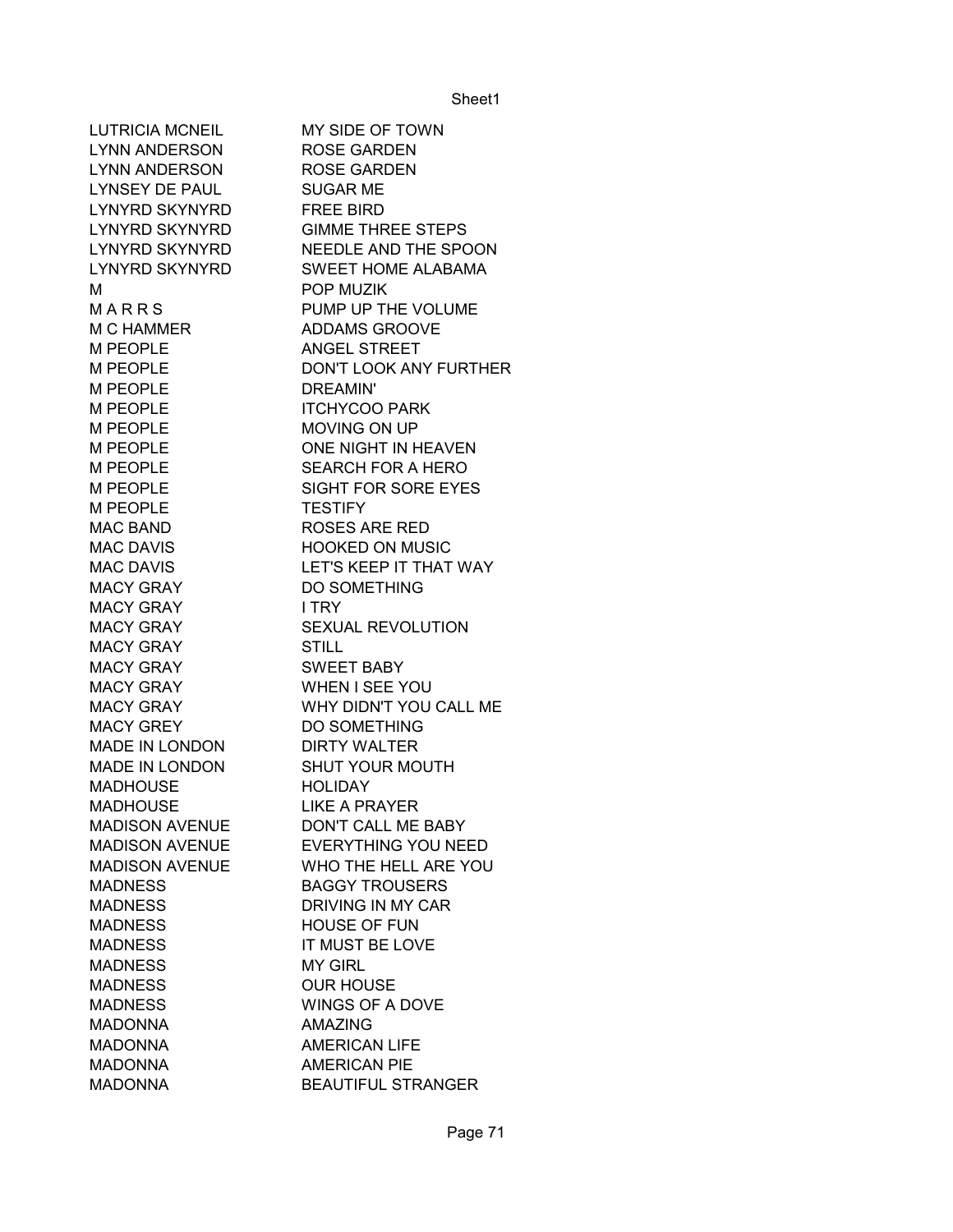| | |
|---|---|
| LUTRICIA MCNEIL | MY SIDE OF TOWN |
| LYNN ANDERSON | ROSE GARDEN |
| LYNN ANDERSON | ROSE GARDEN |
| LYNSEY DE PAUL | SUGAR ME |
| LYNYRD SKYNYRD | FREE BIRD |
| LYNYRD SKYNYRD | GIMME THREE STEPS |
| LYNYRD SKYNYRD | NEEDLE AND THE SPOON |
| LYNYRD SKYNYRD | SWEET HOME ALABAMA |
| M | POP MUZIK |
| M A R R S | PUMP UP THE VOLUME |
| M C HAMMER | ADDAMS GROOVE |
| M PEOPLE | ANGEL STREET |
| M PEOPLE | DON'T LOOK ANY FURTHER |
| M PEOPLE | DREAMIN' |
| M PEOPLE | ITCHYCOO PARK |
| M PEOPLE | MOVING ON UP |
| M PEOPLE | ONE NIGHT IN HEAVEN |
| M PEOPLE | SEARCH FOR A HERO |
| M PEOPLE | SIGHT FOR SORE EYES |
| M PEOPLE | TESTIFY |
| MAC BAND | ROSES ARE RED |
| MAC DAVIS | HOOKED ON MUSIC |
| MAC DAVIS | LET'S KEEP IT THAT WAY |
| MACY GRAY | DO SOMETHING |
| MACY GRAY | I TRY |
| MACY GRAY | SEXUAL REVOLUTION |
| MACY GRAY | STILL |
| MACY GRAY | SWEET BABY |
| MACY GRAY | WHEN I SEE YOU |
| MACY GRAY | WHY DIDN'T YOU CALL ME |
| MACY GREY | DO SOMETHING |
| MADE IN LONDON | DIRTY WALTER |
| MADE IN LONDON | SHUT YOUR MOUTH |
| MADHOUSE | HOLIDAY |
| MADHOUSE | LIKE A PRAYER |
| MADISON AVENUE | DON'T CALL ME BABY |
| MADISON AVENUE | EVERYTHING YOU NEED |
| MADISON AVENUE | WHO THE HELL ARE YOU |
| MADNESS | BAGGY TROUSERS |
| MADNESS | DRIVING IN MY CAR |
| MADNESS | HOUSE OF FUN |
| MADNESS | IT MUST BE LOVE |
| MADNESS | MY GIRL |
| MADNESS | OUR HOUSE |
| MADNESS | WINGS OF A DOVE |
| MADONNA | AMAZING |
| MADONNA | AMERICAN LIFE |
| MADONNA | AMERICAN PIE |
| MADONNA | BEAUTIFUL STRANGER |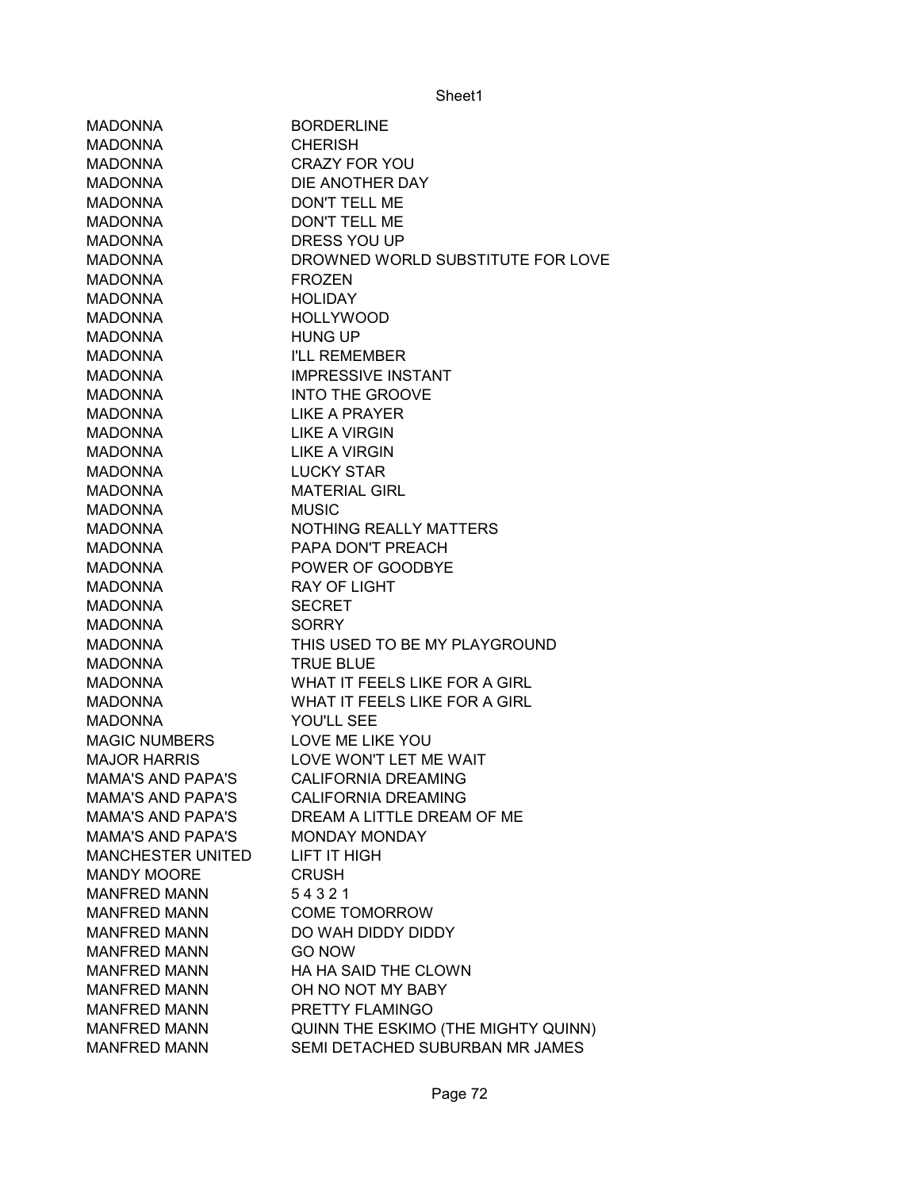| | |
|---|---|
| MADONNA | BORDERLINE |
| MADONNA | CHERISH |
| MADONNA | CRAZY FOR YOU |
| MADONNA | DIE ANOTHER DAY |
| MADONNA | DON'T TELL ME |
| MADONNA | DON'T TELL ME |
| MADONNA | DRESS YOU UP |
| MADONNA | DROWNED WORLD SUBSTITUTE FOR LOVE |
| MADONNA | FROZEN |
| MADONNA | HOLIDAY |
| MADONNA | HOLLYWOOD |
| MADONNA | HUNG UP |
| MADONNA | I'LL REMEMBER |
| MADONNA | IMPRESSIVE INSTANT |
| MADONNA | INTO THE GROOVE |
| MADONNA | LIKE A PRAYER |
| MADONNA | LIKE A VIRGIN |
| MADONNA | LIKE A VIRGIN |
| MADONNA | LUCKY STAR |
| MADONNA | MATERIAL GIRL |
| MADONNA | MUSIC |
| MADONNA | NOTHING REALLY MATTERS |
| MADONNA | PAPA DON'T PREACH |
| MADONNA | POWER OF GOODBYE |
| MADONNA | RAY OF LIGHT |
| MADONNA | SECRET |
| MADONNA | SORRY |
| MADONNA | THIS USED TO BE MY PLAYGROUND |
| MADONNA | TRUE BLUE |
| MADONNA | WHAT IT FEELS LIKE FOR A GIRL |
| MADONNA | WHAT IT FEELS LIKE FOR A GIRL |
| MADONNA | YOU'LL SEE |
| MAGIC NUMBERS | LOVE ME LIKE YOU |
| MAJOR HARRIS | LOVE WON'T LET ME WAIT |
| MAMA'S AND PAPA'S | CALIFORNIA DREAMING |
| MAMA'S AND PAPA'S | CALIFORNIA DREAMING |
| MAMA'S AND PAPA'S | DREAM A LITTLE DREAM OF ME |
| MAMA'S AND PAPA'S | MONDAY MONDAY |
| MANCHESTER UNITED | LIFT IT HIGH |
| MANDY MOORE | CRUSH |
| MANFRED MANN | 5 4 3 2 1 |
| MANFRED MANN | COME TOMORROW |
| MANFRED MANN | DO WAH DIDDY DIDDY |
| MANFRED MANN | GO NOW |
| MANFRED MANN | HA HA SAID THE CLOWN |
| MANFRED MANN | OH NO NOT MY BABY |
| MANFRED MANN | PRETTY FLAMINGO |
| MANFRED MANN | QUINN THE ESKIMO (THE MIGHTY QUINN) |
| MANFRED MANN | SEMI DETACHED SUBURBAN MR JAMES |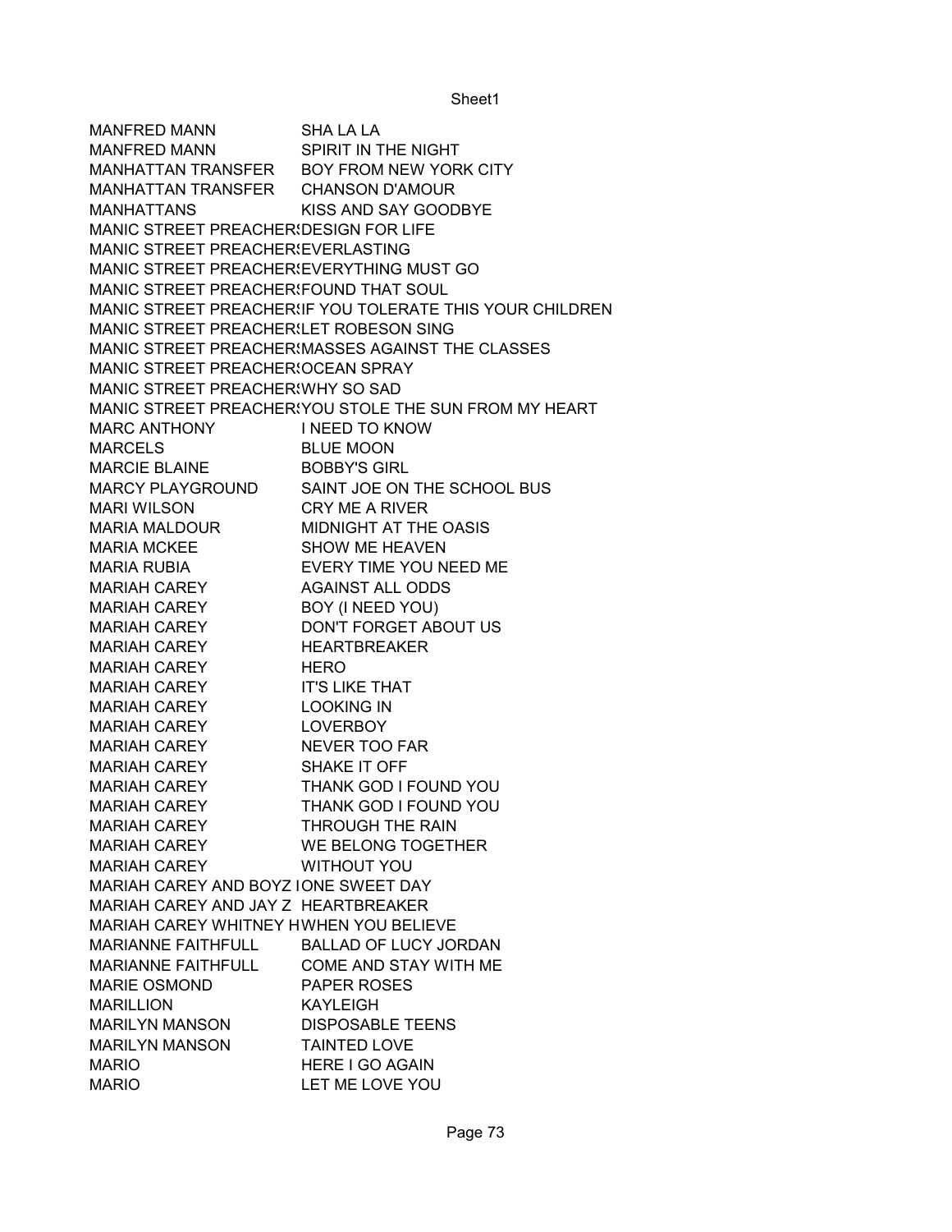| | |
|---|---|
| MANFRED MANN | SHA LA LA |
| MANFRED MANN | SPIRIT IN THE NIGHT |
| MANHATTAN TRANSFER | BOY FROM NEW YORK CITY |
| MANHATTAN TRANSFER | CHANSON D'AMOUR |
| MANHATTANS | KISS AND SAY GOODBYE |
| MANIC STREET PREACHERS | DESIGN FOR LIFE |
| MANIC STREET PREACHERS | EVERLASTING |
| MANIC STREET PREACHERS | EVERYTHING MUST GO |
| MANIC STREET PREACHERS | FOUND THAT SOUL |
| MANIC STREET PREACHERS | IF YOU TOLERATE THIS YOUR CHILDREN |
| MANIC STREET PREACHERS | LET ROBESON SING |
| MANIC STREET PREACHERS | MASSES AGAINST THE CLASSES |
| MANIC STREET PREACHERS | OCEAN SPRAY |
| MANIC STREET PREACHERS | WHY SO SAD |
| MANIC STREET PREACHERS | YOU STOLE THE SUN FROM MY HEART |
| MARC ANTHONY | I NEED TO KNOW |
| MARCELS | BLUE MOON |
| MARCIE BLAINE | BOBBY'S GIRL |
| MARCY PLAYGROUND | SAINT JOE ON THE SCHOOL BUS |
| MARI WILSON | CRY ME A RIVER |
| MARIA MALDOUR | MIDNIGHT AT THE OASIS |
| MARIA MCKEE | SHOW ME HEAVEN |
| MARIA RUBIA | EVERY TIME YOU NEED ME |
| MARIAH CAREY | AGAINST ALL ODDS |
| MARIAH CAREY | BOY (I NEED YOU) |
| MARIAH CAREY | DON'T FORGET ABOUT US |
| MARIAH CAREY | HEARTBREAKER |
| MARIAH CAREY | HERO |
| MARIAH CAREY | IT'S LIKE THAT |
| MARIAH CAREY | LOOKING IN |
| MARIAH CAREY | LOVERBOY |
| MARIAH CAREY | NEVER TOO FAR |
| MARIAH CAREY | SHAKE IT OFF |
| MARIAH CAREY | THANK GOD I FOUND YOU |
| MARIAH CAREY | THANK GOD I FOUND YOU |
| MARIAH CAREY | THROUGH THE RAIN |
| MARIAH CAREY | WE BELONG TOGETHER |
| MARIAH CAREY | WITHOUT YOU |
| MARIAH CAREY AND BOYZ I | ONE SWEET DAY |
| MARIAH CAREY AND JAY Z | HEARTBREAKER |
| MARIAH CAREY WHITNEY H | WHEN YOU BELIEVE |
| MARIANNE FAITHFULL | BALLAD OF LUCY JORDAN |
| MARIANNE FAITHFULL | COME AND STAY WITH ME |
| MARIE OSMOND | PAPER ROSES |
| MARILLION | KAYLEIGH |
| MARILYN MANSON | DISPOSABLE TEENS |
| MARILYN MANSON | TAINTED LOVE |
| MARIO | HERE I GO AGAIN |
| MARIO | LET ME LOVE YOU |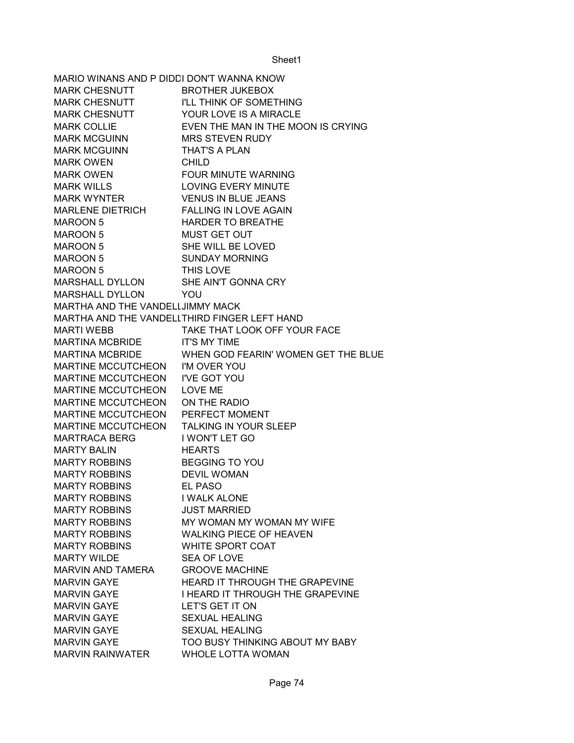| | |
|---|---|
| MARIO WINANS AND P DIDDI | DON'T WANNA KNOW |
| MARK CHESNUTT | BROTHER JUKEBOX |
| MARK CHESNUTT | I'LL THINK OF SOMETHING |
| MARK CHESNUTT | YOUR LOVE IS A MIRACLE |
| MARK COLLIE | EVEN THE MAN IN THE MOON IS CRYING |
| MARK MCGUINN | MRS STEVEN RUDY |
| MARK MCGUINN | THAT'S A PLAN |
| MARK OWEN | CHILD |
| MARK OWEN | FOUR MINUTE WARNING |
| MARK WILLS | LOVING EVERY MINUTE |
| MARK WYNTER | VENUS IN BLUE JEANS |
| MARLENE DIETRICH | FALLING IN LOVE AGAIN |
| MAROON 5 | HARDER TO BREATHE |
| MAROON 5 | MUST GET OUT |
| MAROON 5 | SHE WILL BE LOVED |
| MAROON 5 | SUNDAY MORNING |
| MAROON 5 | THIS LOVE |
| MARSHALL DYLLON | SHE AIN'T GONNA CRY |
| MARSHALL DYLLON | YOU |
| MARTHA AND THE VANDELL | JIMMY MACK |
| MARTHA AND THE VANDELL | THIRD FINGER LEFT HAND |
| MARTI WEBB | TAKE THAT LOOK OFF YOUR FACE |
| MARTINA MCBRIDE | IT'S MY TIME |
| MARTINA MCBRIDE | WHEN GOD FEARIN' WOMEN GET THE BLUE |
| MARTINE MCCUTCHEON | I'M OVER YOU |
| MARTINE MCCUTCHEON | I'VE GOT YOU |
| MARTINE MCCUTCHEON | LOVE ME |
| MARTINE MCCUTCHEON | ON THE RADIO |
| MARTINE MCCUTCHEON | PERFECT MOMENT |
| MARTINE MCCUTCHEON | TALKING IN YOUR SLEEP |
| MARTRACA BERG | I WON'T LET GO |
| MARTY BALIN | HEARTS |
| MARTY ROBBINS | BEGGING TO YOU |
| MARTY ROBBINS | DEVIL WOMAN |
| MARTY ROBBINS | EL PASO |
| MARTY ROBBINS | I WALK ALONE |
| MARTY ROBBINS | JUST MARRIED |
| MARTY ROBBINS | MY WOMAN MY WOMAN MY WIFE |
| MARTY ROBBINS | WALKING PIECE OF HEAVEN |
| MARTY ROBBINS | WHITE SPORT COAT |
| MARTY WILDE | SEA OF LOVE |
| MARVIN AND TAMERA | GROOVE MACHINE |
| MARVIN GAYE | HEARD IT THROUGH THE GRAPEVINE |
| MARVIN GAYE | I HEARD IT THROUGH THE GRAPEVINE |
| MARVIN GAYE | LET'S GET IT ON |
| MARVIN GAYE | SEXUAL HEALING |
| MARVIN GAYE | SEXUAL HEALING |
| MARVIN GAYE | TOO BUSY THINKING ABOUT MY BABY |
| MARVIN RAINWATER | WHOLE LOTTA WOMAN |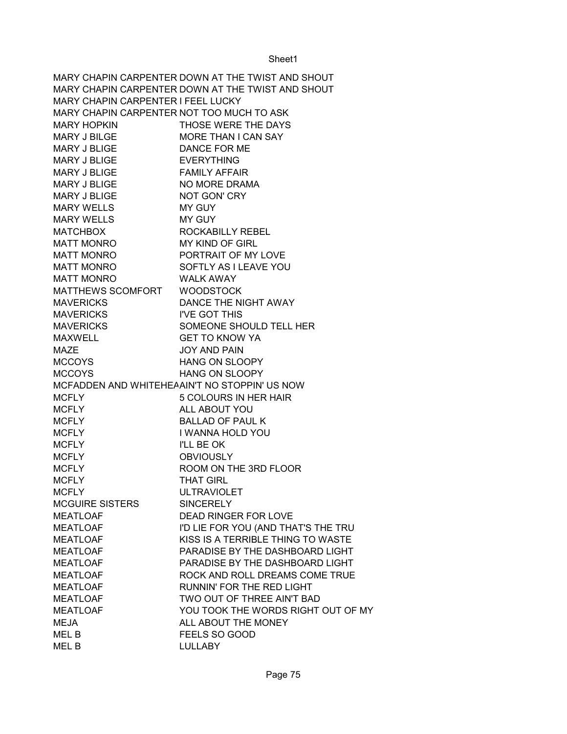| | |
|---|---|
| MARY CHAPIN CARPENTER | DOWN AT THE TWIST AND SHOUT |
| MARY CHAPIN CARPENTER | DOWN AT THE TWIST AND SHOUT |
| MARY CHAPIN CARPENTER | I FEEL LUCKY |
| MARY CHAPIN CARPENTER | NOT TOO MUCH TO ASK |
| MARY HOPKIN | THOSE WERE THE DAYS |
| MARY J BILGE | MORE THAN I CAN SAY |
| MARY J BLIGE | DANCE FOR ME |
| MARY J BLIGE | EVERYTHING |
| MARY J BLIGE | FAMILY AFFAIR |
| MARY J BLIGE | NO MORE DRAMA |
| MARY J BLIGE | NOT GON' CRY |
| MARY WELLS | MY GUY |
| MARY WELLS | MY GUY |
| MATCHBOX | ROCKABILLY REBEL |
| MATT MONRO | MY KIND OF GIRL |
| MATT MONRO | PORTRAIT OF MY LOVE |
| MATT MONRO | SOFTLY AS I LEAVE YOU |
| MATT MONRO | WALK AWAY |
| MATTHEWS SCOMFORT | WOODSTOCK |
| MAVERICKS | DANCE THE NIGHT AWAY |
| MAVERICKS | I'VE GOT THIS |
| MAVERICKS | SOMEONE SHOULD TELL HER |
| MAXWELL | GET TO KNOW YA |
| MAZE | JOY AND PAIN |
| MCCOYS | HANG ON SLOOPY |
| MCCOYS | HANG ON SLOOPY |
| MCFADDEN AND WHITEHEA | AIN'T NO STOPPIN' US NOW |
| MCFLY | 5 COLOURS IN HER HAIR |
| MCFLY | ALL ABOUT YOU |
| MCFLY | BALLAD OF PAUL K |
| MCFLY | I WANNA HOLD YOU |
| MCFLY | I'LL BE OK |
| MCFLY | OBVIOUSLY |
| MCFLY | ROOM ON THE 3RD FLOOR |
| MCFLY | THAT GIRL |
| MCFLY | ULTRAVIOLET |
| MCGUIRE SISTERS | SINCERELY |
| MEATLOAF | DEAD RINGER FOR LOVE |
| MEATLOAF | I'D LIE FOR YOU (AND THAT'S THE TRU |
| MEATLOAF | KISS IS A TERRIBLE THING TO WASTE |
| MEATLOAF | PARADISE BY THE DASHBOARD LIGHT |
| MEATLOAF | PARADISE BY THE DASHBOARD LIGHT |
| MEATLOAF | ROCK AND ROLL DREAMS COME TRUE |
| MEATLOAF | RUNNIN' FOR THE RED LIGHT |
| MEATLOAF | TWO OUT OF THREE AIN'T BAD |
| MEATLOAF | YOU TOOK THE WORDS RIGHT OUT OF MY |
| MEJA | ALL ABOUT THE MONEY |
| MEL B | FEELS SO GOOD |
| MEL B | LULLABY |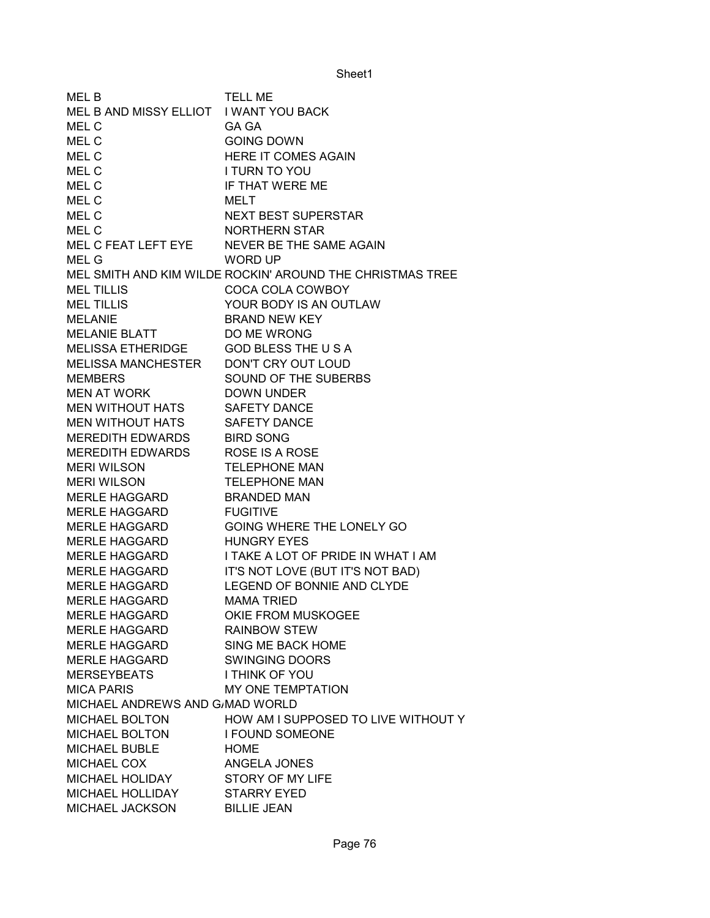| MEL B | TELL ME |
|---|---|
| MEL B AND MISSY ELLIOT | I WANT YOU BACK |
| MEL C | GA GA |
| MEL C | GOING DOWN |
| MEL C | HERE IT COMES AGAIN |
| MEL C | I TURN TO YOU |
| MEL C | IF THAT WERE ME |
| MEL C | MELT |
| MEL C | NEXT BEST SUPERSTAR |
| MEL C | NORTHERN STAR |
| MEL C FEAT LEFT EYE | NEVER BE THE SAME AGAIN |
| MEL G | WORD UP |
| MEL SMITH AND KIM WILDE | ROCKIN' AROUND THE CHRISTMAS TREE |
| MEL TILLIS | COCA COLA COWBOY |
| MEL TILLIS | YOUR BODY IS AN OUTLAW |
| MELANIE | BRAND NEW KEY |
| MELANIE BLATT | DO ME WRONG |
| MELISSA ETHERIDGE | GOD BLESS THE U S A |
| MELISSA MANCHESTER | DON'T CRY OUT LOUD |
| MEMBERS | SOUND OF THE SUBERBS |
| MEN AT WORK | DOWN UNDER |
| MEN WITHOUT HATS | SAFETY DANCE |
| MEN WITHOUT HATS | SAFETY DANCE |
| MEREDITH EDWARDS | BIRD SONG |
| MEREDITH EDWARDS | ROSE IS A ROSE |
| MERI WILSON | TELEPHONE MAN |
| MERI WILSON | TELEPHONE MAN |
| MERLE HAGGARD | BRANDED MAN |
| MERLE HAGGARD | FUGITIVE |
| MERLE HAGGARD | GOING WHERE THE LONELY GO |
| MERLE HAGGARD | HUNGRY EYES |
| MERLE HAGGARD | I TAKE A LOT OF PRIDE IN WHAT I AM |
| MERLE HAGGARD | IT'S NOT LOVE (BUT IT'S NOT BAD) |
| MERLE HAGGARD | LEGEND OF BONNIE AND CLYDE |
| MERLE HAGGARD | MAMA TRIED |
| MERLE HAGGARD | OKIE FROM MUSKOGEE |
| MERLE HAGGARD | RAINBOW STEW |
| MERLE HAGGARD | SING ME BACK HOME |
| MERLE HAGGARD | SWINGING DOORS |
| MERSEYBEATS | I THINK OF YOU |
| MICA PARIS | MY ONE TEMPTATION |
| MICHAEL ANDREWS AND G/ | MAD WORLD |
| MICHAEL BOLTON | HOW AM I SUPPOSED TO LIVE WITHOUT Y |
| MICHAEL BOLTON | I FOUND SOMEONE |
| MICHAEL BUBLE | HOME |
| MICHAEL COX | ANGELA JONES |
| MICHAEL HOLIDAY | STORY OF MY LIFE |
| MICHAEL HOLLIDAY | STARRY EYED |
| MICHAEL JACKSON | BILLIE JEAN |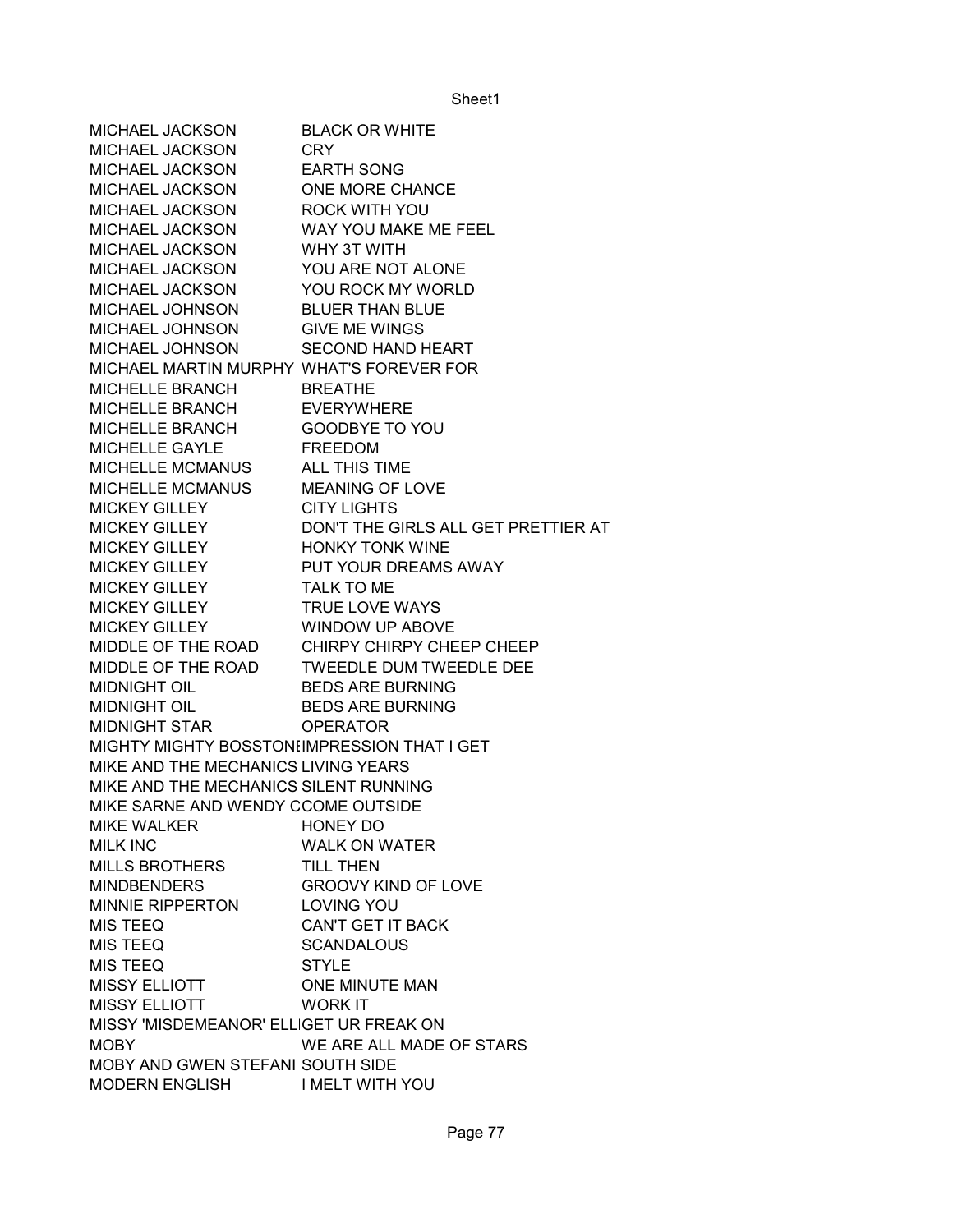| | |
|---|---|
| MICHAEL JACKSON | BLACK OR WHITE |
| MICHAEL JACKSON | CRY |
| MICHAEL JACKSON | EARTH SONG |
| MICHAEL JACKSON | ONE MORE CHANCE |
| MICHAEL JACKSON | ROCK WITH YOU |
| MICHAEL JACKSON | WAY YOU MAKE ME FEEL |
| MICHAEL JACKSON | WHY 3T WITH |
| MICHAEL JACKSON | YOU ARE NOT ALONE |
| MICHAEL JACKSON | YOU ROCK MY WORLD |
| MICHAEL JOHNSON | BLUER THAN BLUE |
| MICHAEL JOHNSON | GIVE ME WINGS |
| MICHAEL JOHNSON | SECOND HAND HEART |
| MICHAEL MARTIN MURPHY | WHAT'S FOREVER FOR |
| MICHELLE BRANCH | BREATHE |
| MICHELLE BRANCH | EVERYWHERE |
| MICHELLE BRANCH | GOODBYE TO YOU |
| MICHELLE GAYLE | FREEDOM |
| MICHELLE MCMANUS | ALL THIS TIME |
| MICHELLE MCMANUS | MEANING OF LOVE |
| MICKEY GILLEY | CITY LIGHTS |
| MICKEY GILLEY | DON'T THE GIRLS ALL GET PRETTIER AT |
| MICKEY GILLEY | HONKY TONK WINE |
| MICKEY GILLEY | PUT YOUR DREAMS AWAY |
| MICKEY GILLEY | TALK TO ME |
| MICKEY GILLEY | TRUE LOVE WAYS |
| MICKEY GILLEY | WINDOW UP ABOVE |
| MIDDLE OF THE ROAD | CHIRPY CHIRPY CHEEP CHEEP |
| MIDDLE OF THE ROAD | TWEEDLE DUM TWEEDLE DEE |
| MIDNIGHT OIL | BEDS ARE BURNING |
| MIDNIGHT OIL | BEDS ARE BURNING |
| MIDNIGHT STAR | OPERATOR |
| MIGHTY MIGHTY BOSSTONE | IMPRESSION THAT I GET |
| MIKE AND THE MECHANICS | LIVING YEARS |
| MIKE AND THE MECHANICS | SILENT RUNNING |
| MIKE SARNE AND WENDY C | COME OUTSIDE |
| MIKE WALKER | HONEY DO |
| MILK INC | WALK ON WATER |
| MILLS BROTHERS | TILL THEN |
| MINDBENDERS | GROOVY KIND OF LOVE |
| MINNIE RIPPERTON | LOVING YOU |
| MIS TEEQ | CAN'T GET IT BACK |
| MIS TEEQ | SCANDALOUS |
| MIS TEEQ | STYLE |
| MISSY ELLIOTT | ONE MINUTE MAN |
| MISSY ELLIOTT | WORK IT |
| MISSY 'MISDEMEANOR' ELL | GET UR FREAK ON |
| MOBY | WE ARE ALL MADE OF STARS |
| MOBY AND GWEN STEFANI | SOUTH SIDE |
| MODERN ENGLISH | I MELT WITH YOU |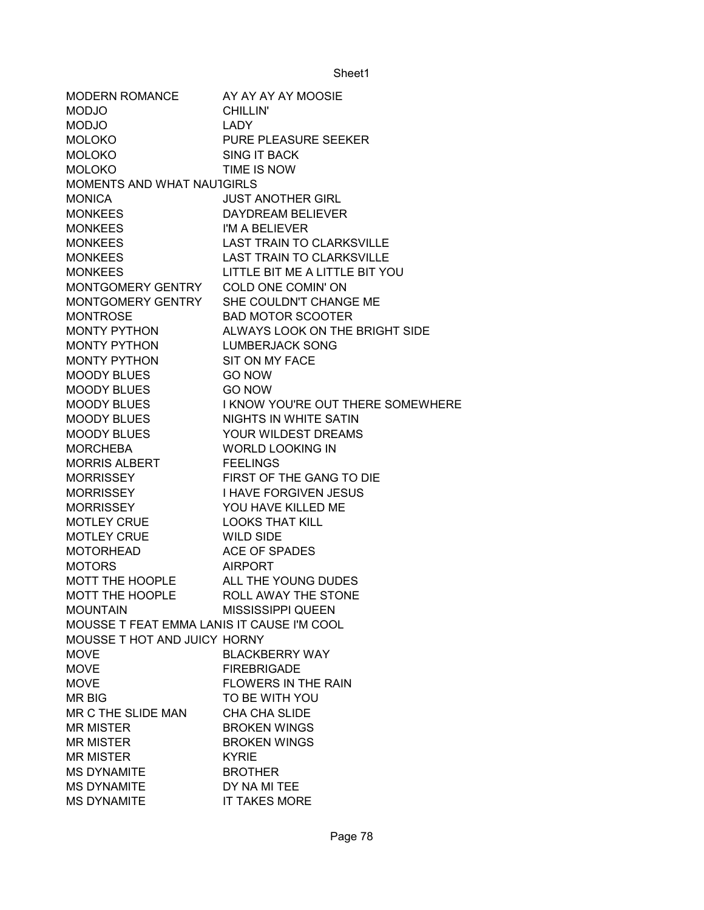| | |
|---|---|
| MODERN ROMANCE | AY AY AY AY MOOSIE |
| MODJO | CHILLIN' |
| MODJO | LADY |
| MOLOKO | PURE PLEASURE SEEKER |
| MOLOKO | SING IT BACK |
| MOLOKO | TIME IS NOW |
| MOMENTS AND WHAT NAUTGIRLS | |
| MONICA | JUST ANOTHER GIRL |
| MONKEES | DAYDREAM BELIEVER |
| MONKEES | I'M A BELIEVER |
| MONKEES | LAST TRAIN TO CLARKSVILLE |
| MONKEES | LAST TRAIN TO CLARKSVILLE |
| MONKEES | LITTLE BIT ME A LITTLE BIT YOU |
| MONTGOMERY GENTRY | COLD ONE COMIN' ON |
| MONTGOMERY GENTRY | SHE COULDN'T CHANGE ME |
| MONTROSE | BAD MOTOR SCOOTER |
| MONTY PYTHON | ALWAYS LOOK ON THE BRIGHT SIDE |
| MONTY PYTHON | LUMBERJACK SONG |
| MONTY PYTHON | SIT ON MY FACE |
| MOODY BLUES | GO NOW |
| MOODY BLUES | GO NOW |
| MOODY BLUES | I KNOW YOU'RE OUT THERE SOMEWHERE |
| MOODY BLUES | NIGHTS IN WHITE SATIN |
| MOODY BLUES | YOUR WILDEST DREAMS |
| MORCHEBA | WORLD LOOKING IN |
| MORRIS ALBERT | FEELINGS |
| MORRISSEY | FIRST OF THE GANG TO DIE |
| MORRISSEY | I HAVE FORGIVEN JESUS |
| MORRISSEY | YOU HAVE KILLED ME |
| MOTLEY CRUE | LOOKS THAT KILL |
| MOTLEY CRUE | WILD SIDE |
| MOTORHEAD | ACE OF SPADES |
| MOTORS | AIRPORT |
| MOTT THE HOOPLE | ALL THE YOUNG DUDES |
| MOTT THE HOOPLE | ROLL AWAY THE STONE |
| MOUNTAIN | MISSISSIPPI QUEEN |
| MOUSSE T FEAT EMMA LANIS IT CAUSE I'M COOL | |
| MOUSSE T HOT AND JUICY HORNY | |
| MOVE | BLACKBERRY WAY |
| MOVE | FIREBRIGADE |
| MOVE | FLOWERS IN THE RAIN |
| MR BIG | TO BE WITH YOU |
| MR C THE SLIDE MAN | CHA CHA SLIDE |
| MR MISTER | BROKEN WINGS |
| MR MISTER | BROKEN WINGS |
| MR MISTER | KYRIE |
| MS DYNAMITE | BROTHER |
| MS DYNAMITE | DY NA MI TEE |
| MS DYNAMITE | IT TAKES MORE |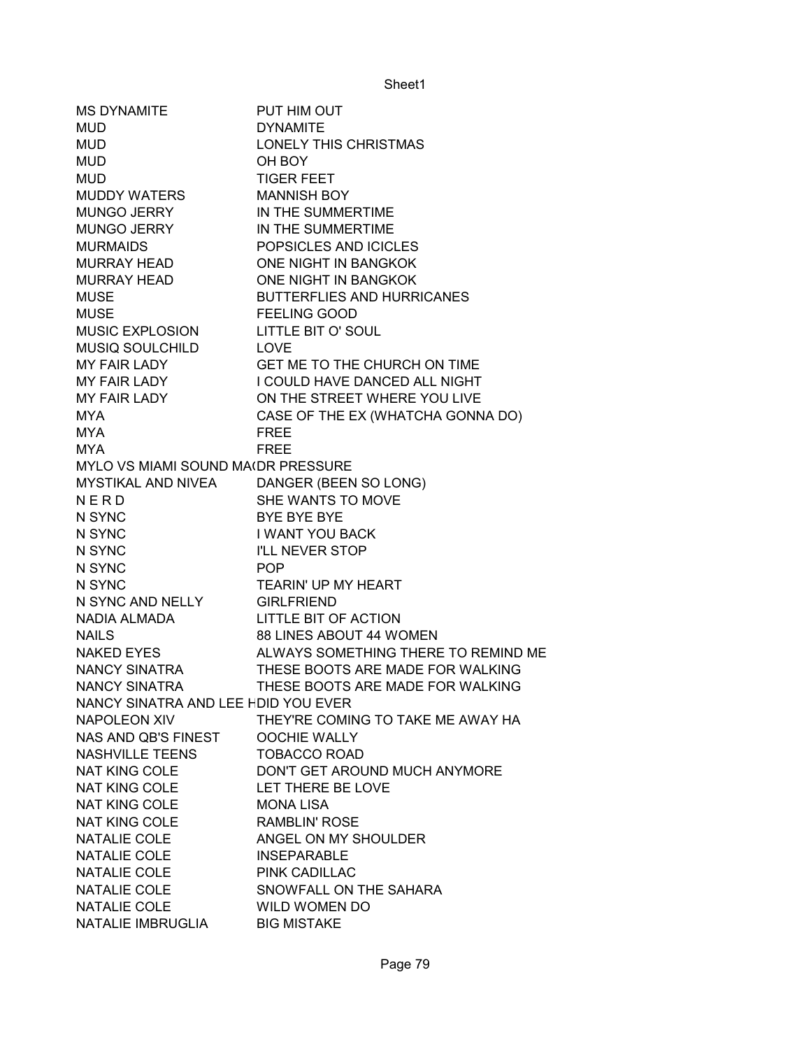| | |
|---|---|
| MS DYNAMITE | PUT HIM OUT |
| MUD | DYNAMITE |
| MUD | LONELY THIS CHRISTMAS |
| MUD | OH BOY |
| MUD | TIGER FEET |
| MUDDY WATERS | MANNISH BOY |
| MUNGO JERRY | IN THE SUMMERTIME |
| MUNGO JERRY | IN THE SUMMERTIME |
| MURMAIDS | POPSICLES AND ICICLES |
| MURRAY HEAD | ONE NIGHT IN BANGKOK |
| MURRAY HEAD | ONE NIGHT IN BANGKOK |
| MUSE | BUTTERFLIES AND HURRICANES |
| MUSE | FEELING GOOD |
| MUSIC EXPLOSION | LITTLE BIT O' SOUL |
| MUSIQ SOULCHILD | LOVE |
| MY FAIR LADY | GET ME TO THE CHURCH ON TIME |
| MY FAIR LADY | I COULD HAVE DANCED ALL NIGHT |
| MY FAIR LADY | ON THE STREET WHERE YOU LIVE |
| MYA | CASE OF THE EX (WHATCHA GONNA DO) |
| MYA | FREE |
| MYA | FREE |
| MYLO VS MIAMI SOUND MA(DR PRESSURE | |
| MYSTIKAL AND NIVEA | DANGER (BEEN SO LONG) |
| N E R D | SHE WANTS TO MOVE |
| N SYNC | BYE BYE BYE |
| N SYNC | I WANT YOU BACK |
| N SYNC | I'LL NEVER STOP |
| N SYNC | POP |
| N SYNC | TEARIN' UP MY HEART |
| N SYNC AND NELLY | GIRLFRIEND |
| NADIA ALMADA | LITTLE BIT OF ACTION |
| NAILS | 88 LINES ABOUT 44 WOMEN |
| NAKED EYES | ALWAYS SOMETHING THERE TO REMIND ME |
| NANCY SINATRA | THESE BOOTS ARE MADE FOR WALKING |
| NANCY SINATRA | THESE BOOTS ARE MADE FOR WALKING |
| NANCY SINATRA AND LEE HDID YOU EVER | |
| NAPOLEON XIV | THEY'RE COMING TO TAKE ME AWAY HA |
| NAS AND QB'S FINEST | OOCHIE WALLY |
| NASHVILLE TEENS | TOBACCO ROAD |
| NAT KING COLE | DON'T GET AROUND MUCH ANYMORE |
| NAT KING COLE | LET THERE BE LOVE |
| NAT KING COLE | MONA LISA |
| NAT KING COLE | RAMBLIN' ROSE |
| NATALIE COLE | ANGEL ON MY SHOULDER |
| NATALIE COLE | INSEPARABLE |
| NATALIE COLE | PINK CADILLAC |
| NATALIE COLE | SNOWFALL ON THE SAHARA |
| NATALIE COLE | WILD WOMEN DO |
| NATALIE IMBRUGLIA | BIG MISTAKE |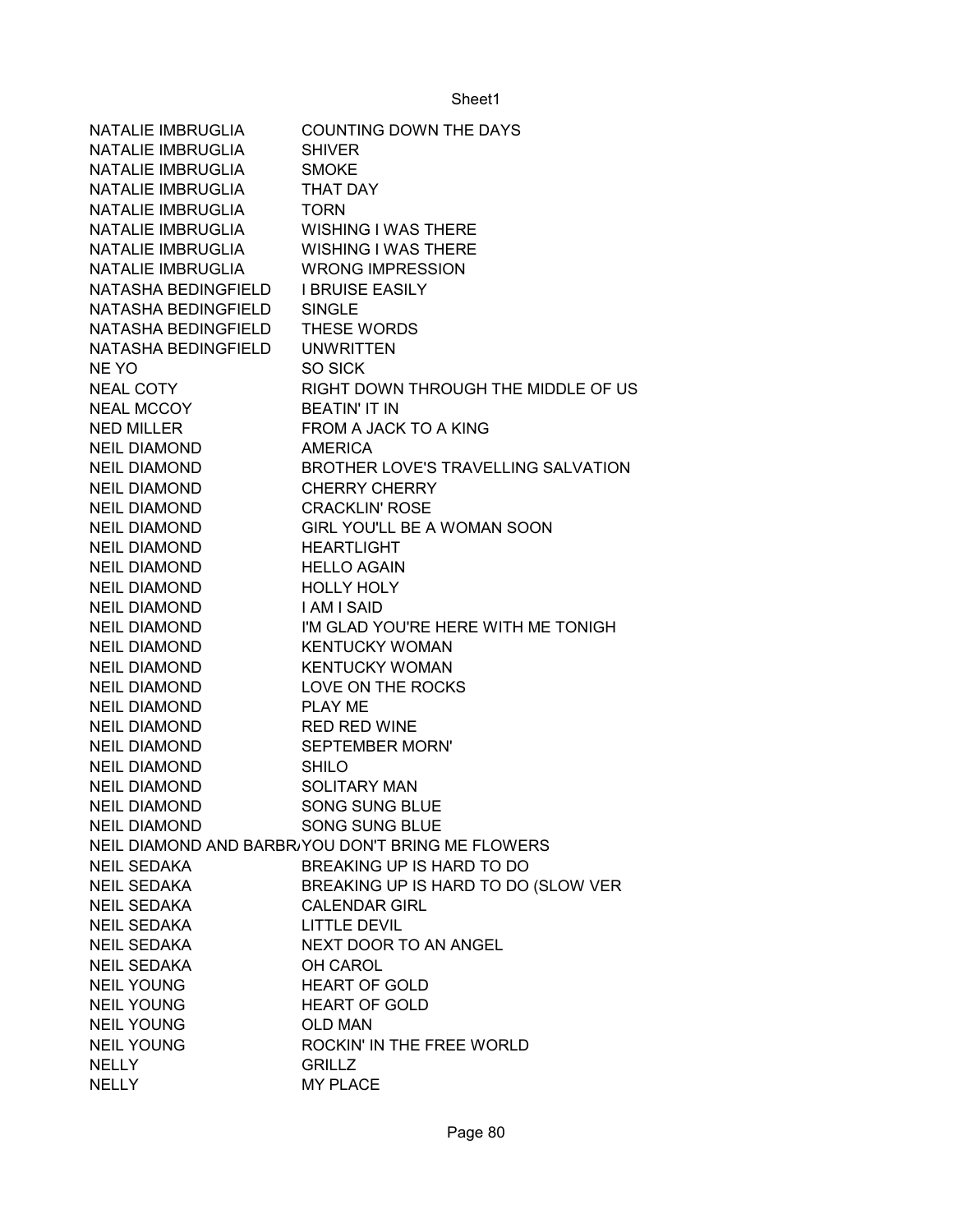| | |
|---|---|
| NATALIE IMBRUGLIA | COUNTING DOWN THE DAYS |
| NATALIE IMBRUGLIA | SHIVER |
| NATALIE IMBRUGLIA | SMOKE |
| NATALIE IMBRUGLIA | THAT DAY |
| NATALIE IMBRUGLIA | TORN |
| NATALIE IMBRUGLIA | WISHING I WAS THERE |
| NATALIE IMBRUGLIA | WISHING I WAS THERE |
| NATALIE IMBRUGLIA | WRONG IMPRESSION |
| NATASHA BEDINGFIELD | I BRUISE EASILY |
| NATASHA BEDINGFIELD | SINGLE |
| NATASHA BEDINGFIELD | THESE WORDS |
| NATASHA BEDINGFIELD | UNWRITTEN |
| NE YO | SO SICK |
| NEAL COTY | RIGHT DOWN THROUGH THE MIDDLE OF US |
| NEAL MCCOY | BEATIN' IT IN |
| NED MILLER | FROM A JACK TO A KING |
| NEIL DIAMOND | AMERICA |
| NEIL DIAMOND | BROTHER LOVE'S TRAVELLING SALVATION |
| NEIL DIAMOND | CHERRY CHERRY |
| NEIL DIAMOND | CRACKLIN' ROSE |
| NEIL DIAMOND | GIRL YOU'LL BE A WOMAN SOON |
| NEIL DIAMOND | HEARTLIGHT |
| NEIL DIAMOND | HELLO AGAIN |
| NEIL DIAMOND | HOLLY HOLY |
| NEIL DIAMOND | I AM I SAID |
| NEIL DIAMOND | I'M GLAD YOU'RE HERE WITH ME TONIGH |
| NEIL DIAMOND | KENTUCKY WOMAN |
| NEIL DIAMOND | KENTUCKY WOMAN |
| NEIL DIAMOND | LOVE ON THE ROCKS |
| NEIL DIAMOND | PLAY ME |
| NEIL DIAMOND | RED RED WINE |
| NEIL DIAMOND | SEPTEMBER MORN' |
| NEIL DIAMOND | SHILO |
| NEIL DIAMOND | SOLITARY MAN |
| NEIL DIAMOND | SONG SUNG BLUE |
| NEIL DIAMOND | SONG SUNG BLUE |
| NEIL DIAMOND AND BARBR/ | YOU DON'T BRING ME FLOWERS |
| NEIL SEDAKA | BREAKING UP IS HARD TO DO |
| NEIL SEDAKA | BREAKING UP IS HARD TO DO (SLOW VER |
| NEIL SEDAKA | CALENDAR GIRL |
| NEIL SEDAKA | LITTLE DEVIL |
| NEIL SEDAKA | NEXT DOOR TO AN ANGEL |
| NEIL SEDAKA | OH CAROL |
| NEIL YOUNG | HEART OF GOLD |
| NEIL YOUNG | HEART OF GOLD |
| NEIL YOUNG | OLD MAN |
| NEIL YOUNG | ROCKIN' IN THE FREE WORLD |
| NELLY | GRILLZ |
| NELLY | MY PLACE |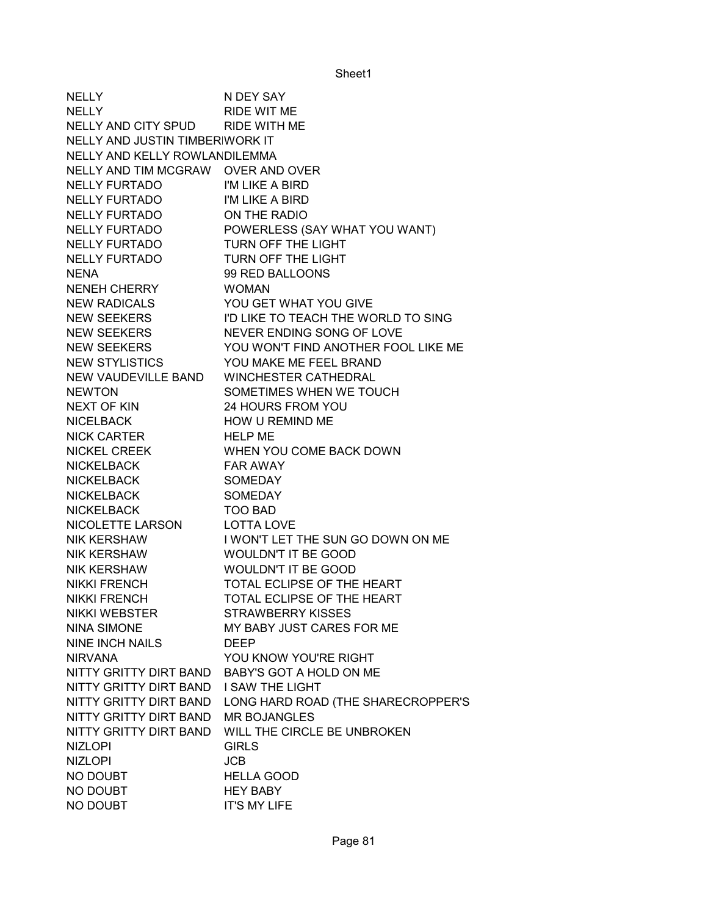| | |
|---|---|
| NELLY | N DEY SAY |
| NELLY | RIDE WIT ME |
| NELLY AND CITY SPUD | RIDE WITH ME |
| NELLY AND JUSTIN TIMBERI | WORK IT |
| NELLY AND KELLY ROWLAN | DILEMMA |
| NELLY AND TIM MCGRAW | OVER AND OVER |
| NELLY FURTADO | I'M LIKE A BIRD |
| NELLY FURTADO | I'M LIKE A BIRD |
| NELLY FURTADO | ON THE RADIO |
| NELLY FURTADO | POWERLESS (SAY WHAT YOU WANT) |
| NELLY FURTADO | TURN OFF THE LIGHT |
| NELLY FURTADO | TURN OFF THE LIGHT |
| NENA | 99 RED BALLOONS |
| NENEH CHERRY | WOMAN |
| NEW RADICALS | YOU GET WHAT YOU GIVE |
| NEW SEEKERS | I'D LIKE TO TEACH THE WORLD TO SING |
| NEW SEEKERS | NEVER ENDING SONG OF LOVE |
| NEW SEEKERS | YOU WON'T FIND ANOTHER FOOL LIKE ME |
| NEW STYLISTICS | YOU MAKE ME FEEL BRAND |
| NEW VAUDEVILLE BAND | WINCHESTER CATHEDRAL |
| NEWTON | SOMETIMES WHEN WE TOUCH |
| NEXT OF KIN | 24 HOURS FROM YOU |
| NICELBACK | HOW U REMIND ME |
| NICK CARTER | HELP ME |
| NICKEL CREEK | WHEN YOU COME BACK DOWN |
| NICKELBACK | FAR AWAY |
| NICKELBACK | SOMEDAY |
| NICKELBACK | SOMEDAY |
| NICKELBACK | TOO BAD |
| NICOLETTE LARSON | LOTTA LOVE |
| NIK KERSHAW | I WON'T LET THE SUN GO DOWN ON ME |
| NIK KERSHAW | WOULDN'T IT BE GOOD |
| NIK KERSHAW | WOULDN'T IT BE GOOD |
| NIKKI FRENCH | TOTAL ECLIPSE OF THE HEART |
| NIKKI FRENCH | TOTAL ECLIPSE OF THE HEART |
| NIKKI WEBSTER | STRAWBERRY KISSES |
| NINA SIMONE | MY BABY JUST CARES FOR ME |
| NINE INCH NAILS | DEEP |
| NIRVANA | YOU KNOW YOU'RE RIGHT |
| NITTY GRITTY DIRT BAND | BABY'S GOT A HOLD ON ME |
| NITTY GRITTY DIRT BAND | I SAW THE LIGHT |
| NITTY GRITTY DIRT BAND | LONG HARD ROAD (THE SHARECROPPER'S |
| NITTY GRITTY DIRT BAND | MR BOJANGLES |
| NITTY GRITTY DIRT BAND | WILL THE CIRCLE BE UNBROKEN |
| NIZLOPI | GIRLS |
| NIZLOPI | JCB |
| NO DOUBT | HELLA GOOD |
| NO DOUBT | HEY BABY |
| NO DOUBT | IT'S MY LIFE |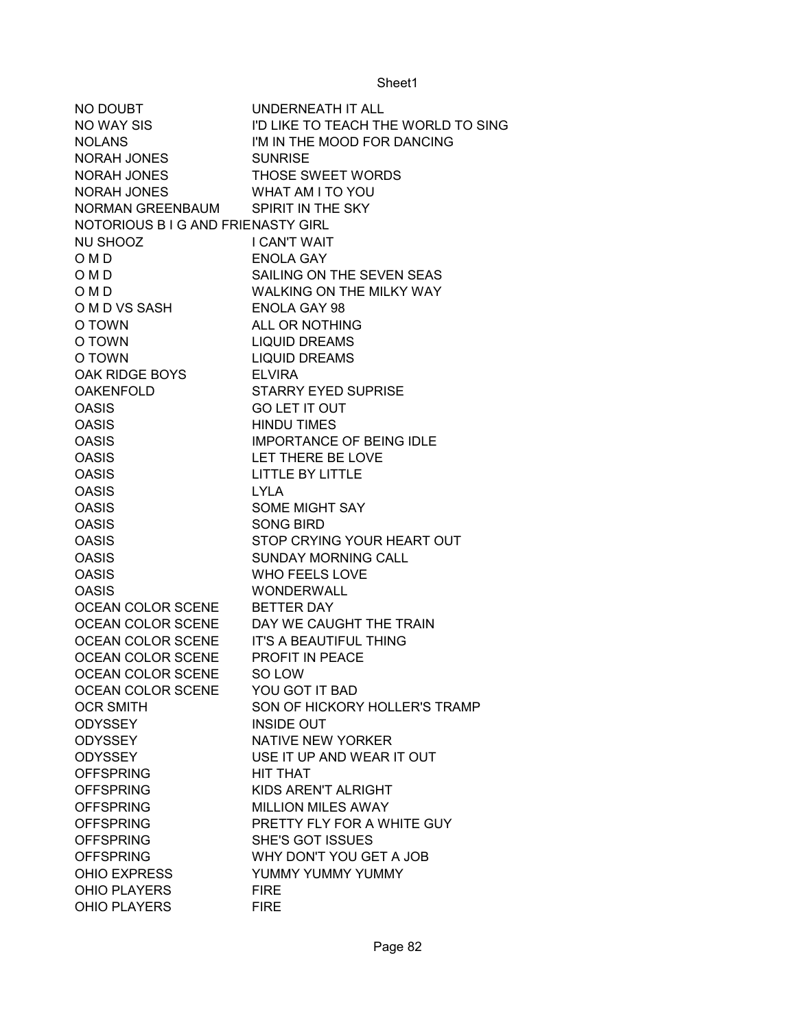| | |
|---|---|
| NO DOUBT | UNDERNEATH IT ALL |
| NO WAY SIS | I'D LIKE TO TEACH THE WORLD TO SING |
| NOLANS | I'M IN THE MOOD FOR DANCING |
| NORAH JONES | SUNRISE |
| NORAH JONES | THOSE SWEET WORDS |
| NORAH JONES | WHAT AM I TO YOU |
| NORMAN GREENBAUM | SPIRIT IN THE SKY |
| NOTORIOUS B I G AND FRIE | NASTY GIRL |
| NU SHOOZ | I CAN'T WAIT |
| O M D | ENOLA GAY |
| O M D | SAILING ON THE SEVEN SEAS |
| O M D | WALKING ON THE MILKY WAY |
| O M D VS SASH | ENOLA GAY 98 |
| O TOWN | ALL OR NOTHING |
| O TOWN | LIQUID DREAMS |
| O TOWN | LIQUID DREAMS |
| OAK RIDGE BOYS | ELVIRA |
| OAKENFOLD | STARRY EYED SUPRISE |
| OASIS | GO LET IT OUT |
| OASIS | HINDU TIMES |
| OASIS | IMPORTANCE OF BEING IDLE |
| OASIS | LET THERE BE LOVE |
| OASIS | LITTLE BY LITTLE |
| OASIS | LYLA |
| OASIS | SOME MIGHT SAY |
| OASIS | SONG BIRD |
| OASIS | STOP CRYING YOUR HEART OUT |
| OASIS | SUNDAY MORNING CALL |
| OASIS | WHO FEELS LOVE |
| OASIS | WONDERWALL |
| OCEAN COLOR SCENE | BETTER DAY |
| OCEAN COLOR SCENE | DAY WE CAUGHT THE TRAIN |
| OCEAN COLOR SCENE | IT'S A BEAUTIFUL THING |
| OCEAN COLOR SCENE | PROFIT IN PEACE |
| OCEAN COLOR SCENE | SO LOW |
| OCEAN COLOR SCENE | YOU GOT IT BAD |
| OCR SMITH | SON OF HICKORY HOLLER'S TRAMP |
| ODYSSEY | INSIDE OUT |
| ODYSSEY | NATIVE NEW YORKER |
| ODYSSEY | USE IT UP AND WEAR IT OUT |
| OFFSPRING | HIT THAT |
| OFFSPRING | KIDS AREN'T ALRIGHT |
| OFFSPRING | MILLION MILES AWAY |
| OFFSPRING | PRETTY FLY FOR A WHITE GUY |
| OFFSPRING | SHE'S GOT ISSUES |
| OFFSPRING | WHY DON'T YOU GET A JOB |
| OHIO EXPRESS | YUMMY YUMMY YUMMY |
| OHIO PLAYERS | FIRE |
| OHIO PLAYERS | FIRE |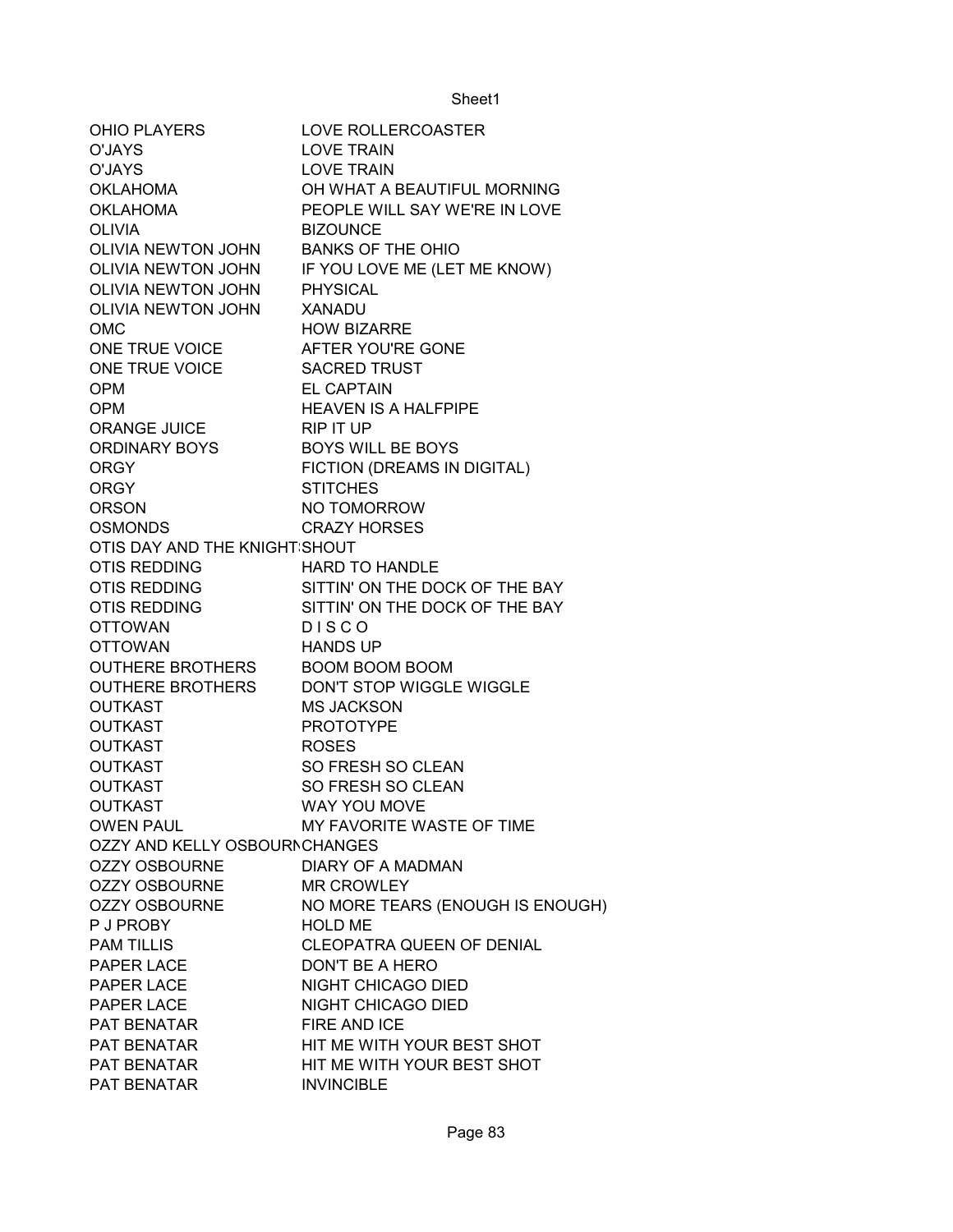| | |
|---|---|
| OHIO PLAYERS | LOVE ROLLERCOASTER |
| O'JAYS | LOVE TRAIN |
| O'JAYS | LOVE TRAIN |
| OKLAHOMA | OH WHAT A BEAUTIFUL MORNING |
| OKLAHOMA | PEOPLE WILL SAY WE'RE IN LOVE |
| OLIVIA | BIZOUNCE |
| OLIVIA NEWTON JOHN | BANKS OF THE OHIO |
| OLIVIA NEWTON JOHN | IF YOU LOVE ME (LET ME KNOW) |
| OLIVIA NEWTON JOHN | PHYSICAL |
| OLIVIA NEWTON JOHN | XANADU |
| OMC | HOW BIZARRE |
| ONE TRUE VOICE | AFTER YOU'RE GONE |
| ONE TRUE VOICE | SACRED TRUST |
| OPM | EL CAPTAIN |
| OPM | HEAVEN IS A HALFPIPE |
| ORANGE JUICE | RIP IT UP |
| ORDINARY BOYS | BOYS WILL BE BOYS |
| ORGY | FICTION (DREAMS IN DIGITAL) |
| ORGY | STITCHES |
| ORSON | NO TOMORROW |
| OSMONDS | CRAZY HORSES |
| OTIS DAY AND THE KNIGHTS | SHOUT |
| OTIS REDDING | HARD TO HANDLE |
| OTIS REDDING | SITTIN' ON THE DOCK OF THE BAY |
| OTIS REDDING | SITTIN' ON THE DOCK OF THE BAY |
| OTTOWAN | D I S C O |
| OTTOWAN | HANDS UP |
| OUTHERE BROTHERS | BOOM BOOM BOOM |
| OUTHERE BROTHERS | DON'T STOP WIGGLE WIGGLE |
| OUTKAST | MS JACKSON |
| OUTKAST | PROTOTYPE |
| OUTKAST | ROSES |
| OUTKAST | SO FRESH SO CLEAN |
| OUTKAST | SO FRESH SO CLEAN |
| OUTKAST | WAY YOU MOVE |
| OWEN PAUL | MY FAVORITE WASTE OF TIME |
| OZZY AND KELLY OSBOURNE | CHANGES |
| OZZY OSBOURNE | DIARY OF A MADMAN |
| OZZY OSBOURNE | MR CROWLEY |
| OZZY OSBOURNE | NO MORE TEARS (ENOUGH IS ENOUGH) |
| P J PROBY | HOLD ME |
| PAM TILLIS | CLEOPATRA QUEEN OF DENIAL |
| PAPER LACE | DON'T BE A HERO |
| PAPER LACE | NIGHT CHICAGO DIED |
| PAPER LACE | NIGHT CHICAGO DIED |
| PAT BENATAR | FIRE AND ICE |
| PAT BENATAR | HIT ME WITH YOUR BEST SHOT |
| PAT BENATAR | HIT ME WITH YOUR BEST SHOT |
| PAT BENATAR | INVINCIBLE |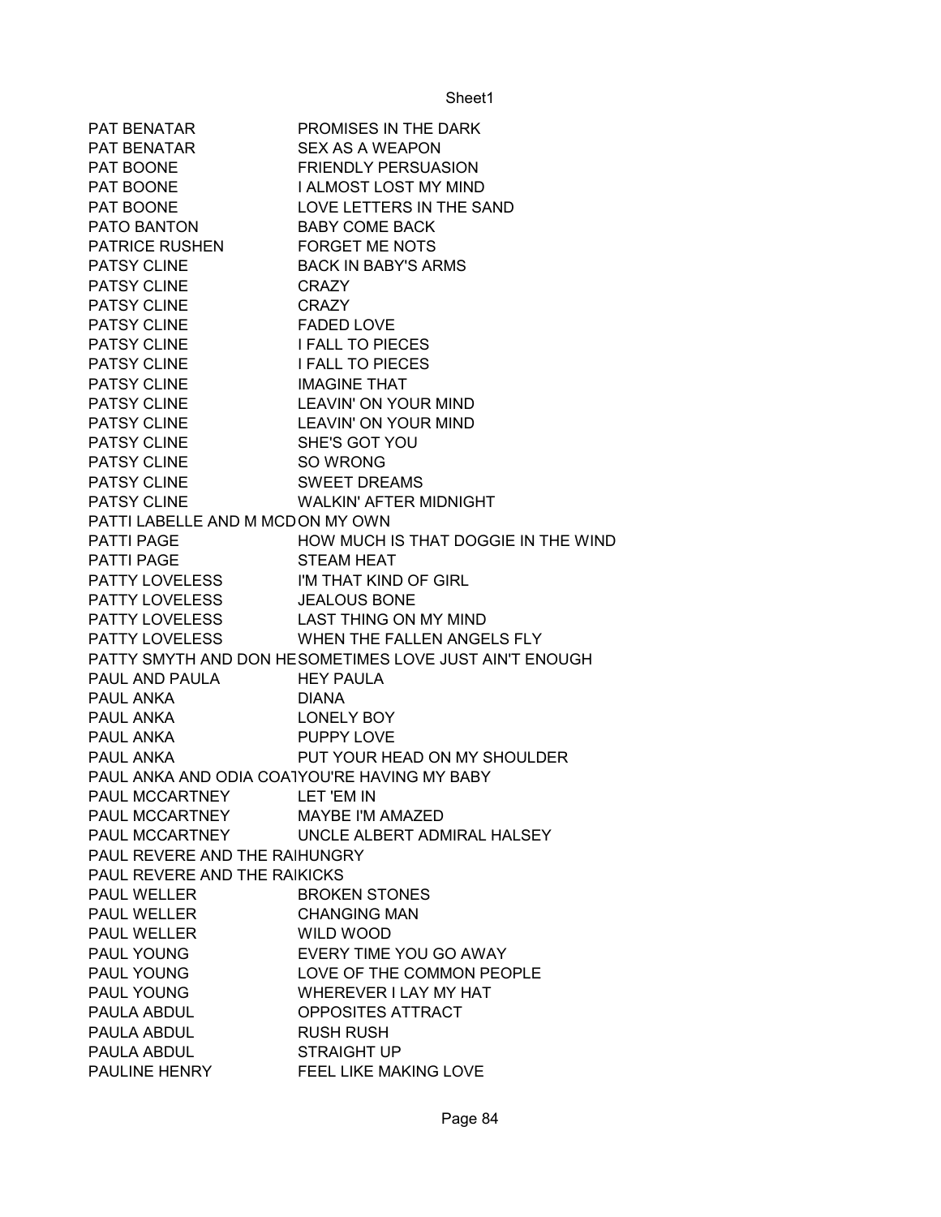| | |
|---|---|
| PAT BENATAR | PROMISES IN THE DARK |
| PAT BENATAR | SEX AS A WEAPON |
| PAT BOONE | FRIENDLY PERSUASION |
| PAT BOONE | I ALMOST LOST MY MIND |
| PAT BOONE | LOVE LETTERS IN THE SAND |
| PATO BANTON | BABY COME BACK |
| PATRICE RUSHEN | FORGET ME NOTS |
| PATSY CLINE | BACK IN BABY'S ARMS |
| PATSY CLINE | CRAZY |
| PATSY CLINE | CRAZY |
| PATSY CLINE | FADED LOVE |
| PATSY CLINE | I FALL TO PIECES |
| PATSY CLINE | I FALL TO PIECES |
| PATSY CLINE | IMAGINE THAT |
| PATSY CLINE | LEAVIN' ON YOUR MIND |
| PATSY CLINE | LEAVIN' ON YOUR MIND |
| PATSY CLINE | SHE'S GOT YOU |
| PATSY CLINE | SO WRONG |
| PATSY CLINE | SWEET DREAMS |
| PATSY CLINE | WALKIN' AFTER MIDNIGHT |
| PATTI LABELLE AND M MCD | ON MY OWN |
| PATTI PAGE | HOW MUCH IS THAT DOGGIE IN THE WIND |
| PATTI PAGE | STEAM HEAT |
| PATTY LOVELESS | I'M THAT KIND OF GIRL |
| PATTY LOVELESS | JEALOUS BONE |
| PATTY LOVELESS | LAST THING ON MY MIND |
| PATTY LOVELESS | WHEN THE FALLEN ANGELS FLY |
| PATTY SMYTH AND DON HE | SOMETIMES LOVE JUST AIN'T ENOUGH |
| PAUL AND PAULA | HEY PAULA |
| PAUL ANKA | DIANA |
| PAUL ANKA | LONELY BOY |
| PAUL ANKA | PUPPY LOVE |
| PAUL ANKA | PUT YOUR HEAD ON MY SHOULDER |
| PAUL ANKA AND ODIA COAT | YOU'RE HAVING MY BABY |
| PAUL MCCARTNEY | LET 'EM IN |
| PAUL MCCARTNEY | MAYBE I'M AMAZED |
| PAUL MCCARTNEY | UNCLE ALBERT ADMIRAL HALSEY |
| PAUL REVERE AND THE RAI | HUNGRY |
| PAUL REVERE AND THE RAI | KICKS |
| PAUL WELLER | BROKEN STONES |
| PAUL WELLER | CHANGING MAN |
| PAUL WELLER | WILD WOOD |
| PAUL YOUNG | EVERY TIME YOU GO AWAY |
| PAUL YOUNG | LOVE OF THE COMMON PEOPLE |
| PAUL YOUNG | WHEREVER I LAY MY HAT |
| PAULA ABDUL | OPPOSITES ATTRACT |
| PAULA ABDUL | RUSH RUSH |
| PAULA ABDUL | STRAIGHT UP |
| PAULINE HENRY | FEEL LIKE MAKING LOVE |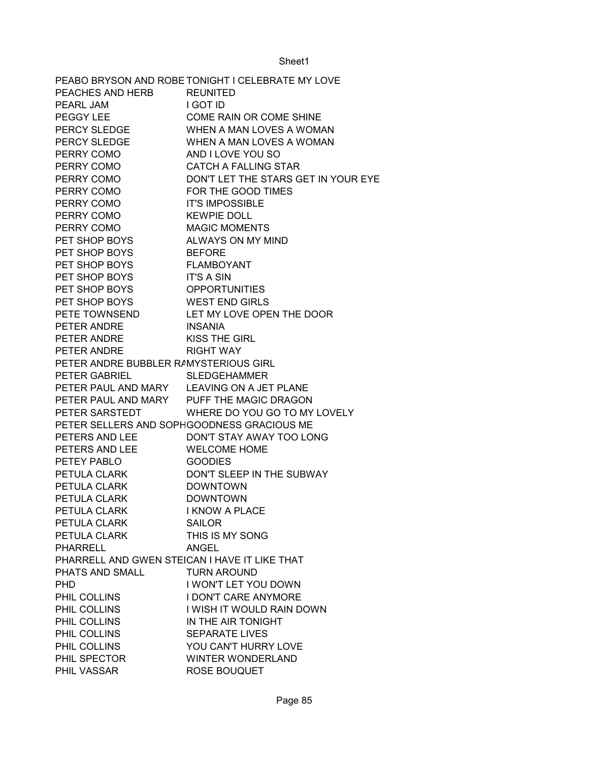| | |
|---|---|
| PEABO BRYSON AND ROBE | TONIGHT I CELEBRATE MY LOVE |
| PEACHES AND HERB | REUNITED |
| PEARL JAM | I GOT ID |
| PEGGY LEE | COME RAIN OR COME SHINE |
| PERCY SLEDGE | WHEN A MAN LOVES A WOMAN |
| PERCY SLEDGE | WHEN A MAN LOVES A WOMAN |
| PERRY COMO | AND I LOVE YOU SO |
| PERRY COMO | CATCH A FALLING STAR |
| PERRY COMO | DON'T LET THE STARS GET IN YOUR EYE |
| PERRY COMO | FOR THE GOOD TIMES |
| PERRY COMO | IT'S IMPOSSIBLE |
| PERRY COMO | KEWPIE DOLL |
| PERRY COMO | MAGIC MOMENTS |
| PET SHOP BOYS | ALWAYS ON MY MIND |
| PET SHOP BOYS | BEFORE |
| PET SHOP BOYS | FLAMBOYANT |
| PET SHOP BOYS | IT'S A SIN |
| PET SHOP BOYS | OPPORTUNITIES |
| PET SHOP BOYS | WEST END GIRLS |
| PETE TOWNSEND | LET MY LOVE OPEN THE DOOR |
| PETER ANDRE | INSANIA |
| PETER ANDRE | KISS THE GIRL |
| PETER ANDRE | RIGHT WAY |
| PETER ANDRE BUBBLER RA | MYSTERIOUS GIRL |
| PETER GABRIEL | SLEDGEHAMMER |
| PETER PAUL AND MARY | LEAVING ON A JET PLANE |
| PETER PAUL AND MARY | PUFF THE MAGIC DRAGON |
| PETER SARSTEDT | WHERE DO YOU GO TO MY LOVELY |
| PETER SELLERS AND SOPH | GOODNESS GRACIOUS ME |
| PETERS AND LEE | DON'T STAY AWAY TOO LONG |
| PETERS AND LEE | WELCOME HOME |
| PETEY PABLO | GOODIES |
| PETULA CLARK | DON'T SLEEP IN THE SUBWAY |
| PETULA CLARK | DOWNTOWN |
| PETULA CLARK | DOWNTOWN |
| PETULA CLARK | I KNOW A PLACE |
| PETULA CLARK | SAILOR |
| PETULA CLARK | THIS IS MY SONG |
| PHARRELL | ANGEL |
| PHARRELL AND GWEN STE | CAN I HAVE IT LIKE THAT |
| PHATS AND SMALL | TURN AROUND |
| PHD | I WON'T LET YOU DOWN |
| PHIL COLLINS | I DON'T CARE ANYMORE |
| PHIL COLLINS | I WISH IT WOULD RAIN DOWN |
| PHIL COLLINS | IN THE AIR TONIGHT |
| PHIL COLLINS | SEPARATE LIVES |
| PHIL COLLINS | YOU CAN'T HURRY LOVE |
| PHIL SPECTOR | WINTER WONDERLAND |
| PHIL VASSAR | ROSE BOUQUET |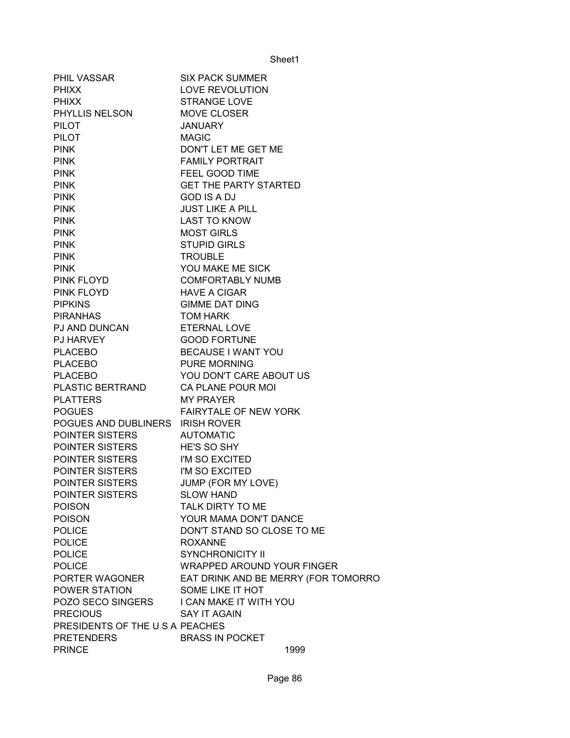| PHIL VASSAR | SIX PACK SUMMER |
|---|---|
| PHIXX | LOVE REVOLUTION |
| PHIXX | STRANGE LOVE |
| PHYLLIS NELSON | MOVE CLOSER |
| PILOT | JANUARY |
| PILOT | MAGIC |
| PINK | DON'T LET ME GET ME |
| PINK | FAMILY PORTRAIT |
| PINK | FEEL GOOD TIME |
| PINK | GET THE PARTY STARTED |
| PINK | GOD IS A DJ |
| PINK | JUST LIKE A PILL |
| PINK | LAST TO KNOW |
| PINK | MOST GIRLS |
| PINK | STUPID GIRLS |
| PINK | TROUBLE |
| PINK | YOU MAKE ME SICK |
| PINK FLOYD | COMFORTABLY NUMB |
| PINK FLOYD | HAVE A CIGAR |
| PIPKINS | GIMME DAT DING |
| PIRANHAS | TOM HARK |
| PJ AND DUNCAN | ETERNAL LOVE |
| PJ HARVEY | GOOD FORTUNE |
| PLACEBO | BECAUSE I WANT YOU |
| PLACEBO | PURE MORNING |
| PLACEBO | YOU DON'T CARE ABOUT US |
| PLASTIC BERTRAND | CA PLANE POUR MOI |
| PLATTERS | MY PRAYER |
| POGUES | FAIRYTALE OF NEW YORK |
| POGUES AND DUBLINERS | IRISH ROVER |
| POINTER SISTERS | AUTOMATIC |
| POINTER SISTERS | HE'S SO SHY |
| POINTER SISTERS | I'M SO EXCITED |
| POINTER SISTERS | I'M SO EXCITED |
| POINTER SISTERS | JUMP (FOR MY LOVE) |
| POINTER SISTERS | SLOW HAND |
| POISON | TALK DIRTY TO ME |
| POISON | YOUR MAMA DON'T DANCE |
| POLICE | DON'T STAND SO CLOSE TO ME |
| POLICE | ROXANNE |
| POLICE | SYNCHRONICITY II |
| POLICE | WRAPPED AROUND YOUR FINGER |
| PORTER WAGONER | EAT DRINK AND BE MERRY (FOR TOMORRO |
| POWER STATION | SOME LIKE IT HOT |
| POZO SECO SINGERS | I CAN MAKE IT WITH YOU |
| PRECIOUS | SAY IT AGAIN |
| PRESIDENTS OF THE U S A | PEACHES |
| PRETENDERS | BRASS IN POCKET |
| PRINCE | 1999 |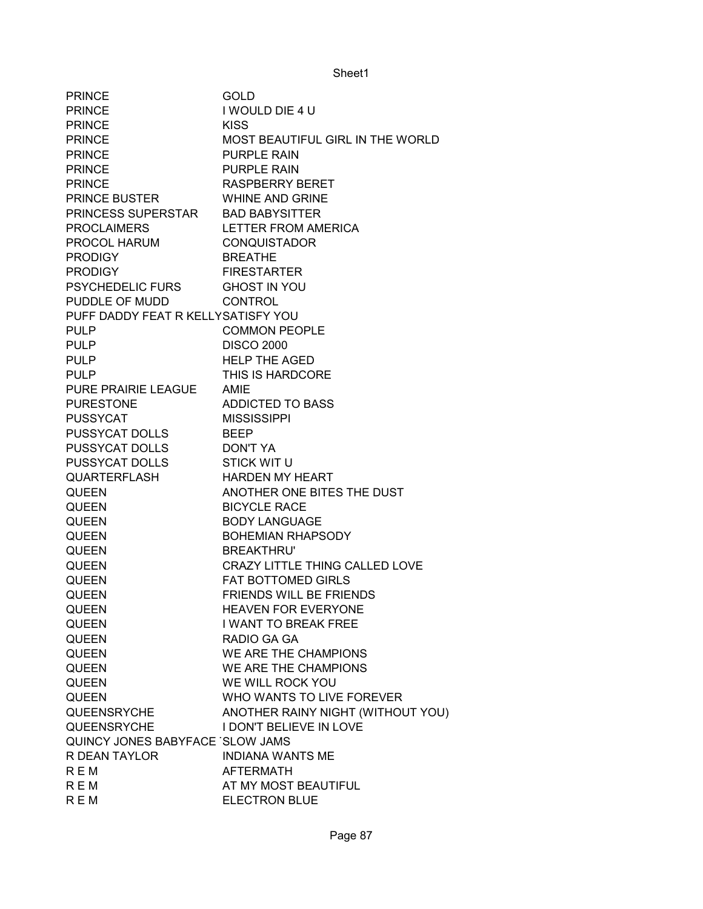| PRINCE | GOLD |
|---|---|
| PRINCE | I WOULD DIE 4 U |
| PRINCE | KISS |
| PRINCE | MOST BEAUTIFUL GIRL IN THE WORLD |
| PRINCE | PURPLE RAIN |
| PRINCE | PURPLE RAIN |
| PRINCE | RASPBERRY BERET |
| PRINCE BUSTER | WHINE AND GRINE |
| PRINCESS SUPERSTAR | BAD BABYSITTER |
| PROCLAIMERS | LETTER FROM AMERICA |
| PROCOL HARUM | CONQUISTADOR |
| PRODIGY | BREATHE |
| PRODIGY | FIRESTARTER |
| PSYCHEDELIC FURS | GHOST IN YOU |
| PUDDLE OF MUDD | CONTROL |
| PUFF DADDY FEAT R KELLY | SATISFY YOU |
| PULP | COMMON PEOPLE |
| PULP | DISCO 2000 |
| PULP | HELP THE AGED |
| PULP | THIS IS HARDCORE |
| PURE PRAIRIE LEAGUE | AMIE |
| PURESTONE | ADDICTED TO BASS |
| PUSSYCAT | MISSISSIPPI |
| PUSSYCAT DOLLS | BEEP |
| PUSSYCAT DOLLS | DON'T YA |
| PUSSYCAT DOLLS | STICK WIT U |
| QUARTERFLASH | HARDEN MY HEART |
| QUEEN | ANOTHER ONE BITES THE DUST |
| QUEEN | BICYCLE RACE |
| QUEEN | BODY LANGUAGE |
| QUEEN | BOHEMIAN RHAPSODY |
| QUEEN | BREAKTHRU' |
| QUEEN | CRAZY LITTLE THING CALLED LOVE |
| QUEEN | FAT BOTTOMED GIRLS |
| QUEEN | FRIENDS WILL BE FRIENDS |
| QUEEN | HEAVEN FOR EVERYONE |
| QUEEN | I WANT TO BREAK FREE |
| QUEEN | RADIO GA GA |
| QUEEN | WE ARE THE CHAMPIONS |
| QUEEN | WE ARE THE CHAMPIONS |
| QUEEN | WE WILL ROCK YOU |
| QUEEN | WHO WANTS TO LIVE FOREVER |
| QUEENSRYCHE | ANOTHER RAINY NIGHT (WITHOUT YOU) |
| QUEENSRYCHE | I DON'T BELIEVE IN LOVE |
| QUINCY JONES BABYFACE ` | SLOW JAMS |
| R DEAN TAYLOR | INDIANA WANTS ME |
| R E M | AFTERMATH |
| R E M | AT MY MOST BEAUTIFUL |
| R E M | ELECTRON BLUE |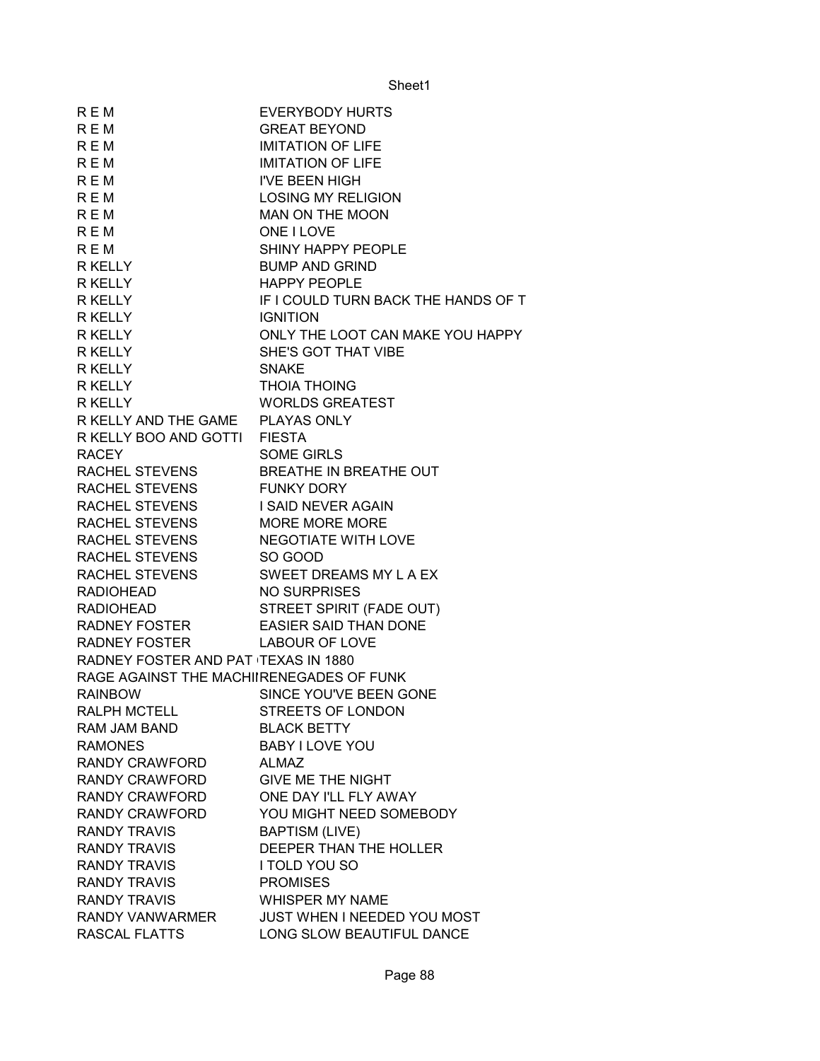| | |
|---|---|
| R E M | EVERYBODY HURTS |
| R E M | GREAT BEYOND |
| R E M | IMITATION OF LIFE |
| R E M | IMITATION OF LIFE |
| R E M | I'VE BEEN HIGH |
| R E M | LOSING MY RELIGION |
| R E M | MAN ON THE MOON |
| R E M | ONE I LOVE |
| R E M | SHINY HAPPY PEOPLE |
| R KELLY | BUMP AND GRIND |
| R KELLY | HAPPY PEOPLE |
| R KELLY | IF I COULD TURN BACK THE HANDS OF T |
| R KELLY | IGNITION |
| R KELLY | ONLY THE LOOT CAN MAKE YOU HAPPY |
| R KELLY | SHE'S GOT THAT VIBE |
| R KELLY | SNAKE |
| R KELLY | THOIA THOING |
| R KELLY | WORLDS GREATEST |
| R KELLY AND THE GAME | PLAYAS ONLY |
| R KELLY BOO AND GOTTI | FIESTA |
| RACEY | SOME GIRLS |
| RACHEL STEVENS | BREATHE IN BREATHE OUT |
| RACHEL STEVENS | FUNKY DORY |
| RACHEL STEVENS | I SAID NEVER AGAIN |
| RACHEL STEVENS | MORE MORE MORE |
| RACHEL STEVENS | NEGOTIATE WITH LOVE |
| RACHEL STEVENS | SO GOOD |
| RACHEL STEVENS | SWEET DREAMS MY L A EX |
| RADIOHEAD | NO SURPRISES |
| RADIOHEAD | STREET SPIRIT (FADE OUT) |
| RADNEY FOSTER | EASIER SAID THAN DONE |
| RADNEY FOSTER | LABOUR OF LOVE |
| RADNEY FOSTER AND PAT | TEXAS IN 1880 |
| RAGE AGAINST THE MACHI | RENEGADES OF FUNK |
| RAINBOW | SINCE YOU'VE BEEN GONE |
| RALPH MCTELL | STREETS OF LONDON |
| RAM JAM BAND | BLACK BETTY |
| RAMONES | BABY I LOVE YOU |
| RANDY CRAWFORD | ALMAZ |
| RANDY CRAWFORD | GIVE ME THE NIGHT |
| RANDY CRAWFORD | ONE DAY I'LL FLY AWAY |
| RANDY CRAWFORD | YOU MIGHT NEED SOMEBODY |
| RANDY TRAVIS | BAPTISM (LIVE) |
| RANDY TRAVIS | DEEPER THAN THE HOLLER |
| RANDY TRAVIS | I TOLD YOU SO |
| RANDY TRAVIS | PROMISES |
| RANDY TRAVIS | WHISPER MY NAME |
| RANDY VANWARMER | JUST WHEN I NEEDED YOU MOST |
| RASCAL FLATTS | LONG SLOW BEAUTIFUL DANCE |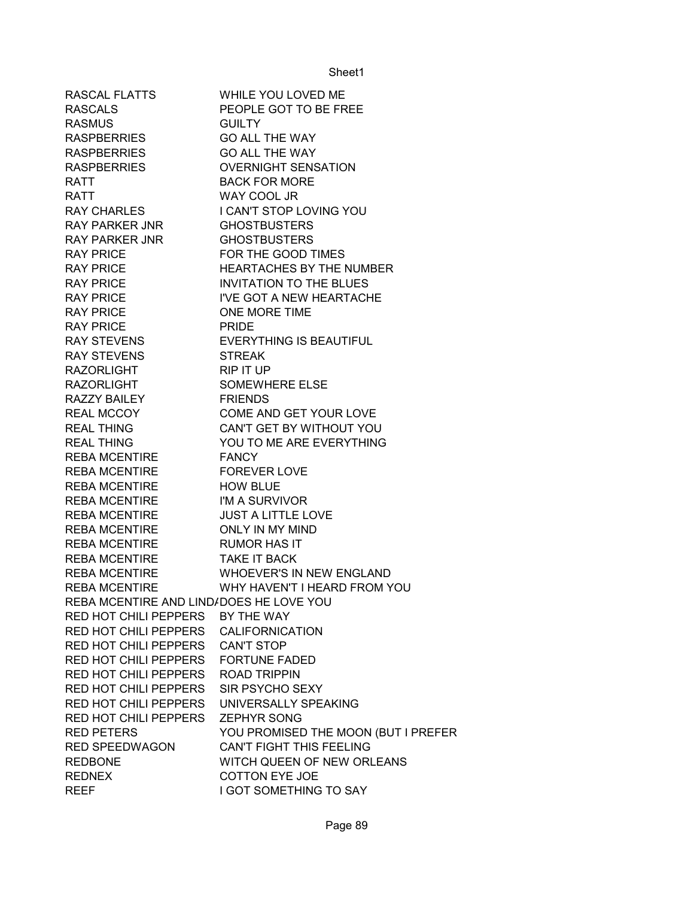| | |
|---|---|
| RASCAL FLATTS | WHILE YOU LOVED ME |
| RASCALS | PEOPLE GOT TO BE FREE |
| RASMUS | GUILTY |
| RASPBERRIES | GO ALL THE WAY |
| RASPBERRIES | GO ALL THE WAY |
| RASPBERRIES | OVERNIGHT SENSATION |
| RATT | BACK FOR MORE |
| RATT | WAY COOL JR |
| RAY CHARLES | I CAN'T STOP LOVING YOU |
| RAY PARKER JNR | GHOSTBUSTERS |
| RAY PARKER JNR | GHOSTBUSTERS |
| RAY PRICE | FOR THE GOOD TIMES |
| RAY PRICE | HEARTACHES BY THE NUMBER |
| RAY PRICE | INVITATION TO THE BLUES |
| RAY PRICE | I'VE GOT A NEW HEARTACHE |
| RAY PRICE | ONE MORE TIME |
| RAY PRICE | PRIDE |
| RAY STEVENS | EVERYTHING IS BEAUTIFUL |
| RAY STEVENS | STREAK |
| RAZORLIGHT | RIP IT UP |
| RAZORLIGHT | SOMEWHERE ELSE |
| RAZZY BAILEY | FRIENDS |
| REAL MCCOY | COME AND GET YOUR LOVE |
| REAL THING | CAN'T GET BY WITHOUT YOU |
| REAL THING | YOU TO ME ARE EVERYTHING |
| REBA MCENTIRE | FANCY |
| REBA MCENTIRE | FOREVER LOVE |
| REBA MCENTIRE | HOW BLUE |
| REBA MCENTIRE | I'M A SURVIVOR |
| REBA MCENTIRE | JUST A LITTLE LOVE |
| REBA MCENTIRE | ONLY IN MY MIND |
| REBA MCENTIRE | RUMOR HAS IT |
| REBA MCENTIRE | TAKE IT BACK |
| REBA MCENTIRE | WHOEVER'S IN NEW ENGLAND |
| REBA MCENTIRE | WHY HAVEN'T I HEARD FROM YOU |
| REBA MCENTIRE AND LINDA | DOES HE LOVE YOU |
| RED HOT CHILI PEPPERS | BY THE WAY |
| RED HOT CHILI PEPPERS | CALIFORNICATION |
| RED HOT CHILI PEPPERS | CAN'T STOP |
| RED HOT CHILI PEPPERS | FORTUNE FADED |
| RED HOT CHILI PEPPERS | ROAD TRIPPIN |
| RED HOT CHILI PEPPERS | SIR PSYCHO SEXY |
| RED HOT CHILI PEPPERS | UNIVERSALLY SPEAKING |
| RED HOT CHILI PEPPERS | ZEPHYR SONG |
| RED PETERS | YOU PROMISED THE MOON (BUT I PREFER |
| RED SPEEDWAGON | CAN'T FIGHT THIS FEELING |
| REDBONE | WITCH QUEEN OF NEW ORLEANS |
| REDNEX | COTTON EYE JOE |
| REEF | I GOT SOMETHING TO SAY |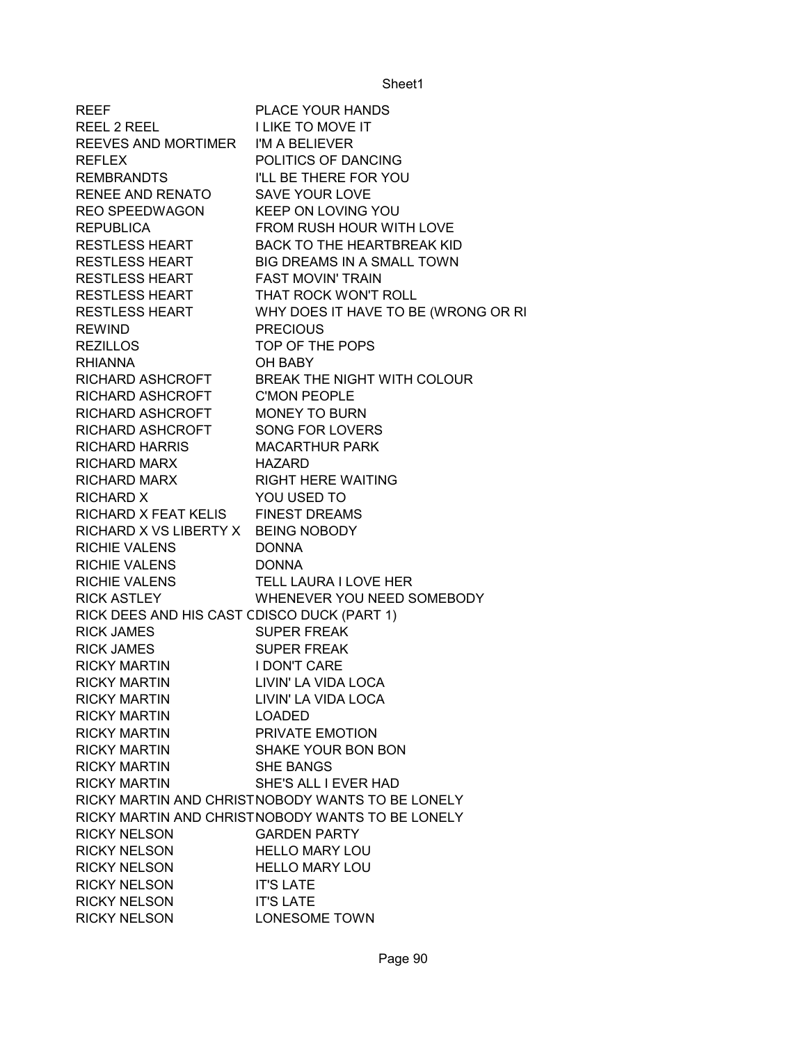| REEF | PLACE YOUR HANDS |
|---|---|
| REEL 2 REEL | I LIKE TO MOVE IT |
| REEVES AND MORTIMER | I'M A BELIEVER |
| REFLEX | POLITICS OF DANCING |
| REMBRANDTS | I'LL BE THERE FOR YOU |
| RENEE AND RENATO | SAVE YOUR LOVE |
| REO SPEEDWAGON | KEEP ON LOVING YOU |
| REPUBLICA | FROM RUSH HOUR WITH LOVE |
| RESTLESS HEART | BACK TO THE HEARTBREAK KID |
| RESTLESS HEART | BIG DREAMS IN A SMALL TOWN |
| RESTLESS HEART | FAST MOVIN' TRAIN |
| RESTLESS HEART | THAT ROCK WON'T ROLL |
| RESTLESS HEART | WHY DOES IT HAVE TO BE (WRONG OR RI |
| REWIND | PRECIOUS |
| REZILLOS | TOP OF THE POPS |
| RHIANNA | OH BABY |
| RICHARD ASHCROFT | BREAK THE NIGHT WITH COLOUR |
| RICHARD ASHCROFT | C'MON PEOPLE |
| RICHARD ASHCROFT | MONEY TO BURN |
| RICHARD ASHCROFT | SONG FOR LOVERS |
| RICHARD HARRIS | MACARTHUR PARK |
| RICHARD MARX | HAZARD |
| RICHARD MARX | RIGHT HERE WAITING |
| RICHARD X | YOU USED TO |
| RICHARD X FEAT KELIS | FINEST DREAMS |
| RICHARD X VS LIBERTY X | BEING NOBODY |
| RICHIE VALENS | DONNA |
| RICHIE VALENS | DONNA |
| RICHIE VALENS | TELL LAURA I LOVE HER |
| RICK ASTLEY | WHENEVER YOU NEED SOMEBODY |
| RICK DEES AND HIS CAST C | DISCO DUCK (PART 1) |
| RICK JAMES | SUPER FREAK |
| RICK JAMES | SUPER FREAK |
| RICKY MARTIN | I DON'T CARE |
| RICKY MARTIN | LIVIN' LA VIDA LOCA |
| RICKY MARTIN | LIVIN' LA VIDA LOCA |
| RICKY MARTIN | LOADED |
| RICKY MARTIN | PRIVATE EMOTION |
| RICKY MARTIN | SHAKE YOUR BON BON |
| RICKY MARTIN | SHE BANGS |
| RICKY MARTIN | SHE'S ALL I EVER HAD |
| RICKY MARTIN AND CHRIST | NOBODY WANTS TO BE LONELY |
| RICKY MARTIN AND CHRIST | NOBODY WANTS TO BE LONELY |
| RICKY NELSON | GARDEN PARTY |
| RICKY NELSON | HELLO MARY LOU |
| RICKY NELSON | HELLO MARY LOU |
| RICKY NELSON | IT'S LATE |
| RICKY NELSON | IT'S LATE |
| RICKY NELSON | LONESOME TOWN |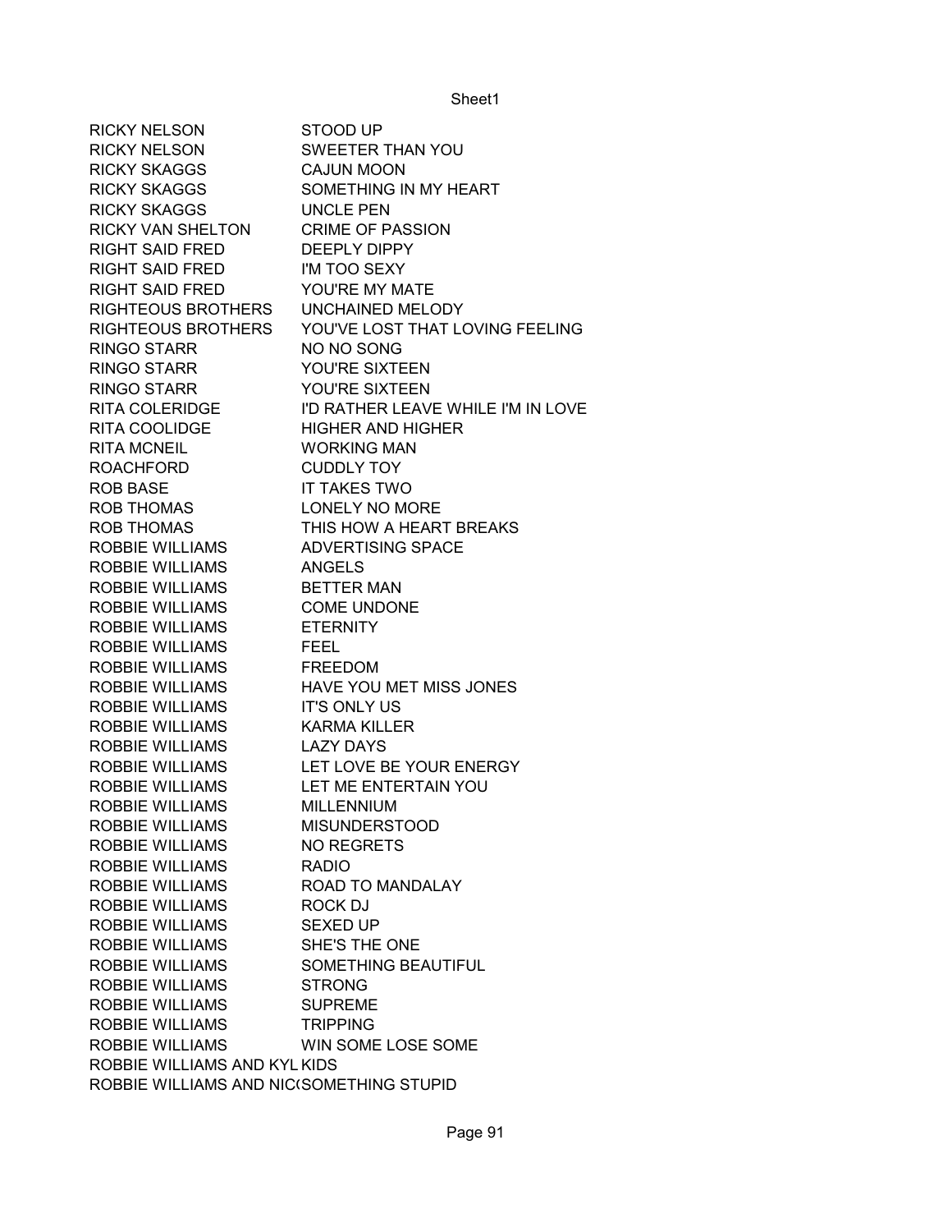| | |
|---|---|
| RICKY NELSON | STOOD UP |
| RICKY NELSON | SWEETER THAN YOU |
| RICKY SKAGGS | CAJUN MOON |
| RICKY SKAGGS | SOMETHING IN MY HEART |
| RICKY SKAGGS | UNCLE PEN |
| RICKY VAN SHELTON | CRIME OF PASSION |
| RIGHT SAID FRED | DEEPLY DIPPY |
| RIGHT SAID FRED | I'M TOO SEXY |
| RIGHT SAID FRED | YOU'RE MY MATE |
| RIGHTEOUS BROTHERS | UNCHAINED MELODY |
| RIGHTEOUS BROTHERS | YOU'VE LOST THAT LOVING FEELING |
| RINGO STARR | NO NO SONG |
| RINGO STARR | YOU'RE SIXTEEN |
| RINGO STARR | YOU'RE SIXTEEN |
| RITA COLERIDGE | I'D RATHER LEAVE WHILE I'M IN LOVE |
| RITA COOLIDGE | HIGHER AND HIGHER |
| RITA MCNEIL | WORKING MAN |
| ROACHFORD | CUDDLY TOY |
| ROB BASE | IT TAKES TWO |
| ROB THOMAS | LONELY NO MORE |
| ROB THOMAS | THIS HOW A HEART BREAKS |
| ROBBIE WILLIAMS | ADVERTISING SPACE |
| ROBBIE WILLIAMS | ANGELS |
| ROBBIE WILLIAMS | BETTER MAN |
| ROBBIE WILLIAMS | COME UNDONE |
| ROBBIE WILLIAMS | ETERNITY |
| ROBBIE WILLIAMS | FEEL |
| ROBBIE WILLIAMS | FREEDOM |
| ROBBIE WILLIAMS | HAVE YOU MET MISS JONES |
| ROBBIE WILLIAMS | IT'S ONLY US |
| ROBBIE WILLIAMS | KARMA KILLER |
| ROBBIE WILLIAMS | LAZY DAYS |
| ROBBIE WILLIAMS | LET LOVE BE YOUR ENERGY |
| ROBBIE WILLIAMS | LET ME ENTERTAIN YOU |
| ROBBIE WILLIAMS | MILLENNIUM |
| ROBBIE WILLIAMS | MISUNDERSTOOD |
| ROBBIE WILLIAMS | NO REGRETS |
| ROBBIE WILLIAMS | RADIO |
| ROBBIE WILLIAMS | ROAD TO MANDALAY |
| ROBBIE WILLIAMS | ROCK DJ |
| ROBBIE WILLIAMS | SEXED UP |
| ROBBIE WILLIAMS | SHE'S THE ONE |
| ROBBIE WILLIAMS | SOMETHING BEAUTIFUL |
| ROBBIE WILLIAMS | STRONG |
| ROBBIE WILLIAMS | SUPREME |
| ROBBIE WILLIAMS | TRIPPING |
| ROBBIE WILLIAMS | WIN SOME LOSE SOME |
| ROBBIE WILLIAMS AND KYL | KIDS |
| ROBBIE WILLIAMS AND NIC( | SOMETHING STUPID |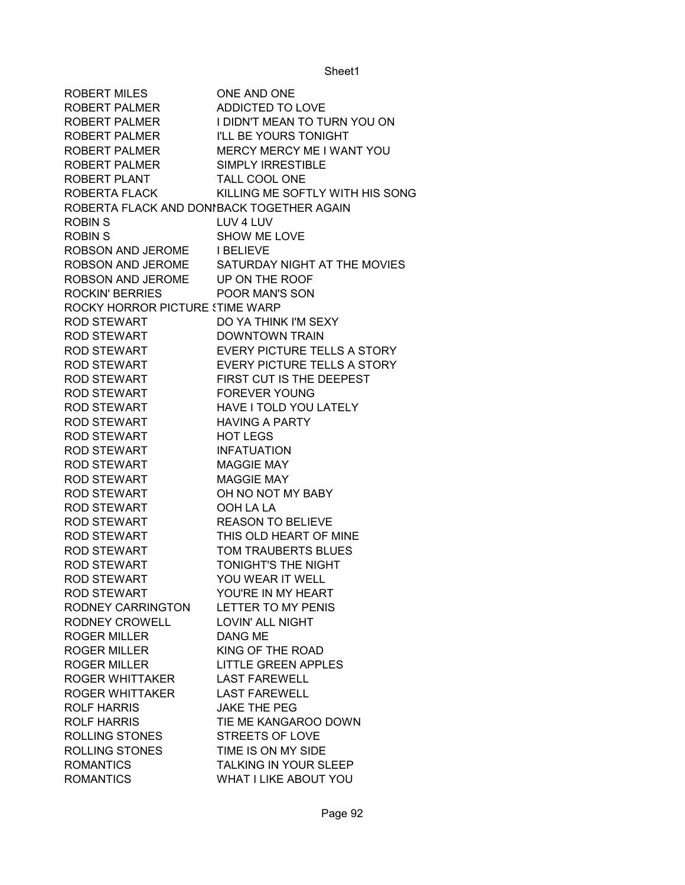| ROBERT MILES | ONE AND ONE |
|---|---|
| ROBERT PALMER | ADDICTED TO LOVE |
| ROBERT PALMER | I DIDN'T MEAN TO TURN YOU ON |
| ROBERT PALMER | I'LL BE YOURS TONIGHT |
| ROBERT PALMER | MERCY MERCY ME I WANT YOU |
| ROBERT PALMER | SIMPLY IRRESTIBLE |
| ROBERT PLANT | TALL COOL ONE |
| ROBERTA FLACK | KILLING ME SOFTLY WITH HIS SONG |
| ROBERTA FLACK AND DONI | BACK TOGETHER AGAIN |
| ROBIN S | LUV 4 LUV |
| ROBIN S | SHOW ME LOVE |
| ROBSON AND JEROME | I BELIEVE |
| ROBSON AND JEROME | SATURDAY NIGHT AT THE MOVIES |
| ROBSON AND JEROME | UP ON THE ROOF |
| ROCKIN' BERRIES | POOR MAN'S SON |
| ROCKY HORROR PICTURE S | TIME WARP |
| ROD STEWART | DO YA THINK I'M SEXY |
| ROD STEWART | DOWNTOWN TRAIN |
| ROD STEWART | EVERY PICTURE TELLS A STORY |
| ROD STEWART | EVERY PICTURE TELLS A STORY |
| ROD STEWART | FIRST CUT IS THE DEEPEST |
| ROD STEWART | FOREVER YOUNG |
| ROD STEWART | HAVE I TOLD YOU LATELY |
| ROD STEWART | HAVING A PARTY |
| ROD STEWART | HOT LEGS |
| ROD STEWART | INFATUATION |
| ROD STEWART | MAGGIE MAY |
| ROD STEWART | MAGGIE MAY |
| ROD STEWART | OH NO NOT MY BABY |
| ROD STEWART | OOH LA LA |
| ROD STEWART | REASON TO BELIEVE |
| ROD STEWART | THIS OLD HEART OF MINE |
| ROD STEWART | TOM TRAUBERTS BLUES |
| ROD STEWART | TONIGHT'S THE NIGHT |
| ROD STEWART | YOU WEAR IT WELL |
| ROD STEWART | YOU'RE IN MY HEART |
| RODNEY CARRINGTON | LETTER TO MY PENIS |
| RODNEY CROWELL | LOVIN' ALL NIGHT |
| ROGER MILLER | DANG ME |
| ROGER MILLER | KING OF THE ROAD |
| ROGER MILLER | LITTLE GREEN APPLES |
| ROGER WHITTAKER | LAST FAREWELL |
| ROGER WHITTAKER | LAST FAREWELL |
| ROLF HARRIS | JAKE THE PEG |
| ROLF HARRIS | TIE ME KANGAROO DOWN |
| ROLLING STONES | STREETS OF LOVE |
| ROLLING STONES | TIME IS ON MY SIDE |
| ROMANTICS | TALKING IN YOUR SLEEP |
| ROMANTICS | WHAT I LIKE ABOUT YOU |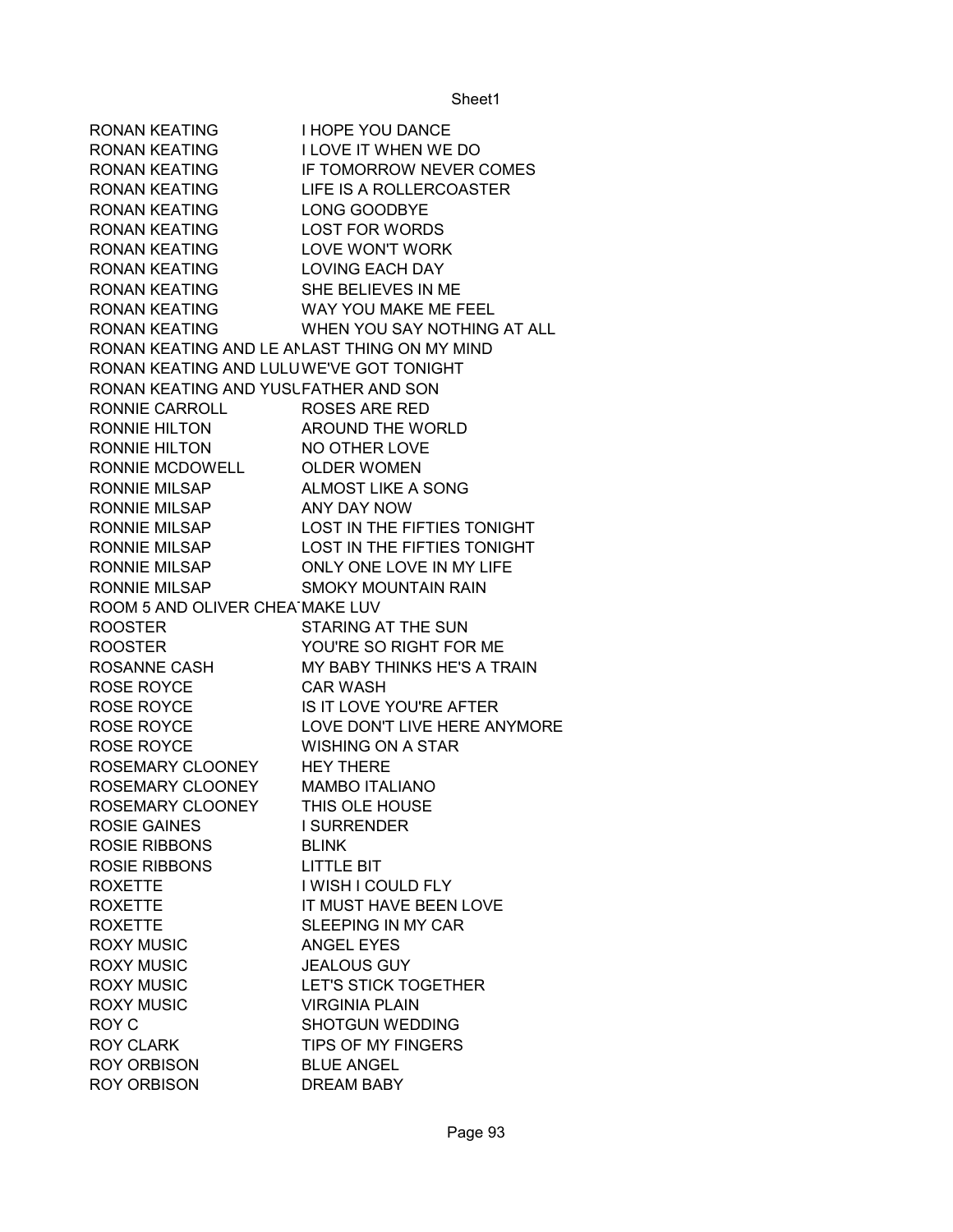| | |
|---|---|
| RONAN KEATING | I HOPE YOU DANCE |
| RONAN KEATING | I LOVE IT WHEN WE DO |
| RONAN KEATING | IF TOMORROW NEVER COMES |
| RONAN KEATING | LIFE IS A ROLLERCOASTER |
| RONAN KEATING | LONG GOODBYE |
| RONAN KEATING | LOST FOR WORDS |
| RONAN KEATING | LOVE WON'T WORK |
| RONAN KEATING | LOVING EACH DAY |
| RONAN KEATING | SHE BELIEVES IN ME |
| RONAN KEATING | WAY YOU MAKE ME FEEL |
| RONAN KEATING | WHEN YOU SAY NOTHING AT ALL |
| RONAN KEATING AND LE AN | LAST THING ON MY MIND |
| RONAN KEATING AND LULU | WE'VE GOT TONIGHT |
| RONAN KEATING AND YUSU | FATHER AND SON |
| RONNIE CARROLL | ROSES ARE RED |
| RONNIE HILTON | AROUND THE WORLD |
| RONNIE HILTON | NO OTHER LOVE |
| RONNIE MCDOWELL | OLDER WOMEN |
| RONNIE MILSAP | ALMOST LIKE A SONG |
| RONNIE MILSAP | ANY DAY NOW |
| RONNIE MILSAP | LOST IN THE FIFTIES TONIGHT |
| RONNIE MILSAP | LOST IN THE FIFTIES TONIGHT |
| RONNIE MILSAP | ONLY ONE LOVE IN MY LIFE |
| RONNIE MILSAP | SMOKY MOUNTAIN RAIN |
| ROOM 5 AND OLIVER CHEA | MAKE LUV |
| ROOSTER | STARING AT THE SUN |
| ROOSTER | YOU'RE SO RIGHT FOR ME |
| ROSANNE CASH | MY BABY THINKS HE'S A TRAIN |
| ROSE ROYCE | CAR WASH |
| ROSE ROYCE | IS IT LOVE YOU'RE AFTER |
| ROSE ROYCE | LOVE DON'T LIVE HERE ANYMORE |
| ROSE ROYCE | WISHING ON A STAR |
| ROSEMARY CLOONEY | HEY THERE |
| ROSEMARY CLOONEY | MAMBO ITALIANO |
| ROSEMARY CLOONEY | THIS OLE HOUSE |
| ROSIE GAINES | I SURRENDER |
| ROSIE RIBBONS | BLINK |
| ROSIE RIBBONS | LITTLE BIT |
| ROXETTE | I WISH I COULD FLY |
| ROXETTE | IT MUST HAVE BEEN LOVE |
| ROXETTE | SLEEPING IN MY CAR |
| ROXY MUSIC | ANGEL EYES |
| ROXY MUSIC | JEALOUS GUY |
| ROXY MUSIC | LET'S STICK TOGETHER |
| ROXY MUSIC | VIRGINIA PLAIN |
| ROY C | SHOTGUN WEDDING |
| ROY CLARK | TIPS OF MY FINGERS |
| ROY ORBISON | BLUE ANGEL |
| ROY ORBISON | DREAM BABY |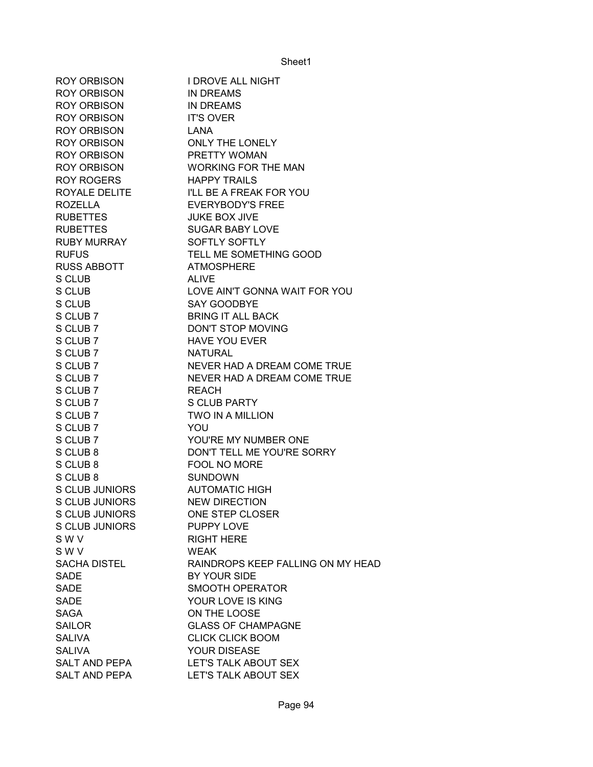| | |
|---|---|
| ROY ORBISON | I DROVE ALL NIGHT |
| ROY ORBISON | IN DREAMS |
| ROY ORBISON | IN DREAMS |
| ROY ORBISON | IT'S OVER |
| ROY ORBISON | LANA |
| ROY ORBISON | ONLY THE LONELY |
| ROY ORBISON | PRETTY WOMAN |
| ROY ORBISON | WORKING FOR THE MAN |
| ROY ROGERS | HAPPY TRAILS |
| ROYALE DELITE | I'LL BE A FREAK FOR YOU |
| ROZELLA | EVERYBODY'S FREE |
| RUBETTES | JUKE BOX JIVE |
| RUBETTES | SUGAR BABY LOVE |
| RUBY MURRAY | SOFTLY SOFTLY |
| RUFUS | TELL ME SOMETHING GOOD |
| RUSS ABBOTT | ATMOSPHERE |
| S CLUB | ALIVE |
| S CLUB | LOVE AIN'T GONNA WAIT FOR YOU |
| S CLUB | SAY GOODBYE |
| S CLUB 7 | BRING IT ALL BACK |
| S CLUB 7 | DON'T STOP MOVING |
| S CLUB 7 | HAVE YOU EVER |
| S CLUB 7 | NATURAL |
| S CLUB 7 | NEVER HAD A DREAM COME TRUE |
| S CLUB 7 | NEVER HAD A DREAM COME TRUE |
| S CLUB 7 | REACH |
| S CLUB 7 | S CLUB PARTY |
| S CLUB 7 | TWO IN A MILLION |
| S CLUB 7 | YOU |
| S CLUB 7 | YOU'RE MY NUMBER ONE |
| S CLUB 8 | DON'T TELL ME YOU'RE SORRY |
| S CLUB 8 | FOOL NO MORE |
| S CLUB 8 | SUNDOWN |
| S CLUB JUNIORS | AUTOMATIC HIGH |
| S CLUB JUNIORS | NEW DIRECTION |
| S CLUB JUNIORS | ONE STEP CLOSER |
| S CLUB JUNIORS | PUPPY LOVE |
| S W V | RIGHT HERE |
| S W V | WEAK |
| SACHA DISTEL | RAINDROPS KEEP FALLING ON MY HEAD |
| SADE | BY YOUR SIDE |
| SADE | SMOOTH OPERATOR |
| SADE | YOUR LOVE IS KING |
| SAGA | ON THE LOOSE |
| SAILOR | GLASS OF CHAMPAGNE |
| SALIVA | CLICK CLICK BOOM |
| SALIVA | YOUR DISEASE |
| SALT AND PEPA | LET'S TALK ABOUT SEX |
| SALT AND PEPA | LET'S TALK ABOUT SEX |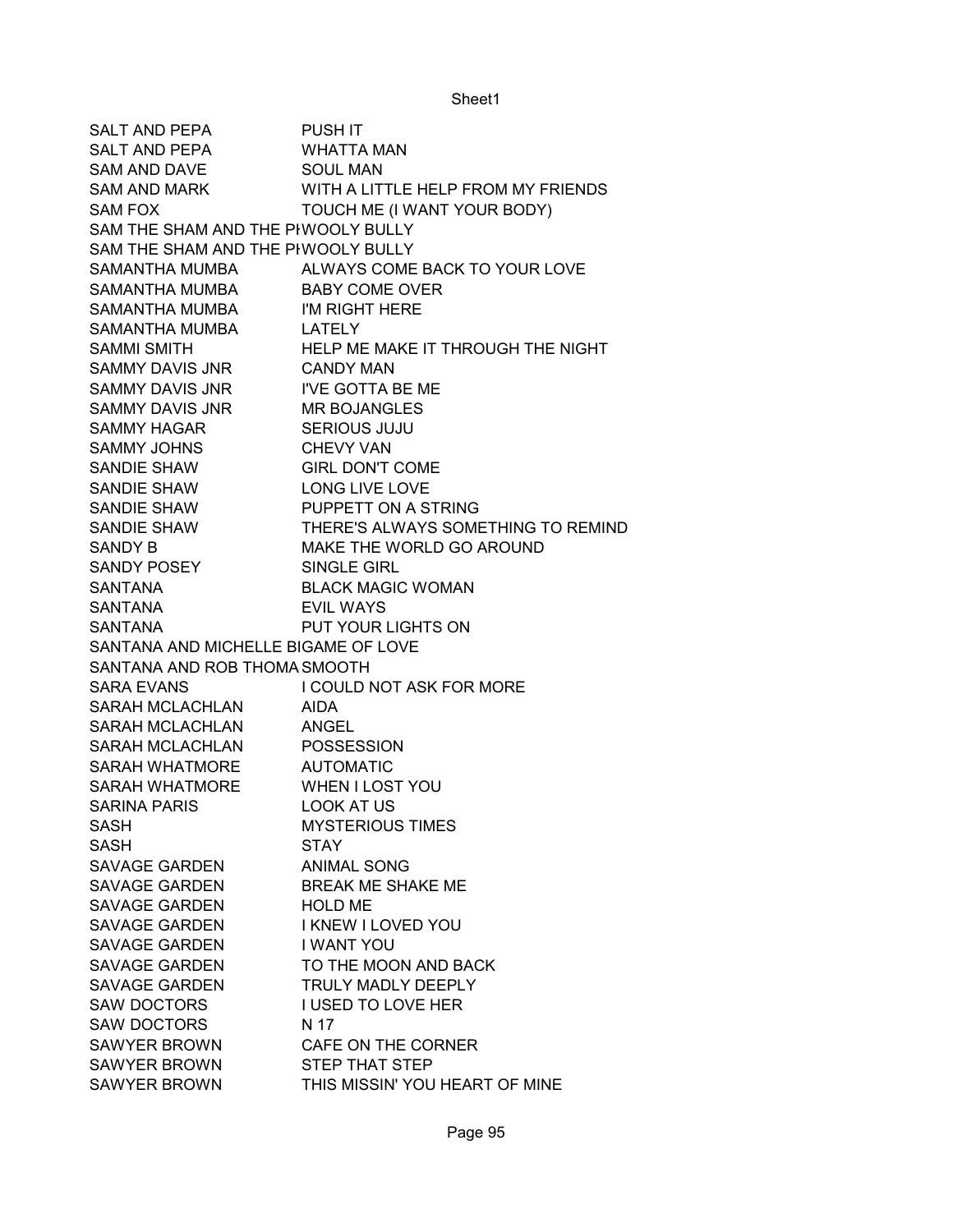| SALT AND PEPA | PUSH IT |
|---|---|
| SALT AND PEPA | WHATTA MAN |
| SAM AND DAVE | SOUL MAN |
| SAM AND MARK | WITH A LITTLE HELP FROM MY FRIENDS |
| SAM FOX | TOUCH ME (I WANT YOUR BODY) |
| SAM THE SHAM AND THE PH | WOOLY BULLY |
| SAM THE SHAM AND THE PH | WOOLY BULLY |
| SAMANTHA MUMBA | ALWAYS COME BACK TO YOUR LOVE |
| SAMANTHA MUMBA | BABY COME OVER |
| SAMANTHA MUMBA | I'M RIGHT HERE |
| SAMANTHA MUMBA | LATELY |
| SAMMI SMITH | HELP ME MAKE IT THROUGH THE NIGHT |
| SAMMY DAVIS JNR | CANDY MAN |
| SAMMY DAVIS JNR | I'VE GOTTA BE ME |
| SAMMY DAVIS JNR | MR BOJANGLES |
| SAMMY HAGAR | SERIOUS JUJU |
| SAMMY JOHNS | CHEVY VAN |
| SANDIE SHAW | GIRL DON'T COME |
| SANDIE SHAW | LONG LIVE LOVE |
| SANDIE SHAW | PUPPETT ON A STRING |
| SANDIE SHAW | THERE'S ALWAYS SOMETHING TO REMIND |
| SANDY B | MAKE THE WORLD GO AROUND |
| SANDY POSEY | SINGLE GIRL |
| SANTANA | BLACK MAGIC WOMAN |
| SANTANA | EVIL WAYS |
| SANTANA | PUT YOUR LIGHTS ON |
| SANTANA AND MICHELLE BI | GAME OF LOVE |
| SANTANA AND ROB THOMA | SMOOTH |
| SARA EVANS | I COULD NOT ASK FOR MORE |
| SARAH MCLACHLAN | AIDA |
| SARAH MCLACHLAN | ANGEL |
| SARAH MCLACHLAN | POSSESSION |
| SARAH WHATMORE | AUTOMATIC |
| SARAH WHATMORE | WHEN I LOST YOU |
| SARINA PARIS | LOOK AT US |
| SASH | MYSTERIOUS TIMES |
| SASH | STAY |
| SAVAGE GARDEN | ANIMAL SONG |
| SAVAGE GARDEN | BREAK ME SHAKE ME |
| SAVAGE GARDEN | HOLD ME |
| SAVAGE GARDEN | I KNEW I LOVED YOU |
| SAVAGE GARDEN | I WANT YOU |
| SAVAGE GARDEN | TO THE MOON AND BACK |
| SAVAGE GARDEN | TRULY MADLY DEEPLY |
| SAW DOCTORS | I USED TO LOVE HER |
| SAW DOCTORS | N 17 |
| SAWYER BROWN | CAFE ON THE CORNER |
| SAWYER BROWN | STEP THAT STEP |
| SAWYER BROWN | THIS MISSIN' YOU HEART OF MINE |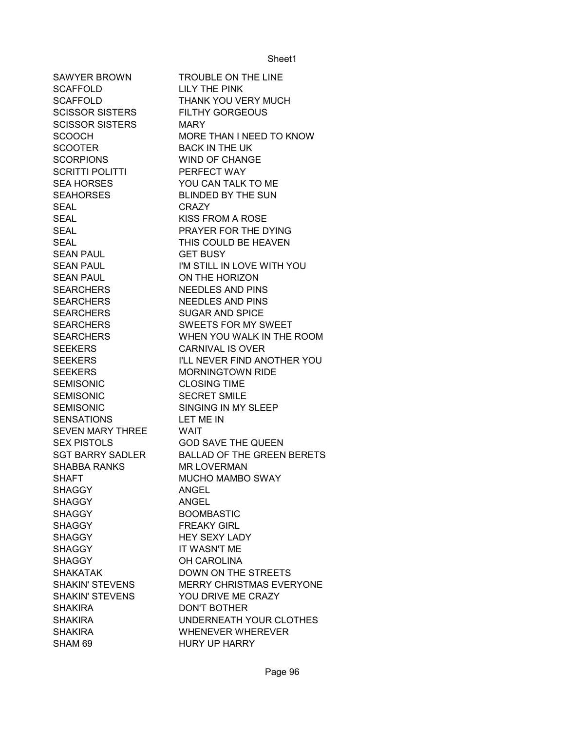| | |
|---|---|
| SAWYER BROWN | TROUBLE ON THE LINE |
| SCAFFOLD | LILY THE PINK |
| SCAFFOLD | THANK YOU VERY MUCH |
| SCISSOR SISTERS | FILTHY GORGEOUS |
| SCISSOR SISTERS | MARY |
| SCOOCH | MORE THAN I NEED TO KNOW |
| SCOOTER | BACK IN THE UK |
| SCORPIONS | WIND OF CHANGE |
| SCRITTI POLITTI | PERFECT WAY |
| SEA HORSES | YOU CAN TALK TO ME |
| SEAHORSES | BLINDED BY THE SUN |
| SEAL | CRAZY |
| SEAL | KISS FROM A ROSE |
| SEAL | PRAYER FOR THE DYING |
| SEAL | THIS COULD BE HEAVEN |
| SEAN PAUL | GET BUSY |
| SEAN PAUL | I'M STILL IN LOVE WITH YOU |
| SEAN PAUL | ON THE HORIZON |
| SEARCHERS | NEEDLES AND PINS |
| SEARCHERS | NEEDLES AND PINS |
| SEARCHERS | SUGAR AND SPICE |
| SEARCHERS | SWEETS FOR MY SWEET |
| SEARCHERS | WHEN YOU WALK IN THE ROOM |
| SEEKERS | CARNIVAL IS OVER |
| SEEKERS | I'LL NEVER FIND ANOTHER YOU |
| SEEKERS | MORNINGTOWN RIDE |
| SEMISONIC | CLOSING TIME |
| SEMISONIC | SECRET SMILE |
| SEMISONIC | SINGING IN MY SLEEP |
| SENSATIONS | LET ME IN |
| SEVEN MARY THREE | WAIT |
| SEX PISTOLS | GOD SAVE THE QUEEN |
| SGT BARRY SADLER | BALLAD OF THE GREEN BERETS |
| SHABBA RANKS | MR LOVERMAN |
| SHAFT | MUCHO MAMBO SWAY |
| SHAGGY | ANGEL |
| SHAGGY | ANGEL |
| SHAGGY | BOOMBASTIC |
| SHAGGY | FREAKY GIRL |
| SHAGGY | HEY SEXY LADY |
| SHAGGY | IT WASN'T ME |
| SHAGGY | OH CAROLINA |
| SHAKATAK | DOWN ON THE STREETS |
| SHAKIN' STEVENS | MERRY CHRISTMAS EVERYONE |
| SHAKIN' STEVENS | YOU DRIVE ME CRAZY |
| SHAKIRA | DON'T BOTHER |
| SHAKIRA | UNDERNEATH YOUR CLOTHES |
| SHAKIRA | WHENEVER WHEREVER |
| SHAM 69 | HURY UP HARRY |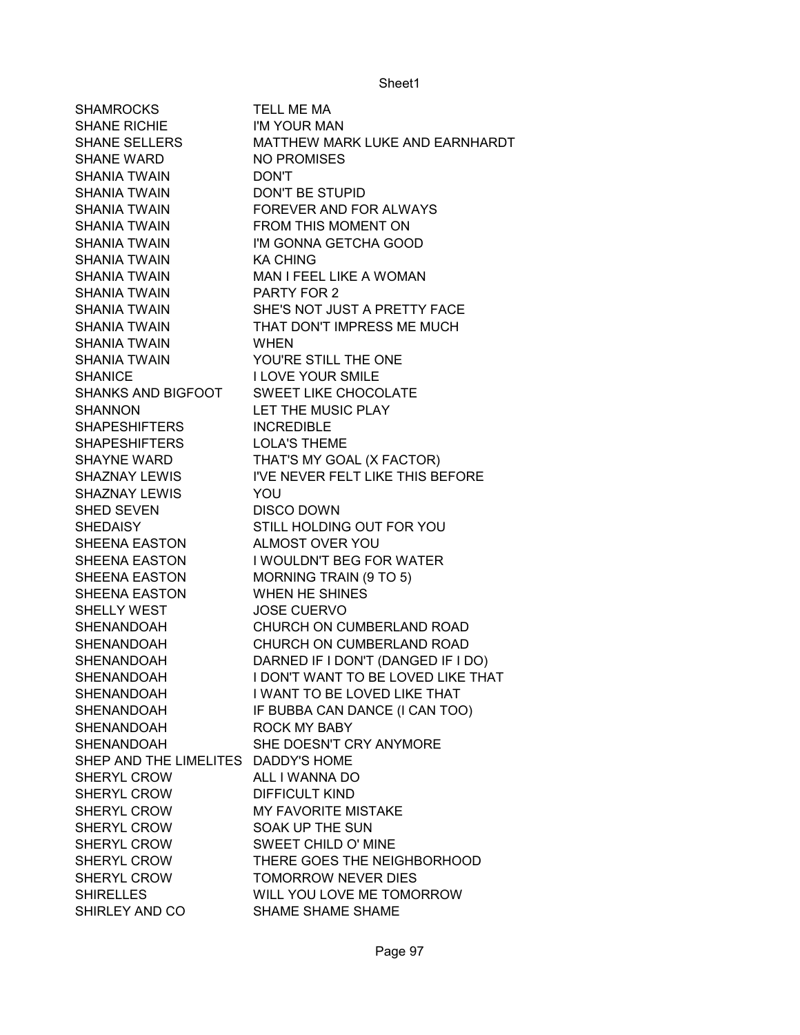| | |
|---|---|
| SHAMROCKS | TELL ME MA |
| SHANE RICHIE | I'M YOUR MAN |
| SHANE SELLERS | MATTHEW MARK LUKE AND EARNHARDT |
| SHANE WARD | NO PROMISES |
| SHANIA TWAIN | DON'T |
| SHANIA TWAIN | DON'T BE STUPID |
| SHANIA TWAIN | FOREVER AND FOR ALWAYS |
| SHANIA TWAIN | FROM THIS MOMENT ON |
| SHANIA TWAIN | I'M GONNA GETCHA GOOD |
| SHANIA TWAIN | KA CHING |
| SHANIA TWAIN | MAN I FEEL LIKE A WOMAN |
| SHANIA TWAIN | PARTY FOR 2 |
| SHANIA TWAIN | SHE'S NOT JUST A PRETTY FACE |
| SHANIA TWAIN | THAT DON'T IMPRESS ME MUCH |
| SHANIA TWAIN | WHEN |
| SHANIA TWAIN | YOU'RE STILL THE ONE |
| SHANICE | I LOVE YOUR SMILE |
| SHANKS AND BIGFOOT | SWEET LIKE CHOCOLATE |
| SHANNON | LET THE MUSIC PLAY |
| SHAPESHIFTERS | INCREDIBLE |
| SHAPESHIFTERS | LOLA'S THEME |
| SHAYNE WARD | THAT'S MY GOAL (X FACTOR) |
| SHAZNAY LEWIS | I'VE NEVER FELT LIKE THIS BEFORE |
| SHAZNAY LEWIS | YOU |
| SHED SEVEN | DISCO DOWN |
| SHEDAISY | STILL HOLDING OUT FOR YOU |
| SHEENA EASTON | ALMOST OVER YOU |
| SHEENA EASTON | I WOULDN'T BEG FOR WATER |
| SHEENA EASTON | MORNING TRAIN (9 TO 5) |
| SHEENA EASTON | WHEN HE SHINES |
| SHELLY WEST | JOSE CUERVO |
| SHENANDOAH | CHURCH ON CUMBERLAND ROAD |
| SHENANDOAH | CHURCH ON CUMBERLAND ROAD |
| SHENANDOAH | DARNED IF I DON'T (DANGED IF I DO) |
| SHENANDOAH | I DON'T WANT TO BE LOVED LIKE THAT |
| SHENANDOAH | I WANT TO BE LOVED LIKE THAT |
| SHENANDOAH | IF BUBBA CAN DANCE (I CAN TOO) |
| SHENANDOAH | ROCK MY BABY |
| SHENANDOAH | SHE DOESN'T CRY ANYMORE |
| SHEP AND THE LIMELITES | DADDY'S HOME |
| SHERYL CROW | ALL I WANNA DO |
| SHERYL CROW | DIFFICULT KIND |
| SHERYL CROW | MY FAVORITE MISTAKE |
| SHERYL CROW | SOAK UP THE SUN |
| SHERYL CROW | SWEET CHILD O' MINE |
| SHERYL CROW | THERE GOES THE NEIGHBORHOOD |
| SHERYL CROW | TOMORROW NEVER DIES |
| SHIRELLES | WILL YOU LOVE ME TOMORROW |
| SHIRLEY AND CO | SHAME SHAME SHAME |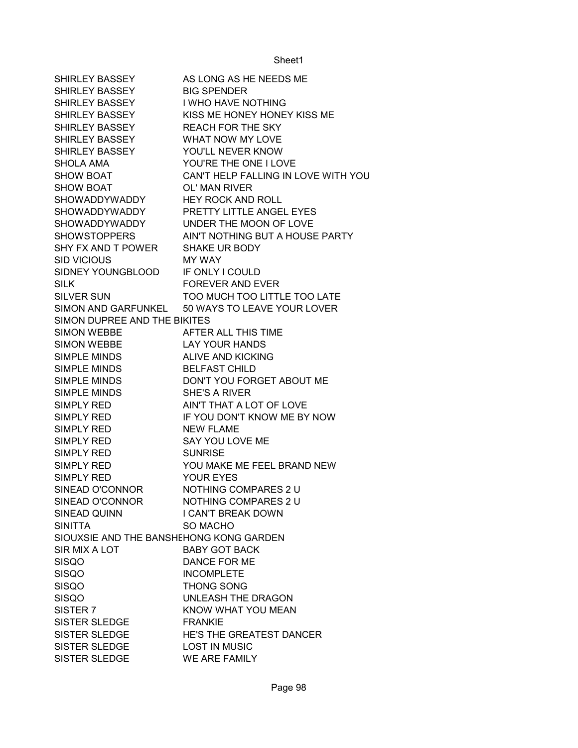| | |
|---|---|
| SHIRLEY BASSEY | AS LONG AS HE NEEDS ME |
| SHIRLEY BASSEY | BIG SPENDER |
| SHIRLEY BASSEY | I WHO HAVE NOTHING |
| SHIRLEY BASSEY | KISS ME HONEY HONEY KISS ME |
| SHIRLEY BASSEY | REACH FOR THE SKY |
| SHIRLEY BASSEY | WHAT NOW MY LOVE |
| SHIRLEY BASSEY | YOU'LL NEVER KNOW |
| SHOLA AMA | YOU'RE THE ONE I LOVE |
| SHOW BOAT | CAN'T HELP FALLING IN LOVE WITH YOU |
| SHOW BOAT | OL' MAN RIVER |
| SHOWADDYWADDY | HEY ROCK AND ROLL |
| SHOWADDYWADDY | PRETTY LITTLE ANGEL EYES |
| SHOWADDYWADDY | UNDER THE MOON OF LOVE |
| SHOWSTOPPERS | AIN'T NOTHING BUT A HOUSE PARTY |
| SHY FX AND T POWER | SHAKE UR BODY |
| SID VICIOUS | MY WAY |
| SIDNEY YOUNGBLOOD | IF ONLY I COULD |
| SILK | FOREVER AND EVER |
| SILVER SUN | TOO MUCH TOO LITTLE TOO LATE |
| SIMON AND GARFUNKEL | 50 WAYS TO LEAVE YOUR LOVER |
| SIMON DUPREE AND THE BIKITES | |
| SIMON WEBBE | AFTER ALL THIS TIME |
| SIMON WEBBE | LAY YOUR HANDS |
| SIMPLE MINDS | ALIVE AND KICKING |
| SIMPLE MINDS | BELFAST CHILD |
| SIMPLE MINDS | DON'T YOU FORGET ABOUT ME |
| SIMPLE MINDS | SHE'S A RIVER |
| SIMPLY RED | AIN'T THAT A LOT OF LOVE |
| SIMPLY RED | IF YOU DON'T KNOW ME BY NOW |
| SIMPLY RED | NEW FLAME |
| SIMPLY RED | SAY YOU LOVE ME |
| SIMPLY RED | SUNRISE |
| SIMPLY RED | YOU MAKE ME FEEL BRAND NEW |
| SIMPLY RED | YOUR EYES |
| SINEAD O'CONNOR | NOTHING COMPARES 2 U |
| SINEAD O'CONNOR | NOTHING COMPARES 2 U |
| SINEAD QUINN | I CAN'T BREAK DOWN |
| SINITTA | SO MACHO |
| SIOUXSIE AND THE BANSHE | HONG KONG GARDEN |
| SIR MIX A LOT | BABY GOT BACK |
| SISQO | DANCE FOR ME |
| SISQO | INCOMPLETE |
| SISQO | THONG SONG |
| SISQO | UNLEASH THE DRAGON |
| SISTER 7 | KNOW WHAT YOU MEAN |
| SISTER SLEDGE | FRANKIE |
| SISTER SLEDGE | HE'S THE GREATEST DANCER |
| SISTER SLEDGE | LOST IN MUSIC |
| SISTER SLEDGE | WE ARE FAMILY |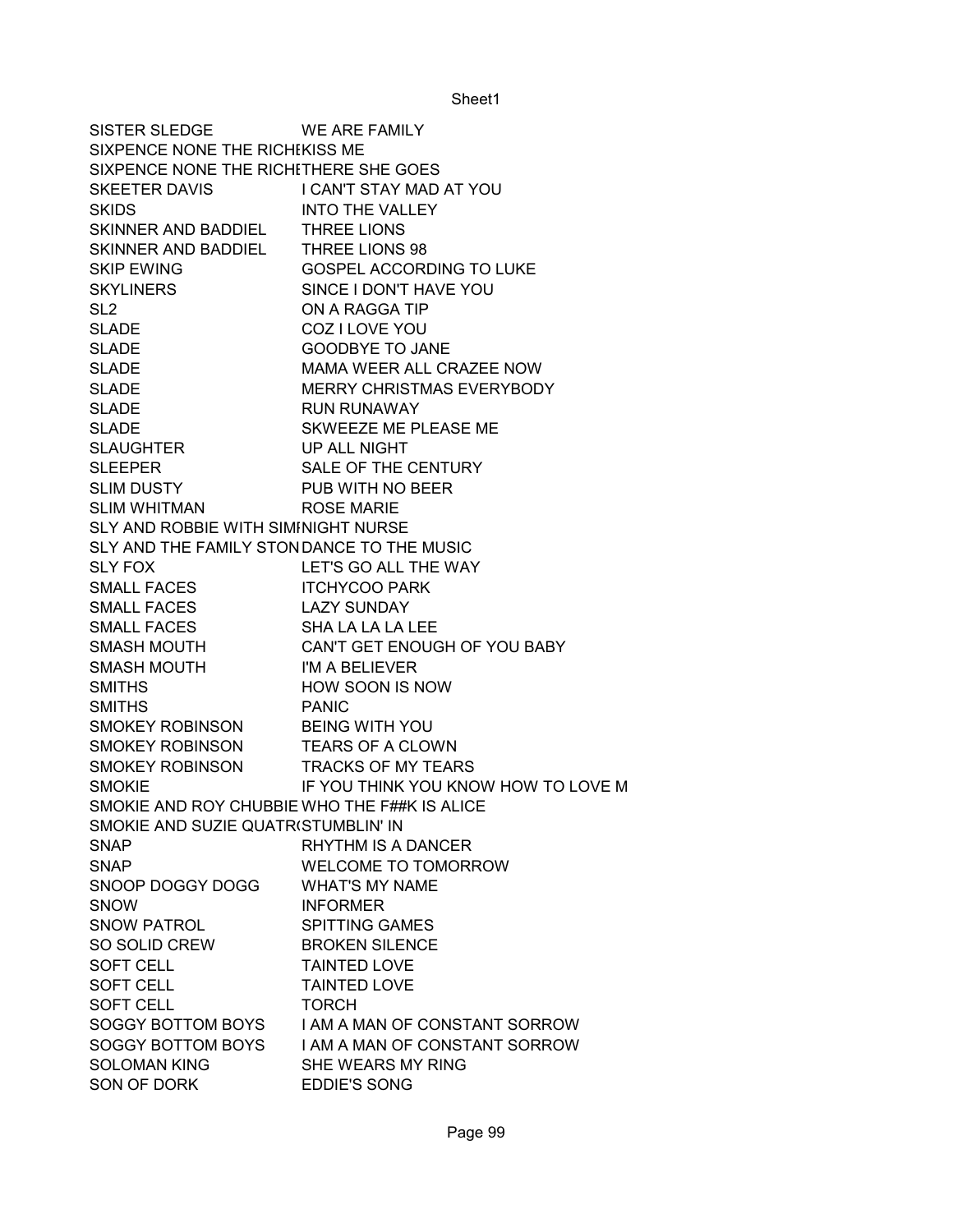| | |
|---|---|
| SISTER SLEDGE | WE ARE FAMILY |
| SIXPENCE NONE THE RICHE | KISS ME |
| SIXPENCE NONE THE RICHE | THERE SHE GOES |
| SKEETER DAVIS | I CAN'T STAY MAD AT YOU |
| SKIDS | INTO THE VALLEY |
| SKINNER AND BADDIEL | THREE LIONS |
| SKINNER AND BADDIEL | THREE LIONS 98 |
| SKIP EWING | GOSPEL ACCORDING TO LUKE |
| SKYLINERS | SINCE I DON'T HAVE YOU |
| SL2 | ON A RAGGA TIP |
| SLADE | COZ I LOVE YOU |
| SLADE | GOODBYE TO JANE |
| SLADE | MAMA WEER ALL CRAZEE NOW |
| SLADE | MERRY CHRISTMAS EVERYBODY |
| SLADE | RUN RUNAWAY |
| SLADE | SKWEEZE ME PLEASE ME |
| SLAUGHTER | UP ALL NIGHT |
| SLEEPER | SALE OF THE CENTURY |
| SLIM DUSTY | PUB WITH NO BEER |
| SLIM WHITMAN | ROSE MARIE |
| SLY AND ROBBIE WITH SIMI | NIGHT NURSE |
| SLY AND THE FAMILY STON | DANCE TO THE MUSIC |
| SLY FOX | LET'S GO ALL THE WAY |
| SMALL FACES | ITCHYCOO PARK |
| SMALL FACES | LAZY SUNDAY |
| SMALL FACES | SHA LA LA LA LEE |
| SMASH MOUTH | CAN'T GET ENOUGH OF YOU BABY |
| SMASH MOUTH | I'M A BELIEVER |
| SMITHS | HOW SOON IS NOW |
| SMITHS | PANIC |
| SMOKEY ROBINSON | BEING WITH YOU |
| SMOKEY ROBINSON | TEARS OF A CLOWN |
| SMOKEY ROBINSON | TRACKS OF MY TEARS |
| SMOKIE | IF YOU THINK YOU KNOW HOW TO LOVE M |
| SMOKIE AND ROY CHUBBIE | WHO THE F##K IS ALICE |
| SMOKIE AND SUZIE QUATR( | STUMBLIN' IN |
| SNAP | RHYTHM IS A DANCER |
| SNAP | WELCOME TO TOMORROW |
| SNOOP DOGGY DOGG | WHAT'S MY NAME |
| SNOW | INFORMER |
| SNOW PATROL | SPITTING GAMES |
| SO SOLID CREW | BROKEN SILENCE |
| SOFT CELL | TAINTED LOVE |
| SOFT CELL | TAINTED LOVE |
| SOFT CELL | TORCH |
| SOGGY BOTTOM BOYS | I AM A MAN OF CONSTANT SORROW |
| SOGGY BOTTOM BOYS | I AM A MAN OF CONSTANT SORROW |
| SOLOMAN KING | SHE WEARS MY RING |
| SON OF DORK | EDDIE'S SONG |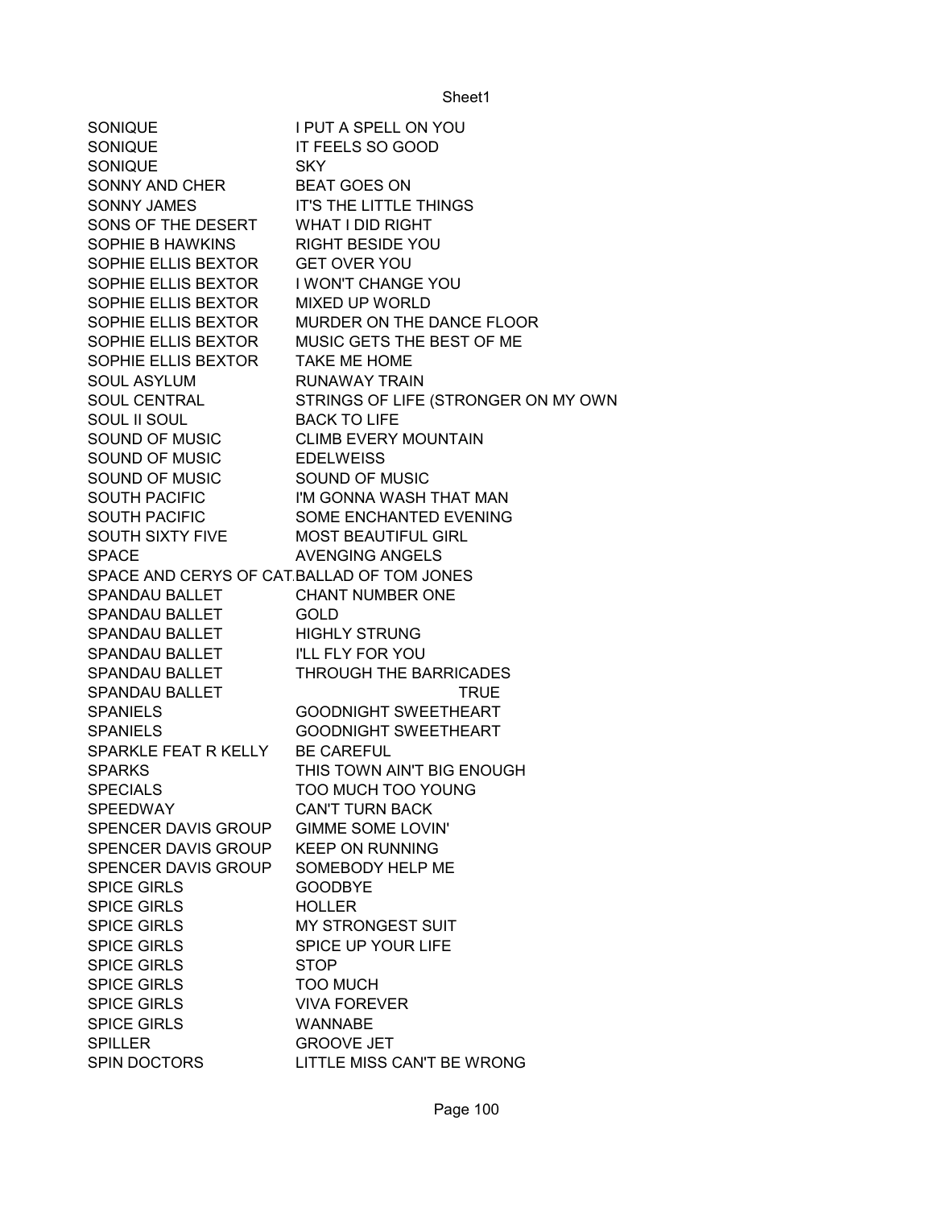| | |
|---|---|
| SONIQUE | I PUT A SPELL ON YOU |
| SONIQUE | IT FEELS SO GOOD |
| SONIQUE | SKY |
| SONNY AND CHER | BEAT GOES ON |
| SONNY JAMES | IT'S THE LITTLE THINGS |
| SONS OF THE DESERT | WHAT I DID RIGHT |
| SOPHIE B HAWKINS | RIGHT BESIDE YOU |
| SOPHIE ELLIS BEXTOR | GET OVER YOU |
| SOPHIE ELLIS BEXTOR | I WON'T CHANGE YOU |
| SOPHIE ELLIS BEXTOR | MIXED UP WORLD |
| SOPHIE ELLIS BEXTOR | MURDER ON THE DANCE FLOOR |
| SOPHIE ELLIS BEXTOR | MUSIC GETS THE BEST OF ME |
| SOPHIE ELLIS BEXTOR | TAKE ME HOME |
| SOUL ASYLUM | RUNAWAY TRAIN |
| SOUL CENTRAL | STRINGS OF LIFE (STRONGER ON MY OWN |
| SOUL II SOUL | BACK TO LIFE |
| SOUND OF MUSIC | CLIMB EVERY MOUNTAIN |
| SOUND OF MUSIC | EDELWEISS |
| SOUND OF MUSIC | SOUND OF MUSIC |
| SOUTH PACIFIC | I'M GONNA WASH THAT MAN |
| SOUTH PACIFIC | SOME ENCHANTED EVENING |
| SOUTH SIXTY FIVE | MOST BEAUTIFUL GIRL |
| SPACE | AVENGING ANGELS |
| SPACE AND CERYS OF CAT | BALLAD OF TOM JONES |
| SPANDAU BALLET | CHANT NUMBER ONE |
| SPANDAU BALLET | GOLD |
| SPANDAU BALLET | HIGHLY STRUNG |
| SPANDAU BALLET | I'LL FLY FOR YOU |
| SPANDAU BALLET | THROUGH THE BARRICADES |
| SPANDAU BALLET | TRUE |
| SPANIELS | GOODNIGHT SWEETHEART |
| SPANIELS | GOODNIGHT SWEETHEART |
| SPARKLE FEAT R KELLY | BE CAREFUL |
| SPARKS | THIS TOWN AIN'T BIG ENOUGH |
| SPECIALS | TOO MUCH TOO YOUNG |
| SPEEDWAY | CAN'T TURN BACK |
| SPENCER DAVIS GROUP | GIMME SOME LOVIN' |
| SPENCER DAVIS GROUP | KEEP ON RUNNING |
| SPENCER DAVIS GROUP | SOMEBODY HELP ME |
| SPICE GIRLS | GOODBYE |
| SPICE GIRLS | HOLLER |
| SPICE GIRLS | MY STRONGEST SUIT |
| SPICE GIRLS | SPICE UP YOUR LIFE |
| SPICE GIRLS | STOP |
| SPICE GIRLS | TOO MUCH |
| SPICE GIRLS | VIVA FOREVER |
| SPICE GIRLS | WANNABE |
| SPILLER | GROOVE JET |
| SPIN DOCTORS | LITTLE MISS CAN'T BE WRONG |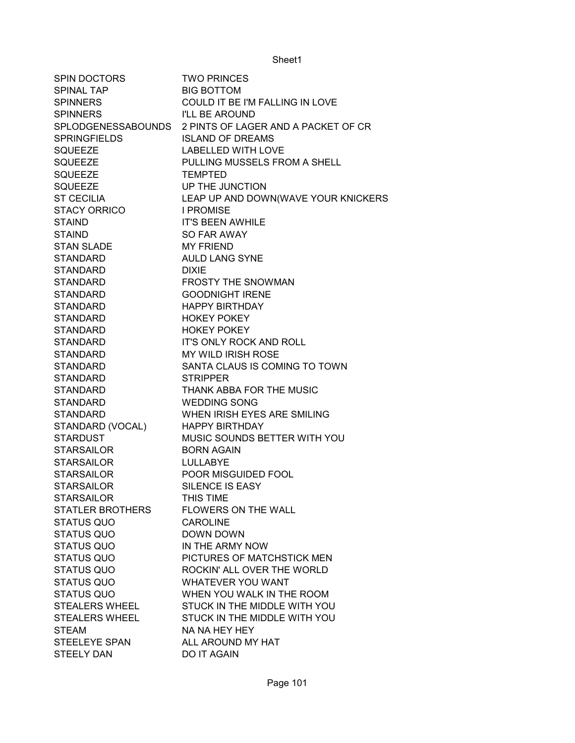| | |
|---|---|
| SPIN DOCTORS | TWO PRINCES |
| SPINAL TAP | BIG BOTTOM |
| SPINNERS | COULD IT BE I'M FALLING IN LOVE |
| SPINNERS | I'LL BE AROUND |
| SPLODGENESSABOUNDS | 2 PINTS OF LAGER AND A PACKET OF CR |
| SPRINGFIELDS | ISLAND OF DREAMS |
| SQUEEZE | LABELLED WITH LOVE |
| SQUEEZE | PULLING MUSSELS FROM A SHELL |
| SQUEEZE | TEMPTED |
| SQUEEZE | UP THE JUNCTION |
| ST CECILIA | LEAP UP AND DOWN(WAVE YOUR KNICKERS |
| STACY ORRICO | I PROMISE |
| STAIND | IT'S BEEN AWHILE |
| STAIND | SO FAR AWAY |
| STAN SLADE | MY FRIEND |
| STANDARD | AULD LANG SYNE |
| STANDARD | DIXIE |
| STANDARD | FROSTY THE SNOWMAN |
| STANDARD | GOODNIGHT IRENE |
| STANDARD | HAPPY BIRTHDAY |
| STANDARD | HOKEY POKEY |
| STANDARD | HOKEY POKEY |
| STANDARD | IT'S ONLY ROCK AND ROLL |
| STANDARD | MY WILD IRISH ROSE |
| STANDARD | SANTA CLAUS IS COMING TO TOWN |
| STANDARD | STRIPPER |
| STANDARD | THANK ABBA FOR THE MUSIC |
| STANDARD | WEDDING SONG |
| STANDARD | WHEN IRISH EYES ARE SMILING |
| STANDARD (VOCAL) | HAPPY BIRTHDAY |
| STARDUST | MUSIC SOUNDS BETTER WITH YOU |
| STARSAILOR | BORN AGAIN |
| STARSAILOR | LULLABYE |
| STARSAILOR | POOR MISGUIDED FOOL |
| STARSAILOR | SILENCE IS EASY |
| STARSAILOR | THIS TIME |
| STATLER BROTHERS | FLOWERS ON THE WALL |
| STATUS QUO | CAROLINE |
| STATUS QUO | DOWN DOWN |
| STATUS QUO | IN THE ARMY NOW |
| STATUS QUO | PICTURES OF MATCHSTICK MEN |
| STATUS QUO | ROCKIN' ALL OVER THE WORLD |
| STATUS QUO | WHATEVER YOU WANT |
| STATUS QUO | WHEN YOU WALK IN THE ROOM |
| STEALERS WHEEL | STUCK IN THE MIDDLE WITH YOU |
| STEALERS WHEEL | STUCK IN THE MIDDLE WITH YOU |
| STEAM | NA NA HEY HEY |
| STEELEYE SPAN | ALL AROUND MY HAT |
| STEELY DAN | DO IT AGAIN |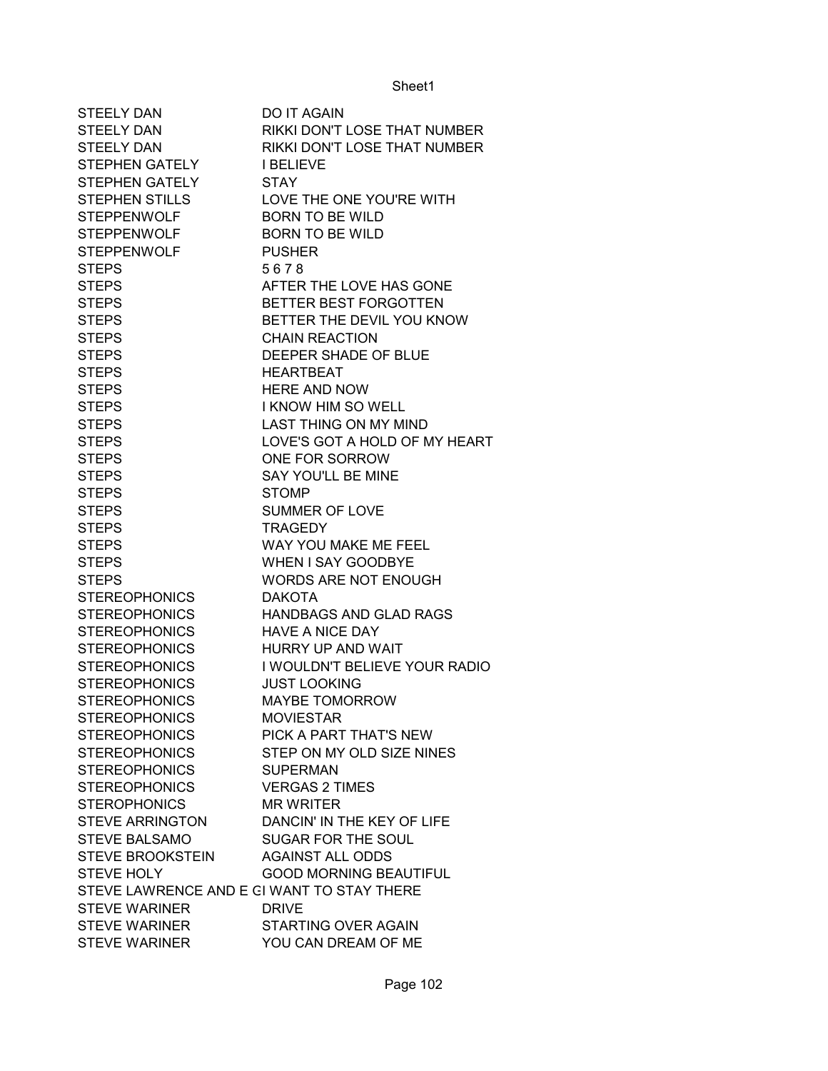| | |
|---|---|
| STEELY DAN | DO IT AGAIN |
| STEELY DAN | RIKKI DON'T LOSE THAT NUMBER |
| STEELY DAN | RIKKI DON'T LOSE THAT NUMBER |
| STEPHEN GATELY | I BELIEVE |
| STEPHEN GATELY | STAY |
| STEPHEN STILLS | LOVE THE ONE YOU'RE WITH |
| STEPPENWOLF | BORN TO BE WILD |
| STEPPENWOLF | BORN TO BE WILD |
| STEPPENWOLF | PUSHER |
| STEPS | 5 6 7 8 |
| STEPS | AFTER THE LOVE HAS GONE |
| STEPS | BETTER BEST FORGOTTEN |
| STEPS | BETTER THE DEVIL YOU KNOW |
| STEPS | CHAIN REACTION |
| STEPS | DEEPER SHADE OF BLUE |
| STEPS | HEARTBEAT |
| STEPS | HERE AND NOW |
| STEPS | I KNOW HIM SO WELL |
| STEPS | LAST THING ON MY MIND |
| STEPS | LOVE'S GOT A HOLD OF MY HEART |
| STEPS | ONE FOR SORROW |
| STEPS | SAY YOU'LL BE MINE |
| STEPS | STOMP |
| STEPS | SUMMER OF LOVE |
| STEPS | TRAGEDY |
| STEPS | WAY YOU MAKE ME FEEL |
| STEPS | WHEN I SAY GOODBYE |
| STEPS | WORDS ARE NOT ENOUGH |
| STEREOPHONICS | DAKOTA |
| STEREOPHONICS | HANDBAGS AND GLAD RAGS |
| STEREOPHONICS | HAVE A NICE DAY |
| STEREOPHONICS | HURRY UP AND WAIT |
| STEREOPHONICS | I WOULDN'T BELIEVE YOUR RADIO |
| STEREOPHONICS | JUST LOOKING |
| STEREOPHONICS | MAYBE TOMORROW |
| STEREOPHONICS | MOVIESTAR |
| STEREOPHONICS | PICK A PART THAT'S NEW |
| STEREOPHONICS | STEP ON MY OLD SIZE NINES |
| STEREOPHONICS | SUPERMAN |
| STEREOPHONICS | VERGAS 2 TIMES |
| STEROPHONICS | MR WRITER |
| STEVE ARRINGTON | DANCIN' IN THE KEY OF LIFE |
| STEVE BALSAMO | SUGAR FOR THE SOUL |
| STEVE BROOKSTEIN | AGAINST ALL ODDS |
| STEVE HOLY | GOOD MORNING BEAUTIFUL |
| STEVE LAWRENCE AND E G | I WANT TO STAY THERE |
| STEVE WARINER | DRIVE |
| STEVE WARINER | STARTING OVER AGAIN |
| STEVE WARINER | YOU CAN DREAM OF ME |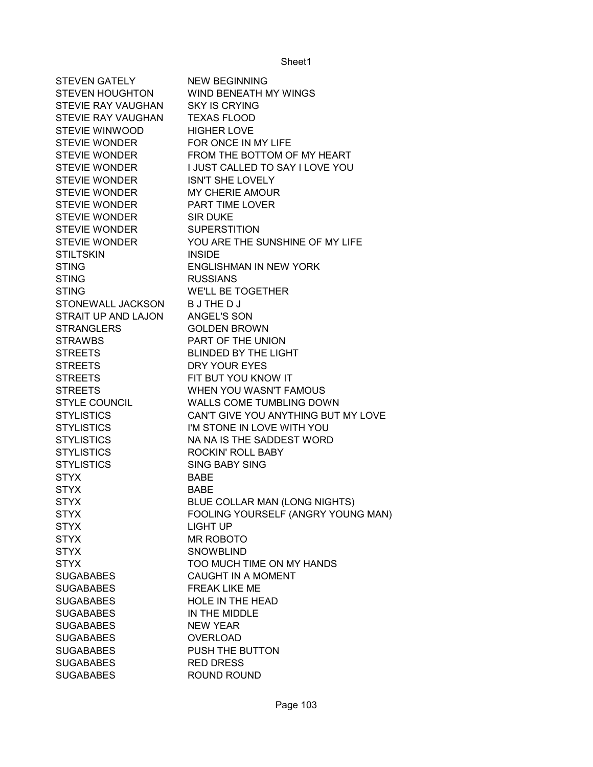| | |
|---|---|
| STEVEN GATELY | NEW BEGINNING |
| STEVEN HOUGHTON | WIND BENEATH MY WINGS |
| STEVIE RAY VAUGHAN | SKY IS CRYING |
| STEVIE RAY VAUGHAN | TEXAS FLOOD |
| STEVIE WINWOOD | HIGHER LOVE |
| STEVIE WONDER | FOR ONCE IN MY LIFE |
| STEVIE WONDER | FROM THE BOTTOM OF MY HEART |
| STEVIE WONDER | I JUST CALLED TO SAY I LOVE YOU |
| STEVIE WONDER | ISN'T SHE LOVELY |
| STEVIE WONDER | MY CHERIE AMOUR |
| STEVIE WONDER | PART TIME LOVER |
| STEVIE WONDER | SIR DUKE |
| STEVIE WONDER | SUPERSTITION |
| STEVIE WONDER | YOU ARE THE SUNSHINE OF MY LIFE |
| STILTSKIN | INSIDE |
| STING | ENGLISHMAN IN NEW YORK |
| STING | RUSSIANS |
| STING | WE'LL BE TOGETHER |
| STONEWALL JACKSON | B J THE D J |
| STRAIT UP AND LAJON | ANGEL'S SON |
| STRANGLERS | GOLDEN BROWN |
| STRAWBS | PART OF THE UNION |
| STREETS | BLINDED BY THE LIGHT |
| STREETS | DRY YOUR EYES |
| STREETS | FIT BUT YOU KNOW IT |
| STREETS | WHEN YOU WASN'T FAMOUS |
| STYLE COUNCIL | WALLS COME TUMBLING DOWN |
| STYLISTICS | CAN'T GIVE YOU ANYTHING BUT MY LOVE |
| STYLISTICS | I'M STONE IN LOVE WITH YOU |
| STYLISTICS | NA NA IS THE SADDEST WORD |
| STYLISTICS | ROCKIN' ROLL BABY |
| STYLISTICS | SING BABY SING |
| STYX | BABE |
| STYX | BABE |
| STYX | BLUE COLLAR MAN (LONG NIGHTS) |
| STYX | FOOLING YOURSELF (ANGRY YOUNG MAN) |
| STYX | LIGHT UP |
| STYX | MR ROBOTO |
| STYX | SNOWBLIND |
| STYX | TOO MUCH TIME ON MY HANDS |
| SUGABABES | CAUGHT IN A MOMENT |
| SUGABABES | FREAK LIKE ME |
| SUGABABES | HOLE IN THE HEAD |
| SUGABABES | IN THE MIDDLE |
| SUGABABES | NEW YEAR |
| SUGABABES | OVERLOAD |
| SUGABABES | PUSH THE BUTTON |
| SUGABABES | RED DRESS |
| SUGABABES | ROUND ROUND |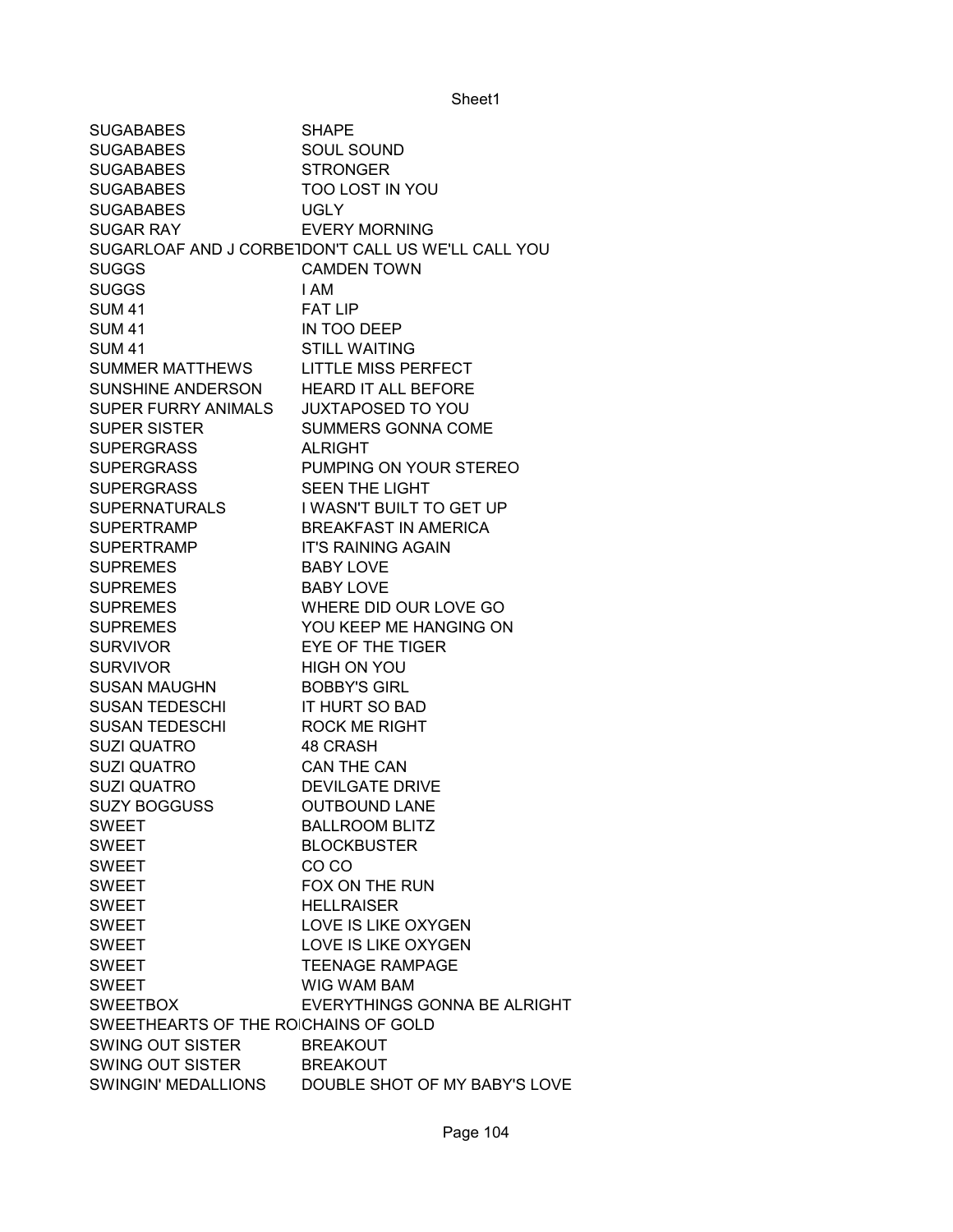| | |
|---|---|
| SUGABABES | SHAPE |
| SUGABABES | SOUL SOUND |
| SUGABABES | STRONGER |
| SUGABABES | TOO LOST IN YOU |
| SUGABABES | UGLY |
| SUGAR RAY | EVERY MORNING |
| SUGARLOAF AND J CORBET | DON'T CALL US WE'LL CALL YOU |
| SUGGS | CAMDEN TOWN |
| SUGGS | I AM |
| SUM 41 | FAT LIP |
| SUM 41 | IN TOO DEEP |
| SUM 41 | STILL WAITING |
| SUMMER MATTHEWS | LITTLE MISS PERFECT |
| SUNSHINE ANDERSON | HEARD IT ALL BEFORE |
| SUPER FURRY ANIMALS | JUXTAPOSED TO YOU |
| SUPER SISTER | SUMMERS GONNA COME |
| SUPERGRASS | ALRIGHT |
| SUPERGRASS | PUMPING ON YOUR STEREO |
| SUPERGRASS | SEEN THE LIGHT |
| SUPERNATURALS | I WASN'T BUILT TO GET UP |
| SUPERTRAMP | BREAKFAST IN AMERICA |
| SUPERTRAMP | IT'S RAINING AGAIN |
| SUPREMES | BABY LOVE |
| SUPREMES | BABY LOVE |
| SUPREMES | WHERE DID OUR LOVE GO |
| SUPREMES | YOU KEEP ME HANGING ON |
| SURVIVOR | EYE OF THE TIGER |
| SURVIVOR | HIGH ON YOU |
| SUSAN MAUGHN | BOBBY'S GIRL |
| SUSAN TEDESCHI | IT HURT SO BAD |
| SUSAN TEDESCHI | ROCK ME RIGHT |
| SUZI QUATRO | 48 CRASH |
| SUZI QUATRO | CAN THE CAN |
| SUZI QUATRO | DEVILGATE DRIVE |
| SUZY BOGGUSS | OUTBOUND LANE |
| SWEET | BALLROOM BLITZ |
| SWEET | BLOCKBUSTER |
| SWEET | CO CO |
| SWEET | FOX ON THE RUN |
| SWEET | HELLRAISER |
| SWEET | LOVE IS LIKE OXYGEN |
| SWEET | LOVE IS LIKE OXYGEN |
| SWEET | TEENAGE RAMPAGE |
| SWEET | WIG WAM BAM |
| SWEETBOX | EVERYTHINGS GONNA BE ALRIGHT |
| SWEETHEARTS OF THE RO | CHAINS OF GOLD |
| SWING OUT SISTER | BREAKOUT |
| SWING OUT SISTER | BREAKOUT |
| SWINGIN' MEDALLIONS | DOUBLE SHOT OF MY BABY'S LOVE |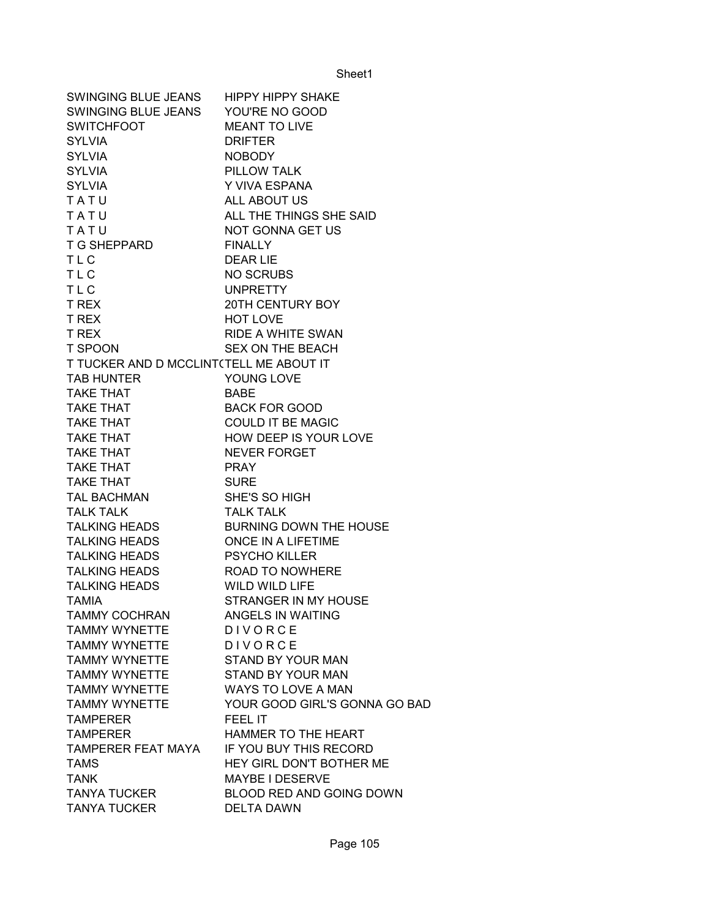| | |
|---|---|
| SWINGING BLUE JEANS | HIPPY HIPPY SHAKE |
| SWINGING BLUE JEANS | YOU'RE NO GOOD |
| SWITCHFOOT | MEANT TO LIVE |
| SYLVIA | DRIFTER |
| SYLVIA | NOBODY |
| SYLVIA | PILLOW TALK |
| SYLVIA | Y VIVA ESPANA |
| T A T U | ALL ABOUT US |
| T A T U | ALL THE THINGS SHE SAID |
| T A T U | NOT GONNA GET US |
| T G SHEPPARD | FINALLY |
| T L C | DEAR LIE |
| T L C | NO SCRUBS |
| T L C | UNPRETTY |
| T REX | 20TH CENTURY BOY |
| T REX | HOT LOVE |
| T REX | RIDE A WHITE SWAN |
| T SPOON | SEX ON THE BEACH |
| T TUCKER AND D MCCLINT( | TELL ME ABOUT IT |
| TAB HUNTER | YOUNG LOVE |
| TAKE THAT | BABE |
| TAKE THAT | BACK FOR GOOD |
| TAKE THAT | COULD IT BE MAGIC |
| TAKE THAT | HOW DEEP IS YOUR LOVE |
| TAKE THAT | NEVER FORGET |
| TAKE THAT | PRAY |
| TAKE THAT | SURE |
| TAL BACHMAN | SHE'S SO HIGH |
| TALK TALK | TALK TALK |
| TALKING HEADS | BURNING DOWN THE HOUSE |
| TALKING HEADS | ONCE IN A LIFETIME |
| TALKING HEADS | PSYCHO KILLER |
| TALKING HEADS | ROAD TO NOWHERE |
| TALKING HEADS | WILD WILD LIFE |
| TAMIA | STRANGER IN MY HOUSE |
| TAMMY COCHRAN | ANGELS IN WAITING |
| TAMMY WYNETTE | D I V O R C E |
| TAMMY WYNETTE | D I V O R C E |
| TAMMY WYNETTE | STAND BY YOUR MAN |
| TAMMY WYNETTE | STAND BY YOUR MAN |
| TAMMY WYNETTE | WAYS TO LOVE A MAN |
| TAMMY WYNETTE | YOUR GOOD GIRL'S GONNA GO BAD |
| TAMPERER | FEEL IT |
| TAMPERER | HAMMER TO THE HEART |
| TAMPERER FEAT MAYA | IF YOU BUY THIS RECORD |
| TAMS | HEY GIRL DON'T BOTHER ME |
| TANK | MAYBE I DESERVE |
| TANYA TUCKER | BLOOD RED AND GOING DOWN |
| TANYA TUCKER | DELTA DAWN |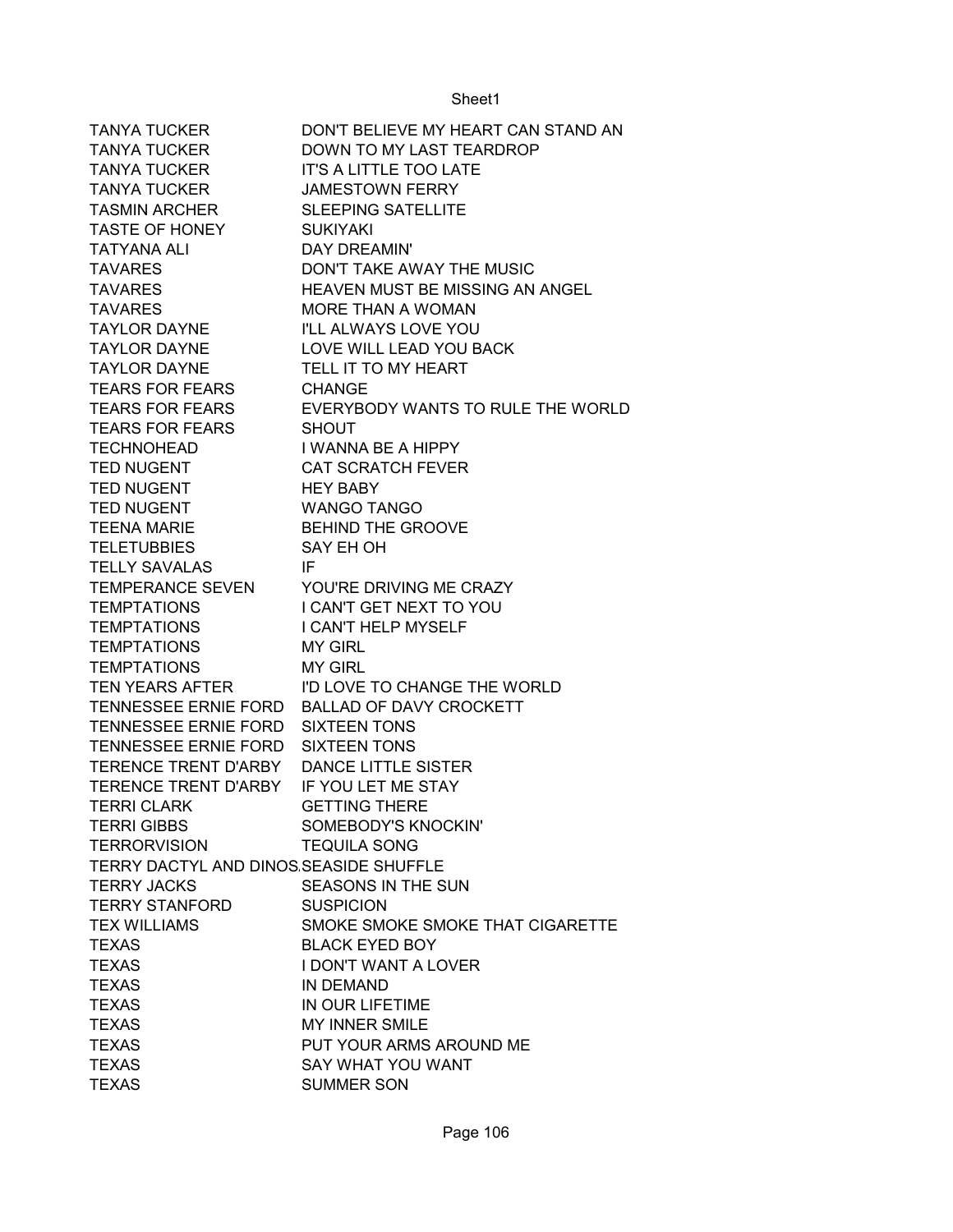| | |
|---|---|
| TANYA TUCKER | DON'T BELIEVE MY HEART CAN STAND AN |
| TANYA TUCKER | DOWN TO MY LAST TEARDROP |
| TANYA TUCKER | IT'S A LITTLE TOO LATE |
| TANYA TUCKER | JAMESTOWN FERRY |
| TASMIN ARCHER | SLEEPING SATELLITE |
| TASTE OF HONEY | SUKIYAKI |
| TATYANA ALI | DAY DREAMIN' |
| TAVARES | DON'T TAKE AWAY THE MUSIC |
| TAVARES | HEAVEN MUST BE MISSING AN ANGEL |
| TAVARES | MORE THAN A WOMAN |
| TAYLOR DAYNE | I'LL ALWAYS LOVE YOU |
| TAYLOR DAYNE | LOVE WILL LEAD YOU BACK |
| TAYLOR DAYNE | TELL IT TO MY HEART |
| TEARS FOR FEARS | CHANGE |
| TEARS FOR FEARS | EVERYBODY WANTS TO RULE THE WORLD |
| TEARS FOR FEARS | SHOUT |
| TECHNOHEAD | I WANNA BE A HIPPY |
| TED NUGENT | CAT SCRATCH FEVER |
| TED NUGENT | HEY BABY |
| TED NUGENT | WANGO TANGO |
| TEENA MARIE | BEHIND THE GROOVE |
| TELETUBBIES | SAY EH OH |
| TELLY SAVALAS | IF |
| TEMPERANCE SEVEN | YOU'RE DRIVING ME CRAZY |
| TEMPTATIONS | I CAN'T GET NEXT TO YOU |
| TEMPTATIONS | I CAN'T HELP MYSELF |
| TEMPTATIONS | MY GIRL |
| TEMPTATIONS | MY GIRL |
| TEN YEARS AFTER | I'D LOVE TO CHANGE THE WORLD |
| TENNESSEE ERNIE FORD | BALLAD OF DAVY CROCKETT |
| TENNESSEE ERNIE FORD | SIXTEEN TONS |
| TENNESSEE ERNIE FORD | SIXTEEN TONS |
| TERENCE TRENT D'ARBY | DANCE LITTLE SISTER |
| TERENCE TRENT D'ARBY | IF YOU LET ME STAY |
| TERRI CLARK | GETTING THERE |
| TERRI GIBBS | SOMEBODY'S KNOCKIN' |
| TERRORVISION | TEQUILA SONG |
| TERRY DACTYL AND DINOS | SEASIDE SHUFFLE |
| TERRY JACKS | SEASONS IN THE SUN |
| TERRY STANFORD | SUSPICION |
| TEX WILLIAMS | SMOKE SMOKE SMOKE THAT CIGARETTE |
| TEXAS | BLACK EYED BOY |
| TEXAS | I DON'T WANT A LOVER |
| TEXAS | IN DEMAND |
| TEXAS | IN OUR LIFETIME |
| TEXAS | MY INNER SMILE |
| TEXAS | PUT YOUR ARMS AROUND ME |
| TEXAS | SAY WHAT YOU WANT |
| TEXAS | SUMMER SON |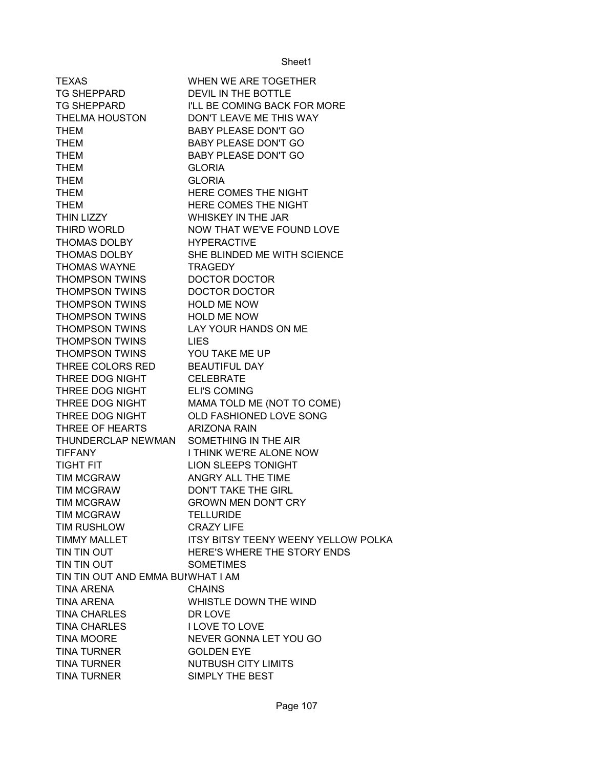| | |
|---|---|
| TEXAS | WHEN WE ARE TOGETHER |
| TG SHEPPARD | DEVIL IN THE BOTTLE |
| TG SHEPPARD | I'LL BE COMING BACK FOR MORE |
| THELMA HOUSTON | DON'T LEAVE ME THIS WAY |
| THEM | BABY PLEASE DON'T GO |
| THEM | BABY PLEASE DON'T GO |
| THEM | BABY PLEASE DON'T GO |
| THEM | GLORIA |
| THEM | GLORIA |
| THEM | HERE COMES THE NIGHT |
| THEM | HERE COMES THE NIGHT |
| THIN LIZZY | WHISKEY IN THE JAR |
| THIRD WORLD | NOW THAT WE'VE FOUND LOVE |
| THOMAS DOLBY | HYPERACTIVE |
| THOMAS DOLBY | SHE BLINDED ME WITH SCIENCE |
| THOMAS WAYNE | TRAGEDY |
| THOMPSON TWINS | DOCTOR DOCTOR |
| THOMPSON TWINS | DOCTOR DOCTOR |
| THOMPSON TWINS | HOLD ME NOW |
| THOMPSON TWINS | HOLD ME NOW |
| THOMPSON TWINS | LAY YOUR HANDS ON ME |
| THOMPSON TWINS | LIES |
| THOMPSON TWINS | YOU TAKE ME UP |
| THREE COLORS RED | BEAUTIFUL DAY |
| THREE DOG NIGHT | CELEBRATE |
| THREE DOG NIGHT | ELI'S COMING |
| THREE DOG NIGHT | MAMA TOLD ME (NOT TO COME) |
| THREE DOG NIGHT | OLD FASHIONED LOVE SONG |
| THREE OF HEARTS | ARIZONA RAIN |
| THUNDERCLAP NEWMAN | SOMETHING IN THE AIR |
| TIFFANY | I THINK WE'RE ALONE NOW |
| TIGHT FIT | LION SLEEPS TONIGHT |
| TIM MCGRAW | ANGRY ALL THE TIME |
| TIM MCGRAW | DON'T TAKE THE GIRL |
| TIM MCGRAW | GROWN MEN DON'T CRY |
| TIM MCGRAW | TELLURIDE |
| TIM RUSHLOW | CRAZY LIFE |
| TIMMY MALLET | ITSY BITSY TEENY WEENY YELLOW POLKA |
| TIN TIN OUT | HERE'S WHERE THE STORY ENDS |
| TIN TIN OUT | SOMETIMES |
| TIN TIN OUT AND EMMA BUI | WHAT I AM |
| TINA ARENA | CHAINS |
| TINA ARENA | WHISTLE DOWN THE WIND |
| TINA CHARLES | DR LOVE |
| TINA CHARLES | I LOVE TO LOVE |
| TINA MOORE | NEVER GONNA LET YOU GO |
| TINA TURNER | GOLDEN EYE |
| TINA TURNER | NUTBUSH CITY LIMITS |
| TINA TURNER | SIMPLY THE BEST |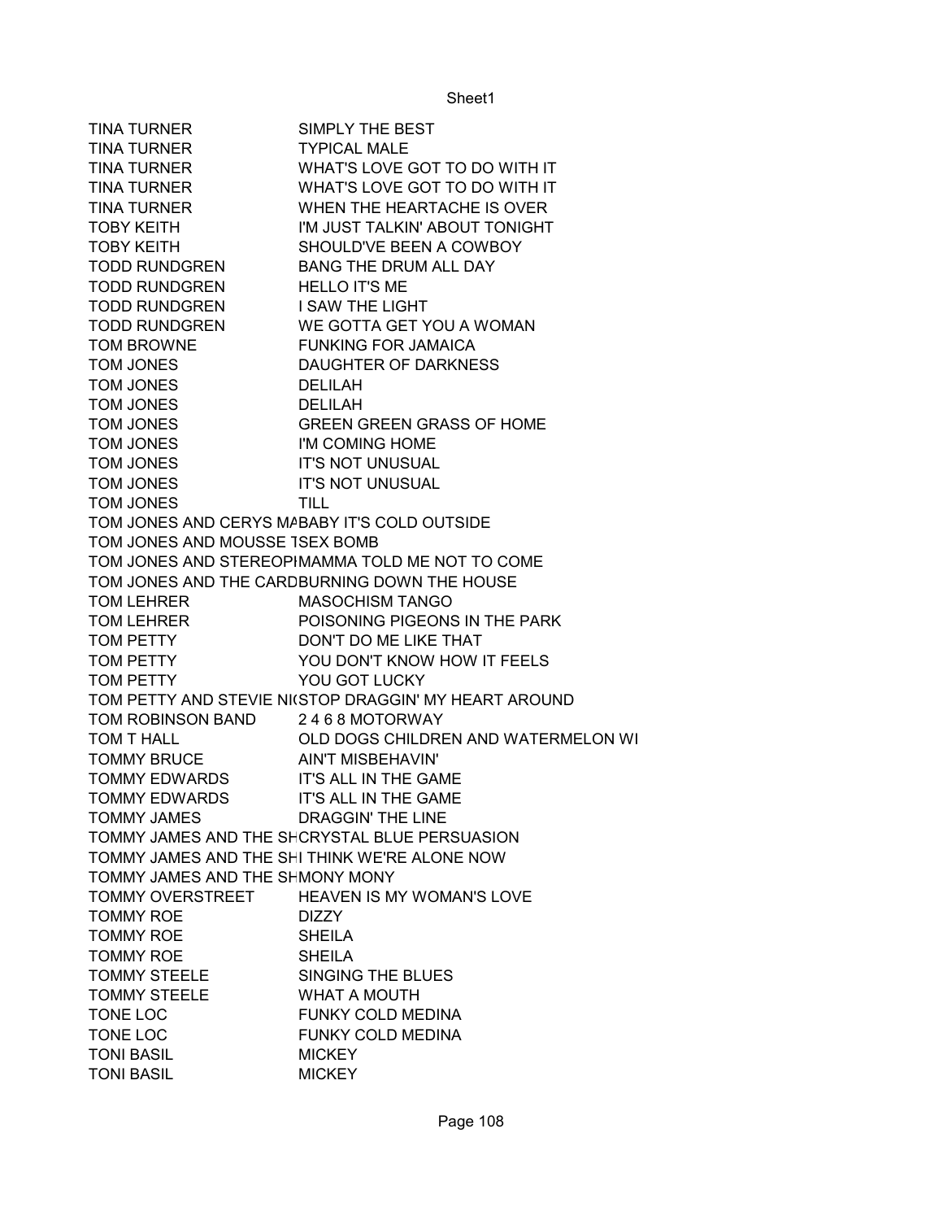| | |
|---|---|
| TINA TURNER | SIMPLY THE BEST |
| TINA TURNER | TYPICAL MALE |
| TINA TURNER | WHAT'S LOVE GOT TO DO WITH IT |
| TINA TURNER | WHAT'S LOVE GOT TO DO WITH IT |
| TINA TURNER | WHEN THE HEARTACHE IS OVER |
| TOBY KEITH | I'M JUST TALKIN' ABOUT TONIGHT |
| TOBY KEITH | SHOULD'VE BEEN A COWBOY |
| TODD RUNDGREN | BANG THE DRUM ALL DAY |
| TODD RUNDGREN | HELLO IT'S ME |
| TODD RUNDGREN | I SAW THE LIGHT |
| TODD RUNDGREN | WE GOTTA GET YOU A WOMAN |
| TOM BROWNE | FUNKING FOR JAMAICA |
| TOM JONES | DAUGHTER OF DARKNESS |
| TOM JONES | DELILAH |
| TOM JONES | DELILAH |
| TOM JONES | GREEN GREEN GRASS OF HOME |
| TOM JONES | I'M COMING HOME |
| TOM JONES | IT'S NOT UNUSUAL |
| TOM JONES | IT'S NOT UNUSUAL |
| TOM JONES | TILL |
| TOM JONES AND CERYS MA | BABY IT'S COLD OUTSIDE |
| TOM JONES AND MOUSSE T | SEX BOMB |
| TOM JONES AND STEREOPH | MAMMA TOLD ME NOT TO COME |
| TOM JONES AND THE CARD | BURNING DOWN THE HOUSE |
| TOM LEHRER | MASOCHISM TANGO |
| TOM LEHRER | POISONING PIGEONS IN THE PARK |
| TOM PETTY | DON'T DO ME LIKE THAT |
| TOM PETTY | YOU DON'T KNOW HOW IT FEELS |
| TOM PETTY | YOU GOT LUCKY |
| TOM PETTY AND STEVIE NIC | STOP DRAGGIN' MY HEART AROUND |
| TOM ROBINSON BAND | 2 4 6 8 MOTORWAY |
| TOM T HALL | OLD DOGS CHILDREN AND WATERMELON WI |
| TOMMY BRUCE | AIN'T MISBEHAVIN' |
| TOMMY EDWARDS | IT'S ALL IN THE GAME |
| TOMMY EDWARDS | IT'S ALL IN THE GAME |
| TOMMY JAMES | DRAGGIN' THE LINE |
| TOMMY JAMES AND THE SH | CRYSTAL BLUE PERSUASION |
| TOMMY JAMES AND THE SH | I THINK WE'RE ALONE NOW |
| TOMMY JAMES AND THE SH | MONY MONY |
| TOMMY OVERSTREET | HEAVEN IS MY WOMAN'S LOVE |
| TOMMY ROE | DIZZY |
| TOMMY ROE | SHEILA |
| TOMMY ROE | SHEILA |
| TOMMY STEELE | SINGING THE BLUES |
| TOMMY STEELE | WHAT A MOUTH |
| TONE LOC | FUNKY COLD MEDINA |
| TONE LOC | FUNKY COLD MEDINA |
| TONI BASIL | MICKEY |
| TONI BASIL | MICKEY |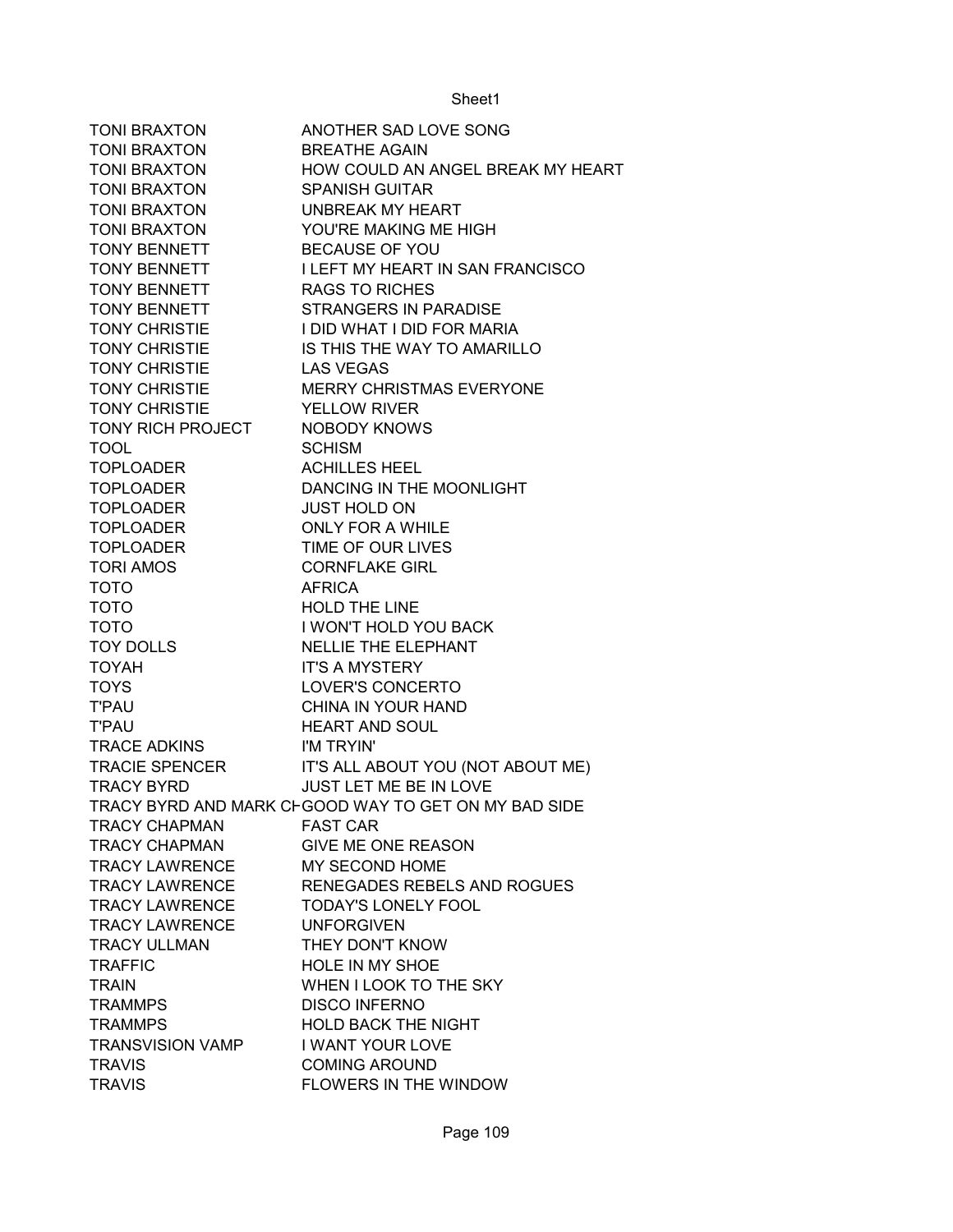| | |
|---|---|
| TONI BRAXTON | ANOTHER SAD LOVE SONG |
| TONI BRAXTON | BREATHE AGAIN |
| TONI BRAXTON | HOW COULD AN ANGEL BREAK MY HEART |
| TONI BRAXTON | SPANISH GUITAR |
| TONI BRAXTON | UNBREAK MY HEART |
| TONI BRAXTON | YOU'RE MAKING ME HIGH |
| TONY BENNETT | BECAUSE OF YOU |
| TONY BENNETT | I LEFT MY HEART IN SAN FRANCISCO |
| TONY BENNETT | RAGS TO RICHES |
| TONY BENNETT | STRANGERS IN PARADISE |
| TONY CHRISTIE | I DID WHAT I DID FOR MARIA |
| TONY CHRISTIE | IS THIS THE WAY TO AMARILLO |
| TONY CHRISTIE | LAS VEGAS |
| TONY CHRISTIE | MERRY CHRISTMAS EVERYONE |
| TONY CHRISTIE | YELLOW RIVER |
| TONY RICH PROJECT | NOBODY KNOWS |
| TOOL | SCHISM |
| TOPLOADER | ACHILLES HEEL |
| TOPLOADER | DANCING IN THE MOONLIGHT |
| TOPLOADER | JUST HOLD ON |
| TOPLOADER | ONLY FOR A WHILE |
| TOPLOADER | TIME OF OUR LIVES |
| TORI AMOS | CORNFLAKE GIRL |
| TOTO | AFRICA |
| TOTO | HOLD THE LINE |
| TOTO | I WON'T HOLD YOU BACK |
| TOY DOLLS | NELLIE THE ELEPHANT |
| TOYAH | IT'S A MYSTERY |
| TOYS | LOVER'S CONCERTO |
| T'PAU | CHINA IN YOUR HAND |
| T'PAU | HEART AND SOUL |
| TRACE ADKINS | I'M TRYIN' |
| TRACIE SPENCER | IT'S ALL ABOUT YOU (NOT ABOUT ME) |
| TRACY BYRD | JUST LET ME BE IN LOVE |
| TRACY BYRD AND MARK CH | GOOD WAY TO GET ON MY BAD SIDE |
| TRACY CHAPMAN | FAST CAR |
| TRACY CHAPMAN | GIVE ME ONE REASON |
| TRACY LAWRENCE | MY SECOND HOME |
| TRACY LAWRENCE | RENEGADES REBELS AND ROGUES |
| TRACY LAWRENCE | TODAY'S LONELY FOOL |
| TRACY LAWRENCE | UNFORGIVEN |
| TRACY ULLMAN | THEY DON'T KNOW |
| TRAFFIC | HOLE IN MY SHOE |
| TRAIN | WHEN I LOOK TO THE SKY |
| TRAMMPS | DISCO INFERNO |
| TRAMMPS | HOLD BACK THE NIGHT |
| TRANSVISION VAMP | I WANT YOUR LOVE |
| TRAVIS | COMING AROUND |
| TRAVIS | FLOWERS IN THE WINDOW |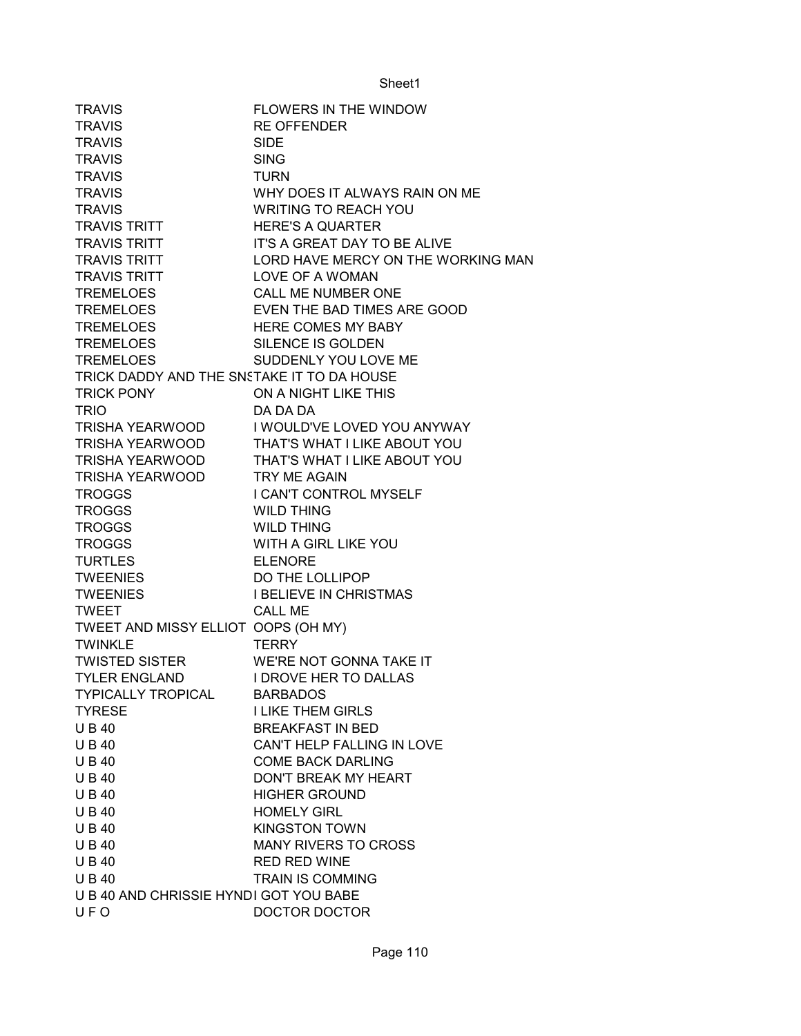| | |
|---|---|
| TRAVIS | FLOWERS IN THE WINDOW |
| TRAVIS | RE OFFENDER |
| TRAVIS | SIDE |
| TRAVIS | SING |
| TRAVIS | TURN |
| TRAVIS | WHY DOES IT ALWAYS RAIN ON ME |
| TRAVIS | WRITING TO REACH YOU |
| TRAVIS TRITT | HERE'S A QUARTER |
| TRAVIS TRITT | IT'S A GREAT DAY TO BE ALIVE |
| TRAVIS TRITT | LORD HAVE MERCY ON THE WORKING MAN |
| TRAVIS TRITT | LOVE OF A WOMAN |
| TREMELOES | CALL ME NUMBER ONE |
| TREMELOES | EVEN THE BAD TIMES ARE GOOD |
| TREMELOES | HERE COMES MY BABY |
| TREMELOES | SILENCE IS GOLDEN |
| TREMELOES | SUDDENLY YOU LOVE ME |
| TRICK DADDY AND THE SNS | TAKE IT TO DA HOUSE |
| TRICK PONY | ON A NIGHT LIKE THIS |
| TRIO | DA DA DA |
| TRISHA YEARWOOD | I WOULD'VE LOVED YOU ANYWAY |
| TRISHA YEARWOOD | THAT'S WHAT I LIKE ABOUT YOU |
| TRISHA YEARWOOD | THAT'S WHAT I LIKE ABOUT YOU |
| TRISHA YEARWOOD | TRY ME AGAIN |
| TROGGS | I CAN'T CONTROL MYSELF |
| TROGGS | WILD THING |
| TROGGS | WILD THING |
| TROGGS | WITH A GIRL LIKE YOU |
| TURTLES | ELENORE |
| TWEENIES | DO THE LOLLIPOP |
| TWEENIES | I BELIEVE IN CHRISTMAS |
| TWEET | CALL ME |
| TWEET AND MISSY ELLIOT | OOPS (OH MY) |
| TWINKLE | TERRY |
| TWISTED SISTER | WE'RE NOT GONNA TAKE IT |
| TYLER ENGLAND | I DROVE HER TO DALLAS |
| TYPICALLY TROPICAL | BARBADOS |
| TYRESE | I LIKE THEM GIRLS |
| U B 40 | BREAKFAST IN BED |
| U B 40 | CAN'T HELP FALLING IN LOVE |
| U B 40 | COME BACK DARLING |
| U B 40 | DON'T BREAK MY HEART |
| U B 40 | HIGHER GROUND |
| U B 40 | HOMELY GIRL |
| U B 40 | KINGSTON TOWN |
| U B 40 | MANY RIVERS TO CROSS |
| U B 40 | RED RED WINE |
| U B 40 | TRAIN IS COMMING |
| U B 40 AND CHRISSIE HYNDI | I GOT YOU BABE |
| U F O | DOCTOR DOCTOR |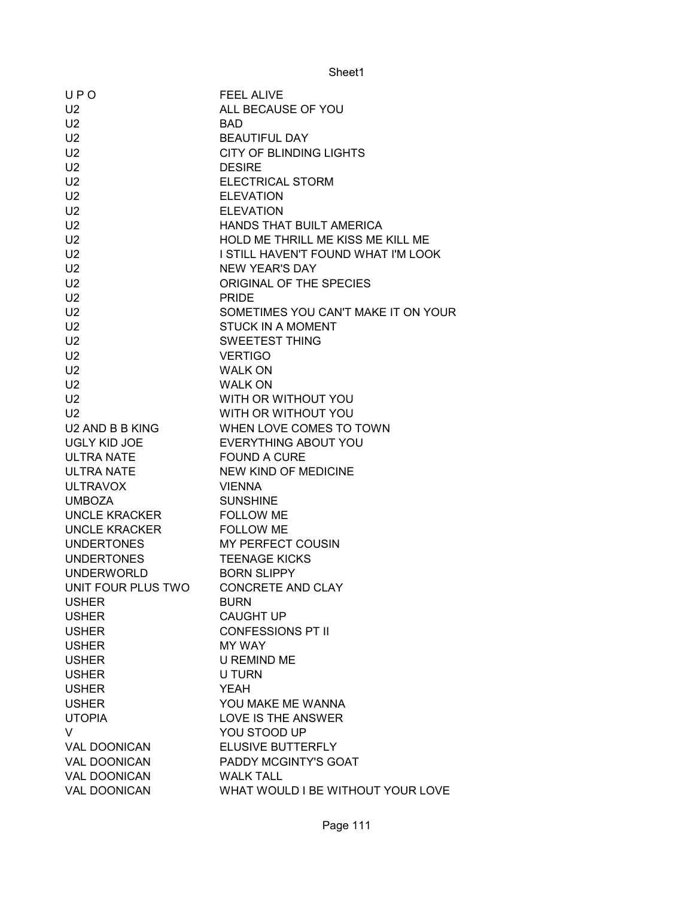| | |
|---|---|
| U P O | FEEL ALIVE |
| U2 | ALL BECAUSE OF YOU |
| U2 | BAD |
| U2 | BEAUTIFUL DAY |
| U2 | CITY OF BLINDING LIGHTS |
| U2 | DESIRE |
| U2 | ELECTRICAL STORM |
| U2 | ELEVATION |
| U2 | ELEVATION |
| U2 | HANDS THAT BUILT AMERICA |
| U2 | HOLD ME THRILL ME KISS ME KILL ME |
| U2 | I STILL HAVEN'T FOUND WHAT I'M LOOK |
| U2 | NEW YEAR'S DAY |
| U2 | ORIGINAL OF THE SPECIES |
| U2 | PRIDE |
| U2 | SOMETIMES YOU CAN'T MAKE IT ON YOUR |
| U2 | STUCK IN A MOMENT |
| U2 | SWEETEST THING |
| U2 | VERTIGO |
| U2 | WALK ON |
| U2 | WALK ON |
| U2 | WITH OR WITHOUT YOU |
| U2 | WITH OR WITHOUT YOU |
| U2 AND B B KING | WHEN LOVE COMES TO TOWN |
| UGLY KID JOE | EVERYTHING ABOUT YOU |
| ULTRA NATE | FOUND A CURE |
| ULTRA NATE | NEW KIND OF MEDICINE |
| ULTRAVOX | VIENNA |
| UMBOZA | SUNSHINE |
| UNCLE KRACKER | FOLLOW ME |
| UNCLE KRACKER | FOLLOW ME |
| UNDERTONES | MY PERFECT COUSIN |
| UNDERTONES | TEENAGE KICKS |
| UNDERWORLD | BORN SLIPPY |
| UNIT FOUR PLUS TWO | CONCRETE AND CLAY |
| USHER | BURN |
| USHER | CAUGHT UP |
| USHER | CONFESSIONS PT II |
| USHER | MY WAY |
| USHER | U REMIND ME |
| USHER | U TURN |
| USHER | YEAH |
| USHER | YOU MAKE ME WANNA |
| UTOPIA | LOVE IS THE ANSWER |
| V | YOU STOOD UP |
| VAL DOONICAN | ELUSIVE BUTTERFLY |
| VAL DOONICAN | PADDY MCGINTY'S GOAT |
| VAL DOONICAN | WALK TALL |
| VAL DOONICAN | WHAT WOULD I BE WITHOUT YOUR LOVE |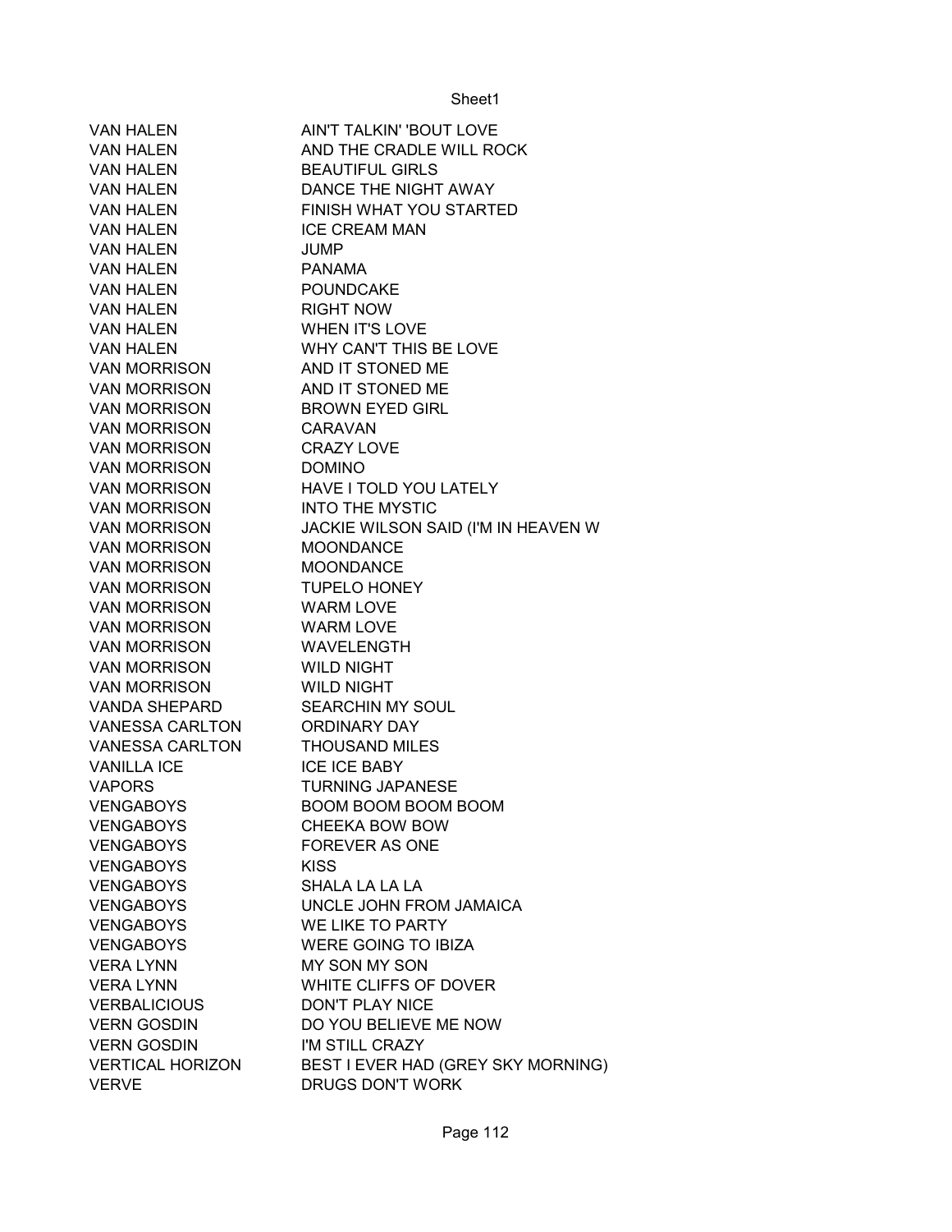| | |
|---|---|
| VAN HALEN | AIN'T TALKIN' 'BOUT LOVE |
| VAN HALEN | AND THE CRADLE WILL ROCK |
| VAN HALEN | BEAUTIFUL GIRLS |
| VAN HALEN | DANCE THE NIGHT AWAY |
| VAN HALEN | FINISH WHAT YOU STARTED |
| VAN HALEN | ICE CREAM MAN |
| VAN HALEN | JUMP |
| VAN HALEN | PANAMA |
| VAN HALEN | POUNDCAKE |
| VAN HALEN | RIGHT NOW |
| VAN HALEN | WHEN IT'S LOVE |
| VAN HALEN | WHY CAN'T THIS BE LOVE |
| VAN MORRISON | AND IT STONED ME |
| VAN MORRISON | AND IT STONED ME |
| VAN MORRISON | BROWN EYED GIRL |
| VAN MORRISON | CARAVAN |
| VAN MORRISON | CRAZY LOVE |
| VAN MORRISON | DOMINO |
| VAN MORRISON | HAVE I TOLD YOU LATELY |
| VAN MORRISON | INTO THE MYSTIC |
| VAN MORRISON | JACKIE WILSON SAID (I'M IN HEAVEN W |
| VAN MORRISON | MOONDANCE |
| VAN MORRISON | MOONDANCE |
| VAN MORRISON | TUPELO HONEY |
| VAN MORRISON | WARM LOVE |
| VAN MORRISON | WARM LOVE |
| VAN MORRISON | WAVELENGTH |
| VAN MORRISON | WILD NIGHT |
| VAN MORRISON | WILD NIGHT |
| VANDA SHEPARD | SEARCHIN MY SOUL |
| VANESSA CARLTON | ORDINARY DAY |
| VANESSA CARLTON | THOUSAND MILES |
| VANILLA ICE | ICE ICE BABY |
| VAPORS | TURNING JAPANESE |
| VENGABOYS | BOOM BOOM BOOM BOOM |
| VENGABOYS | CHEEKA BOW BOW |
| VENGABOYS | FOREVER AS ONE |
| VENGABOYS | KISS |
| VENGABOYS | SHALA LA LA LA |
| VENGABOYS | UNCLE JOHN FROM JAMAICA |
| VENGABOYS | WE LIKE TO PARTY |
| VENGABOYS | WERE GOING TO IBIZA |
| VERA LYNN | MY SON MY SON |
| VERA LYNN | WHITE CLIFFS OF DOVER |
| VERBALICIOUS | DON'T PLAY NICE |
| VERN GOSDIN | DO YOU BELIEVE ME NOW |
| VERN GOSDIN | I'M STILL CRAZY |
| VERTICAL HORIZON | BEST I EVER HAD (GREY SKY MORNING) |
| VERVE | DRUGS DON'T WORK |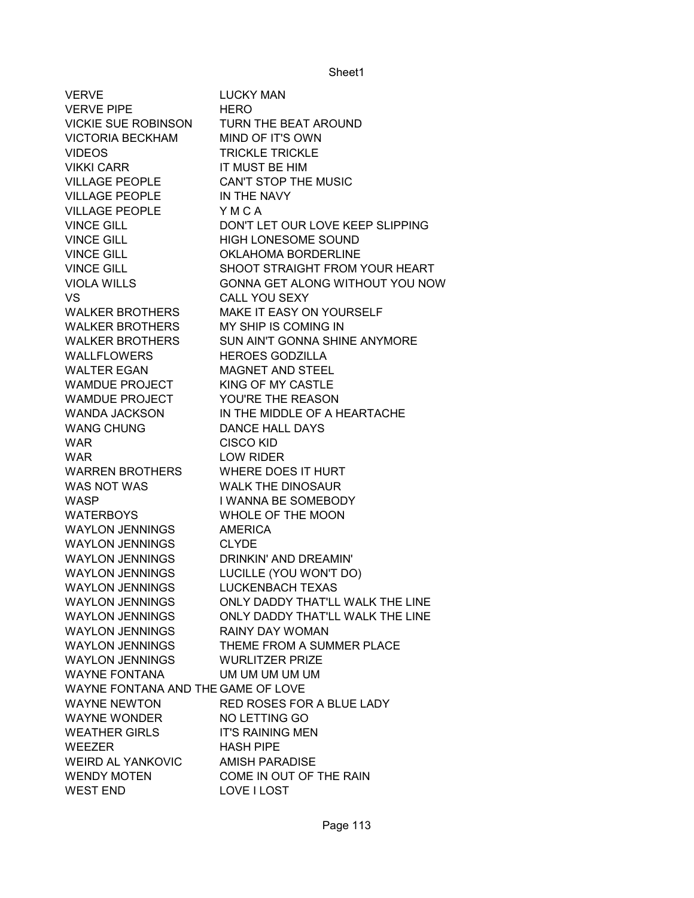| VERVE | LUCKY MAN |
|---|---|
| VERVE PIPE | HERO |
| VICKIE SUE ROBINSON | TURN THE BEAT AROUND |
| VICTORIA BECKHAM | MIND OF IT'S OWN |
| VIDEOS | TRICKLE TRICKLE |
| VIKKI CARR | IT MUST BE HIM |
| VILLAGE PEOPLE | CAN'T STOP THE MUSIC |
| VILLAGE PEOPLE | IN THE NAVY |
| VILLAGE PEOPLE | Y M C A |
| VINCE GILL | DON'T LET OUR LOVE KEEP SLIPPING |
| VINCE GILL | HIGH LONESOME SOUND |
| VINCE GILL | OKLAHOMA BORDERLINE |
| VINCE GILL | SHOOT STRAIGHT FROM YOUR HEART |
| VIOLA WILLS | GONNA GET ALONG WITHOUT YOU NOW |
| VS | CALL YOU SEXY |
| WALKER BROTHERS | MAKE IT EASY ON YOURSELF |
| WALKER BROTHERS | MY SHIP IS COMING IN |
| WALKER BROTHERS | SUN AIN'T GONNA SHINE ANYMORE |
| WALLFLOWERS | HEROES GODZILLA |
| WALTER EGAN | MAGNET AND STEEL |
| WAMDUE PROJECT | KING OF MY CASTLE |
| WAMDUE PROJECT | YOU'RE THE REASON |
| WANDA JACKSON | IN THE MIDDLE OF A HEARTACHE |
| WANG CHUNG | DANCE HALL DAYS |
| WAR | CISCO KID |
| WAR | LOW RIDER |
| WARREN BROTHERS | WHERE DOES IT HURT |
| WAS NOT WAS | WALK THE DINOSAUR |
| WASP | I WANNA BE SOMEBODY |
| WATERBOYS | WHOLE OF THE MOON |
| WAYLON JENNINGS | AMERICA |
| WAYLON JENNINGS | CLYDE |
| WAYLON JENNINGS | DRINKIN' AND DREAMIN' |
| WAYLON JENNINGS | LUCILLE (YOU WON'T DO) |
| WAYLON JENNINGS | LUCKENBACH TEXAS |
| WAYLON JENNINGS | ONLY DADDY THAT'LL WALK THE LINE |
| WAYLON JENNINGS | ONLY DADDY THAT'LL WALK THE LINE |
| WAYLON JENNINGS | RAINY DAY WOMAN |
| WAYLON JENNINGS | THEME FROM A SUMMER PLACE |
| WAYLON JENNINGS | WURLITZER PRIZE |
| WAYNE FONTANA | UM UM UM UM UM |
| WAYNE FONTANA AND THE | GAME OF LOVE |
| WAYNE NEWTON | RED ROSES FOR A BLUE LADY |
| WAYNE WONDER | NO LETTING GO |
| WEATHER GIRLS | IT'S RAINING MEN |
| WEEZER | HASH PIPE |
| WEIRD AL YANKOVIC | AMISH PARADISE |
| WENDY MOTEN | COME IN OUT OF THE RAIN |
| WEST END | LOVE I LOST |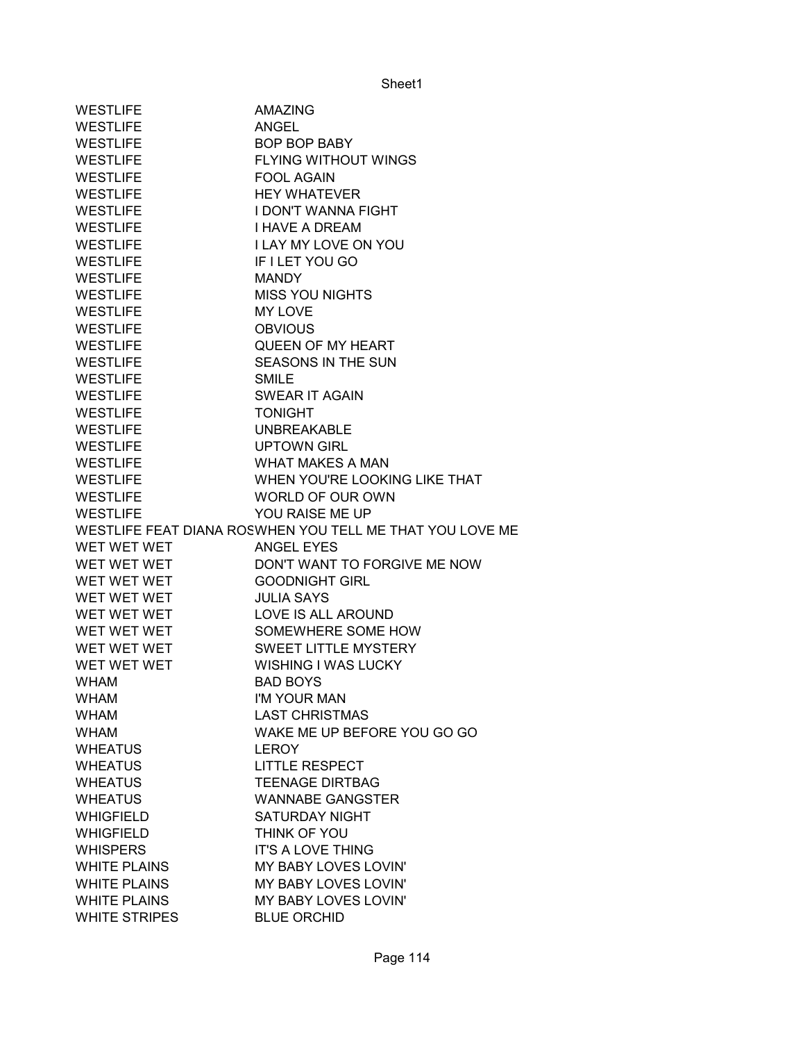| | |
|---|---|
| WESTLIFE | AMAZING |
| WESTLIFE | ANGEL |
| WESTLIFE | BOP BOP BABY |
| WESTLIFE | FLYING WITHOUT WINGS |
| WESTLIFE | FOOL AGAIN |
| WESTLIFE | HEY WHATEVER |
| WESTLIFE | I DON'T WANNA FIGHT |
| WESTLIFE | I HAVE A DREAM |
| WESTLIFE | I LAY MY LOVE ON YOU |
| WESTLIFE | IF I LET YOU GO |
| WESTLIFE | MANDY |
| WESTLIFE | MISS YOU NIGHTS |
| WESTLIFE | MY LOVE |
| WESTLIFE | OBVIOUS |
| WESTLIFE | QUEEN OF MY HEART |
| WESTLIFE | SEASONS IN THE SUN |
| WESTLIFE | SMILE |
| WESTLIFE | SWEAR IT AGAIN |
| WESTLIFE | TONIGHT |
| WESTLIFE | UNBREAKABLE |
| WESTLIFE | UPTOWN GIRL |
| WESTLIFE | WHAT MAKES A MAN |
| WESTLIFE | WHEN YOU'RE LOOKING LIKE THAT |
| WESTLIFE | WORLD OF OUR OWN |
| WESTLIFE | YOU RAISE ME UP |
| WESTLIFE FEAT DIANA ROS | WHEN YOU TELL ME THAT YOU LOVE ME |
| WET WET WET | ANGEL EYES |
| WET WET WET | DON'T WANT TO FORGIVE ME NOW |
| WET WET WET | GOODNIGHT GIRL |
| WET WET WET | JULIA SAYS |
| WET WET WET | LOVE IS ALL AROUND |
| WET WET WET | SOMEWHERE SOME HOW |
| WET WET WET | SWEET LITTLE MYSTERY |
| WET WET WET | WISHING I WAS LUCKY |
| WHAM | BAD BOYS |
| WHAM | I'M YOUR MAN |
| WHAM | LAST CHRISTMAS |
| WHAM | WAKE ME UP BEFORE YOU GO GO |
| WHEATUS | LEROY |
| WHEATUS | LITTLE RESPECT |
| WHEATUS | TEENAGE DIRTBAG |
| WHEATUS | WANNABE GANGSTER |
| WHIGFIELD | SATURDAY NIGHT |
| WHIGFIELD | THINK OF YOU |
| WHISPERS | IT'S A LOVE THING |
| WHITE PLAINS | MY BABY LOVES LOVIN' |
| WHITE PLAINS | MY BABY LOVES LOVIN' |
| WHITE PLAINS | MY BABY LOVES LOVIN' |
| WHITE STRIPES | BLUE ORCHID |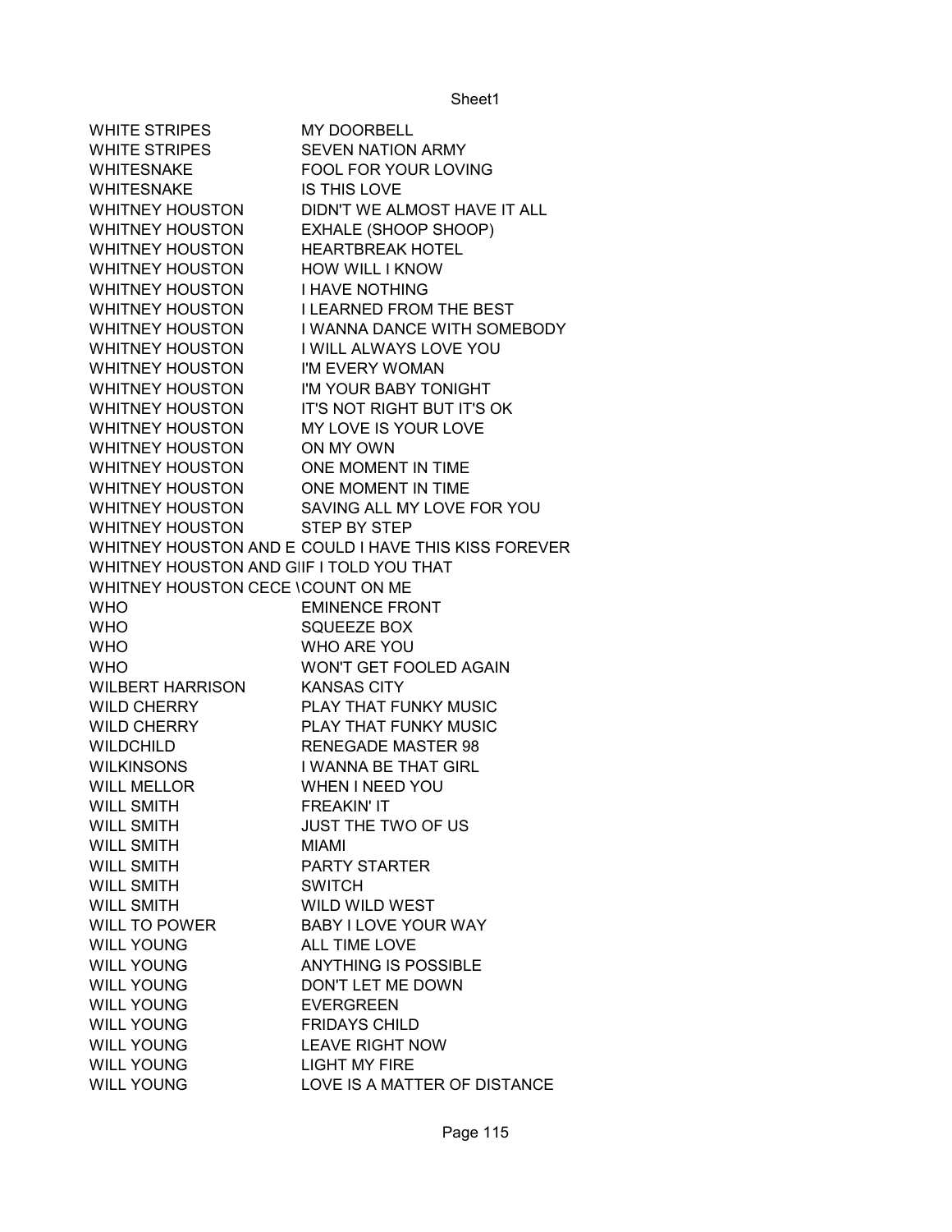| | |
|---|---|
| WHITE STRIPES | MY DOORBELL |
| WHITE STRIPES | SEVEN NATION ARMY |
| WHITESNAKE | FOOL FOR YOUR LOVING |
| WHITESNAKE | IS THIS LOVE |
| WHITNEY HOUSTON | DIDN'T WE ALMOST HAVE IT ALL |
| WHITNEY HOUSTON | EXHALE (SHOOP SHOOP) |
| WHITNEY HOUSTON | HEARTBREAK HOTEL |
| WHITNEY HOUSTON | HOW WILL I KNOW |
| WHITNEY HOUSTON | I HAVE NOTHING |
| WHITNEY HOUSTON | I LEARNED FROM THE BEST |
| WHITNEY HOUSTON | I WANNA DANCE WITH SOMEBODY |
| WHITNEY HOUSTON | I WILL ALWAYS LOVE YOU |
| WHITNEY HOUSTON | I'M EVERY WOMAN |
| WHITNEY HOUSTON | I'M YOUR BABY TONIGHT |
| WHITNEY HOUSTON | IT'S NOT RIGHT BUT IT'S OK |
| WHITNEY HOUSTON | MY LOVE IS YOUR LOVE |
| WHITNEY HOUSTON | ON MY OWN |
| WHITNEY HOUSTON | ONE MOMENT IN TIME |
| WHITNEY HOUSTON | ONE MOMENT IN TIME |
| WHITNEY HOUSTON | SAVING ALL MY LOVE FOR YOU |
| WHITNEY HOUSTON | STEP BY STEP |
| WHITNEY HOUSTON AND E | COULD I HAVE THIS KISS FOREVER |
| WHITNEY HOUSTON AND GI | IF I TOLD YOU THAT |
| WHITNEY HOUSTON CECE \ | COUNT ON ME |
| WHO | EMINENCE FRONT |
| WHO | SQUEEZE BOX |
| WHO | WHO ARE YOU |
| WHO | WON'T GET FOOLED AGAIN |
| WILBERT HARRISON | KANSAS CITY |
| WILD CHERRY | PLAY THAT FUNKY MUSIC |
| WILD CHERRY | PLAY THAT FUNKY MUSIC |
| WILDCHILD | RENEGADE MASTER 98 |
| WILKINSONS | I WANNA BE THAT GIRL |
| WILL MELLOR | WHEN I NEED YOU |
| WILL SMITH | FREAKIN' IT |
| WILL SMITH | JUST THE TWO OF US |
| WILL SMITH | MIAMI |
| WILL SMITH | PARTY STARTER |
| WILL SMITH | SWITCH |
| WILL SMITH | WILD WILD WEST |
| WILL TO POWER | BABY I LOVE YOUR WAY |
| WILL YOUNG | ALL TIME LOVE |
| WILL YOUNG | ANYTHING IS POSSIBLE |
| WILL YOUNG | DON'T LET ME DOWN |
| WILL YOUNG | EVERGREEN |
| WILL YOUNG | FRIDAYS CHILD |
| WILL YOUNG | LEAVE RIGHT NOW |
| WILL YOUNG | LIGHT MY FIRE |
| WILL YOUNG | LOVE IS A MATTER OF DISTANCE |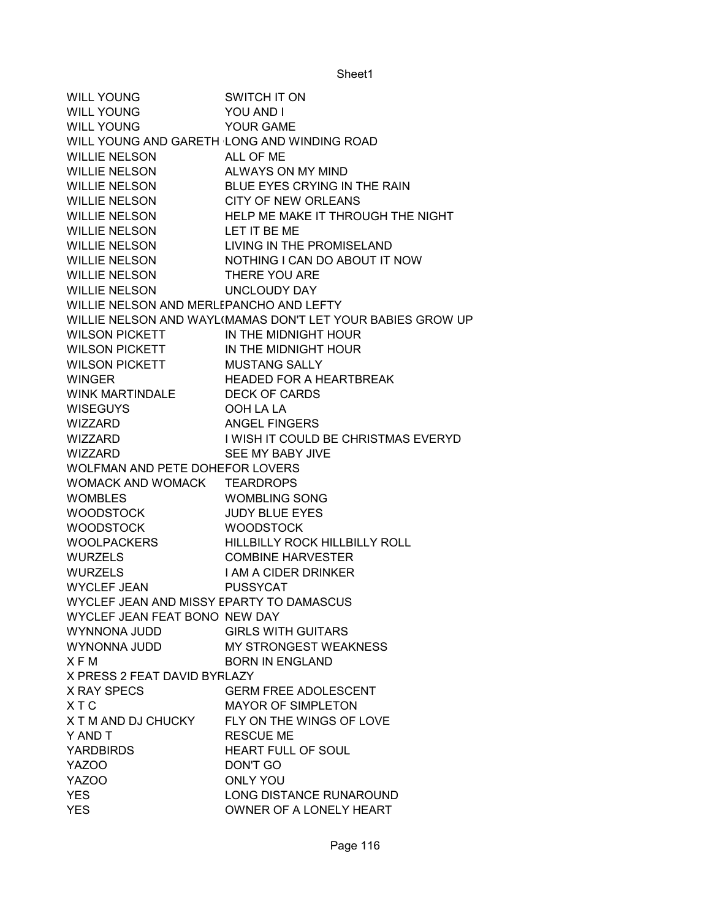| | |
|---|---|
| WILL YOUNG | SWITCH IT ON |
| WILL YOUNG | YOU AND I |
| WILL YOUNG | YOUR GAME |
| WILL YOUNG AND GARETH | LONG AND WINDING ROAD |
| WILLIE NELSON | ALL OF ME |
| WILLIE NELSON | ALWAYS ON MY MIND |
| WILLIE NELSON | BLUE EYES CRYING IN THE RAIN |
| WILLIE NELSON | CITY OF NEW ORLEANS |
| WILLIE NELSON | HELP ME MAKE IT THROUGH THE NIGHT |
| WILLIE NELSON | LET IT BE ME |
| WILLIE NELSON | LIVING IN THE PROMISELAND |
| WILLIE NELSON | NOTHING I CAN DO ABOUT IT NOW |
| WILLIE NELSON | THERE YOU ARE |
| WILLIE NELSON | UNCLOUDY DAY |
| WILLIE NELSON AND MERLE | PANCHO AND LEFTY |
| WILLIE NELSON AND WAYL( | MAMAS DON'T LET YOUR BABIES GROW UP |
| WILSON PICKETT | IN THE MIDNIGHT HOUR |
| WILSON PICKETT | IN THE MIDNIGHT HOUR |
| WILSON PICKETT | MUSTANG SALLY |
| WINGER | HEADED FOR A HEARTBREAK |
| WINK MARTINDALE | DECK OF CARDS |
| WISEGUYS | OOH LA LA |
| WIZZARD | ANGEL FINGERS |
| WIZZARD | I WISH IT COULD BE CHRISTMAS EVERYD |
| WIZZARD | SEE MY BABY JIVE |
| WOLFMAN AND PETE DOHE | FOR LOVERS |
| WOMACK AND WOMACK | TEARDROPS |
| WOMBLES | WOMBLING SONG |
| WOODSTOCK | JUDY BLUE EYES |
| WOODSTOCK | WOODSTOCK |
| WOOLPACKERS | HILLBILLY ROCK HILLBILLY ROLL |
| WURZELS | COMBINE HARVESTER |
| WURZELS | I AM A CIDER DRINKER |
| WYCLEF JEAN | PUSSYCAT |
| WYCLEF JEAN AND MISSY E | PARTY TO DAMASCUS |
| WYCLEF JEAN FEAT BONO | NEW DAY |
| WYNNONA JUDD | GIRLS WITH GUITARS |
| WYNONNA JUDD | MY STRONGEST WEAKNESS |
| X F M | BORN IN ENGLAND |
| X PRESS 2 FEAT DAVID BYR | LAZY |
| X RAY SPECS | GERM FREE ADOLESCENT |
| X T C | MAYOR OF SIMPLETON |
| X T M AND DJ CHUCKY | FLY ON THE WINGS OF LOVE |
| Y AND T | RESCUE ME |
| YARDBIRDS | HEART FULL OF SOUL |
| YAZOO | DON'T GO |
| YAZOO | ONLY YOU |
| YES | LONG DISTANCE RUNAROUND |
| YES | OWNER OF A LONELY HEART |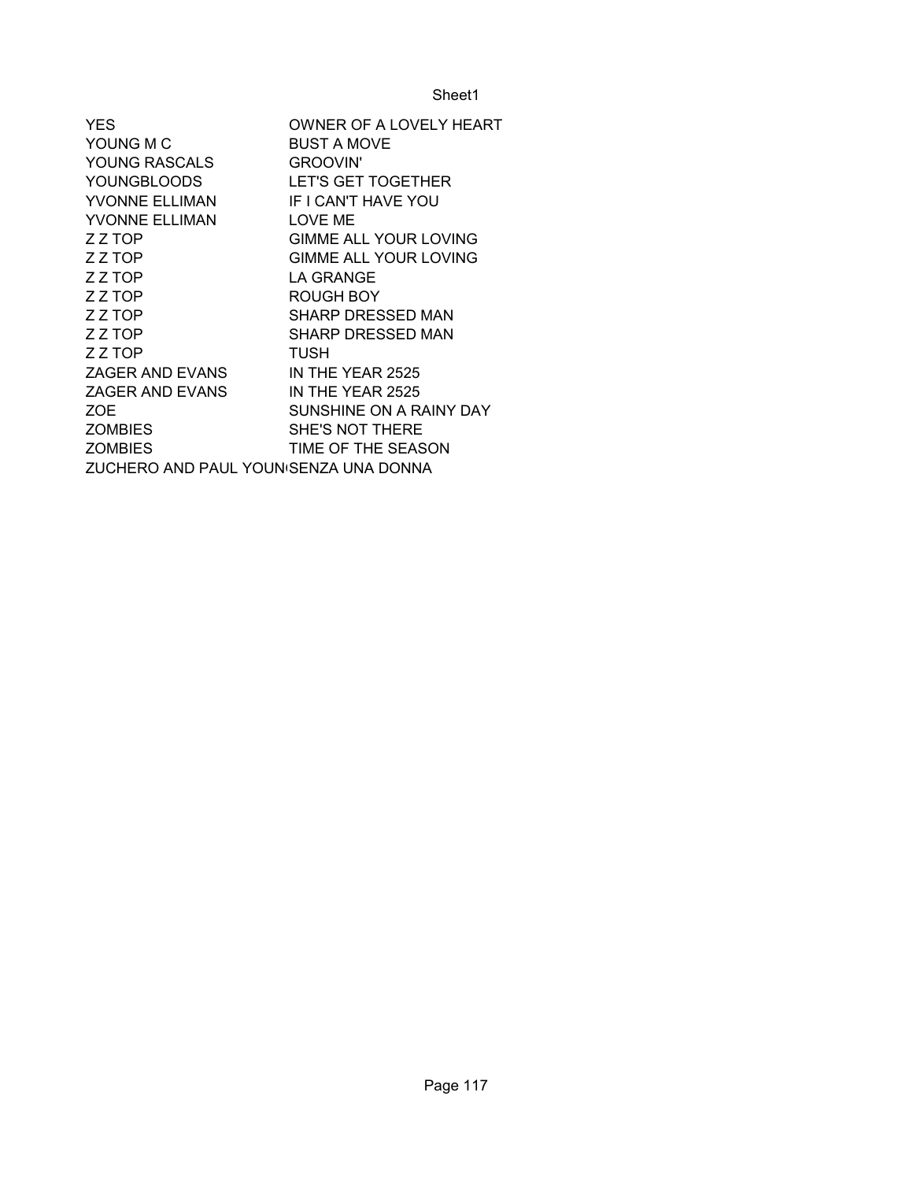| | |
|---|---|
| YES | OWNER OF A LOVELY HEART |
| YOUNG M C | BUST A MOVE |
| YOUNG RASCALS | GROOVIN' |
| YOUNGBLOODS | LET'S GET TOGETHER |
| YVONNE ELLIMAN | IF I CAN'T HAVE YOU |
| YVONNE ELLIMAN | LOVE ME |
| Z Z TOP | GIMME ALL YOUR LOVING |
| Z Z TOP | GIMME ALL YOUR LOVING |
| Z Z TOP | LA GRANGE |
| Z Z TOP | ROUGH BOY |
| Z Z TOP | SHARP DRESSED MAN |
| Z Z TOP | SHARP DRESSED MAN |
| Z Z TOP | TUSH |
| ZAGER AND EVANS | IN THE YEAR 2525 |
| ZAGER AND EVANS | IN THE YEAR 2525 |
| ZOE | SUNSHINE ON A RAINY DAY |
| ZOMBIES | SHE'S NOT THERE |
| ZOMBIES | TIME OF THE SEASON |
| ZUCHERO AND PAUL YOUN | SENZA UNA DONNA |